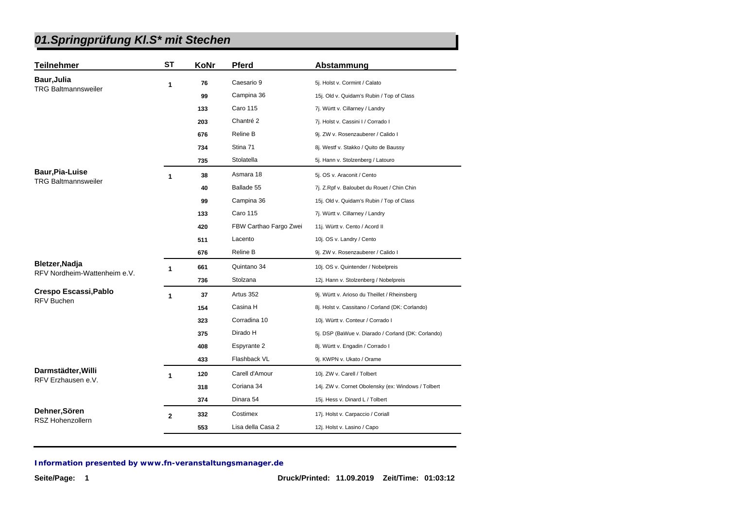# 01.Springprüfung Kl.S* mit Stechen

| Teilnehmer | ST | KoNr | Pferd | Abstammung |
|---|---|---|---|---|
| **Baur,Julia** TRG Baltmannsweiler | 1 | 76 | Caesario 9 | 5j. Holst v. Cormint / Calato |
| | | 99 | Campina 36 | 15j. Old v. Quidam's Rubin / Top of Class |
| | | 133 | Caro 115 | 7j. Württ v. Cillarney / Landry |
| | | 203 | Chantré 2 | 7j. Holst v. Cassini I / Corrado I |
| | | 676 | Reline B | 9j. ZW v. Rosenzauberer / Calido I |
| | | 734 | Stina 71 | 8j. Westf v. Stakko / Quito de Baussy |
| | | 735 | Stolatella | 5j. Hann v. Stolzenberg / Latouro |
| **Baur,Pia-Luise** TRG Baltmannsweiler | 1 | 38 | Asmara 18 | 5j. OS v. Araconit / Cento |
| | | 40 | Ballade 55 | 7j. Z.Rpf v. Baloubet du Rouet / Chin Chin |
| | | 99 | Campina 36 | 15j. Old v. Quidam's Rubin / Top of Class |
| | | 133 | Caro 115 | 7j. Württ v. Cillarney / Landry |
| | | 420 | FBW Carthao Fargo Zwei | 11j. Württ v. Cento / Acord II |
| | | 511 | Lacento | 10j. OS v. Landry / Cento |
| | | 676 | Reline B | 9j. ZW v. Rosenzauberer / Calido I |
| **Bletzer,Nadja** RFV Nordheim-Wattenheim e.V. | 1 | 661 | Quintano 34 | 10j. OS v. Quintender / Nobelpreis |
| | | 736 | Stolzana | 12j. Hann v. Stolzenberg / Nobelpreis |
| **Crespo Escassi,Pablo** RFV Buchen | 1 | 37 | Artus 352 | 9j. Württ v. Arioso du Theillet / Rheinsberg |
| | | 154 | Casina H | 8j. Holst v. Cassitano / Corland (DK: Corlando) |
| | | 323 | Corradina 10 | 10j. Württ v. Conteur / Corrado I |
| | | 375 | Dirado H | 5j. DSP (BaWue v. Diarado / Corland (DK: Corlando) |
| | | 408 | Espyrante 2 | 8j. Württ v. Engadin / Corrado I |
| | | 433 | Flashback VL | 9j. KWPN v. Ukato / Orame |
| **Darmstädter,Willi** RFV Erzhausen e.V. | 1 | 120 | Carell d'Amour | 10j. ZW v. Carell / Tolbert |
| | | 318 | Coriana 34 | 14j. ZW v. Cornet Obolensky (ex: Windows / Tolbert |
| | | 374 | Dinara 54 | 15j. Hess v. Dinard L / Tolbert |
| **Dehner,Sören** RSZ Hohenzollern | 2 | 332 | Costimex | 17j. Holst v. Carpaccio / Coriall |
| | | 553 | Lisa della Casa 2 | 12j. Holst v. Lasino / Capo |

**Information presented by www.fn-veranstaltungsmanager.de**

**Druck/Printed: 11.09.2019 Zeit/Time: 01:03:12**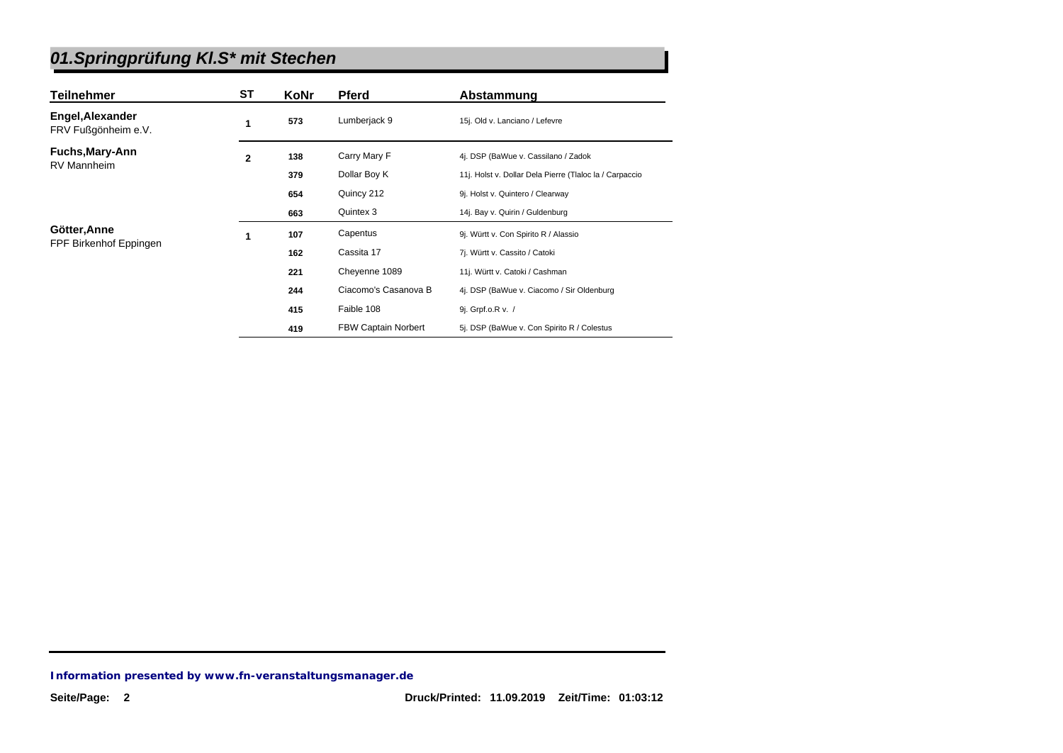# *01.Springprüfung Kl.S* mit Stechen*

| Teilnehmer | ST | KoNr | Pferd | Abstammung |
|---|---|---|---|---|
| **Engel,Alexander** FRV Fußgönheim e.V. | 1 | 573 | Lumberjack 9 | 15j. Old v. Lanciano / Lefevre |
| **Fuchs,Mary-Ann** RV Mannheim | 2 | 138 | Carry Mary F | 4j. DSP (BaWue v. Cassilano / Zadok |
| | | 379 | Dollar Boy K | 11j. Holst v. Dollar Dela Pierre (Tlaloc la / Carpaccio |
| | | 654 | Quincy 212 | 9j. Holst v. Quintero / Clearway |
| | | 663 | Quintex 3 | 14j. Bay v. Quirin / Guldenburg |
| **Götter,Anne** FPF Birkenhof Eppingen | 1 | 107 | Capentus | 9j. Württ v. Con Spirito R / Alassio |
| | | 162 | Cassita 17 | 7j. Württ v. Cassito / Catoki |
| | | 221 | Cheyenne 1089 | 11j. Württ v. Catoki / Cashman |
| | | 244 | Ciacomo's Casanova B | 4j. DSP (BaWue v. Ciacomo / Sir Oldenburg |
| | | 415 | Faible 108 | 9j. Grpf.o.R v. / |
| | | 419 | FBW Captain Norbert | 5j. DSP (BaWue v. Con Spirito R / Colestus |

***Information presented by www.fn-veranstaltungsmanager.de***

Druck/Printed: 11.09.2019 Zeit/Time: 01:03:12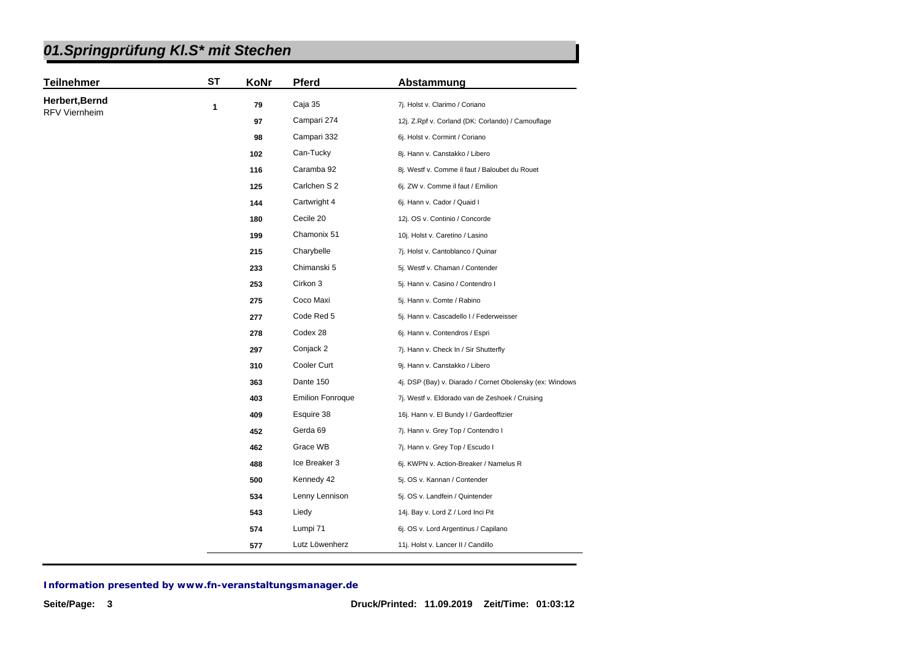# 01.Springprüfung Kl.S* mit Stechen

| Teilnehmer | ST | KoNr | Pferd | Abstammung |
|---|---|---|---|---|
| **Herbert,Bernd** RFV Viernheim | 1 | 79 | Caja 35 | 7j. Holst v. Clarimo / Coriano |
| | | 97 | Campari 274 | 12j. Z.Rpf v. Corland (DK: Corlando) / Camouflage |
| | | 98 | Campari 332 | 6j. Holst v. Cormint / Coriano |
| | | 102 | Can-Tucky | 8j. Hann v. Canstakko / Libero |
| | | 116 | Caramba 92 | 8j. Westf v. Comme il faut / Baloubet du Rouet |
| | | 125 | Carlchen S 2 | 6j. ZW v. Comme il faut / Emilion |
| | | 144 | Cartwright 4 | 6j. Hann v. Cador / Quaid I |
| | | 180 | Cecile 20 | 12j. OS v. Continio / Concorde |
| | | 199 | Chamonix 51 | 10j. Holst v. Caretino / Lasino |
| | | 215 | Charybelle | 7j. Holst v. Cantoblanco / Quinar |
| | | 233 | Chimanski 5 | 5j. Westf v. Chaman / Contender |
| | | 253 | Cirkon 3 | 5j. Hann v. Casino / Contendro I |
| | | 275 | Coco Maxi | 5j. Hann v. Comte / Rabino |
| | | 277 | Code Red 5 | 5j. Hann v. Cascadello I / Federweisser |
| | | 278 | Codex 28 | 6j. Hann v. Contendros / Espri |
| | | 297 | Conjack 2 | 7j. Hann v. Check In / Sir Shutterfly |
| | | 310 | Cooler Curt | 9j. Hann v. Canstakko / Libero |
| | | 363 | Dante 150 | 4j. DSP (Bay) v. Diarado / Cornet Obolensky (ex: Windows |
| | | 403 | Emilion Fonroque | 7j. Westf v. Eldorado van de Zeshoek / Cruising |
| | | 409 | Esquire 38 | 16j. Hann v. El Bundy I / Gardeoffizier |
| | | 452 | Gerda 69 | 7j. Hann v. Grey Top / Contendro I |
| | | 462 | Grace WB | 7j. Hann v. Grey Top / Escudo I |
| | | 488 | Ice Breaker 3 | 6j. KWPN v. Action-Breaker / Namelus R |
| | | 500 | Kennedy 42 | 5j. OS v. Kannan / Contender |
| | | 534 | Lenny Lennison | 5j. OS v. Landfein / Quintender |
| | | 543 | Liedy | 14j. Bay v. Lord Z / Lord Inci Pit |
| | | 574 | Lumpi 71 | 6j. OS v. Lord Argentinus / Capilano |
| | | 577 | Lutz Löwenherz | 11j. Holst v. Lancer II / Candillo |

***Information presented by www.fn-veranstaltungsmanager.de***

Druck/Printed: 11.09.2019 Zeit/Time: 01:03:12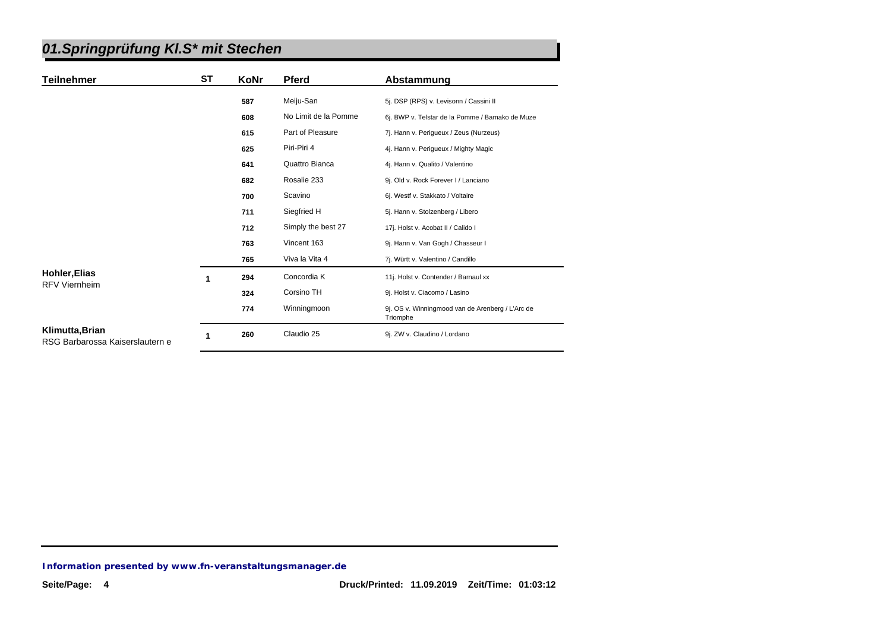## 01.Springprüfung Kl.S* mit Stechen

| Teilnehmer | ST | KoNr | Pferd | Abstammung |
|---|---|---|---|---|
| | | 587 | Meiju-San | 5j. DSP (RPS) v. Levisonn / Cassini II |
| | | 608 | No Limit de la Pomme | 6j. BWP v. Telstar de la Pomme / Bamako de Muze |
| | | 615 | Part of Pleasure | 7j. Hann v. Perigueux / Zeus (Nurzeus) |
| | | 625 | Piri-Piri 4 | 4j. Hann v. Perigueux / Mighty Magic |
| | | 641 | Quattro Bianca | 4j. Hann v. Qualito / Valentino |
| | | 682 | Rosalie 233 | 9j. Old v. Rock Forever I / Lanciano |
| | | 700 | Scavino | 6j. Westf v. Stakkato / Voltaire |
| | | 711 | Siegfried H | 5j. Hann v. Stolzenberg / Libero |
| | | 712 | Simply the best 27 | 17j. Holst v. Acobat II / Calido I |
| | | 763 | Vincent 163 | 9j. Hann v. Van Gogh / Chasseur I |
| | | 765 | Viva la Vita 4 | 7j. Württ v. Valentino / Candillo |
| **Hohler,Elias**<br>RFV Viernheim | 1 | 294 | Concordia K | 11j. Holst v. Contender / Barnaul xx |
| | | 324 | Corsino TH | 9j. Holst v. Ciacomo / Lasino |
| | | 774 | Winningmoon | 9j. OS v. Winningmood van de Arenberg / L'Arc de Triomphe |
| **Klimutta,Brian**<br>RSG Barbarossa Kaiserslautern e | 1 | 260 | Claudio 25 | 9j. ZW v. Claudino / Lordano |

***Information presented by www.fn-veranstaltungsmanager.de***

**Druck/Printed: 11.09.2019 Zeit/Time: 01:03:12**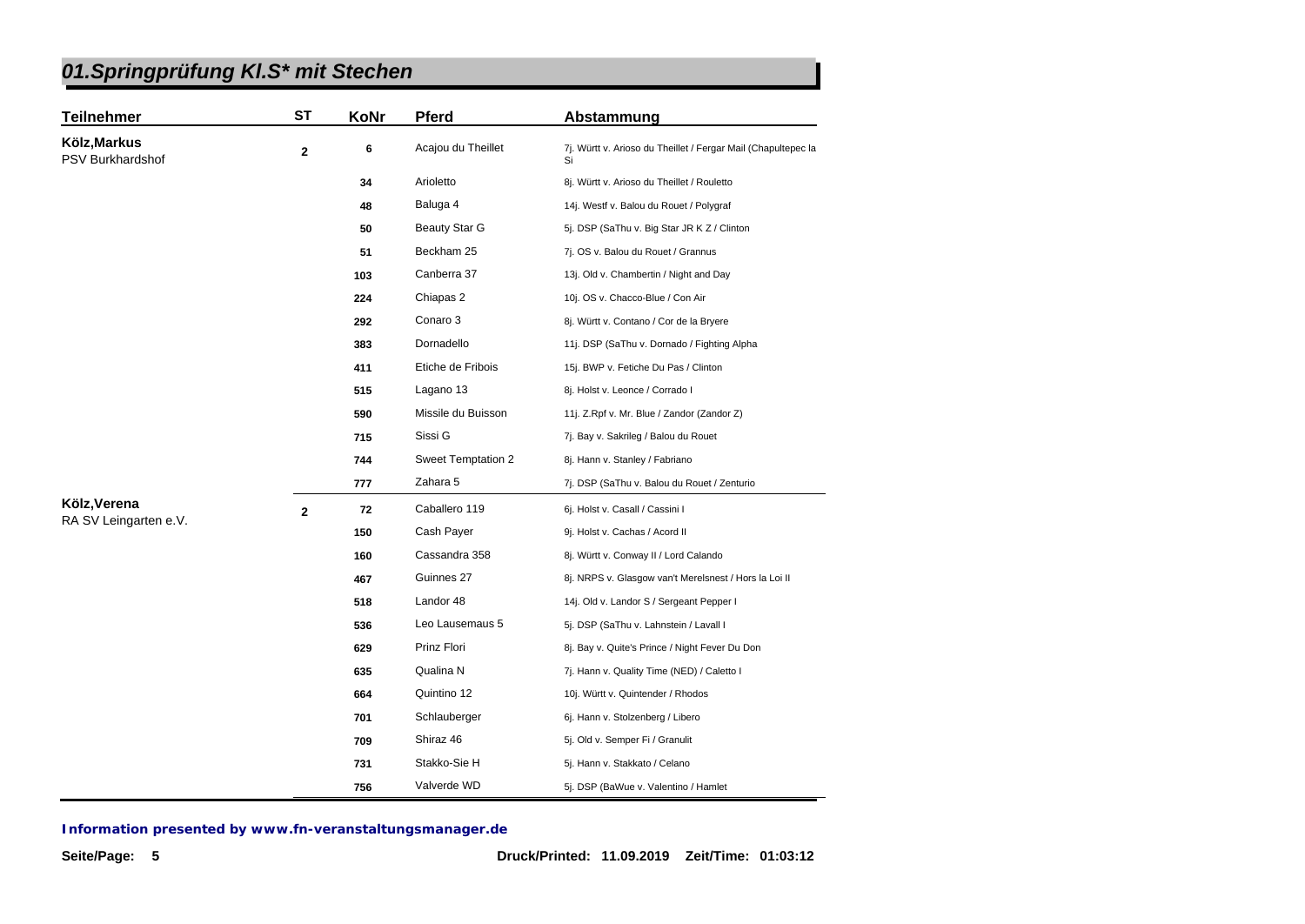# 01.Springprüfung Kl.S* mit Stechen

| Teilnehmer | ST | KoNr | Pferd | Abstammung |
|---|---|---|---|---|
| **Kölz,Markus** PSV Burkhardshof | 2 | 6 | Acajou du Theillet | 7j. Württ v. Arioso du Theillet / Fergar Mail (Chapultepec la Si |
| | | 34 | Arioletto | 8j. Württ v. Arioso du Theillet / Rouletto |
| | | 48 | Baluga 4 | 14j. Westf v. Balou du Rouet / Polygraf |
| | | 50 | Beauty Star G | 5j. DSP (SaThu v. Big Star JR K Z / Clinton |
| | | 51 | Beckham 25 | 7j. OS v. Balou du Rouet / Grannus |
| | | 103 | Canberra 37 | 13j. Old v. Chambertin / Night and Day |
| | | 224 | Chiapas 2 | 10j. OS v. Chacco-Blue / Con Air |
| | | 292 | Conaro 3 | 8j. Württ v. Contano / Cor de la Bryere |
| | | 383 | Dornadello | 11j. DSP (SaThu v. Dornado / Fighting Alpha |
| | | 411 | Etiche de Fribois | 15j. BWP v. Fetiche Du Pas / Clinton |
| | | 515 | Lagano 13 | 8j. Holst v. Leonce / Corrado I |
| | | 590 | Missile du Buisson | 11j. Z.Rpf v. Mr. Blue / Zandor (Zandor Z) |
| | | 715 | Sissi G | 7j. Bay v. Sakrileg / Balou du Rouet |
| | | 744 | Sweet Temptation 2 | 8j. Hann v. Stanley / Fabriano |
| | | 777 | Zahara 5 | 7j. DSP (SaThu v. Balou du Rouet / Zenturio |
| **Kölz,Verena** RA SV Leingarten e.V. | 2 | 72 | Caballero 119 | 6j. Holst v. Casall / Cassini I |
| | | 150 | Cash Payer | 9j. Holst v. Cachas / Acord II |
| | | 160 | Cassandra 358 | 8j. Württ v. Conway II / Lord Calando |
| | | 467 | Guinnes 27 | 8j. NRPS v. Glasgow van't Merelsnest / Hors la Loi II |
| | | 518 | Landor 48 | 14j. Old v. Landor S / Sergeant Pepper I |
| | | 536 | Leo Lausemaus 5 | 5j. DSP (SaThu v. Lahnstein / Lavall I |
| | | 629 | Prinz Flori | 8j. Bay v. Quite's Prince / Night Fever Du Don |
| | | 635 | Qualina N | 7j. Hann v. Quality Time (NED) / Caletto I |
| | | 664 | Quintino 12 | 10j. Württ v. Quintender / Rhodos |
| | | 701 | Schlauberger | 6j. Hann v. Stolzenberg / Libero |
| | | 709 | Shiraz 46 | 5j. Old v. Semper Fi / Granulit |
| | | 731 | Stakko-Sie H | 5j. Hann v. Stakkato / Celano |
| | | 756 | Valverde WD | 5j. DSP (BaWue v. Valentino / Hamlet |

**Information presented by www.fn-veranstaltungsmanager.de**

Druck/Printed: 11.09.2019 Zeit/Time: 01:03:12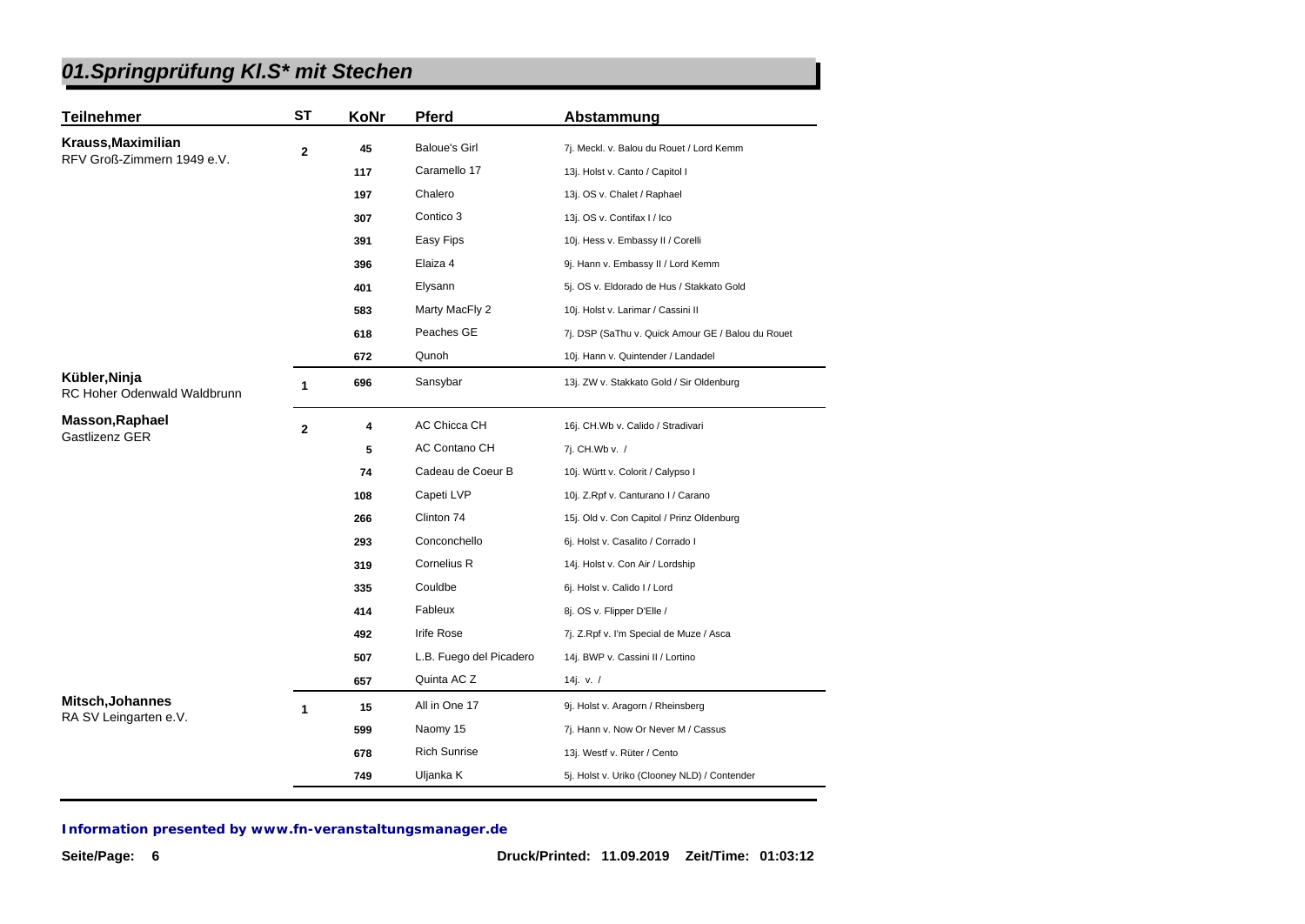## 01.Springprüfung Kl.S* mit Stechen

| Teilnehmer | ST | KoNr | Pferd | Abstammung |
|---|---|---|---|---|
| **Krauss,Maximilian** RFV Groß-Zimmern 1949 e.V. | 2 | 45 | Baloue's Girl | 7j. Meckl. v. Balou du Rouet / Lord Kemm |
| | | 117 | Caramello 17 | 13j. Holst v. Canto / Capitol I |
| | | 197 | Chalero | 13j. OS v. Chalet / Raphael |
| | | 307 | Contico 3 | 13j. OS v. Contifax I / Ico |
| | | 391 | Easy Fips | 10j. Hess v. Embassy II / Corelli |
| | | 396 | Elaiza 4 | 9j. Hann v. Embassy II / Lord Kemm |
| | | 401 | Elysann | 5j. OS v. Eldorado de Hus / Stakkato Gold |
| | | 583 | Marty MacFly 2 | 10j. Holst v. Larimar / Cassini II |
| | | 618 | Peaches GE | 7j. DSP (SaThu v. Quick Amour GE / Balou du Rouet |
| | | 672 | Qunoh | 10j. Hann v. Quintender / Landadel |
| **Kübler,Ninja** RC Hoher Odenwald Waldbrunn | 1 | 696 | Sansybar | 13j. ZW v. Stakkato Gold / Sir Oldenburg |
| **Masson,Raphael** Gastlizenz GER | 2 | 4 | AC Chicca CH | 16j. CH.Wb v. Calido / Stradivari |
| | | 5 | AC Contano CH | 7j. CH.Wb v. / |
| | | 74 | Cadeau de Coeur B | 10j. Württ v. Colorit / Calypso I |
| | | 108 | Capeti LVP | 10j. Z.Rpf v. Canturano I / Carano |
| | | 266 | Clinton 74 | 15j. Old v. Con Capitol / Prinz Oldenburg |
| | | 293 | Conconchello | 6j. Holst v. Casalito / Corrado I |
| | | 319 | Cornelius R | 14j. Holst v. Con Air / Lordship |
| | | 335 | Couldbe | 6j. Holst v. Calido I / Lord |
| | | 414 | Fableux | 8j. OS v. Flipper D'Elle / |
| | | 492 | Irife Rose | 7j. Z.Rpf v. I'm Special de Muze / Asca |
| | | 507 | L.B. Fuego del Picadero | 14j. BWP v. Cassini II / Lortino |
| | | 657 | Quinta AC Z | 14j. v. / |
| **Mitsch,Johannes** RA SV Leingarten e.V. | 1 | 15 | All in One 17 | 9j. Holst v. Aragorn / Rheinsberg |
| | | 599 | Naomy 15 | 7j. Hann v. Now Or Never M / Cassus |
| | | 678 | Rich Sunrise | 13j. Westf v. Rüter / Cento |
| | | 749 | Uljanka K | 5j. Holst v. Uriko (Clooney NLD) / Contender |

**Information presented by www.fn-veranstaltungsmanager.de**

**Druck/Printed: 11.09.2019 Zeit/Time: 01:03:12**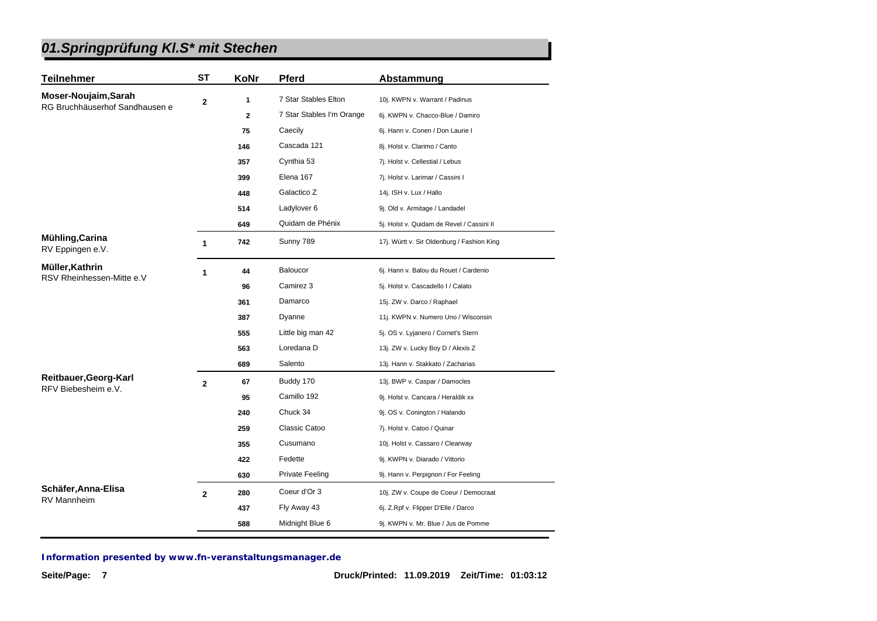# 01.Springprüfung Kl.S* mit Stechen

| Teilnehmer | ST | KoNr | Pferd | Abstammung |
|---|---|---|---|---|
| **Moser-Noujaim,Sarah**<br>RG Bruchhäuserhof Sandhausen e | 2 | 1 | 7 Star Stables Elton | 10j. KWPN v. Warrant / Padinus |
| | | 2 | 7 Star Stables I'm Orange | 6j. KWPN v. Chacco-Blue / Damiro |
| | | 75 | Caecily | 6j. Hann v. Conen / Don Laurie I |
| | | 146 | Cascada 121 | 8j. Holst v. Clarimo / Canto |
| | | 357 | Cynthia 53 | 7j. Holst v. Cellestial / Lebus |
| | | 399 | Elena 167 | 7j. Holst v. Larimar / Cassini I |
| | | 448 | Galactico Z | 14j. ISH v. Lux / Hallo |
| | | 514 | Ladylover 6 | 9j. Old v. Armitage / Landadel |
| | | 649 | Quidam de Phénix | 5j. Holst v. Quidam de Revel / Cassini II |
| **Mühling,Carina**<br>RV Eppingen e.V. | 1 | 742 | Sunny 789 | 17j. Württ v. Sir Oldenburg / Fashion King |
| **Müller,Kathrin**<br>RSV Rheinhessen-Mitte e.V | 1 | 44 | Baloucor | 6j. Hann v. Balou du Rouet / Cardenio |
| | | 96 | Camirez 3 | 5j. Holst v. Cascadello I / Calato |
| | | 361 | Damarco | 15j. ZW v. Darco / Raphael |
| | | 387 | Dyanne | 11j. KWPN v. Numero Uno / Wisconsin |
| | | 555 | Little big man 42 | 5j. OS v. Lyjanero / Cornet's Stern |
| | | 563 | Loredana D | 13j. ZW v. Lucky Boy D / Alexis Z |
| | | 689 | Salento | 13j. Hann v. Stakkato / Zacharias |
| **Reitbauer,Georg-Karl**<br>RFV Biebesheim e.V. | 2 | 67 | Buddy 170 | 13j. BWP v. Caspar / Damocles |
| | | 95 | Camillo 192 | 9j. Holst v. Cancara / Heraldik xx |
| | | 240 | Chuck 34 | 9j. OS v. Conington / Halando |
| | | 259 | Classic Catoo | 7j. Holst v. Catoo / Quinar |
| | | 355 | Cusumano | 10j. Holst v. Cassaro / Clearway |
| | | 422 | Fedette | 9j. KWPN v. Diarado / Vittorio |
| | | 630 | Private Feeling | 9j. Hann v. Perpignon / For Feeling |
| **Schäfer,Anna-Elisa**<br>RV Mannheim | 2 | 280 | Coeur d'Or 3 | 10j. ZW v. Coupe de Coeur / Democraat |
| | | 437 | Fly Away 43 | 6j. Z.Rpf v. Flipper D'Elle / Darco |
| | | 588 | Midnight Blue 6 | 9j. KWPN v. Mr. Blue / Jus de Pomme |

*Information presented by www.fn-veranstaltungsmanager.de*

Druck/Printed: 11.09.2019 Zeit/Time: 01:03:12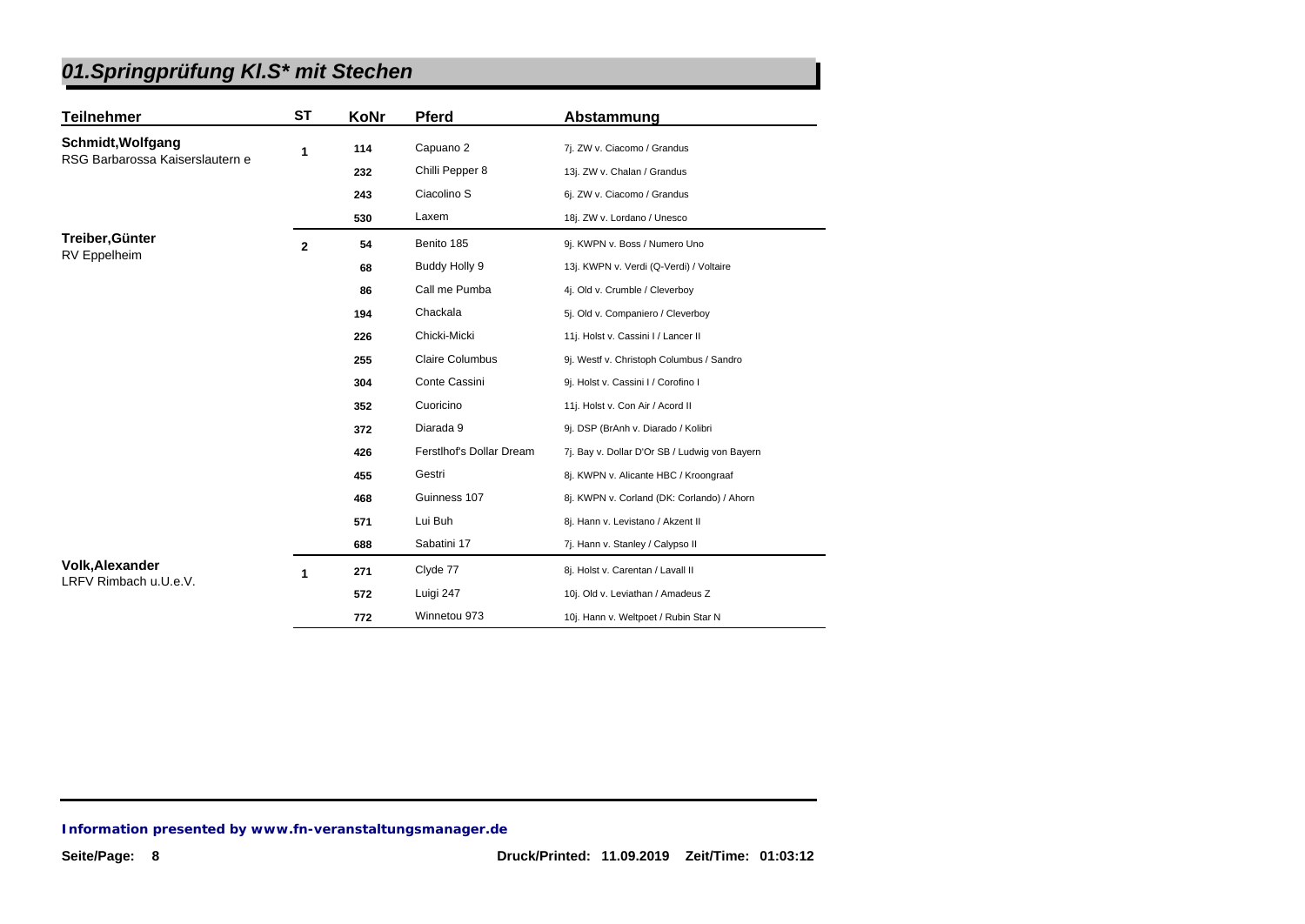## 01.Springprüfung Kl.S* mit Stechen

| Teilnehmer | ST | KoNr | Pferd | Abstammung |
|---|---|---|---|---|
| **Schmidt,Wolfgang** RSG Barbarossa Kaiserslautern e | 1 | 114 | Capuano 2 | 7j. ZW v. Ciacomo / Grandus |
| | | 232 | Chilli Pepper 8 | 13j. ZW v. Chalan / Grandus |
| | | 243 | Ciacolino S | 6j. ZW v. Ciacomo / Grandus |
| | | 530 | Laxem | 18j. ZW v. Lordano / Unesco |
| **Treiber,Günter** RV Eppelheim | 2 | 54 | Benito 185 | 9j. KWPN v. Boss / Numero Uno |
| | | 68 | Buddy Holly 9 | 13j. KWPN v. Verdi (Q-Verdi) / Voltaire |
| | | 86 | Call me Pumba | 4j. Old v. Crumble / Cleverboy |
| | | 194 | Chackala | 5j. Old v. Companiero / Cleverboy |
| | | 226 | Chicki-Micki | 11j. Holst v. Cassini I / Lancer II |
| | | 255 | Claire Columbus | 9j. Westf v. Christoph Columbus / Sandro |
| | | 304 | Conte Cassini | 9j. Holst v. Cassini I / Corofino I |
| | | 352 | Cuoricino | 11j. Holst v. Con Air / Acord II |
| | | 372 | Diarada 9 | 9j. DSP (BrAnh v. Diarado / Kolibri |
| | | 426 | Ferstlhof's Dollar Dream | 7j. Bay v. Dollar D'Or SB / Ludwig von Bayern |
| | | 455 | Gestri | 8j. KWPN v. Alicante HBC / Kroongraaf |
| | | 468 | Guinness 107 | 8j. KWPN v. Corland (DK: Corlando) / Ahorn |
| | | 571 | Lui Buh | 8j. Hann v. Levistano / Akzent II |
| | | 688 | Sabatini 17 | 7j. Hann v. Stanley / Calypso II |
| **Volk,Alexander** LRFV Rimbach u.U.e.V. | 1 | 271 | Clyde 77 | 8j. Holst v. Carentan / Lavall II |
| | | 572 | Luigi 247 | 10j. Old v. Leviathan / Amadeus Z |
| | | 772 | Winnetou 973 | 10j. Hann v. Weltpoet / Rubin Star N |

*Information presented by www.fn-veranstaltungsmanager.de*

Druck/Printed: 11.09.2019 Zeit/Time: 01:03:12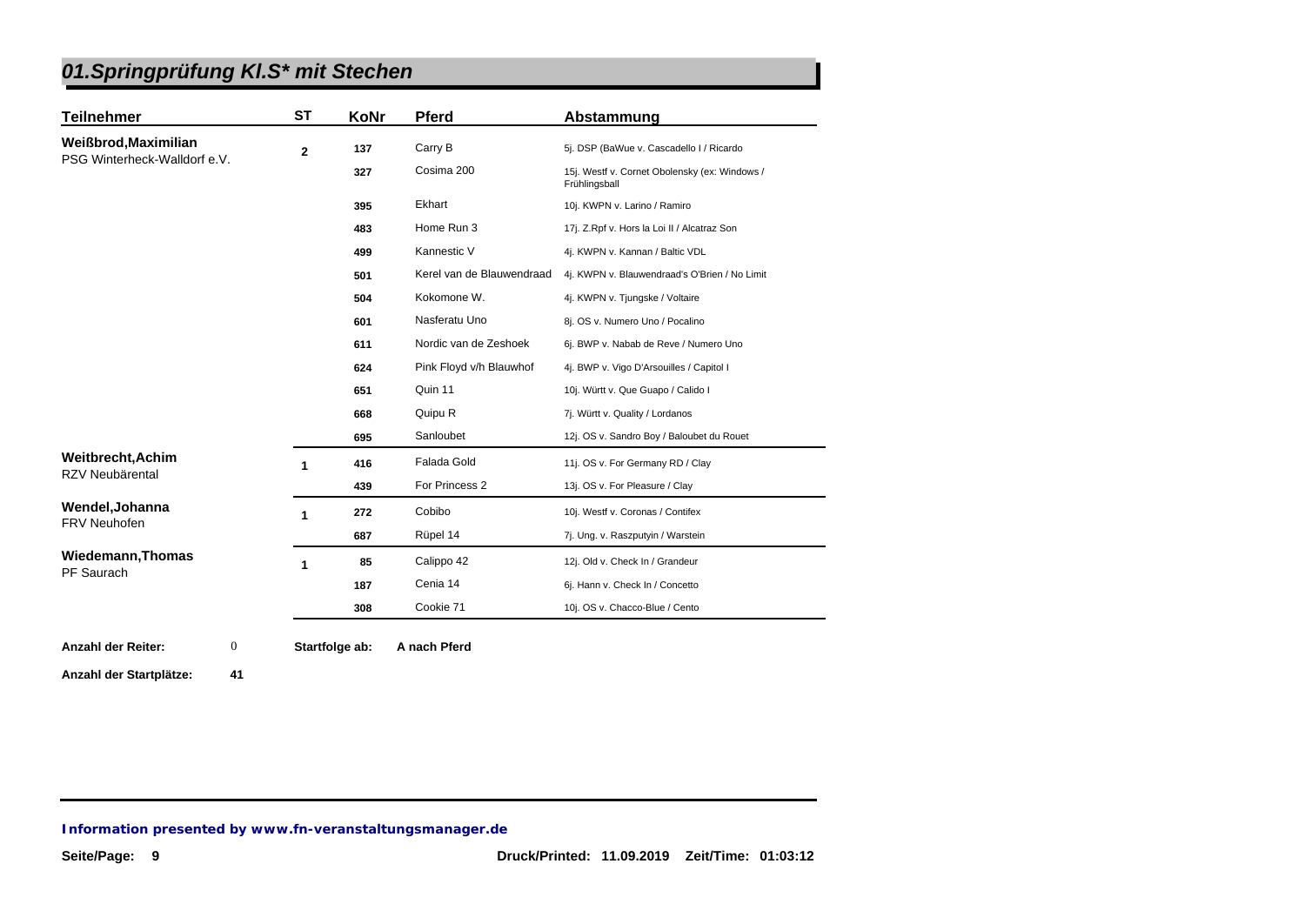## *01.Springprüfung Kl.S* mit Stechen*

| Teilnehmer | ST | KoNr | Pferd | Abstammung |
|---|---|---|---|---|
| **Weißbrod,Maximilian** PSG Winterheck-Walldorf e.V. | 2 | 137 | Carry B | 5j. DSP (BaWue v. Cascadello I / Ricardo |
| | | 327 | Cosima 200 | 15j. Westf v. Cornet Obolensky (ex: Windows / Frühlingsball |
| | | 395 | Ekhart | 10j. KWPN v. Larino / Ramiro |
| | | 483 | Home Run 3 | 17j. Z.Rpf v. Hors la Loi II / Alcatraz Son |
| | | 499 | Kannestic V | 4j. KWPN v. Kannan / Baltic VDL |
| | | 501 | Kerel van de Blauwendraad | 4j. KWPN v. Blauwendraad's O'Brien / No Limit |
| | | 504 | Kokomone W. | 4j. KWPN v. Tjungske / Voltaire |
| | | 601 | Nasferatu Uno | 8j. OS v. Numero Uno / Pocalino |
| | | 611 | Nordic van de Zeshoek | 6j. BWP v. Nabab de Reve / Numero Uno |
| | | 624 | Pink Floyd v/h Blauwhof | 4j. BWP v. Vigo D'Arsouilles / Capitol I |
| | | 651 | Quin 11 | 10j. Württ v. Que Guapo / Calido I |
| | | 668 | Quipu R | 7j. Württ v. Quality / Lordanos |
| | | 695 | Sanloubet | 12j. OS v. Sandro Boy / Baloubet du Rouet |
| **Weitbrecht,Achim** RZV Neubärental | 1 | 416 | Falada Gold | 11j. OS v. For Germany RD / Clay |
| | | 439 | For Princess 2 | 13j. OS v. For Pleasure / Clay |
| **Wendel,Johanna** FRV Neuhofen | 1 | 272 | Cobibo | 10j. Westf v. Coronas / Contifex |
| | | 687 | Rüpel 14 | 7j. Ung. v. Raszputyin / Warstein |
| **Wiedemann,Thomas** PF Saurach | 1 | 85 | Calippo 42 | 12j. Old v. Check In / Grandeur |
| | | 187 | Cenia 14 | 6j. Hann v. Check In / Concetto |
| | | 308 | Cookie 71 | 10j. OS v. Chacco-Blue / Cento |

**Anzahl der Reiter:** 0 **Startfolge ab:** **A nach Pferd**

**Anzahl der Startplätze:** **41**

***Information presented by www.fn-veranstaltungsmanager.de***

**Druck/Printed: 11.09.2019 Zeit/Time: 01:03:12**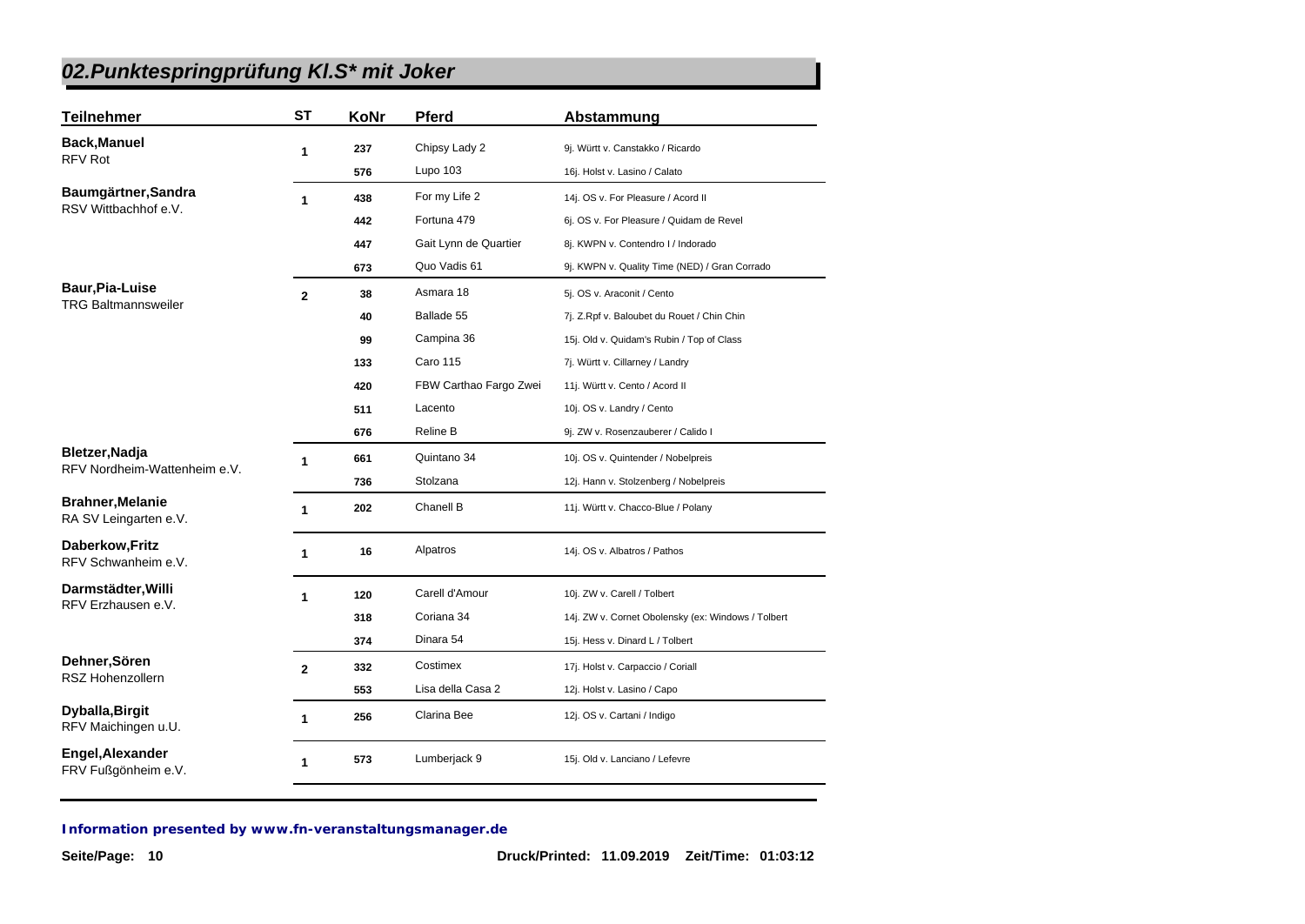## *02.Punktespringprüfung Kl.S* mit Joker*

| Teilnehmer | ST | KoNr | Pferd | Abstammung |
|---|---|---|---|---|
| **Back,Manuel** RFV Rot | 1 | 237 | Chipsy Lady 2 | 9j. Württ v. Canstakko / Ricardo |
| | | 576 | Lupo 103 | 16j. Holst v. Lasino / Calato |
| **Baumgärtner,Sandra** RSV Wittbachhof e.V. | 1 | 438 | For my Life 2 | 14j. OS v. For Pleasure / Acord II |
| | | 442 | Fortuna 479 | 6j. OS v. For Pleasure / Quidam de Revel |
| | | 447 | Gait Lynn de Quartier | 8j. KWPN v. Contendro I / Indorado |
| | | 673 | Quo Vadis 61 | 9j. KWPN v. Quality Time (NED) / Gran Corrado |
| **Baur,Pia-Luise** TRG Baltmannsweiler | 2 | 38 | Asmara 18 | 5j. OS v. Araconit / Cento |
| | | 40 | Ballade 55 | 7j. Z.Rpf v. Baloubet du Rouet / Chin Chin |
| | | 99 | Campina 36 | 15j. Old v. Quidam's Rubin / Top of Class |
| | | 133 | Caro 115 | 7j. Württ v. Cillarney / Landry |
| | | 420 | FBW Carthao Fargo Zwei | 11j. Württ v. Cento / Acord II |
| | | 511 | Lacento | 10j. OS v. Landry / Cento |
| | | 676 | Reline B | 9j. ZW v. Rosenzauberer / Calido I |
| **Bletzer,Nadja** RFV Nordheim-Wattenheim e.V. | 1 | 661 | Quintano 34 | 10j. OS v. Quintender / Nobelpreis |
| | | 736 | Stolzana | 12j. Hann v. Stolzenberg / Nobelpreis |
| **Brahner,Melanie** RA SV Leingarten e.V. | 1 | 202 | Chanell B | 11j. Württ v. Chacco-Blue / Polany |
| **Daberkow,Fritz** RFV Schwanheim e.V. | 1 | 16 | Alpatros | 14j. OS v. Albatros / Pathos |
| **Darmstädter,Willi** RFV Erzhausen e.V. | 1 | 120 | Carell d'Amour | 10j. ZW v. Carell / Tolbert |
| | | 318 | Coriana 34 | 14j. ZW v. Cornet Obolensky (ex: Windows / Tolbert |
| | | 374 | Dinara 54 | 15j. Hess v. Dinard L / Tolbert |
| **Dehner,Sören** RSZ Hohenzollern | 2 | 332 | Costimex | 17j. Holst v. Carpaccio / Coriall |
| | | 553 | Lisa della Casa 2 | 12j. Holst v. Lasino / Capo |
| **Dyballa,Birgit** RFV Maichingen u.U. | 1 | 256 | Clarina Bee | 12j. OS v. Cartani / Indigo |
| **Engel,Alexander** FRV Fußgönheim e.V. | 1 | 573 | Lumberjack 9 | 15j. Old v. Lanciano / Lefevre |

***Information presented by www.fn-veranstaltungsmanager.de***

**Druck/Printed: 11.09.2019 Zeit/Time: 01:03:12**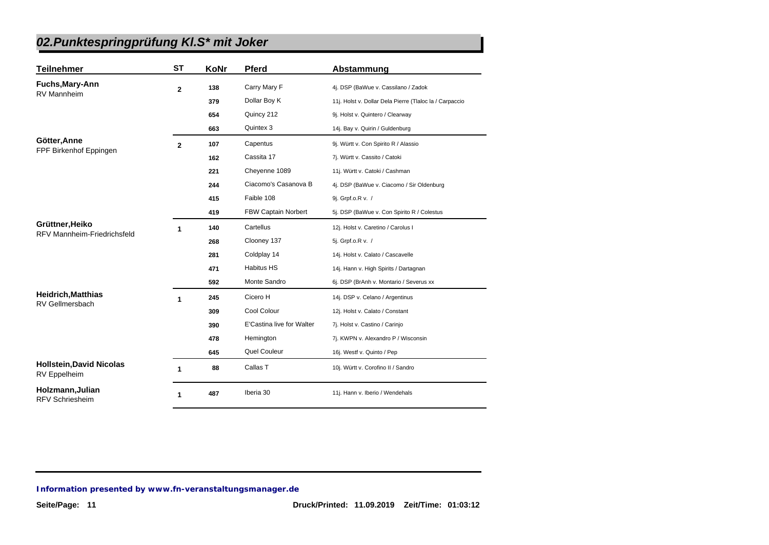# 02.Punktespringprüfung Kl.S* mit Joker

| Teilnehmer | ST | KoNr | Pferd | Abstammung |
|---|---|---|---|---|
| **Fuchs,Mary-Ann**<br>RV Mannheim | 2 | 138 | Carry Mary F | 4j. DSP (BaWue v. Cassilano / Zadok |
| | | 379 | Dollar Boy K | 11j. Holst v. Dollar Dela Pierre (Tlaloc la / Carpaccio |
| | | 654 | Quincy 212 | 9j. Holst v. Quintero / Clearway |
| | | 663 | Quintex 3 | 14j. Bay v. Quirin / Guldenburg |
| **Götter,Anne**<br>FPF Birkenhof Eppingen | 2 | 107 | Capentus | 9j. Württ v. Con Spirito R / Alassio |
| | | 162 | Cassita 17 | 7j. Württ v. Cassito / Catoki |
| | | 221 | Cheyenne 1089 | 11j. Württ v. Catoki / Cashman |
| | | 244 | Ciacomo's Casanova B | 4j. DSP (BaWue v. Ciacomo / Sir Oldenburg |
| | | 415 | Faible 108 | 9j. Grpf.o.R v. / |
| | | 419 | FBW Captain Norbert | 5j. DSP (BaWue v. Con Spirito R / Colestus |
| **Grüttner,Heiko**<br>RFV Mannheim-Friedrichsfeld | 1 | 140 | Cartellus | 12j. Holst v. Caretino / Carolus I |
| | | 268 | Clooney 137 | 5j. Grpf.o.R v. / |
| | | 281 | Coldplay 14 | 14j. Holst v. Calato / Cascavelle |
| | | 471 | Habitus HS | 14j. Hann v. High Spirits / Dartagnan |
| | | 592 | Monte Sandro | 6j. DSP (BrAnh v. Montario / Severus xx |
| **Heidrich,Matthias**<br>RV Gellmersbach | 1 | 245 | Cicero H | 14j. DSP v. Celano / Argentinus |
| | | 309 | Cool Colour | 12j. Holst v. Calato / Constant |
| | | 390 | E'Castina live for Walter | 7j. Holst v. Castino / Carinjo |
| | | 478 | Hemington | 7j. KWPN v. Alexandro P / Wisconsin |
| | | 645 | Quel Couleur | 16j. Westf v. Quinto / Pep |
| **Hollstein,David Nicolas**<br>RV Eppelheim | 1 | 88 | Callas T | 10j. Württ v. Corofino II / Sandro |
| **Holzmann,Julian**<br>RFV Schriesheim | 1 | 487 | Iberia 30 | 11j. Hann v. Iberio / Wendehals |

**Information presented by www.fn-veranstaltungsmanager.de**

**Druck/Printed: 11.09.2019 Zeit/Time: 01:03:12**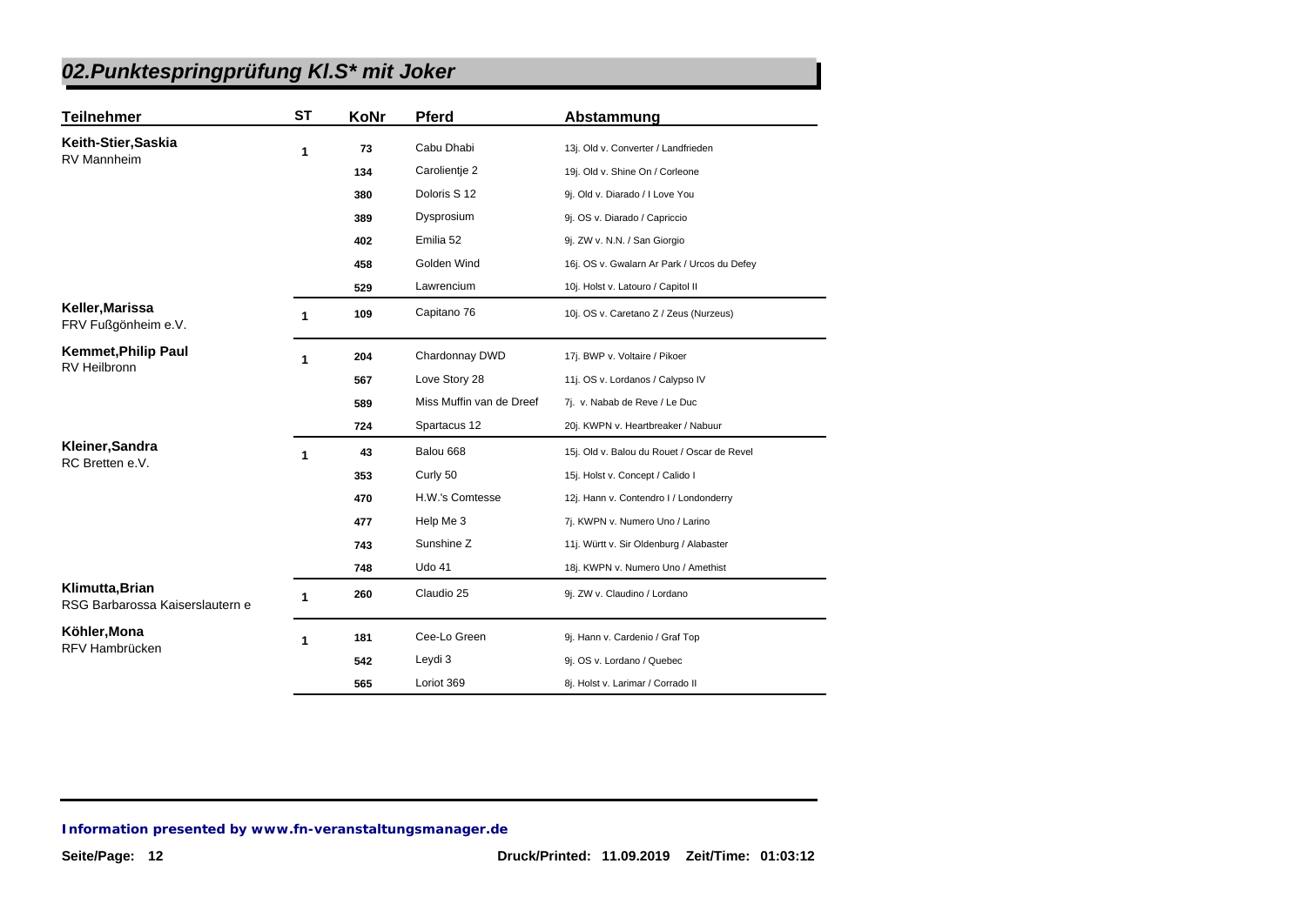## 02.Punktespringprüfung Kl.S* mit Joker

| Teilnehmer | ST | KoNr | Pferd | Abstammung |
|---|---|---|---|---|
| **Keith-Stier,Saskia** RV Mannheim | 1 | 73 | Cabu Dhabi | 13j. Old v. Converter / Landfrieden |
| | | 134 | Carolientje 2 | 19j. Old v. Shine On / Corleone |
| | | 380 | Doloris S 12 | 9j. Old v. Diarado / I Love You |
| | | 389 | Dysprosium | 9j. OS v. Diarado / Capriccio |
| | | 402 | Emilia 52 | 9j. ZW v. N.N. / San Giorgio |
| | | 458 | Golden Wind | 16j. OS v. Gwalarn Ar Park / Urcos du Defey |
| | | 529 | Lawrencium | 10j. Holst v. Latouro / Capitol II |
| **Keller,Marissa** FRV Fußgönheim e.V. | 1 | 109 | Capitano 76 | 10j. OS v. Caretano Z / Zeus (Nurzeus) |
| **Kemmet,Philip Paul** RV Heilbronn | 1 | 204 | Chardonnay DWD | 17j. BWP v. Voltaire / Pikoer |
| | | 567 | Love Story 28 | 11j. OS v. Lordanos / Calypso IV |
| | | 589 | Miss Muffin van de Dreef | 7j. v. Nabab de Reve / Le Duc |
| | | 724 | Spartacus 12 | 20j. KWPN v. Heartbreaker / Nabuur |
| **Kleiner,Sandra** RC Bretten e.V. | 1 | 43 | Balou 668 | 15j. Old v. Balou du Rouet / Oscar de Revel |
| | | 353 | Curly 50 | 15j. Holst v. Concept / Calido I |
| | | 470 | H.W.'s Comtesse | 12j. Hann v. Contendro I / Londonderry |
| | | 477 | Help Me 3 | 7j. KWPN v. Numero Uno / Larino |
| | | 743 | Sunshine Z | 11j. Württ v. Sir Oldenburg / Alabaster |
| | | 748 | Udo 41 | 18j. KWPN v. Numero Uno / Amethist |
| **Klimutta,Brian** RSG Barbarossa Kaiserslautern e | 1 | 260 | Claudio 25 | 9j. ZW v. Claudino / Lordano |
| **Köhler,Mona** RFV Hambrücken | 1 | 181 | Cee-Lo Green | 9j. Hann v. Cardenio / Graf Top |
| | | 542 | Leydi 3 | 9j. OS v. Lordano / Quebec |
| | | 565 | Loriot 369 | 8j. Holst v. Larimar / Corrado II |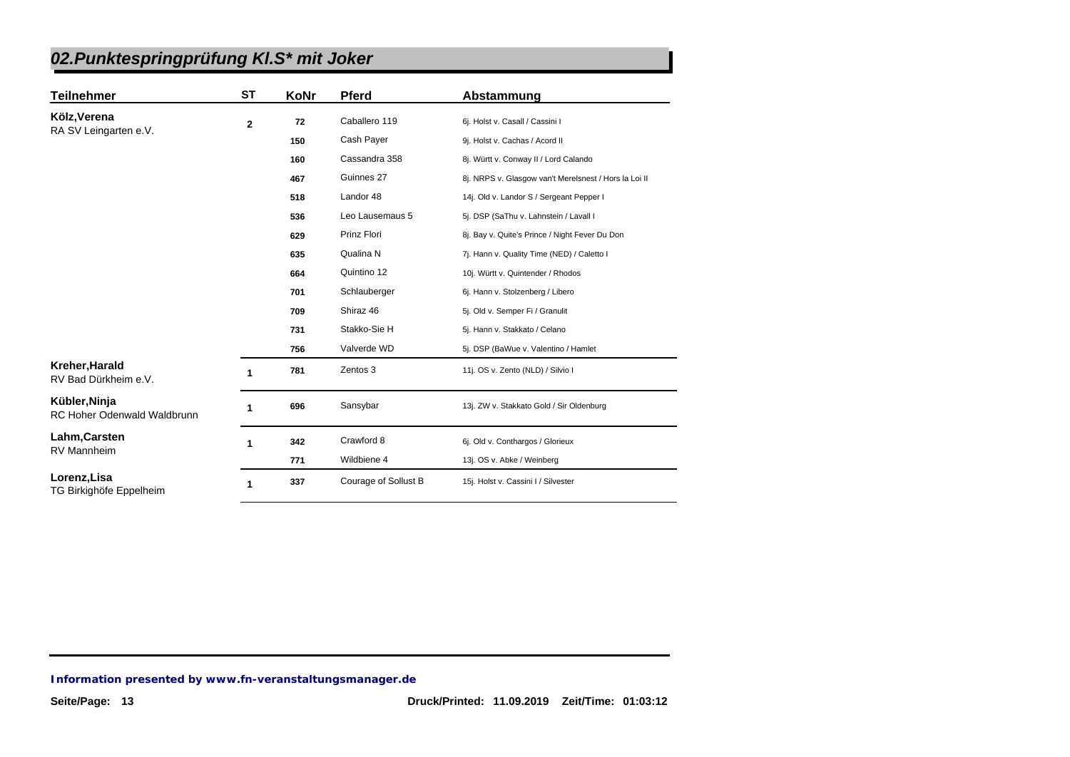## 02.Punktespringprüfung Kl.S* mit Joker

| Teilnehmer | ST | KoNr | Pferd | Abstammung |
|---|---|---|---|---|
| **Kölz,Verena** RA SV Leingarten e.V. | **2** | **72** | Caballero 119 | 6j. Holst v. Casall / Cassini I |
| | | **150** | Cash Payer | 9j. Holst v. Cachas / Acord II |
| | | **160** | Cassandra 358 | 8j. Württ v. Conway II / Lord Calando |
| | | **467** | Guinnes 27 | 8j. NRPS v. Glasgow van't Merelsnest / Hors la Loi II |
| | | **518** | Landor 48 | 14j. Old v. Landor S / Sergeant Pepper I |
| | | **536** | Leo Lausemaus 5 | 5j. DSP (SaThu v. Lahnstein / Lavall I |
| | | **629** | Prinz Flori | 8j. Bay v. Quite's Prince / Night Fever Du Don |
| | | **635** | Qualina N | 7j. Hann v. Quality Time (NED) / Caletto I |
| | | **664** | Quintino 12 | 10j. Württ v. Quintender / Rhodos |
| | | **701** | Schlauberger | 6j. Hann v. Stolzenberg / Libero |
| | | **709** | Shiraz 46 | 5j. Old v. Semper Fi / Granulit |
| | | **731** | Stakko-Sie H | 5j. Hann v. Stakkato / Celano |
| | | **756** | Valverde WD | 5j. DSP (BaWue v. Valentino / Hamlet |
| **Kreher,Harald** RV Bad Dürkheim e.V. | **1** | **781** | Zentos 3 | 11j. OS v. Zento (NLD) / Silvio I |
| **Kübler,Ninja** RC Hoher Odenwald Waldbrunn | **1** | **696** | Sansybar | 13j. ZW v. Stakkato Gold / Sir Oldenburg |
| **Lahm,Carsten** RV Mannheim | **1** | **342** | Crawford 8 | 6j. Old v. Conthargos / Glorieux |
| | | **771** | Wildbiene 4 | 13j. OS v. Abke / Weinberg |
| **Lorenz,Lisa** TG Birkighöfe Eppelheim | **1** | **337** | Courage of Sollust B | 15j. Holst v. Cassini I / Silvester |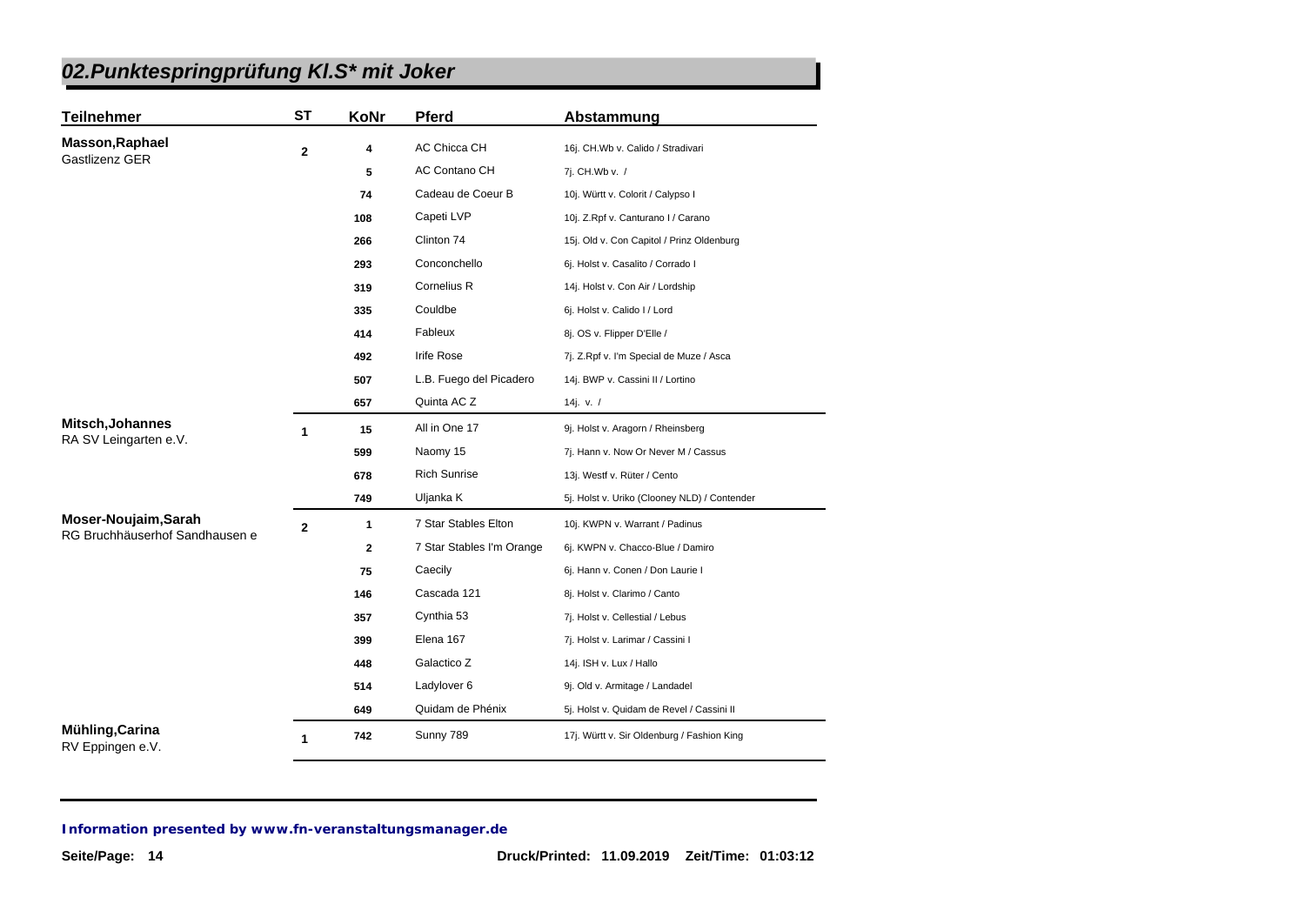## 02.Punktespringprüfung Kl.S* mit Joker

| Teilnehmer | ST | KoNr | Pferd | Abstammung |
|---|---|---|---|---|
| **Masson,Raphael** Gastlizenz GER | 2 | 4 | AC Chicca CH | 16j. CH.Wb v. Calido / Stradivari |
| | | 5 | AC Contano CH | 7j. CH.Wb v. / |
| | | 74 | Cadeau de Coeur B | 10j. Württ v. Colorit / Calypso I |
| | | 108 | Capeti LVP | 10j. Z.Rpf v. Canturano I / Carano |
| | | 266 | Clinton 74 | 15j. Old v. Con Capitol / Prinz Oldenburg |
| | | 293 | Conconchello | 6j. Holst v. Casalito / Corrado I |
| | | 319 | Cornelius R | 14j. Holst v. Con Air / Lordship |
| | | 335 | Couldbe | 6j. Holst v. Calido I / Lord |
| | | 414 | Fableux | 8j. OS v. Flipper D'Elle / |
| | | 492 | Irife Rose | 7j. Z.Rpf v. I'm Special de Muze / Asca |
| | | 507 | L.B. Fuego del Picadero | 14j. BWP v. Cassini II / Lortino |
| | | 657 | Quinta AC Z | 14j. v. / |
| **Mitsch,Johannes** RA SV Leingarten e.V. | 1 | 15 | All in One 17 | 9j. Holst v. Aragorn / Rheinsberg |
| | | 599 | Naomy 15 | 7j. Hann v. Now Or Never M / Cassus |
| | | 678 | Rich Sunrise | 13j. Westf v. Rüter / Cento |
| | | 749 | Uljanka K | 5j. Holst v. Uriko (Clooney NLD) / Contender |
| **Moser-Noujaim,Sarah** RG Bruchhäuserhof Sandhausen e | 2 | 1 | 7 Star Stables Elton | 10j. KWPN v. Warrant / Padinus |
| | | 2 | 7 Star Stables I'm Orange | 6j. KWPN v. Chacco-Blue / Damiro |
| | | 75 | Caecily | 6j. Hann v. Conen / Don Laurie I |
| | | 146 | Cascada 121 | 8j. Holst v. Clarimo / Canto |
| | | 357 | Cynthia 53 | 7j. Holst v. Cellestial / Lebus |
| | | 399 | Elena 167 | 7j. Holst v. Larimar / Cassini I |
| | | 448 | Galactico Z | 14j. ISH v. Lux / Hallo |
| | | 514 | Ladylover 6 | 9j. Old v. Armitage / Landadel |
| | | 649 | Quidam de Phénix | 5j. Holst v. Quidam de Revel / Cassini II |
| **Mühling,Carina** RV Eppingen e.V. | 1 | 742 | Sunny 789 | 17j. Württ v. Sir Oldenburg / Fashion King |

**Information presented by www.fn-veranstaltungsmanager.de**

**Druck/Printed: 11.09.2019 Zeit/Time: 01:03:12**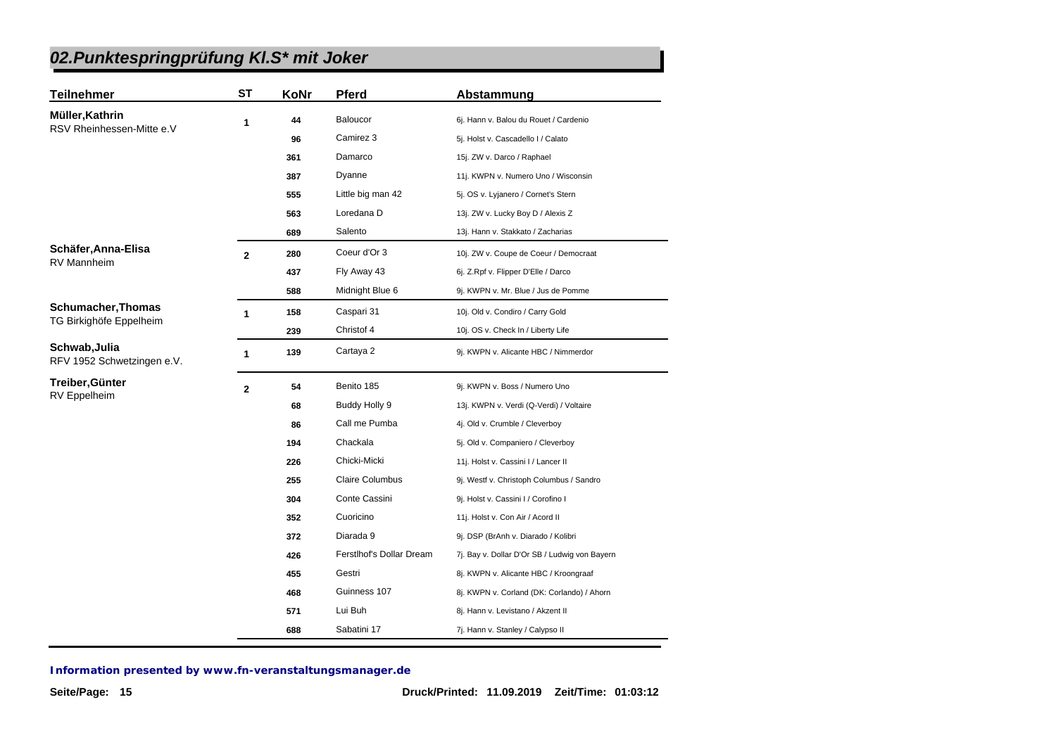# 02.Punktespringprüfung Kl.S* mit Joker

| Teilnehmer | ST | KoNr | Pferd | Abstammung |
|---|---|---|---|---|
| **Müller,Kathrin** RSV Rheinhessen-Mitte e.V | 1 | 44 | Baloucor | 6j. Hann v. Balou du Rouet / Cardenio |
| | | 96 | Camirez 3 | 5j. Holst v. Cascadello I / Calato |
| | | 361 | Damarco | 15j. ZW v. Darco / Raphael |
| | | 387 | Dyanne | 11j. KWPN v. Numero Uno / Wisconsin |
| | | 555 | Little big man 42 | 5j. OS v. Lyjanero / Cornet's Stern |
| | | 563 | Loredana D | 13j. ZW v. Lucky Boy D / Alexis Z |
| | | 689 | Salento | 13j. Hann v. Stakkato / Zacharias |
| **Schäfer,Anna-Elisa** RV Mannheim | 2 | 280 | Coeur d'Or 3 | 10j. ZW v. Coupe de Coeur / Democraat |
| | | 437 | Fly Away 43 | 6j. Z.Rpf v. Flipper D'Elle / Darco |
| | | 588 | Midnight Blue 6 | 9j. KWPN v. Mr. Blue / Jus de Pomme |
| **Schumacher,Thomas** TG Birkighöfe Eppelheim | 1 | 158 | Caspari 31 | 10j. Old v. Condiro / Carry Gold |
| | | 239 | Christof 4 | 10j. OS v. Check In / Liberty Life |
| **Schwab,Julia** RFV 1952 Schwetzingen e.V. | 1 | 139 | Cartaya 2 | 9j. KWPN v. Alicante HBC / Nimmerdor |
| **Treiber,Günter** RV Eppelheim | 2 | 54 | Benito 185 | 9j. KWPN v. Boss / Numero Uno |
| | | 68 | Buddy Holly 9 | 13j. KWPN v. Verdi (Q-Verdi) / Voltaire |
| | | 86 | Call me Pumba | 4j. Old v. Crumble / Cleverboy |
| | | 194 | Chackala | 5j. Old v. Companiero / Cleverboy |
| | | 226 | Chicki-Micki | 11j. Holst v. Cassini I / Lancer II |
| | | 255 | Claire Columbus | 9j. Westf v. Christoph Columbus / Sandro |
| | | 304 | Conte Cassini | 9j. Holst v. Cassini I / Corofino I |
| | | 352 | Cuoricino | 11j. Holst v. Con Air / Acord II |
| | | 372 | Diarada 9 | 9j. DSP (BrAnh v. Diarado / Kolibri |
| | | 426 | Ferstlhof's Dollar Dream | 7j. Bay v. Dollar D'Or SB / Ludwig von Bayern |
| | | 455 | Gestri | 8j. KWPN v. Alicante HBC / Kroongraaf |
| | | 468 | Guinness 107 | 8j. KWPN v. Corland (DK: Corlando) / Ahorn |
| | | 571 | Lui Buh | 8j. Hann v. Levistano / Akzent II |
| | | 688 | Sabatini 17 | 7j. Hann v. Stanley / Calypso II |

*Information presented by www.fn-veranstaltungsmanager.de*

Druck/Printed: 11.09.2019 Zeit/Time: 01:03:12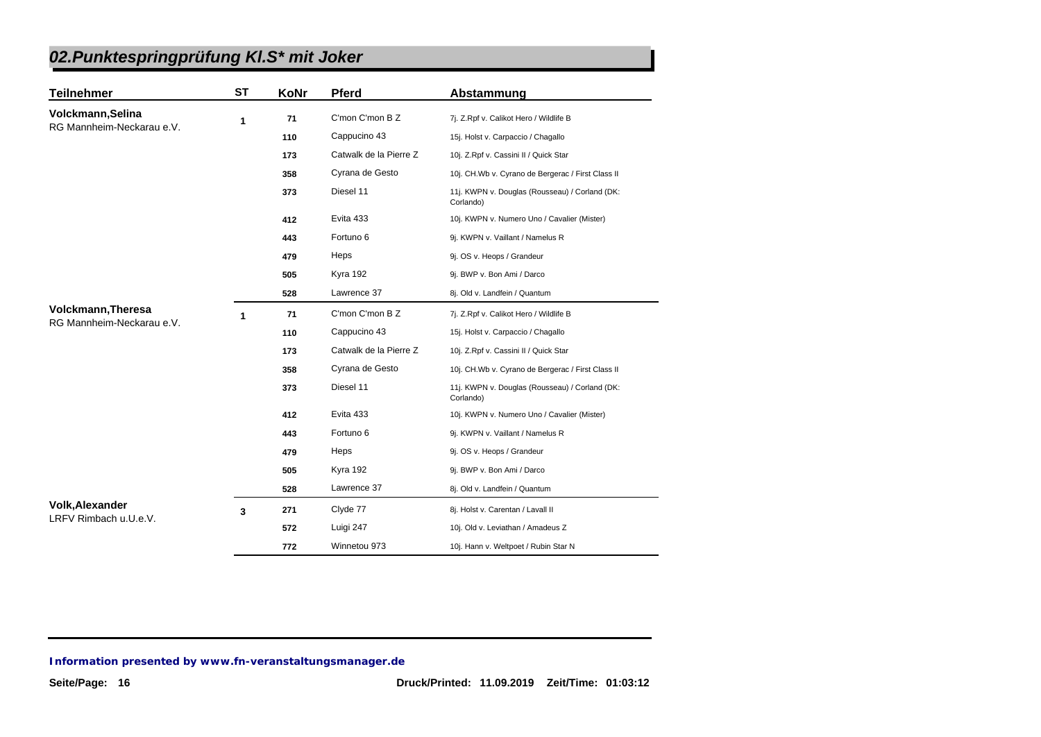## 02.Punktespringprüfung Kl.S* mit Joker

| Teilnehmer | ST | KoNr | Pferd | Abstammung |
|---|---|---|---|---|
| **Volckmann,Selina** RG Mannheim-Neckarau e.V. | 1 | 71 | C'mon C'mon B Z | 7j. Z.Rpf v. Calikot Hero / Wildlife B |
| | | 110 | Cappucino 43 | 15j. Holst v. Carpaccio / Chagallo |
| | | 173 | Catwalk de la Pierre Z | 10j. Z.Rpf v. Cassini II / Quick Star |
| | | 358 | Cyrana de Gesto | 10j. CH.Wb v. Cyrano de Bergerac / First Class II |
| | | 373 | Diesel 11 | 11j. KWPN v. Douglas (Rousseau) / Corland (DK: Corlando) |
| | | 412 | Evita 433 | 10j. KWPN v. Numero Uno / Cavalier (Mister) |
| | | 443 | Fortuno 6 | 9j. KWPN v. Vaillant / Namelus R |
| | | 479 | Heps | 9j. OS v. Heops / Grandeur |
| | | 505 | Kyra 192 | 9j. BWP v. Bon Ami / Darco |
| | | 528 | Lawrence 37 | 8j. Old v. Landfein / Quantum |
| **Volckmann,Theresa** RG Mannheim-Neckarau e.V. | 1 | 71 | C'mon C'mon B Z | 7j. Z.Rpf v. Calikot Hero / Wildlife B |
| | | 110 | Cappucino 43 | 15j. Holst v. Carpaccio / Chagallo |
| | | 173 | Catwalk de la Pierre Z | 10j. Z.Rpf v. Cassini II / Quick Star |
| | | 358 | Cyrana de Gesto | 10j. CH.Wb v. Cyrano de Bergerac / First Class II |
| | | 373 | Diesel 11 | 11j. KWPN v. Douglas (Rousseau) / Corland (DK: Corlando) |
| | | 412 | Evita 433 | 10j. KWPN v. Numero Uno / Cavalier (Mister) |
| | | 443 | Fortuno 6 | 9j. KWPN v. Vaillant / Namelus R |
| | | 479 | Heps | 9j. OS v. Heops / Grandeur |
| | | 505 | Kyra 192 | 9j. BWP v. Bon Ami / Darco |
| | | 528 | Lawrence 37 | 8j. Old v. Landfein / Quantum |
| **Volk,Alexander** LRFV Rimbach u.U.e.V. | 3 | 271 | Clyde 77 | 8j. Holst v. Carentan / Lavall II |
| | | 572 | Luigi 247 | 10j. Old v. Leviathan / Amadeus Z |
| | | 772 | Winnetou 973 | 10j. Hann v. Weltpoet / Rubin Star N |

*Information presented by www.fn-veranstaltungsmanager.de*

Druck/Printed: 11.09.2019 Zeit/Time: 01:03:12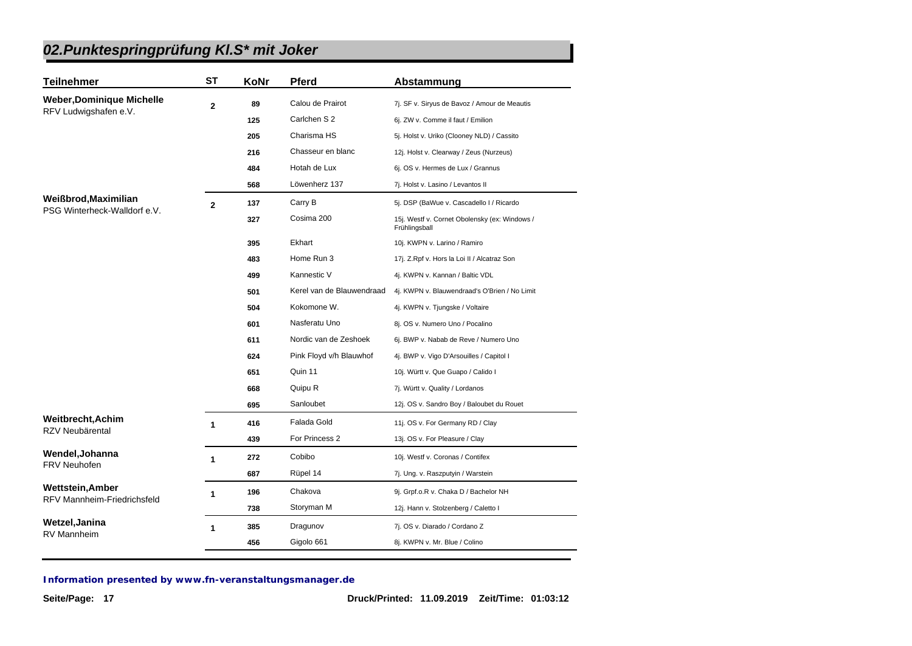# 02.Punktespringprüfung Kl.S* mit Joker

| Teilnehmer | ST | KoNr | Pferd | Abstammung |
|---|---|---|---|---|
| **Weber,Dominique Michelle** RFV Ludwigshafen e.V. | 2 | 89 | Calou de Prairot | 7j. SF v. Siryus de Bavoz / Amour de Meautis |
| | | 125 | Carlchen S 2 | 6j. ZW v. Comme il faut / Emilion |
| | | 205 | Charisma HS | 5j. Holst v. Uriko (Clooney NLD) / Cassito |
| | | 216 | Chasseur en blanc | 12j. Holst v. Clearway / Zeus (Nurzeus) |
| | | 484 | Hotah de Lux | 6j. OS v. Hermes de Lux / Grannus |
| | | 568 | Löwenherz 137 | 7j. Holst v. Lasino / Levantos II |
| **Weißbrod,Maximilian** PSG Winterheck-Walldorf e.V. | 2 | 137 | Carry B | 5j. DSP (BaWue v. Cascadello I / Ricardo |
| | | 327 | Cosima 200 | 15j. Westf v. Cornet Obolensky (ex: Windows / Frühlingsball |
| | | 395 | Ekhart | 10j. KWPN v. Larino / Ramiro |
| | | 483 | Home Run 3 | 17j. Z.Rpf v. Hors la Loi II / Alcatraz Son |
| | | 499 | Kannestic V | 4j. KWPN v. Kannan / Baltic VDL |
| | | 501 | Kerel van de Blauwendraad | 4j. KWPN v. Blauwendraad's O'Brien / No Limit |
| | | 504 | Kokomone W. | 4j. KWPN v. Tjungske / Voltaire |
| | | 601 | Nasferatu Uno | 8j. OS v. Numero Uno / Pocalino |
| | | 611 | Nordic van de Zeshoek | 6j. BWP v. Nabab de Reve / Numero Uno |
| | | 624 | Pink Floyd v/h Blauwhof | 4j. BWP v. Vigo D'Arsouilles / Capitol I |
| | | 651 | Quin 11 | 10j. Württ v. Que Guapo / Calido I |
| | | 668 | Quipu R | 7j. Württ v. Quality / Lordanos |
| | | 695 | Sanloubet | 12j. OS v. Sandro Boy / Baloubet du Rouet |
| **Weitbrecht,Achim** RZV Neubärental | 1 | 416 | Falada Gold | 11j. OS v. For Germany RD / Clay |
| | | 439 | For Princess 2 | 13j. OS v. For Pleasure / Clay |
| **Wendel,Johanna** FRV Neuhofen | 1 | 272 | Cobibo | 10j. Westf v. Coronas / Contifex |
| | | 687 | Rüpel 14 | 7j. Ung. v. Raszputyin / Warstein |
| **Wettstein,Amber** RFV Mannheim-Friedrichsfeld | 1 | 196 | Chakova | 9j. Grpf.o.R v. Chaka D / Bachelor NH |
| | | 738 | Storyman M | 12j. Hann v. Stolzenberg / Caletto I |
| **Wetzel,Janina** RV Mannheim | 1 | 385 | Dragunov | 7j. OS v. Diarado / Cordano Z |
| | | 456 | Gigolo 661 | 8j. KWPN v. Mr. Blue / Colino |

*Information presented by www.fn-veranstaltungsmanager.de*

Druck/Printed: 11.09.2019 Zeit/Time: 01:03:12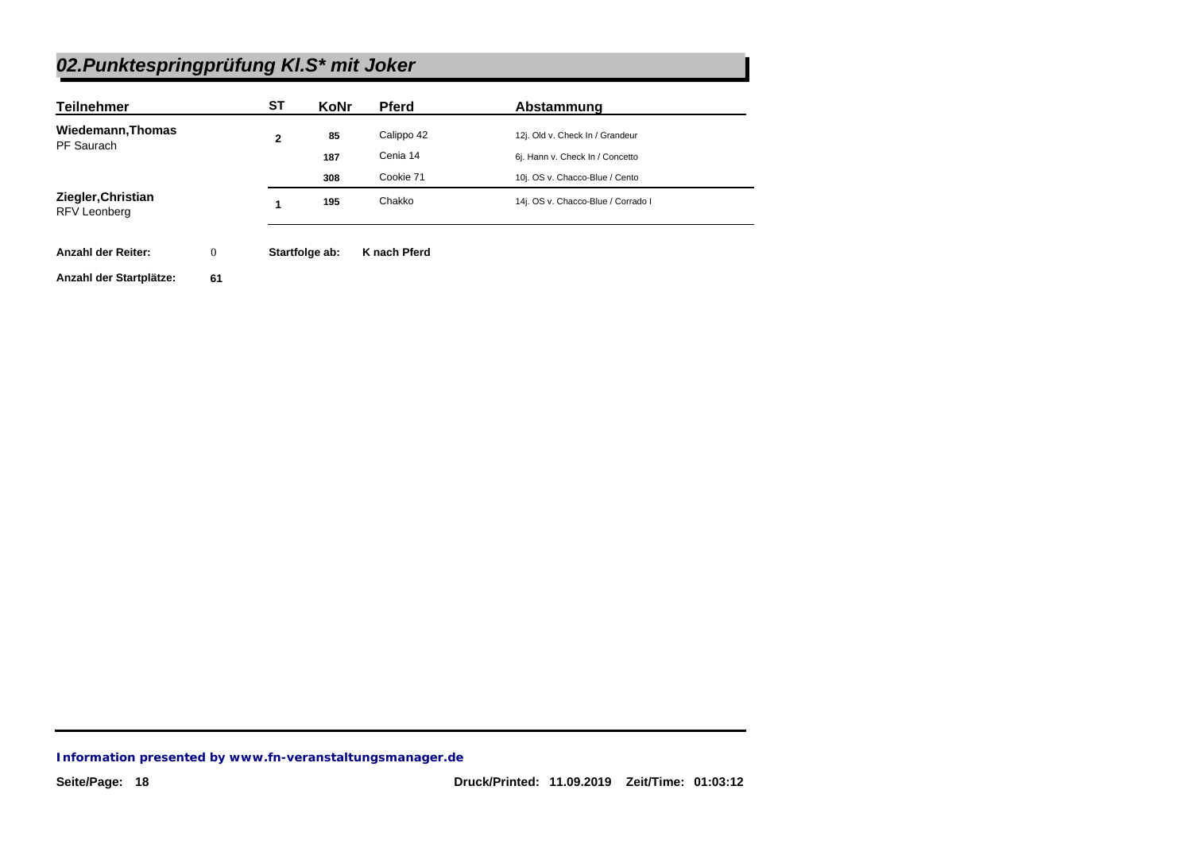## *02.Punktespringprüfung Kl.S* mit Joker*

| Teilnehmer | ST | KoNr | Pferd | Abstammung |
|---|---|---|---|---|
| **Wiedemann,Thomas**<br>PF Saurach | 2 | 85 | Calippo 42 | 12j. Old v. Check In / Grandeur |
| | | 187 | Cenia 14 | 6j. Hann v. Check In / Concetto |
| | | 308 | Cookie 71 | 10j. OS v. Chacco-Blue / Cento |
| **Ziegler,Christian**<br>RFV Leonberg | 1 | 195 | Chakko | 14j. OS v. Chacco-Blue / Corrado I |

**Anzahl der Reiter:** 0 **Startfolge ab:** **K nach Pferd**

**Anzahl der Startplätze:** **61**

***Information presented by www.fn-veranstaltungsmanager.de***

**Druck/Printed: 11.09.2019 Zeit/Time: 01:03:12**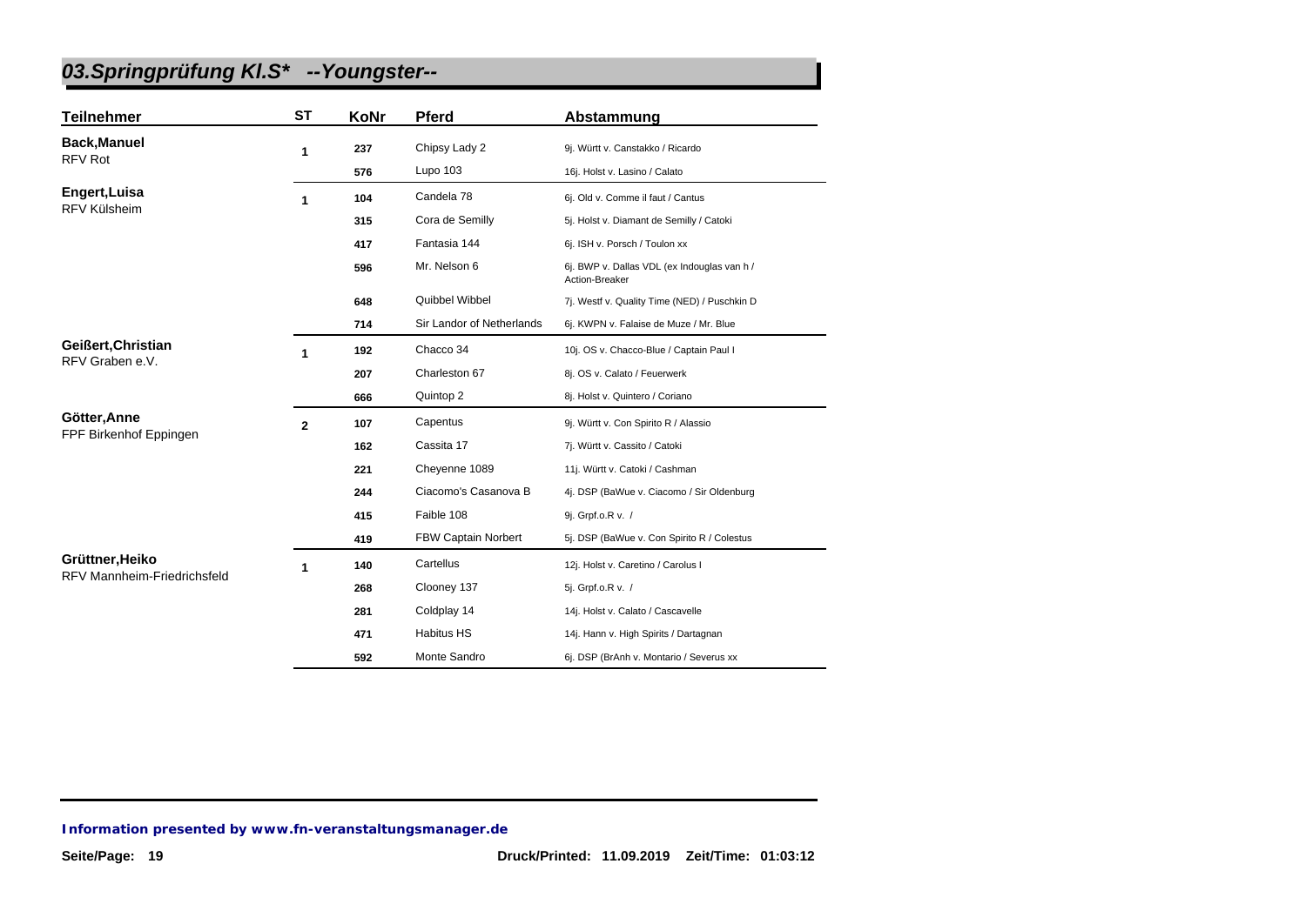# 03.Springprüfung Kl.S* --Youngster--

| Teilnehmer | ST | KoNr | Pferd | Abstammung |
|---|---|---|---|---|
| **Back,Manuel** RFV Rot | 1 | 237 | Chipsy Lady 2 | 9j. Württ v. Canstakko / Ricardo |
| | | 576 | Lupo 103 | 16j. Holst v. Lasino / Calato |
| **Engert,Luisa** RFV Külsheim | 1 | 104 | Candela 78 | 6j. Old v. Comme il faut / Cantus |
| | | 315 | Cora de Semilly | 5j. Holst v. Diamant de Semilly / Catoki |
| | | 417 | Fantasia 144 | 6j. ISH v. Porsch / Toulon xx |
| | | 596 | Mr. Nelson 6 | 6j. BWP v. Dallas VDL (ex Indouglas van h / Action-Breaker |
| | | 648 | Quibbel Wibbel | 7j. Westf v. Quality Time (NED) / Puschkin D |
| | | 714 | Sir Landor of Netherlands | 6j. KWPN v. Falaise de Muze / Mr. Blue |
| **Geißert,Christian** RFV Graben e.V. | 1 | 192 | Chacco 34 | 10j. OS v. Chacco-Blue / Captain Paul I |
| | | 207 | Charleston 67 | 8j. OS v. Calato / Feuerwerk |
| | | 666 | Quintop 2 | 8j. Holst v. Quintero / Coriano |
| **Götter,Anne** FPF Birkenhof Eppingen | 2 | 107 | Capentus | 9j. Württ v. Con Spirito R / Alassio |
| | | 162 | Cassita 17 | 7j. Württ v. Cassito / Catoki |
| | | 221 | Cheyenne 1089 | 11j. Württ v. Catoki / Cashman |
| | | 244 | Ciacomo's Casanova B | 4j. DSP (BaWue v. Ciacomo / Sir Oldenburg |
| | | 415 | Faible 108 | 9j. Grpf.o.R v. / |
| | | 419 | FBW Captain Norbert | 5j. DSP (BaWue v. Con Spirito R / Colestus |
| **Grüttner,Heiko** RFV Mannheim-Friedrichsfeld | 1 | 140 | Cartellus | 12j. Holst v. Caretino / Carolus I |
| | | 268 | Clooney 137 | 5j. Grpf.o.R v. / |
| | | 281 | Coldplay 14 | 14j. Holst v. Calato / Cascavelle |
| | | 471 | Habitus HS | 14j. Hann v. High Spirits / Dartagnan |
| | | 592 | Monte Sandro | 6j. DSP (BrAnh v. Montario / Severus xx |

**Information presented by www.fn-veranstaltungsmanager.de**

Druck/Printed: 11.09.2019 Zeit/Time: 01:03:12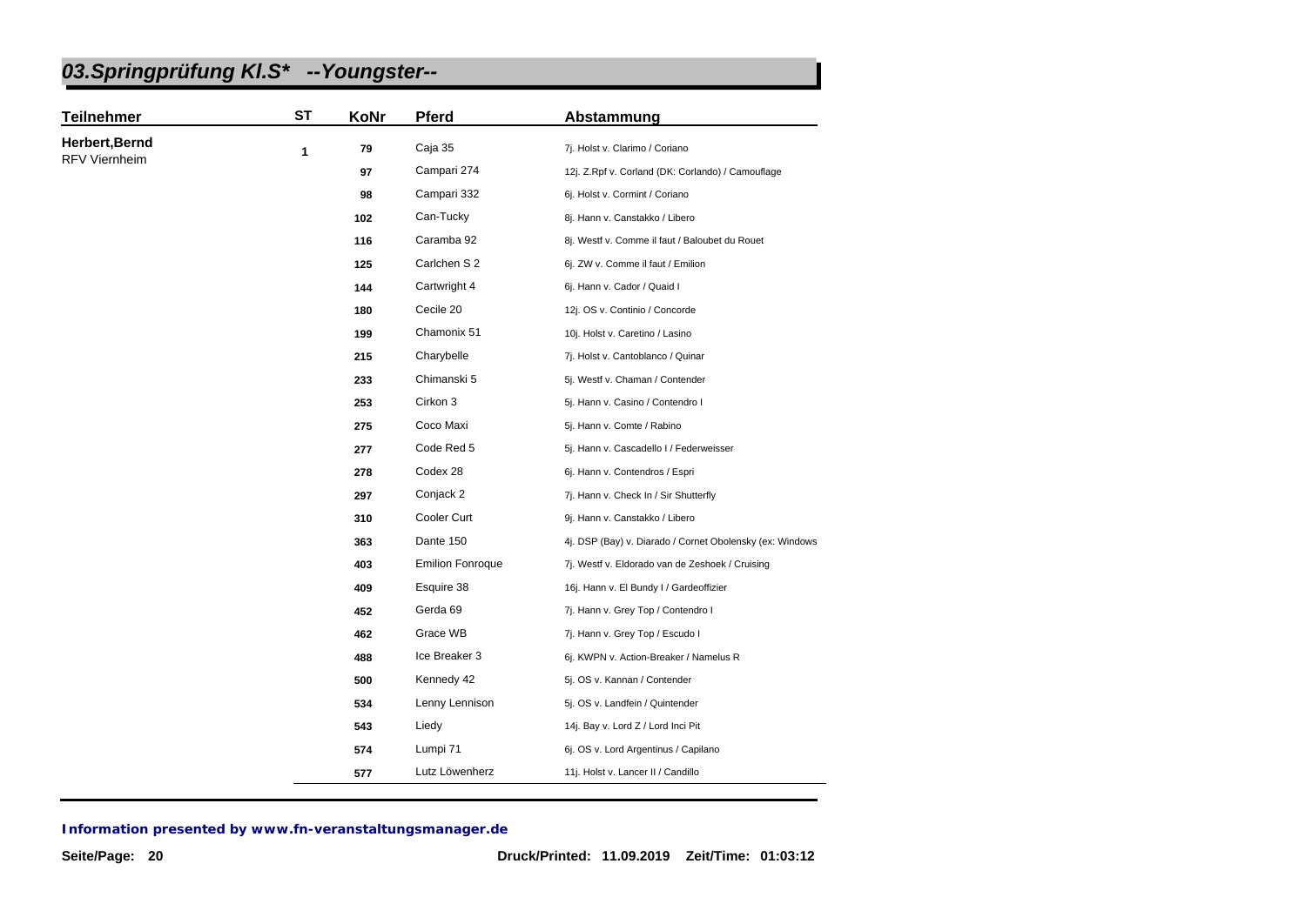# 03.Springprüfung Kl.S* --Youngster--

| Teilnehmer | ST | KoNr | Pferd | Abstammung |
|---|---|---|---|---|
| **Herbert,Bernd** RFV Viernheim | 1 | 79 | Caja 35 | 7j. Holst v. Clarimo / Coriano |
| | | 97 | Campari 274 | 12j. Z.Rpf v. Corland (DK: Corlando) / Camouflage |
| | | 98 | Campari 332 | 6j. Holst v. Cormint / Coriano |
| | | 102 | Can-Tucky | 8j. Hann v. Canstakko / Libero |
| | | 116 | Caramba 92 | 8j. Westf v. Comme il faut / Baloubet du Rouet |
| | | 125 | Carlchen S 2 | 6j. ZW v. Comme il faut / Emilion |
| | | 144 | Cartwright 4 | 6j. Hann v. Cador / Quaid I |
| | | 180 | Cecile 20 | 12j. OS v. Continio / Concorde |
| | | 199 | Chamonix 51 | 10j. Holst v. Caretino / Lasino |
| | | 215 | Charybelle | 7j. Holst v. Cantoblanco / Quinar |
| | | 233 | Chimanski 5 | 5j. Westf v. Chaman / Contender |
| | | 253 | Cirkon 3 | 5j. Hann v. Casino / Contendro I |
| | | 275 | Coco Maxi | 5j. Hann v. Comte / Rabino |
| | | 277 | Code Red 5 | 5j. Hann v. Cascadello I / Federweisser |
| | | 278 | Codex 28 | 6j. Hann v. Contendros / Espri |
| | | 297 | Conjack 2 | 7j. Hann v. Check In / Sir Shutterfly |
| | | 310 | Cooler Curt | 9j. Hann v. Canstakko / Libero |
| | | 363 | Dante 150 | 4j. DSP (Bay) v. Diarado / Cornet Obolensky (ex: Windows |
| | | 403 | Emilion Fonroque | 7j. Westf v. Eldorado van de Zeshoek / Cruising |
| | | 409 | Esquire 38 | 16j. Hann v. El Bundy I / Gardeoffizier |
| | | 452 | Gerda 69 | 7j. Hann v. Grey Top / Contendro I |
| | | 462 | Grace WB | 7j. Hann v. Grey Top / Escudo I |
| | | 488 | Ice Breaker 3 | 6j. KWPN v. Action-Breaker / Namelus R |
| | | 500 | Kennedy 42 | 5j. OS v. Kannan / Contender |
| | | 534 | Lenny Lennison | 5j. OS v. Landfein / Quintender |
| | | 543 | Liedy | 14j. Bay v. Lord Z / Lord Inci Pit |
| | | 574 | Lumpi 71 | 6j. OS v. Lord Argentinus / Capilano |
| | | 577 | Lutz Löwenherz | 11j. Holst v. Lancer II / Candillo |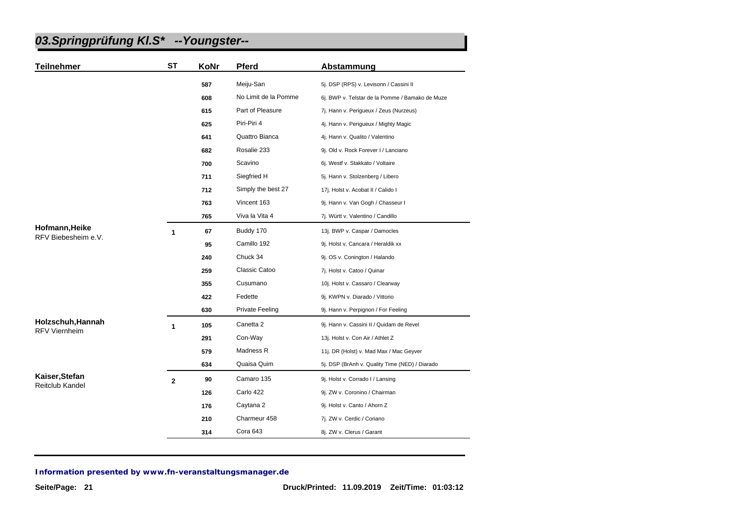## 03.Springprüfung Kl.S* --Youngster--

| Teilnehmer | ST | KoNr | Pferd | Abstammung |
|---|---|---|---|---|
| | | 587 | Meiju-San | 5j. DSP (RPS) v. Levisonn / Cassini II |
| | | 608 | No Limit de la Pomme | 6j. BWP v. Telstar de la Pomme / Bamako de Muze |
| | | 615 | Part of Pleasure | 7j. Hann v. Perigueux / Zeus (Nurzeus) |
| | | 625 | Piri-Piri 4 | 4j. Hann v. Perigueux / Mighty Magic |
| | | 641 | Quattro Bianca | 4j. Hann v. Qualito / Valentino |
| | | 682 | Rosalie 233 | 9j. Old v. Rock Forever I / Lanciano |
| | | 700 | Scavino | 6j. Westf v. Stakkato / Voltaire |
| | | 711 | Siegfried H | 5j. Hann v. Stolzenberg / Libero |
| | | 712 | Simply the best 27 | 17j. Holst v. Acobat II / Calido I |
| | | 763 | Vincent 163 | 9j. Hann v. Van Gogh / Chasseur I |
| | | 765 | Viva la Vita 4 | 7j. Württ v. Valentino / Candillo |
| **Hofmann,Heike** RFV Biebesheim e.V. | 1 | 67 | Buddy 170 | 13j. BWP v. Caspar / Damocles |
| | | 95 | Camillo 192 | 9j. Holst v. Cancara / Heraldik xx |
| | | 240 | Chuck 34 | 9j. OS v. Conington / Halando |
| | | 259 | Classic Catoo | 7j. Holst v. Catoo / Quinar |
| | | 355 | Cusumano | 10j. Holst v. Cassaro / Clearway |
| | | 422 | Fedette | 9j. KWPN v. Diarado / Vittorio |
| | | 630 | Private Feeling | 9j. Hann v. Perpignon / For Feeling |
| **Holzschuh,Hannah** RFV Viernheim | 1 | 105 | Canetta 2 | 9j. Hann v. Cassini II / Quidam de Revel |
| | | 291 | Con-Way | 13j. Holst v. Con Air / Athlet Z |
| | | 579 | Madness R | 11j. DR (Holst) v. Mad Max / Mac Geyver |
| | | 634 | Quaisa Quim | 5j. DSP (BrAnh v. Quality Time (NED) / Diarado |
| **Kaiser,Stefan** Reitclub Kandel | 2 | 90 | Camaro 135 | 9j. Holst v. Corrado I / Lansing |
| | | 126 | Carlo 422 | 9j. ZW v. Coronino / Chairman |
| | | 176 | Caytana 2 | 9j. Holst v. Canto / Ahorn Z |
| | | 210 | Charmeur 458 | 7j. ZW v. Cerdic / Coriano |
| | | 314 | Cora 643 | 8j. ZW v. Clerus / Garant |

**Information presented by www.fn-veranstaltungsmanager.de**

**Druck/Printed: 11.09.2019 Zeit/Time: 01:03:12**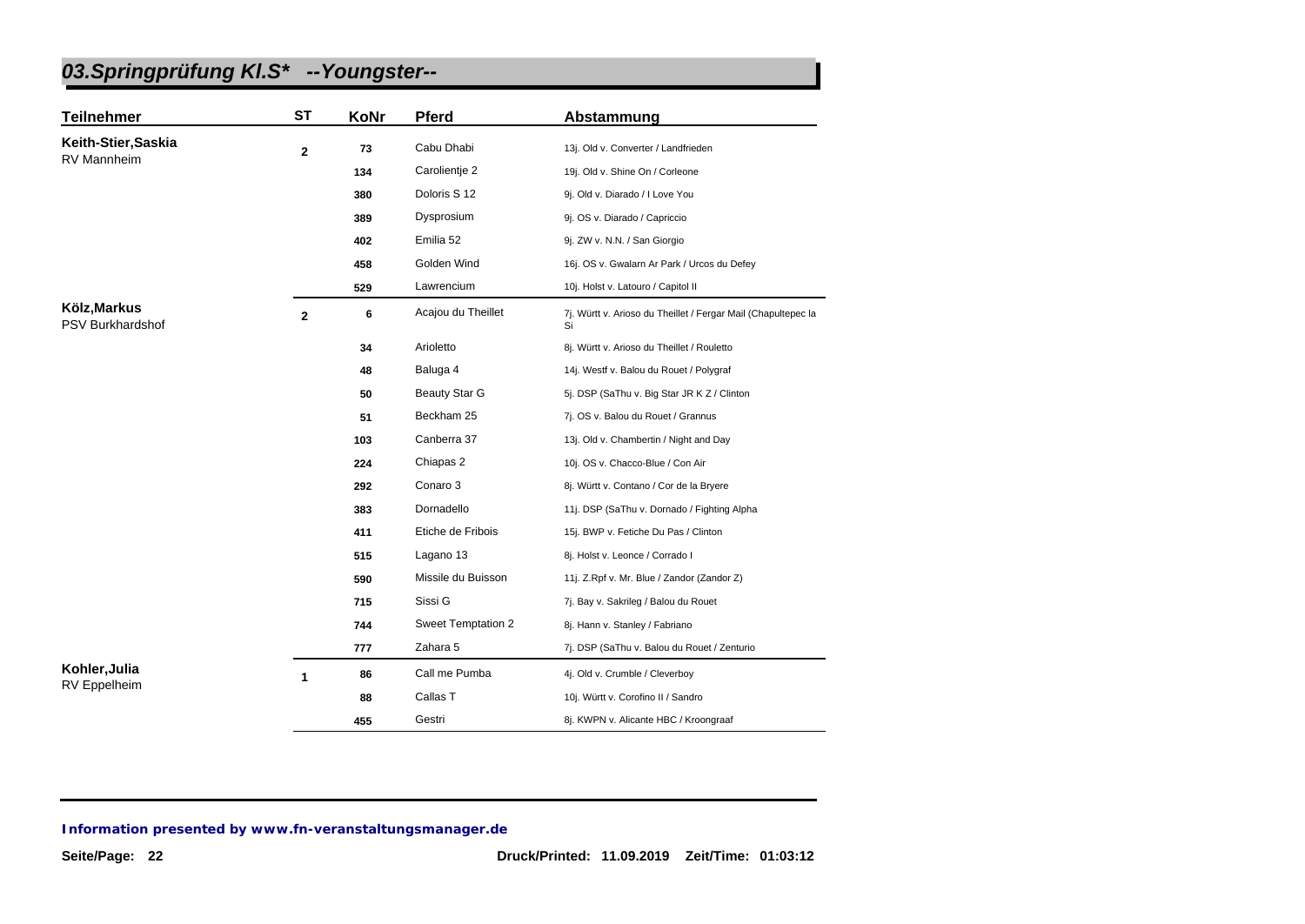# 03.Springprüfung Kl.S* --Youngster--

| Teilnehmer | ST | KoNr | Pferd | Abstammung |
|---|---|---|---|---|
| **Keith-Stier,Saskia** RV Mannheim | 2 | 73 | Cabu Dhabi | 13j. Old v. Converter / Landfrieden |
| | | 134 | Carolientje 2 | 19j. Old v. Shine On / Corleone |
| | | 380 | Doloris S 12 | 9j. Old v. Diarado / I Love You |
| | | 389 | Dysprosium | 9j. OS v. Diarado / Capriccio |
| | | 402 | Emilia 52 | 9j. ZW v. N.N. / San Giorgio |
| | | 458 | Golden Wind | 16j. OS v. Gwalarn Ar Park / Urcos du Defey |
| | | 529 | Lawrencium | 10j. Holst v. Latouro / Capitol II |
| **Kölz,Markus** PSV Burkhardshof | 2 | 6 | Acajou du Theillet | 7j. Württ v. Arioso du Theillet / Fergar Mail (Chapultepec la Si |
| | | 34 | Arioletto | 8j. Württ v. Arioso du Theillet / Rouletto |
| | | 48 | Baluga 4 | 14j. Westf v. Balou du Rouet / Polygraf |
| | | 50 | Beauty Star G | 5j. DSP (SaThu v. Big Star JR K Z / Clinton |
| | | 51 | Beckham 25 | 7j. OS v. Balou du Rouet / Grannus |
| | | 103 | Canberra 37 | 13j. Old v. Chambertin / Night and Day |
| | | 224 | Chiapas 2 | 10j. OS v. Chacco-Blue / Con Air |
| | | 292 | Conaro 3 | 8j. Württ v. Contano / Cor de la Bryere |
| | | 383 | Dornadello | 11j. DSP (SaThu v. Dornado / Fighting Alpha |
| | | 411 | Etiche de Fribois | 15j. BWP v. Fetiche Du Pas / Clinton |
| | | 515 | Lagano 13 | 8j. Holst v. Leonce / Corrado I |
| | | 590 | Missile du Buisson | 11j. Z.Rpf v. Mr. Blue / Zandor (Zandor Z) |
| | | 715 | Sissi G | 7j. Bay v. Sakrileg / Balou du Rouet |
| | | 744 | Sweet Temptation 2 | 8j. Hann v. Stanley / Fabriano |
| | | 777 | Zahara 5 | 7j. DSP (SaThu v. Balou du Rouet / Zenturio |
| **Kohler,Julia** RV Eppelheim | 1 | 86 | Call me Pumba | 4j. Old v. Crumble / Cleverboy |
| | | 88 | Callas T | 10j. Württ v. Corofino II / Sandro |
| | | 455 | Gestri | 8j. KWPN v. Alicante HBC / Kroongraaf |

**Information presented by www.fn-veranstaltungsmanager.de**

Druck/Printed: 11.09.2019 Zeit/Time: 01:03:12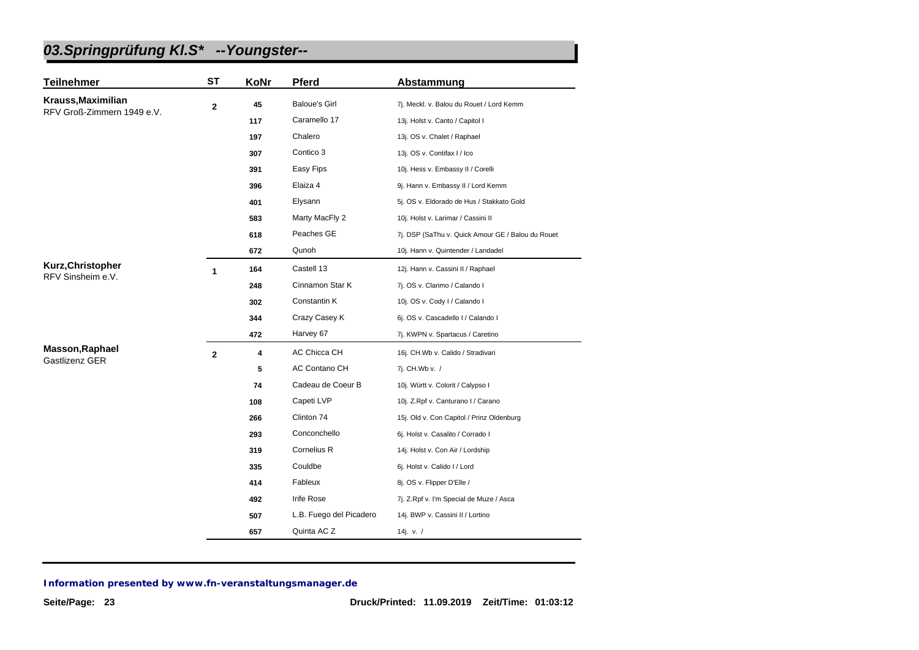## 03.Springprüfung Kl.S* --Youngster--

| Teilnehmer | ST | KoNr | Pferd | Abstammung |
|---|---|---|---|---|
| **Krauss,Maximilian** RFV Groß-Zimmern 1949 e.V. | 2 | 45 | Baloue's Girl | 7j. Meckl. v. Balou du Rouet / Lord Kemm |
| | | 117 | Caramello 17 | 13j. Holst v. Canto / Capitol I |
| | | 197 | Chalero | 13j. OS v. Chalet / Raphael |
| | | 307 | Contico 3 | 13j. OS v. Contifax I / Ico |
| | | 391 | Easy Fips | 10j. Hess v. Embassy II / Corelli |
| | | 396 | Elaiza 4 | 9j. Hann v. Embassy II / Lord Kemm |
| | | 401 | Elysann | 5j. OS v. Eldorado de Hus / Stakkato Gold |
| | | 583 | Marty MacFly 2 | 10j. Holst v. Larimar / Cassini II |
| | | 618 | Peaches GE | 7j. DSP (SaThu v. Quick Amour GE / Balou du Rouet |
| | | 672 | Qunoh | 10j. Hann v. Quintender / Landadel |
| **Kurz,Christopher** RFV Sinsheim e.V. | 1 | 164 | Castell 13 | 12j. Hann v. Cassini II / Raphael |
| | | 248 | Cinnamon Star K | 7j. OS v. Clarimo / Calando I |
| | | 302 | Constantin K | 10j. OS v. Cody I / Calando I |
| | | 344 | Crazy Casey K | 6j. OS v. Cascadello I / Calando I |
| | | 472 | Harvey 67 | 7j. KWPN v. Spartacus / Caretino |
| **Masson,Raphael** Gastlizenz GER | 2 | 4 | AC Chicca CH | 16j. CH.Wb v. Calido / Stradivari |
| | | 5 | AC Contano CH | 7j. CH.Wb v. / |
| | | 74 | Cadeau de Coeur B | 10j. Württ v. Colorit / Calypso I |
| | | 108 | Capeti LVP | 10j. Z.Rpf v. Canturano I / Carano |
| | | 266 | Clinton 74 | 15j. Old v. Con Capitol / Prinz Oldenburg |
| | | 293 | Conconchello | 6j. Holst v. Casalito / Corrado I |
| | | 319 | Cornelius R | 14j. Holst v. Con Air / Lordship |
| | | 335 | Couldbe | 6j. Holst v. Calido I / Lord |
| | | 414 | Fableux | 8j. OS v. Flipper D'Elle / |
| | | 492 | Irife Rose | 7j. Z.Rpf v. I'm Special de Muze / Asca |
| | | 507 | L.B. Fuego del Picadero | 14j. BWP v. Cassini II / Lortino |
| | | 657 | Quinta AC Z | 14j. v. / |

**Information presented by www.fn-veranstaltungsmanager.de**

Druck/Printed: 11.09.2019 Zeit/Time: 01:03:12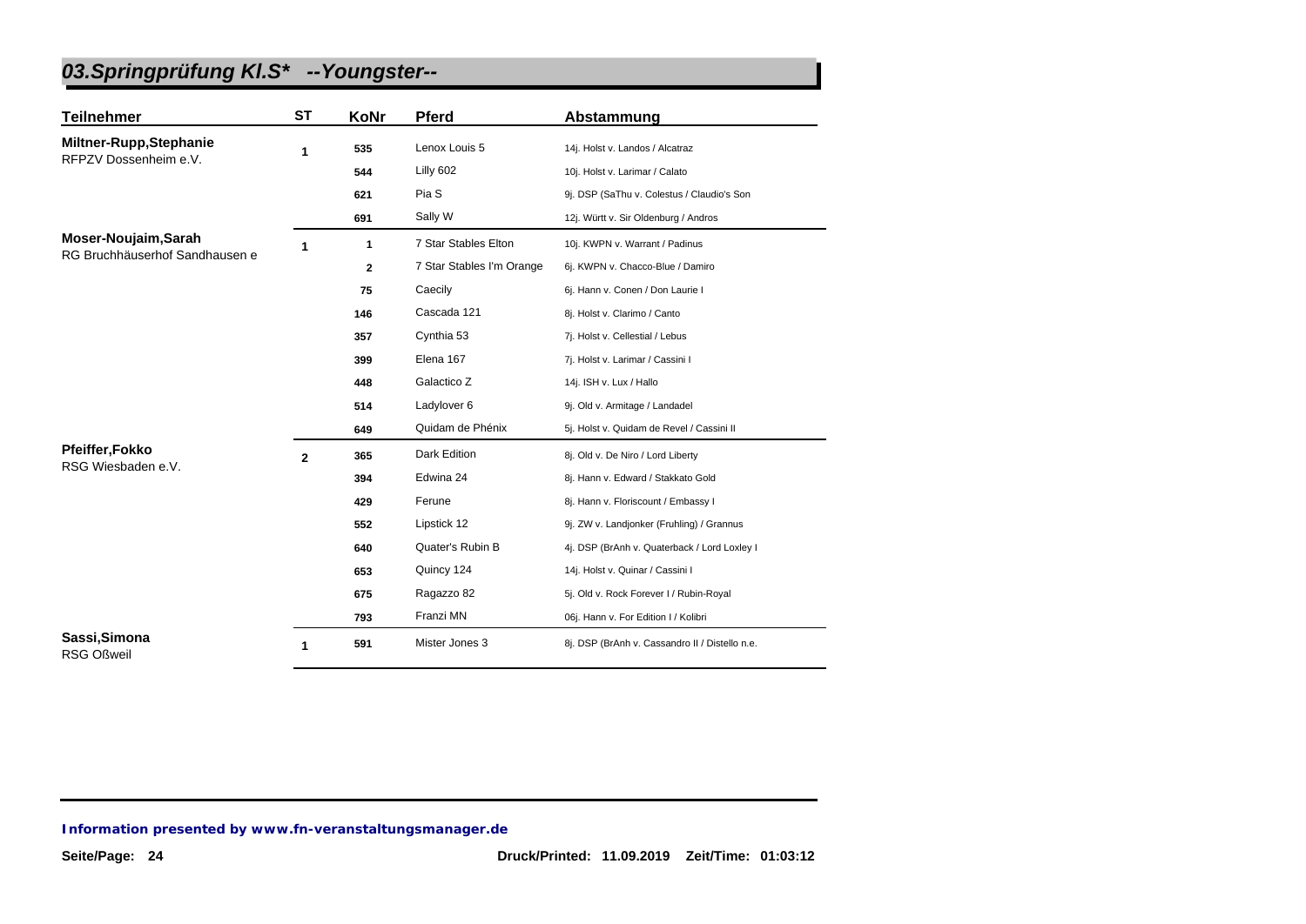# 03.Springprüfung Kl.S* --Youngster--

| Teilnehmer | ST | KoNr | Pferd | Abstammung |
|---|---|---|---|---|
| **Miltner-Rupp,Stephanie** RFPZV Dossenheim e.V. | 1 | 535 | Lenox Louis 5 | 14j. Holst v. Landos / Alcatraz |
| | | 544 | Lilly 602 | 10j. Holst v. Larimar / Calato |
| | | 621 | Pia S | 9j. DSP (SaThu v. Colestus / Claudio's Son |
| | | 691 | Sally W | 12j. Württ v. Sir Oldenburg / Andros |
| **Moser-Noujaim,Sarah** RG Bruchhäuserhof Sandhausen e | 1 | 1 | 7 Star Stables Elton | 10j. KWPN v. Warrant / Padinus |
| | | 2 | 7 Star Stables I'm Orange | 6j. KWPN v. Chacco-Blue / Damiro |
| | | 75 | Caecily | 6j. Hann v. Conen / Don Laurie I |
| | | 146 | Cascada 121 | 8j. Holst v. Clarimo / Canto |
| | | 357 | Cynthia 53 | 7j. Holst v. Cellestial / Lebus |
| | | 399 | Elena 167 | 7j. Holst v. Larimar / Cassini I |
| | | 448 | Galactico Z | 14j. ISH v. Lux / Hallo |
| | | 514 | Ladylover 6 | 9j. Old v. Armitage / Landadel |
| | | 649 | Quidam de Phénix | 5j. Holst v. Quidam de Revel / Cassini II |
| **Pfeiffer,Fokko** RSG Wiesbaden e.V. | 2 | 365 | Dark Edition | 8j. Old v. De Niro / Lord Liberty |
| | | 394 | Edwina 24 | 8j. Hann v. Edward / Stakkato Gold |
| | | 429 | Ferune | 8j. Hann v. Floriscount / Embassy I |
| | | 552 | Lipstick 12 | 9j. ZW v. Landjonker (Fruhling) / Grannus |
| | | 640 | Quater's Rubin B | 4j. DSP (BrAnh v. Quaterback / Lord Loxley I |
| | | 653 | Quincy 124 | 14j. Holst v. Quinar / Cassini I |
| | | 675 | Ragazzo 82 | 5j. Old v. Rock Forever I / Rubin-Royal |
| | | 793 | Franzi MN | 06j. Hann v. For Edition I / Kolibri |
| **Sassi,Simona** RSG Oßweil | 1 | 591 | Mister Jones 3 | 8j. DSP (BrAnh v. Cassandro II / Distello n.e. |

**Information presented by www.fn-veranstaltungsmanager.de**

Druck/Printed: 11.09.2019 Zeit/Time: 01:03:12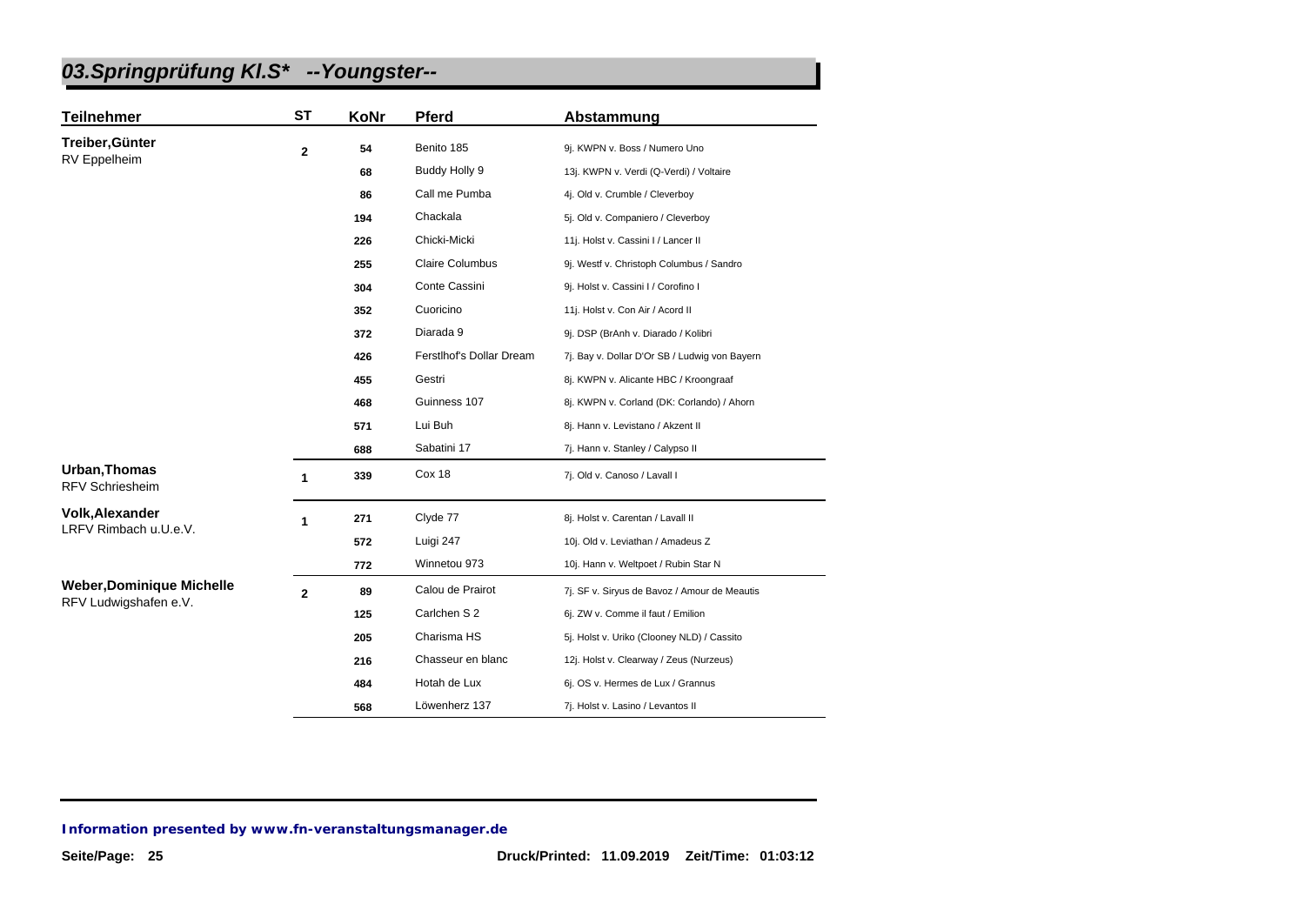## 03.Springprüfung Kl.S* --Youngster--

| Teilnehmer | ST | KoNr | Pferd | Abstammung |
|---|---|---|---|---|
| **Treiber,Günter** RV Eppelheim | 2 | 54 | Benito 185 | 9j. KWPN v. Boss / Numero Uno |
| | | 68 | Buddy Holly 9 | 13j. KWPN v. Verdi (Q-Verdi) / Voltaire |
| | | 86 | Call me Pumba | 4j. Old v. Crumble / Cleverboy |
| | | 194 | Chackala | 5j. Old v. Companiero / Cleverboy |
| | | 226 | Chicki-Micki | 11j. Holst v. Cassini I / Lancer II |
| | | 255 | Claire Columbus | 9j. Westf v. Christoph Columbus / Sandro |
| | | 304 | Conte Cassini | 9j. Holst v. Cassini I / Corofino I |
| | | 352 | Cuoricino | 11j. Holst v. Con Air / Acord II |
| | | 372 | Diarada 9 | 9j. DSP (BrAnh v. Diarado / Kolibri |
| | | 426 | Ferstlhof's Dollar Dream | 7j. Bay v. Dollar D'Or SB / Ludwig von Bayern |
| | | 455 | Gestri | 8j. KWPN v. Alicante HBC / Kroongraaf |
| | | 468 | Guinness 107 | 8j. KWPN v. Corland (DK: Corlando) / Ahorn |
| | | 571 | Lui Buh | 8j. Hann v. Levistano / Akzent II |
| | | 688 | Sabatini 17 | 7j. Hann v. Stanley / Calypso II |
| **Urban,Thomas** RFV Schriesheim | 1 | 339 | Cox 18 | 7j. Old v. Canoso / Lavall I |
| **Volk,Alexander** LRFV Rimbach u.U.e.V. | 1 | 271 | Clyde 77 | 8j. Holst v. Carentan / Lavall II |
| | | 572 | Luigi 247 | 10j. Old v. Leviathan / Amadeus Z |
| | | 772 | Winnetou 973 | 10j. Hann v. Weltpoet / Rubin Star N |
| **Weber,Dominique Michelle** RFV Ludwigshafen e.V. | 2 | 89 | Calou de Prairot | 7j. SF v. Siryus de Bavoz / Amour de Meautis |
| | | 125 | Carlchen S 2 | 6j. ZW v. Comme il faut / Emilion |
| | | 205 | Charisma HS | 5j. Holst v. Uriko (Clooney NLD) / Cassito |
| | | 216 | Chasseur en blanc | 12j. Holst v. Clearway / Zeus (Nurzeus) |
| | | 484 | Hotah de Lux | 6j. OS v. Hermes de Lux / Grannus |
| | | 568 | Löwenherz 137 | 7j. Holst v. Lasino / Levantos II |

*Information presented by www.fn-veranstaltungsmanager.de*

Druck/Printed: 11.09.2019 Zeit/Time: 01:03:12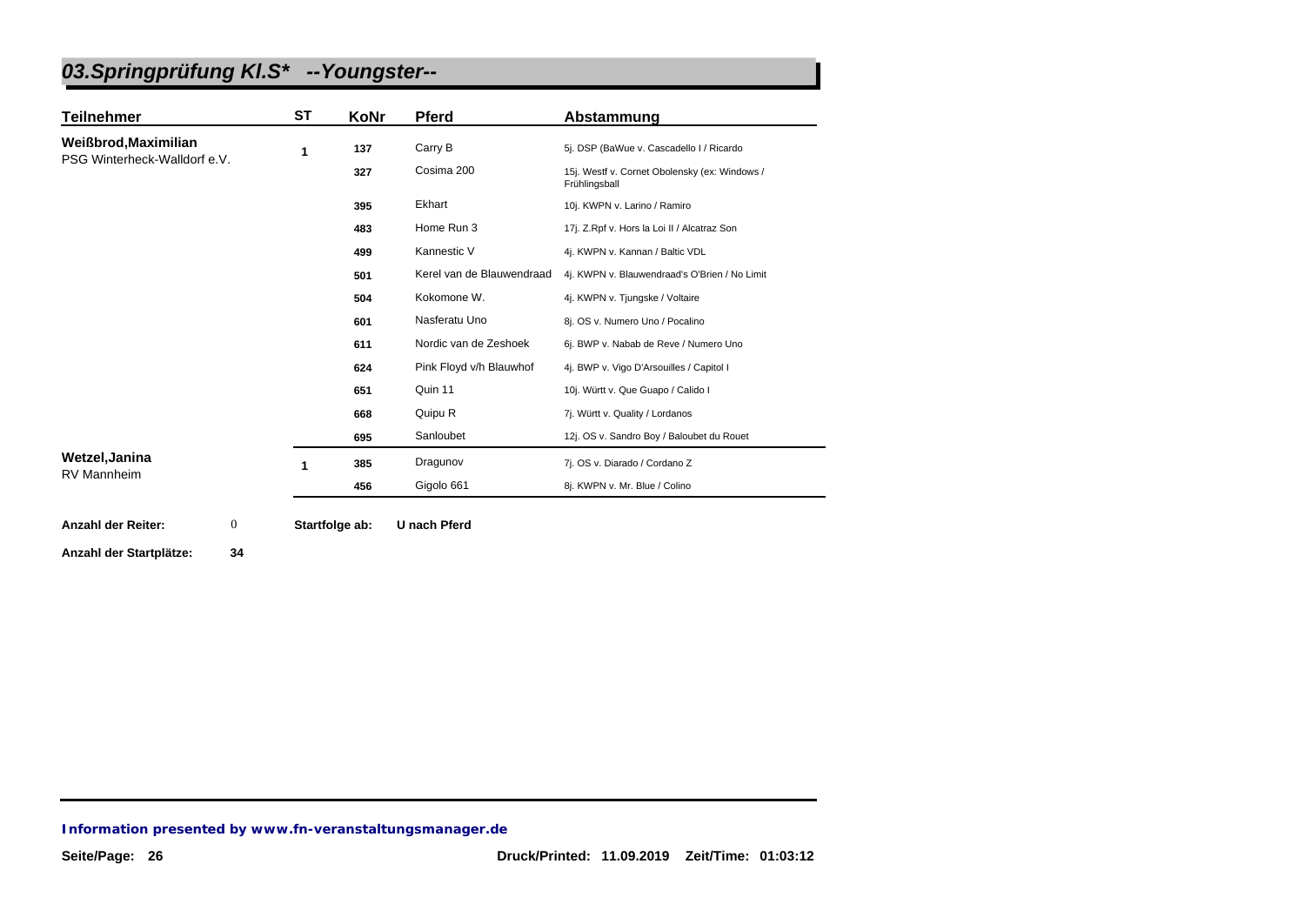# 03.Springprüfung Kl.S* --Youngster--

| Teilnehmer | ST | KoNr | Pferd | Abstammung |
|---|---|---|---|---|
| **Weißbrod,Maximilian** PSG Winterheck-Walldorf e.V. | 1 | 137 | Carry B | 5j. DSP (BaWue v. Cascadello I / Ricardo |
| | | 327 | Cosima 200 | 15j. Westf v. Cornet Obolensky (ex: Windows / Frühlingsball |
| | | 395 | Ekhart | 10j. KWPN v. Larino / Ramiro |
| | | 483 | Home Run 3 | 17j. Z.Rpf v. Hors la Loi II / Alcatraz Son |
| | | 499 | Kannestic V | 4j. KWPN v. Kannan / Baltic VDL |
| | | 501 | Kerel van de Blauwendraad | 4j. KWPN v. Blauwendraad's O'Brien / No Limit |
| | | 504 | Kokomone W. | 4j. KWPN v. Tjungske / Voltaire |
| | | 601 | Nasferatu Uno | 8j. OS v. Numero Uno / Pocalino |
| | | 611 | Nordic van de Zeshoek | 6j. BWP v. Nabab de Reve / Numero Uno |
| | | 624 | Pink Floyd v/h Blauwhof | 4j. BWP v. Vigo D'Arsouilles / Capitol I |
| | | 651 | Quin 11 | 10j. Württ v. Que Guapo / Calido I |
| | | 668 | Quipu R | 7j. Württ v. Quality / Lordanos |
| | | 695 | Sanloubet | 12j. OS v. Sandro Boy / Baloubet du Rouet |
| **Wetzel,Janina** RV Mannheim | 1 | 385 | Dragunov | 7j. OS v. Diarado / Cordano Z |
| | | 456 | Gigolo 661 | 8j. KWPN v. Mr. Blue / Colino |

**Anzahl der Reiter:** 0 **Startfolge ab:** **U nach Pferd**

**Anzahl der Startplätze:** **34**

***Information presented by www.fn-veranstaltungsmanager.de***

**Druck/Printed: 11.09.2019 Zeit/Time: 01:03:12**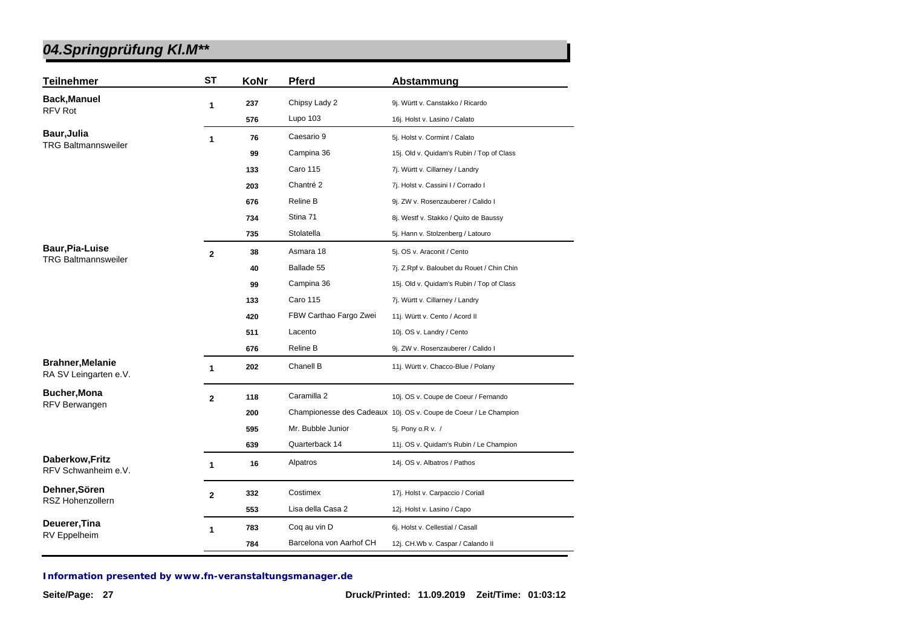# 04.Springprüfung Kl.M**

| Teilnehmer | ST | KoNr | Pferd | Abstammung |
|---|---|---|---|---|
| **Back,Manuel** RFV Rot | 1 | 237 | Chipsy Lady 2 | 9j. Württ v. Canstakko / Ricardo |
| | | 576 | Lupo 103 | 16j. Holst v. Lasino / Calato |
| **Baur,Julia** TRG Baltmannsweiler | 1 | 76 | Caesario 9 | 5j. Holst v. Cormint / Calato |
| | | 99 | Campina 36 | 15j. Old v. Quidam's Rubin / Top of Class |
| | | 133 | Caro 115 | 7j. Württ v. Cillarney / Landry |
| | | 203 | Chantré 2 | 7j. Holst v. Cassini I / Corrado I |
| | | 676 | Reline B | 9j. ZW v. Rosenzauberer / Calido I |
| | | 734 | Stina 71 | 8j. Westf v. Stakko / Quito de Baussy |
| | | 735 | Stolatella | 5j. Hann v. Stolzenberg / Latouro |
| **Baur,Pia-Luise** TRG Baltmannsweiler | 2 | 38 | Asmara 18 | 5j. OS v. Araconit / Cento |
| | | 40 | Ballade 55 | 7j. Z.Rpf v. Baloubet du Rouet / Chin Chin |
| | | 99 | Campina 36 | 15j. Old v. Quidam's Rubin / Top of Class |
| | | 133 | Caro 115 | 7j. Württ v. Cillarney / Landry |
| | | 420 | FBW Carthao Fargo Zwei | 11j. Württ v. Cento / Acord II |
| | | 511 | Lacento | 10j. OS v. Landry / Cento |
| | | 676 | Reline B | 9j. ZW v. Rosenzauberer / Calido I |
| **Brahner,Melanie** RA SV Leingarten e.V. | 1 | 202 | Chanell B | 11j. Württ v. Chacco-Blue / Polany |
| **Bucher,Mona** RFV Berwangen | 2 | 118 | Caramilla 2 | 10j. OS v. Coupe de Coeur / Fernando |
| | | 200 | Championesse des Cadeaux | 10j. OS v. Coupe de Coeur / Le Champion |
| | | 595 | Mr. Bubble Junior | 5j. Pony o.R v. / |
| | | 639 | Quarterback 14 | 11j. OS v. Quidam's Rubin / Le Champion |
| **Daberkow,Fritz** RFV Schwanheim e.V. | 1 | 16 | Alpatros | 14j. OS v. Albatros / Pathos |
| **Dehner,Sören** RSZ Hohenzollern | 2 | 332 | Costimex | 17j. Holst v. Carpaccio / Coriall |
| | | 553 | Lisa della Casa 2 | 12j. Holst v. Lasino / Capo |
| **Deuerer,Tina** RV Eppelheim | 1 | 783 | Coq au vin D | 6j. Holst v. Cellestial / Casall |
| | | 784 | Barcelona von Aarhof CH | 12j. CH.Wb v. Caspar / Calando II |

**Information presented by www.fn-veranstaltungsmanager.de**

Druck/Printed: 11.09.2019 Zeit/Time: 01:03:12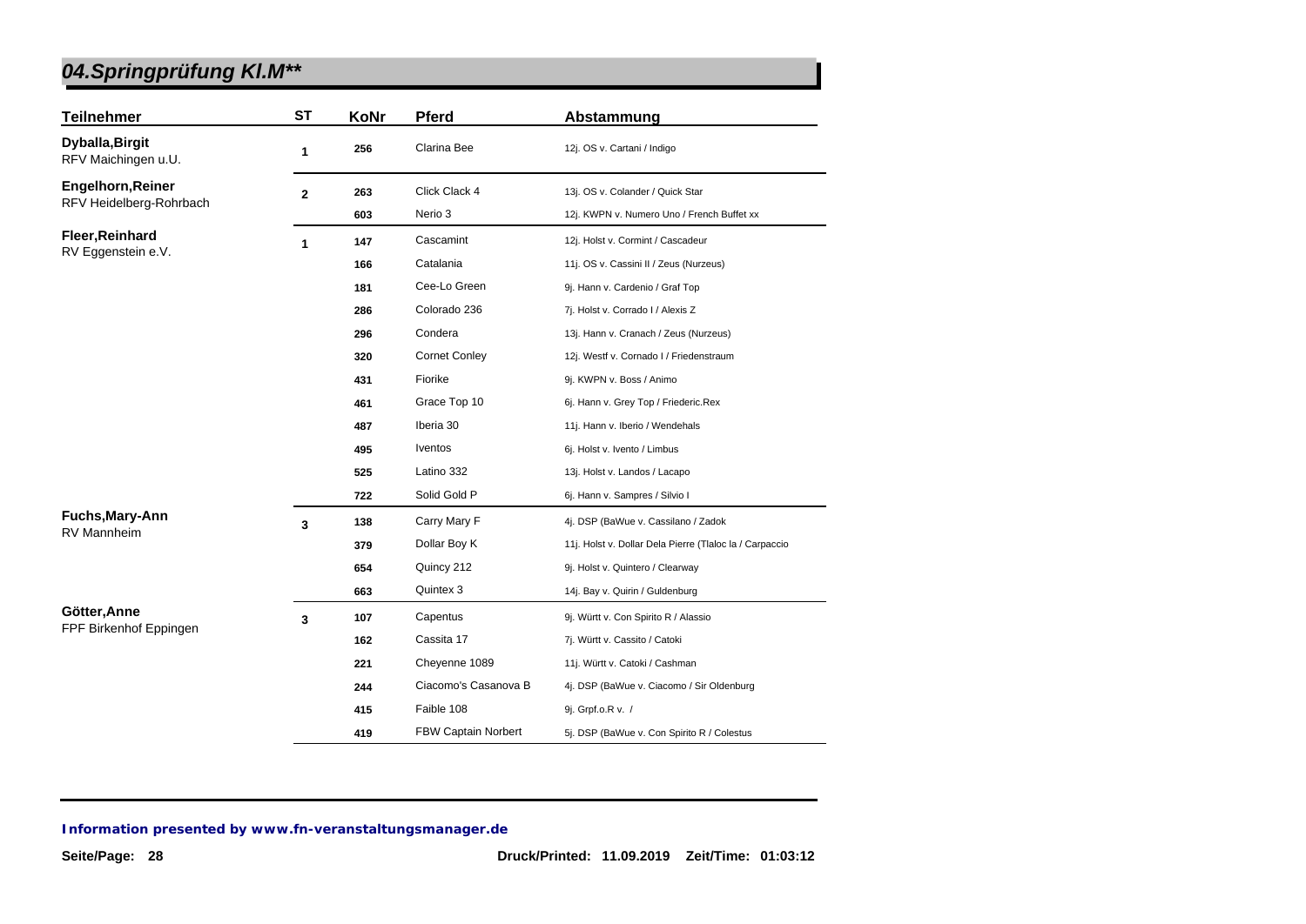## 04.Springprüfung Kl.M**

| Teilnehmer | ST | KoNr | Pferd | Abstammung |
|---|---|---|---|---|
| **Dyballa,Birgit** RFV Maichingen u.U. | 1 | 256 | Clarina Bee | 12j. OS v. Cartani / Indigo |
| **Engelhorn,Reiner** RFV Heidelberg-Rohrbach | 2 | 263 | Click Clack 4 | 13j. OS v. Colander / Quick Star |
| | | 603 | Nerio 3 | 12j. KWPN v. Numero Uno / French Buffet xx |
| **Fleer,Reinhard** RV Eggenstein e.V. | 1 | 147 | Cascamint | 12j. Holst v. Cormint / Cascadeur |
| | | 166 | Catalania | 11j. OS v. Cassini II / Zeus (Nurzeus) |
| | | 181 | Cee-Lo Green | 9j. Hann v. Cardenio / Graf Top |
| | | 286 | Colorado 236 | 7j. Holst v. Corrado I / Alexis Z |
| | | 296 | Condera | 13j. Hann v. Cranach / Zeus (Nurzeus) |
| | | 320 | Cornet Conley | 12j. Westf v. Cornado I / Friedenstraum |
| | | 431 | Fiorike | 9j. KWPN v. Boss / Animo |
| | | 461 | Grace Top 10 | 6j. Hann v. Grey Top / Friederic.Rex |
| | | 487 | Iberia 30 | 11j. Hann v. Iberio / Wendehals |
| | | 495 | Iventos | 6j. Holst v. Ivento / Limbus |
| | | 525 | Latino 332 | 13j. Holst v. Landos / Lacapo |
| | | 722 | Solid Gold P | 6j. Hann v. Sampres / Silvio I |
| **Fuchs,Mary-Ann** RV Mannheim | 3 | 138 | Carry Mary F | 4j. DSP (BaWue v. Cassilano / Zadok |
| | | 379 | Dollar Boy K | 11j. Holst v. Dollar Dela Pierre (Tlaloc la / Carpaccio |
| | | 654 | Quincy 212 | 9j. Holst v. Quintero / Clearway |
| | | 663 | Quintex 3 | 14j. Bay v. Quirin / Guldenburg |
| **Götter,Anne** FPF Birkenhof Eppingen | 3 | 107 | Capentus | 9j. Württ v. Con Spirito R / Alassio |
| | | 162 | Cassita 17 | 7j. Württ v. Cassito / Catoki |
| | | 221 | Cheyenne 1089 | 11j. Württ v. Catoki / Cashman |
| | | 244 | Ciacomo's Casanova B | 4j. DSP (BaWue v. Ciacomo / Sir Oldenburg |
| | | 415 | Faible 108 | 9j. Grpf.o.R v. / |
| | | 419 | FBW Captain Norbert | 5j. DSP (BaWue v. Con Spirito R / Colestus |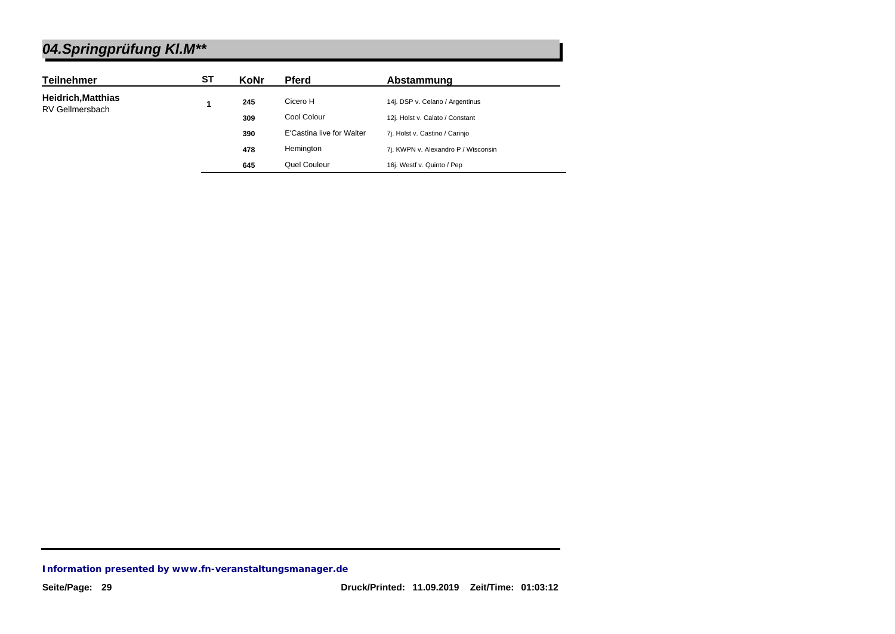# 04.Springprüfung Kl.M**

| Teilnehmer | ST | KoNr | Pferd | Abstammung |
|---|---|---|---|---|
| **Heidrich,Matthias** RV Gellmersbach | 1 | 245 | Cicero H | 14j. DSP v. Celano / Argentinus |
| | | 309 | Cool Colour | 12j. Holst v. Calato / Constant |
| | | 390 | E'Castina live for Walter | 7j. Holst v. Castino / Carinjo |
| | | 478 | Hemington | 7j. KWPN v. Alexandro P / Wisconsin |
| | | 645 | Quel Couleur | 16j. Westf v. Quinto / Pep |

**Information presented by www.fn-veranstaltungsmanager.de**

Druck/Printed: 11.09.2019 Zeit/Time: 01:03:12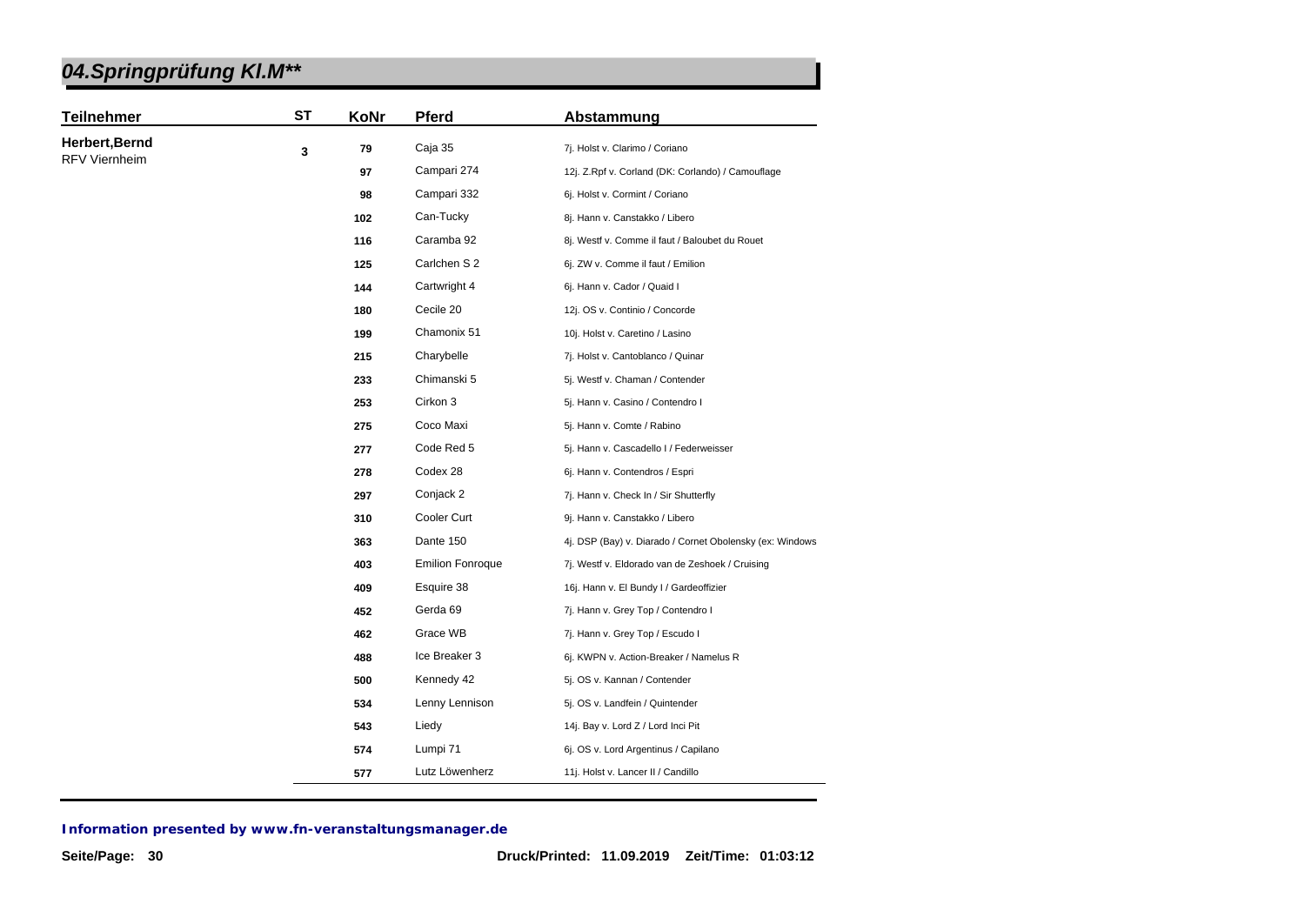# 04.Springprüfung Kl.M**

| Teilnehmer | ST | KoNr | Pferd | Abstammung |
|---|---|---|---|---|
| **Herbert,Bernd** RFV Viernheim | 3 | 79 | Caja 35 | 7j. Holst v. Clarimo / Coriano |
| | | 97 | Campari 274 | 12j. Z.Rpf v. Corland (DK: Corlando) / Camouflage |
| | | 98 | Campari 332 | 6j. Holst v. Cormint / Coriano |
| | | 102 | Can-Tucky | 8j. Hann v. Canstakko / Libero |
| | | 116 | Caramba 92 | 8j. Westf v. Comme il faut / Baloubet du Rouet |
| | | 125 | Carlchen S 2 | 6j. ZW v. Comme il faut / Emilion |
| | | 144 | Cartwright 4 | 6j. Hann v. Cador / Quaid I |
| | | 180 | Cecile 20 | 12j. OS v. Continio / Concorde |
| | | 199 | Chamonix 51 | 10j. Holst v. Caretino / Lasino |
| | | 215 | Charybelle | 7j. Holst v. Cantoblanco / Quinar |
| | | 233 | Chimanski 5 | 5j. Westf v. Chaman / Contender |
| | | 253 | Cirkon 3 | 5j. Hann v. Casino / Contendro I |
| | | 275 | Coco Maxi | 5j. Hann v. Comte / Rabino |
| | | 277 | Code Red 5 | 5j. Hann v. Cascadello I / Federweisser |
| | | 278 | Codex 28 | 6j. Hann v. Contendros / Espri |
| | | 297 | Conjack 2 | 7j. Hann v. Check In / Sir Shutterfly |
| | | 310 | Cooler Curt | 9j. Hann v. Canstakko / Libero |
| | | 363 | Dante 150 | 4j. DSP (Bay) v. Diarado / Cornet Obolensky (ex: Windows |
| | | 403 | Emilion Fonroque | 7j. Westf v. Eldorado van de Zeshoek / Cruising |
| | | 409 | Esquire 38 | 16j. Hann v. El Bundy I / Gardeoffizier |
| | | 452 | Gerda 69 | 7j. Hann v. Grey Top / Contendro I |
| | | 462 | Grace WB | 7j. Hann v. Grey Top / Escudo I |
| | | 488 | Ice Breaker 3 | 6j. KWPN v. Action-Breaker / Namelus R |
| | | 500 | Kennedy 42 | 5j. OS v. Kannan / Contender |
| | | 534 | Lenny Lennison | 5j. OS v. Landfein / Quintender |
| | | 543 | Liedy | 14j. Bay v. Lord Z / Lord Inci Pit |
| | | 574 | Lumpi 71 | 6j. OS v. Lord Argentinus / Capilano |
| | | 577 | Lutz Löwenherz | 11j. Holst v. Lancer II / Candillo |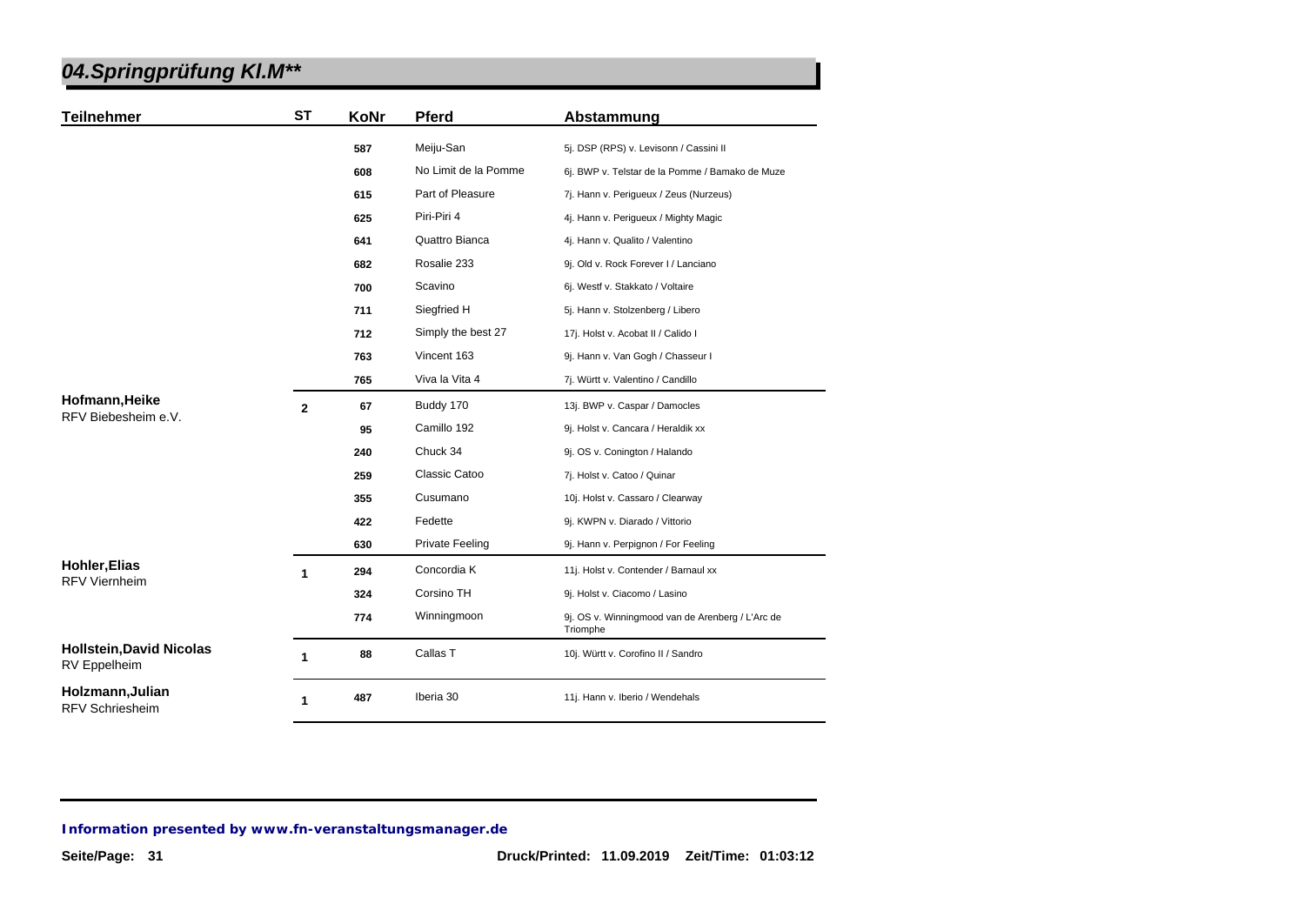# 04.Springprüfung Kl.M**

| Teilnehmer | ST | KoNr | Pferd | Abstammung |
| --- | --- | --- | --- | --- |
| | | 587 | Meiju-San | 5j. DSP (RPS) v. Levisonn / Cassini II |
| | | 608 | No Limit de la Pomme | 6j. BWP v. Telstar de la Pomme / Bamako de Muze |
| | | 615 | Part of Pleasure | 7j. Hann v. Perigueux / Zeus (Nurzeus) |
| | | 625 | Piri-Piri 4 | 4j. Hann v. Perigueux / Mighty Magic |
| | | 641 | Quattro Bianca | 4j. Hann v. Qualito / Valentino |
| | | 682 | Rosalie 233 | 9j. Old v. Rock Forever I / Lanciano |
| | | 700 | Scavino | 6j. Westf v. Stakkato / Voltaire |
| | | 711 | Siegfried H | 5j. Hann v. Stolzenberg / Libero |
| | | 712 | Simply the best 27 | 17j. Holst v. Acobat II / Calido I |
| | | 763 | Vincent 163 | 9j. Hann v. Van Gogh / Chasseur I |
| | | 765 | Viva la Vita 4 | 7j. Württ v. Valentino / Candillo |
| **Hofmann,Heike** RFV Biebesheim e.V. | 2 | 67 | Buddy 170 | 13j. BWP v. Caspar / Damocles |
| | | 95 | Camillo 192 | 9j. Holst v. Cancara / Heraldik xx |
| | | 240 | Chuck 34 | 9j. OS v. Conington / Halando |
| | | 259 | Classic Catoo | 7j. Holst v. Catoo / Quinar |
| | | 355 | Cusumano | 10j. Holst v. Cassaro / Clearway |
| | | 422 | Fedette | 9j. KWPN v. Diarado / Vittorio |
| | | 630 | Private Feeling | 9j. Hann v. Perpignon / For Feeling |
| **Hohler,Elias** RFV Viernheim | 1 | 294 | Concordia K | 11j. Holst v. Contender / Barnaul xx |
| | | 324 | Corsino TH | 9j. Holst v. Ciacomo / Lasino |
| | | 774 | Winningmoon | 9j. OS v. Winningmood van de Arenberg / L'Arc de Triomphe |
| **Hollstein,David Nicolas** RV Eppelheim | 1 | 88 | Callas T | 10j. Württ v. Corofino II / Sandro |
| **Holzmann,Julian** RFV Schriesheim | 1 | 487 | Iberia 30 | 11j. Hann v. Iberio / Wendehals |

***Information presented by www.fn-veranstaltungsmanager.de***

**Druck/Printed: 11.09.2019 Zeit/Time: 01:03:12**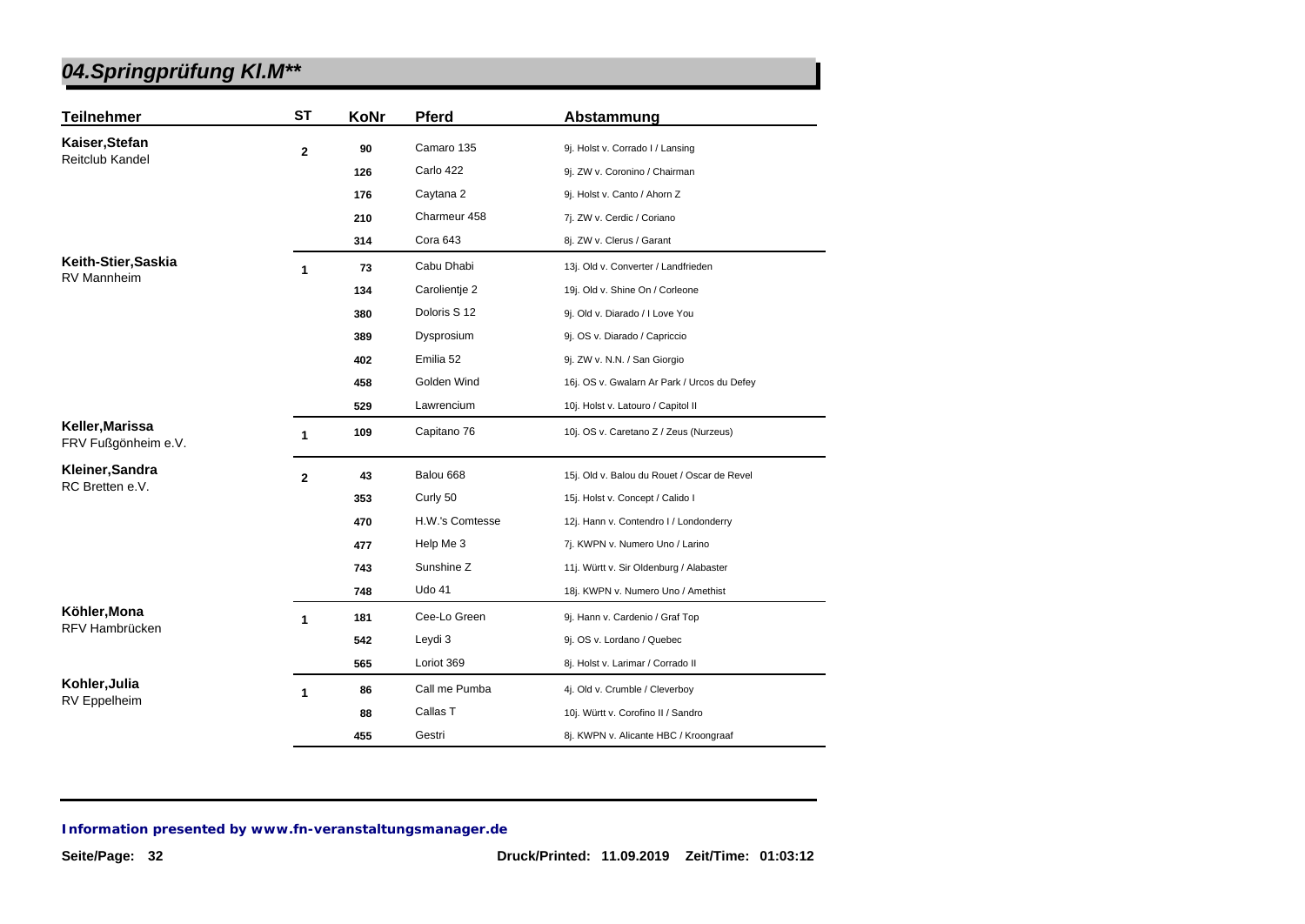# 04.Springprüfung Kl.M**

| Teilnehmer | ST | KoNr | Pferd | Abstammung |
|---|---|---|---|---|
| **Kaiser,Stefan** Reitclub Kandel | **2** | **90** | Camaro 135 | 9j. Holst v. Corrado I / Lansing |
| | | **126** | Carlo 422 | 9j. ZW v. Coronino / Chairman |
| | | **176** | Caytana 2 | 9j. Holst v. Canto / Ahorn Z |
| | | **210** | Charmeur 458 | 7j. ZW v. Cerdic / Coriano |
| | | **314** | Cora 643 | 8j. ZW v. Clerus / Garant |
| **Keith-Stier,Saskia** RV Mannheim | **1** | **73** | Cabu Dhabi | 13j. Old v. Converter / Landfrieden |
| | | **134** | Carolientje 2 | 19j. Old v. Shine On / Corleone |
| | | **380** | Doloris S 12 | 9j. Old v. Diarado / I Love You |
| | | **389** | Dysprosium | 9j. OS v. Diarado / Capriccio |
| | | **402** | Emilia 52 | 9j. ZW v. N.N. / San Giorgio |
| | | **458** | Golden Wind | 16j. OS v. Gwalarn Ar Park / Urcos du Defey |
| | | **529** | Lawrencium | 10j. Holst v. Latouro / Capitol II |
| **Keller,Marissa** FRV Fußgönheim e.V. | **1** | **109** | Capitano 76 | 10j. OS v. Caretano Z / Zeus (Nurzeus) |
| **Kleiner,Sandra** RC Bretten e.V. | **2** | **43** | Balou 668 | 15j. Old v. Balou du Rouet / Oscar de Revel |
| | | **353** | Curly 50 | 15j. Holst v. Concept / Calido I |
| | | **470** | H.W.'s Comtesse | 12j. Hann v. Contendro I / Londonderry |
| | | **477** | Help Me 3 | 7j. KWPN v. Numero Uno / Larino |
| | | **743** | Sunshine Z | 11j. Württ v. Sir Oldenburg / Alabaster |
| | | **748** | Udo 41 | 18j. KWPN v. Numero Uno / Amethist |
| **Köhler,Mona** RFV Hambrücken | **1** | **181** | Cee-Lo Green | 9j. Hann v. Cardenio / Graf Top |
| | | **542** | Leydi 3 | 9j. OS v. Lordano / Quebec |
| | | **565** | Loriot 369 | 8j. Holst v. Larimar / Corrado II |
| **Kohler,Julia** RV Eppelheim | **1** | **86** | Call me Pumba | 4j. Old v. Crumble / Cleverboy |
| | | **88** | Callas T | 10j. Württ v. Corofino II / Sandro |
| | | **455** | Gestri | 8j. KWPN v. Alicante HBC / Kroongraaf |

*Information presented by www.fn-veranstaltungsmanager.de*

**Druck/Printed: 11.09.2019 Zeit/Time: 01:03:12**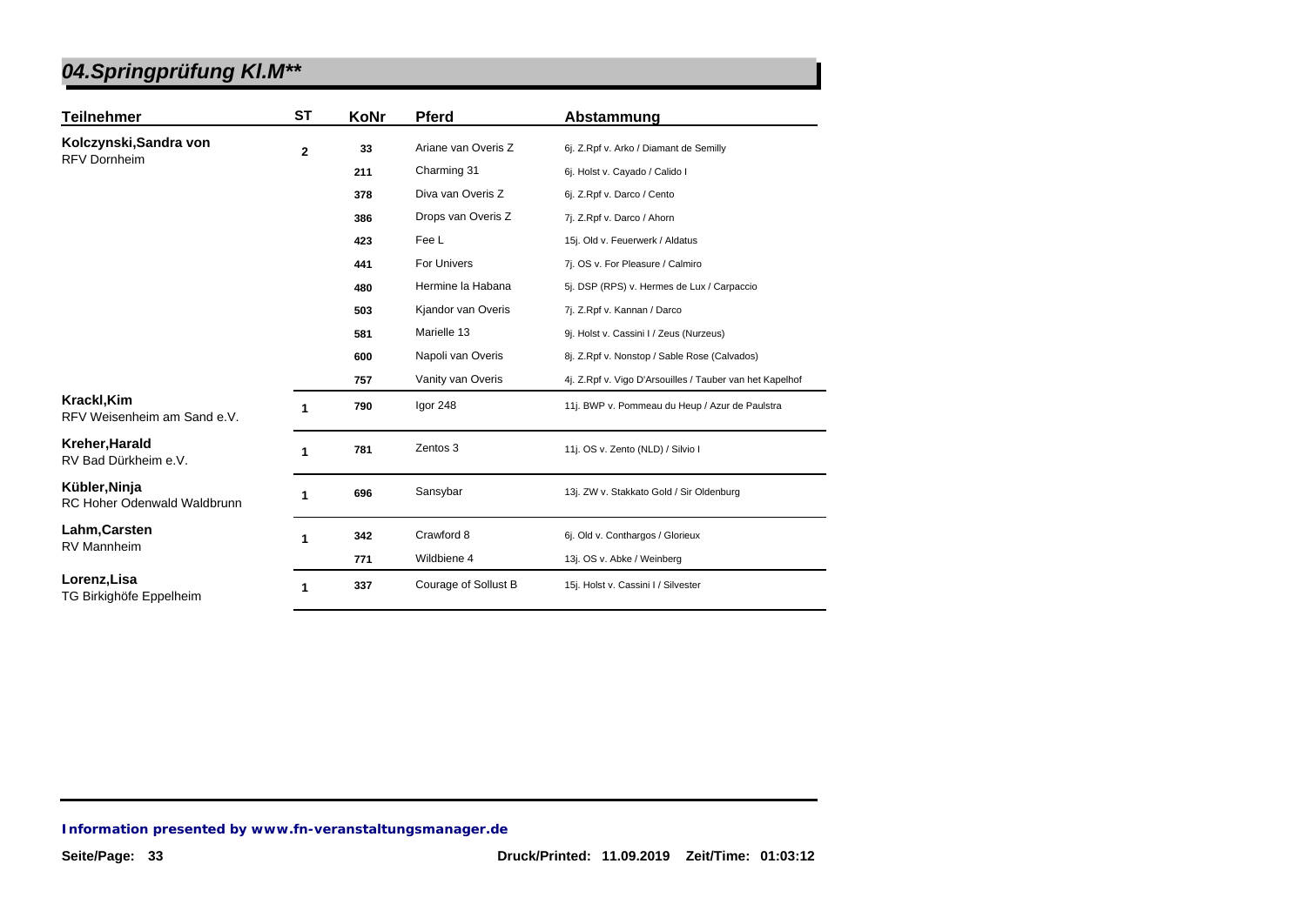# 04.Springprüfung Kl.M**

| Teilnehmer | ST | KoNr | Pferd | Abstammung |
|---|---|---|---|---|
| **Kolczynski,Sandra von** RFV Dornheim | 2 | 33 | Ariane van Overis Z | 6j. Z.Rpf v. Arko / Diamant de Semilly |
| | | 211 | Charming 31 | 6j. Holst v. Cayado / Calido I |
| | | 378 | Diva van Overis Z | 6j. Z.Rpf v. Darco / Cento |
| | | 386 | Drops van Overis Z | 7j. Z.Rpf v. Darco / Ahorn |
| | | 423 | Fee L | 15j. Old v. Feuerwerk / Aldatus |
| | | 441 | For Univers | 7j. OS v. For Pleasure / Calmiro |
| | | 480 | Hermine la Habana | 5j. DSP (RPS) v. Hermes de Lux / Carpaccio |
| | | 503 | Kjandor van Overis | 7j. Z.Rpf v. Kannan / Darco |
| | | 581 | Marielle 13 | 9j. Holst v. Cassini I / Zeus (Nurzeus) |
| | | 600 | Napoli van Overis | 8j. Z.Rpf v. Nonstop / Sable Rose (Calvados) |
| | | 757 | Vanity van Overis | 4j. Z.Rpf v. Vigo D'Arsouilles / Tauber van het Kapelhof |
| **Krackl,Kim** RFV Weisenheim am Sand e.V. | 1 | 790 | Igor 248 | 11j. BWP v. Pommeau du Heup / Azur de Paulstra |
| **Kreher,Harald** RV Bad Dürkheim e.V. | 1 | 781 | Zentos 3 | 11j. OS v. Zento (NLD) / Silvio I |
| **Kübler,Ninja** RC Hoher Odenwald Waldbrunn | 1 | 696 | Sansybar | 13j. ZW v. Stakkato Gold / Sir Oldenburg |
| **Lahm,Carsten** RV Mannheim | 1 | 342 | Crawford 8 | 6j. Old v. Conthargos / Glorieux |
| | | 771 | Wildbiene 4 | 13j. OS v. Abke / Weinberg |
| **Lorenz,Lisa** TG Birkighöfe Eppelheim | 1 | 337 | Courage of Sollust B | 15j. Holst v. Cassini I / Silvester |

**Information presented by www.fn-veranstaltungsmanager.de**

Druck/Printed: 11.09.2019 Zeit/Time: 01:03:12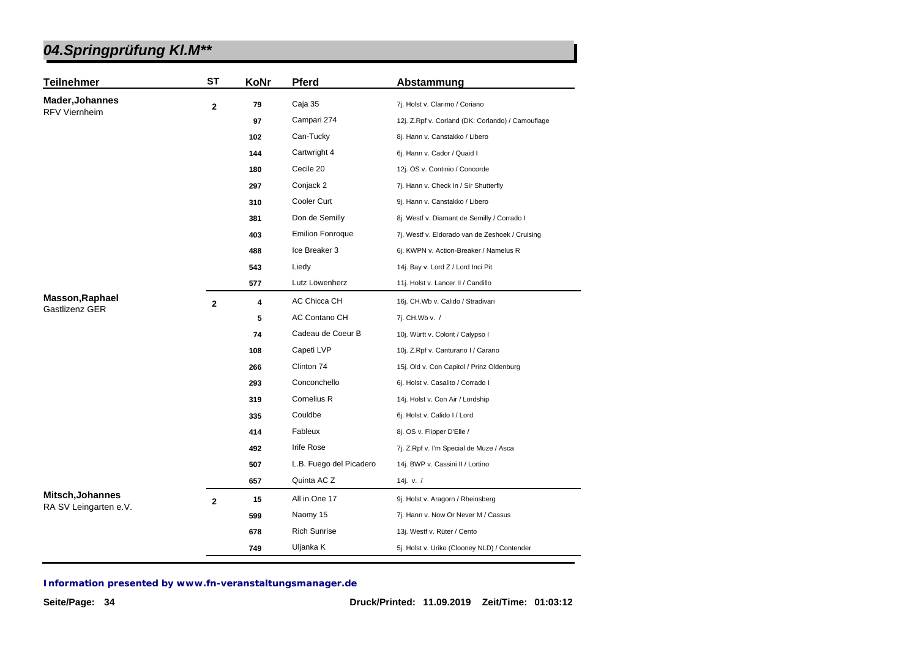# 04.Springprüfung Kl.M**

| Teilnehmer | ST | KoNr | Pferd | Abstammung |
|---|---|---|---|---|
| **Mader,Johannes** RFV Viernheim | **2** | **79** | Caja 35 | 7j. Holst v. Clarimo / Coriano |
| | | **97** | Campari 274 | 12j. Z.Rpf v. Corland (DK: Corlando) / Camouflage |
| | | **102** | Can-Tucky | 8j. Hann v. Canstakko / Libero |
| | | **144** | Cartwright 4 | 6j. Hann v. Cador / Quaid I |
| | | **180** | Cecile 20 | 12j. OS v. Continio / Concorde |
| | | **297** | Conjack 2 | 7j. Hann v. Check In / Sir Shutterfly |
| | | **310** | Cooler Curt | 9j. Hann v. Canstakko / Libero |
| | | **381** | Don de Semilly | 8j. Westf v. Diamant de Semilly / Corrado I |
| | | **403** | Emilion Fonroque | 7j. Westf v. Eldorado van de Zeshoek / Cruising |
| | | **488** | Ice Breaker 3 | 6j. KWPN v. Action-Breaker / Namelus R |
| | | **543** | Liedy | 14j. Bay v. Lord Z / Lord Inci Pit |
| | | **577** | Lutz Löwenherz | 11j. Holst v. Lancer II / Candillo |
| **Masson,Raphael** Gastlizenz GER | **2** | **4** | AC Chicca CH | 16j. CH.Wb v. Calido / Stradivari |
| | | **5** | AC Contano CH | 7j. CH.Wb v. / |
| | | **74** | Cadeau de Coeur B | 10j. Württ v. Colorit / Calypso I |
| | | **108** | Capeti LVP | 10j. Z.Rpf v. Canturano I / Carano |
| | | **266** | Clinton 74 | 15j. Old v. Con Capitol / Prinz Oldenburg |
| | | **293** | Conconchello | 6j. Holst v. Casalito / Corrado I |
| | | **319** | Cornelius R | 14j. Holst v. Con Air / Lordship |
| | | **335** | Couldbe | 6j. Holst v. Calido I / Lord |
| | | **414** | Fableux | 8j. OS v. Flipper D'Elle / |
| | | **492** | Irife Rose | 7j. Z.Rpf v. I'm Special de Muze / Asca |
| | | **507** | L.B. Fuego del Picadero | 14j. BWP v. Cassini II / Lortino |
| | | **657** | Quinta AC Z | 14j. v. / |
| **Mitsch,Johannes** RA SV Leingarten e.V. | **2** | **15** | All in One 17 | 9j. Holst v. Aragorn / Rheinsberg |
| | | **599** | Naomy 15 | 7j. Hann v. Now Or Never M / Cassus |
| | | **678** | Rich Sunrise | 13j. Westf v. Rüter / Cento |
| | | **749** | Uljanka K | 5j. Holst v. Uriko (Clooney NLD) / Contender |

***Information presented by www.fn-veranstaltungsmanager.de***

**Druck/Printed: 11.09.2019 Zeit/Time: 01:03:12**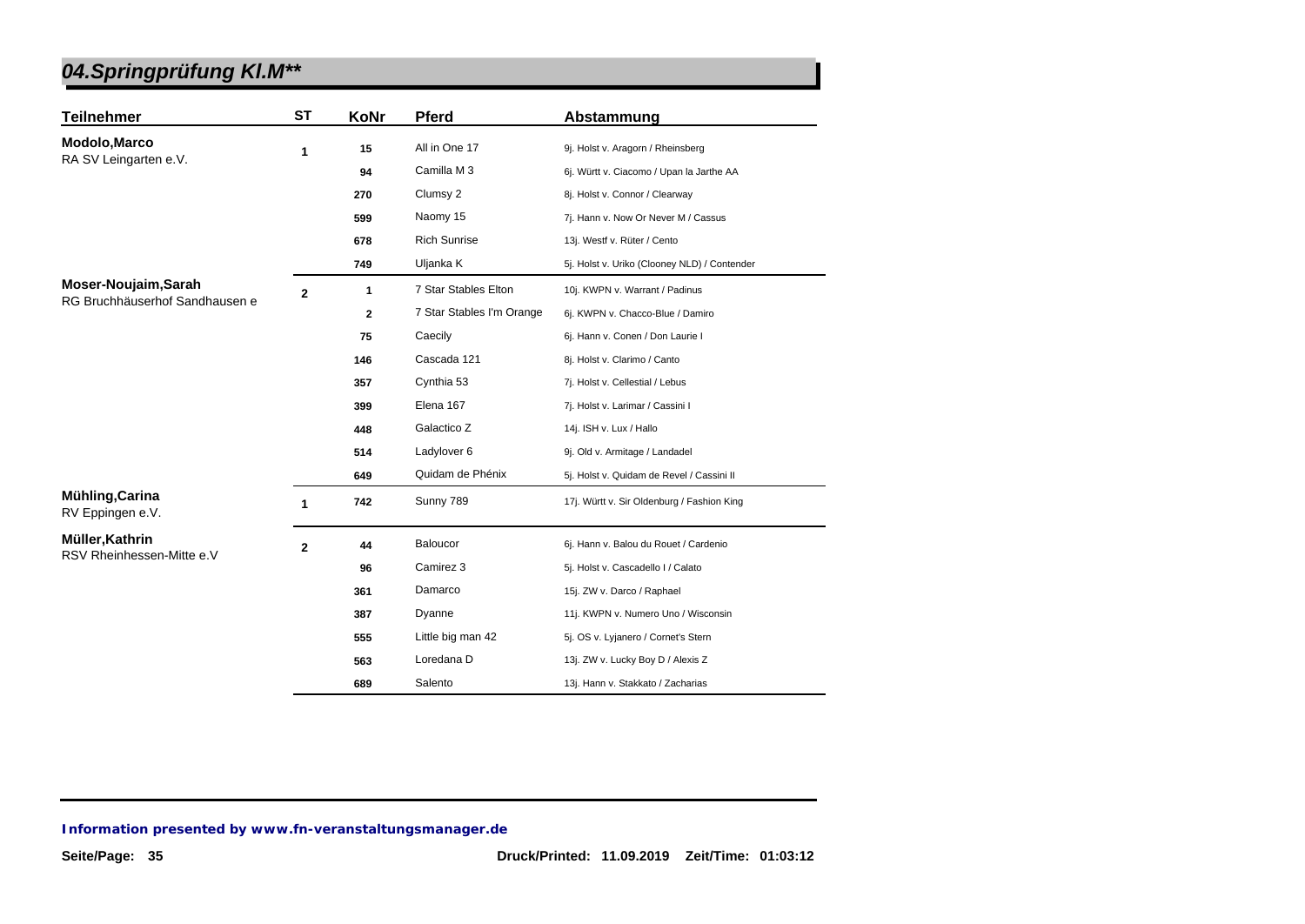# 04.Springprüfung Kl.M**

| Teilnehmer | ST | KoNr | Pferd | Abstammung |
|---|---|---|---|---|
| **Modolo,Marco** RA SV Leingarten e.V. | 1 | 15 | All in One 17 | 9j. Holst v. Aragorn / Rheinsberg |
| | | 94 | Camilla M 3 | 6j. Württ v. Ciacomo / Upan la Jarthe AA |
| | | 270 | Clumsy 2 | 8j. Holst v. Connor / Clearway |
| | | 599 | Naomy 15 | 7j. Hann v. Now Or Never M / Cassus |
| | | 678 | Rich Sunrise | 13j. Westf v. Rüter / Cento |
| | | 749 | Uljanka K | 5j. Holst v. Uriko (Clooney NLD) / Contender |
| **Moser-Noujaim,Sarah** RG Bruchhäuserhof Sandhausen e | 2 | 1 | 7 Star Stables Elton | 10j. KWPN v. Warrant / Padinus |
| | | 2 | 7 Star Stables I'm Orange | 6j. KWPN v. Chacco-Blue / Damiro |
| | | 75 | Caecily | 6j. Hann v. Conen / Don Laurie I |
| | | 146 | Cascada 121 | 8j. Holst v. Clarimo / Canto |
| | | 357 | Cynthia 53 | 7j. Holst v. Cellestial / Lebus |
| | | 399 | Elena 167 | 7j. Holst v. Larimar / Cassini I |
| | | 448 | Galactico Z | 14j. ISH v. Lux / Hallo |
| | | 514 | Ladylover 6 | 9j. Old v. Armitage / Landadel |
| | | 649 | Quidam de Phénix | 5j. Holst v. Quidam de Revel / Cassini II |
| **Mühling,Carina** RV Eppingen e.V. | 1 | 742 | Sunny 789 | 17j. Württ v. Sir Oldenburg / Fashion King |
| **Müller,Kathrin** RSV Rheinhessen-Mitte e.V | 2 | 44 | Baloucor | 6j. Hann v. Balou du Rouet / Cardenio |
| | | 96 | Camirez 3 | 5j. Holst v. Cascadello I / Calato |
| | | 361 | Damarco | 15j. ZW v. Darco / Raphael |
| | | 387 | Dyanne | 11j. KWPN v. Numero Uno / Wisconsin |
| | | 555 | Little big man 42 | 5j. OS v. Lyjanero / Cornet's Stern |
| | | 563 | Loredana D | 13j. ZW v. Lucky Boy D / Alexis Z |
| | | 689 | Salento | 13j. Hann v. Stakkato / Zacharias |

*Information presented by www.fn-veranstaltungsmanager.de*

Druck/Printed: 11.09.2019 Zeit/Time: 01:03:12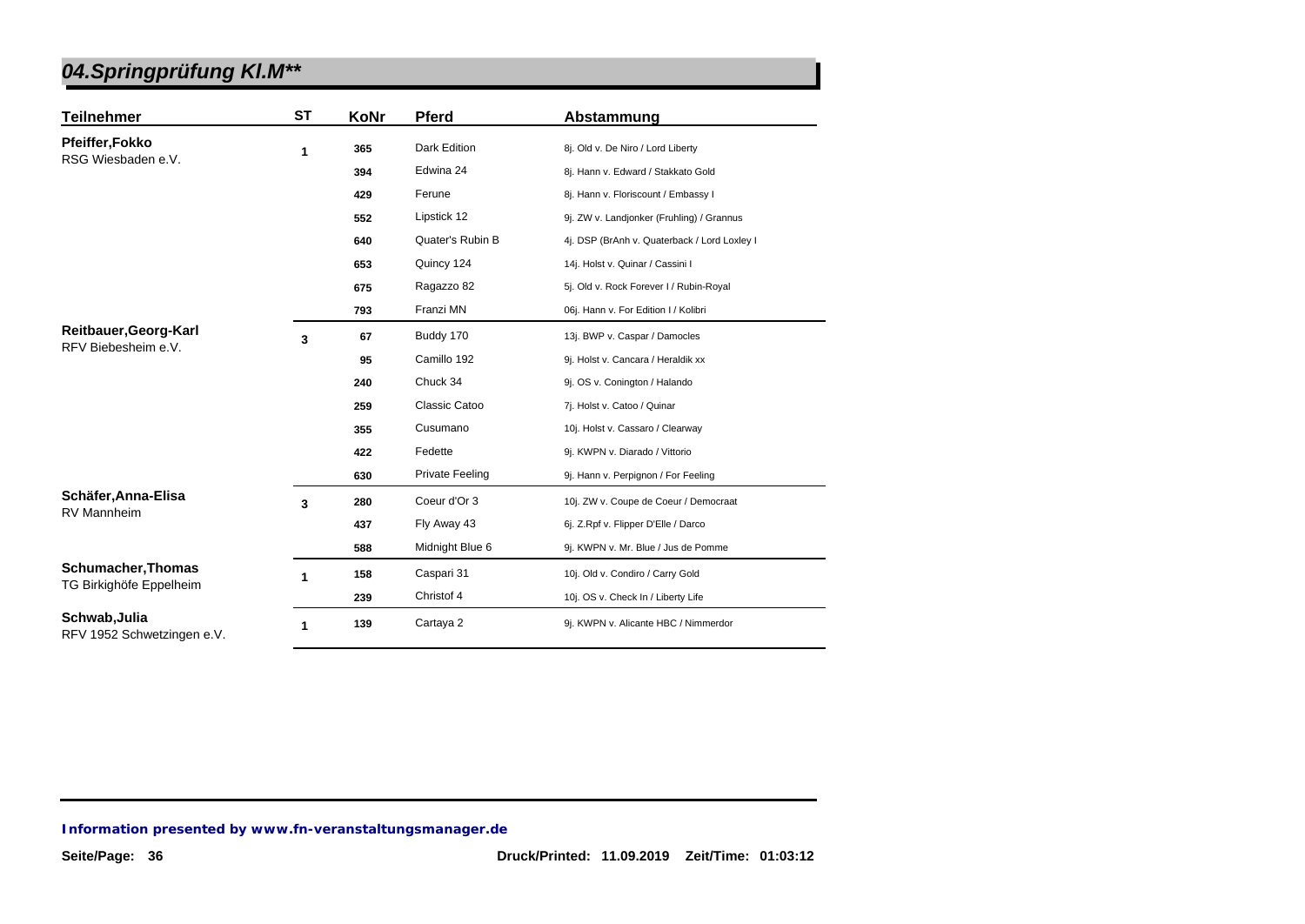## 04.Springprüfung Kl.M**

| Teilnehmer | ST | KoNr | Pferd | Abstammung |
|---|---|---|---|---|
| **Pfeiffer,Fokko** RSG Wiesbaden e.V. | 1 | 365 | Dark Edition | 8j. Old v. De Niro / Lord Liberty |
| | | 394 | Edwina 24 | 8j. Hann v. Edward / Stakkato Gold |
| | | 429 | Ferune | 8j. Hann v. Floriscount / Embassy I |
| | | 552 | Lipstick 12 | 9j. ZW v. Landjonker (Fruhling) / Grannus |
| | | 640 | Quater's Rubin B | 4j. DSP (BrAnh v. Quaterback / Lord Loxley I |
| | | 653 | Quincy 124 | 14j. Holst v. Quinar / Cassini I |
| | | 675 | Ragazzo 82 | 5j. Old v. Rock Forever I / Rubin-Royal |
| | | 793 | Franzi MN | 06j. Hann v. For Edition I / Kolibri |
| **Reitbauer,Georg-Karl** RFV Biebesheim e.V. | 3 | 67 | Buddy 170 | 13j. BWP v. Caspar / Damocles |
| | | 95 | Camillo 192 | 9j. Holst v. Cancara / Heraldik xx |
| | | 240 | Chuck 34 | 9j. OS v. Conington / Halando |
| | | 259 | Classic Catoo | 7j. Holst v. Catoo / Quinar |
| | | 355 | Cusumano | 10j. Holst v. Cassaro / Clearway |
| | | 422 | Fedette | 9j. KWPN v. Diarado / Vittorio |
| | | 630 | Private Feeling | 9j. Hann v. Perpignon / For Feeling |
| **Schäfer,Anna-Elisa** RV Mannheim | 3 | 280 | Coeur d'Or 3 | 10j. ZW v. Coupe de Coeur / Democraat |
| | | 437 | Fly Away 43 | 6j. Z.Rpf v. Flipper D'Elle / Darco |
| | | 588 | Midnight Blue 6 | 9j. KWPN v. Mr. Blue / Jus de Pomme |
| **Schumacher,Thomas** TG Birkighöfe Eppelheim | 1 | 158 | Caspari 31 | 10j. Old v. Condiro / Carry Gold |
| | | 239 | Christof 4 | 10j. OS v. Check In / Liberty Life |
| **Schwab,Julia** RFV 1952 Schwetzingen e.V. | 1 | 139 | Cartaya 2 | 9j. KWPN v. Alicante HBC / Nimmerdor |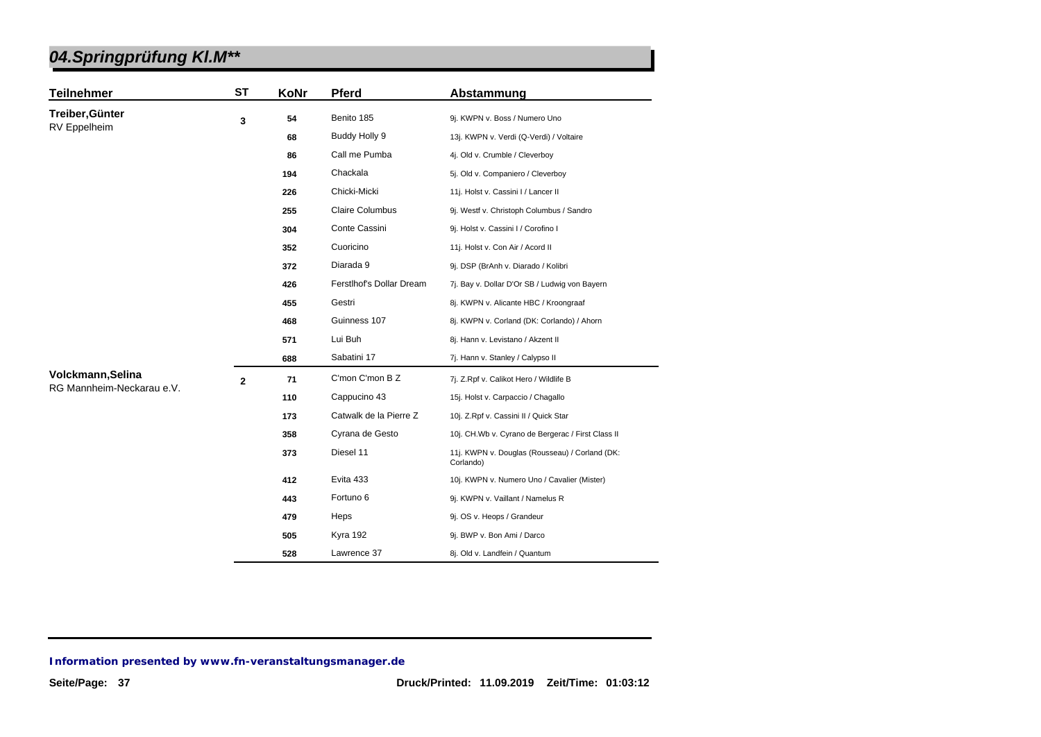# 04.Springprüfung Kl.M**

| Teilnehmer | ST | KoNr | Pferd | Abstammung |
|---|---|---|---|---|
| **Treiber,Günter** RV Eppelheim | **3** | **54** | Benito 185 | 9j. KWPN v. Boss / Numero Uno |
| | | **68** | Buddy Holly 9 | 13j. KWPN v. Verdi (Q-Verdi) / Voltaire |
| | | **86** | Call me Pumba | 4j. Old v. Crumble / Cleverboy |
| | | **194** | Chackala | 5j. Old v. Companiero / Cleverboy |
| | | **226** | Chicki-Micki | 11j. Holst v. Cassini I / Lancer II |
| | | **255** | Claire Columbus | 9j. Westf v. Christoph Columbus / Sandro |
| | | **304** | Conte Cassini | 9j. Holst v. Cassini I / Corofino I |
| | | **352** | Cuoricino | 11j. Holst v. Con Air / Acord II |
| | | **372** | Diarada 9 | 9j. DSP (BrAnh v. Diarado / Kolibri |
| | | **426** | Ferstlhof's Dollar Dream | 7j. Bay v. Dollar D'Or SB / Ludwig von Bayern |
| | | **455** | Gestri | 8j. KWPN v. Alicante HBC / Kroongraaf |
| | | **468** | Guinness 107 | 8j. KWPN v. Corland (DK: Corlando) / Ahorn |
| | | **571** | Lui Buh | 8j. Hann v. Levistano / Akzent II |
| | | **688** | Sabatini 17 | 7j. Hann v. Stanley / Calypso II |
| **Volckmann,Selina** RG Mannheim-Neckarau e.V. | **2** | **71** | C'mon C'mon B Z | 7j. Z.Rpf v. Calikot Hero / Wildlife B |
| | | **110** | Cappucino 43 | 15j. Holst v. Carpaccio / Chagallo |
| | | **173** | Catwalk de la Pierre Z | 10j. Z.Rpf v. Cassini II / Quick Star |
| | | **358** | Cyrana de Gesto | 10j. CH.Wb v. Cyrano de Bergerac / First Class II |
| | | **373** | Diesel 11 | 11j. KWPN v. Douglas (Rousseau) / Corland (DK: Corlando) |
| | | **412** | Evita 433 | 10j. KWPN v. Numero Uno / Cavalier (Mister) |
| | | **443** | Fortuno 6 | 9j. KWPN v. Vaillant / Namelus R |
| | | **479** | Heps | 9j. OS v. Heops / Grandeur |
| | | **505** | Kyra 192 | 9j. BWP v. Bon Ami / Darco |
| | | **528** | Lawrence 37 | 8j. Old v. Landfein / Quantum |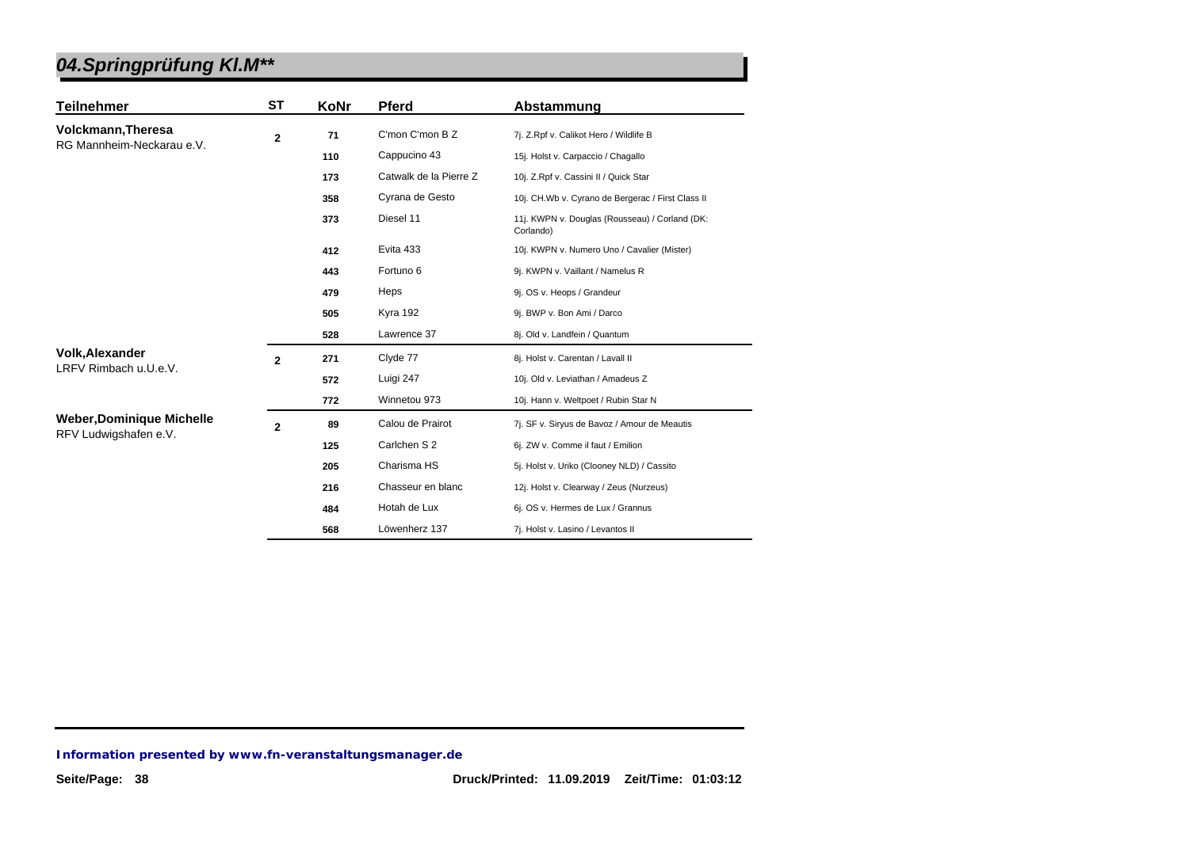## 04.Springprüfung Kl.M**

| Teilnehmer | ST | KoNr | Pferd | Abstammung |
|---|---|---|---|---|
| **Volckmann,Theresa** RG Mannheim-Neckarau e.V. | 2 | 71 | C'mon C'mon B Z | 7j. Z.Rpf v. Calikot Hero / Wildlife B |
| | | 110 | Cappucino 43 | 15j. Holst v. Carpaccio / Chagallo |
| | | 173 | Catwalk de la Pierre Z | 10j. Z.Rpf v. Cassini II / Quick Star |
| | | 358 | Cyrana de Gesto | 10j. CH.Wb v. Cyrano de Bergerac / First Class II |
| | | 373 | Diesel 11 | 11j. KWPN v. Douglas (Rousseau) / Corland (DK: Corlando) |
| | | 412 | Evita 433 | 10j. KWPN v. Numero Uno / Cavalier (Mister) |
| | | 443 | Fortuno 6 | 9j. KWPN v. Vaillant / Namelus R |
| | | 479 | Heps | 9j. OS v. Heops / Grandeur |
| | | 505 | Kyra 192 | 9j. BWP v. Bon Ami / Darco |
| | | 528 | Lawrence 37 | 8j. Old v. Landfein / Quantum |
| **Volk,Alexander** LRFV Rimbach u.U.e.V. | 2 | 271 | Clyde 77 | 8j. Holst v. Carentan / Lavall II |
| | | 572 | Luigi 247 | 10j. Old v. Leviathan / Amadeus Z |
| | | 772 | Winnetou 973 | 10j. Hann v. Weltpoet / Rubin Star N |
| **Weber,Dominique Michelle** RFV Ludwigshafen e.V. | 2 | 89 | Calou de Prairot | 7j. SF v. Siryus de Bavoz / Amour de Meautis |
| | | 125 | Carlchen S 2 | 6j. ZW v. Comme il faut / Emilion |
| | | 205 | Charisma HS | 5j. Holst v. Uriko (Clooney NLD) / Cassito |
| | | 216 | Chasseur en blanc | 12j. Holst v. Clearway / Zeus (Nurzeus) |
| | | 484 | Hotah de Lux | 6j. OS v. Hermes de Lux / Grannus |
| | | 568 | Löwenherz 137 | 7j. Holst v. Lasino / Levantos II |

**Information presented by www.fn-veranstaltungsmanager.de**

Druck/Printed: 11.09.2019 Zeit/Time: 01:03:12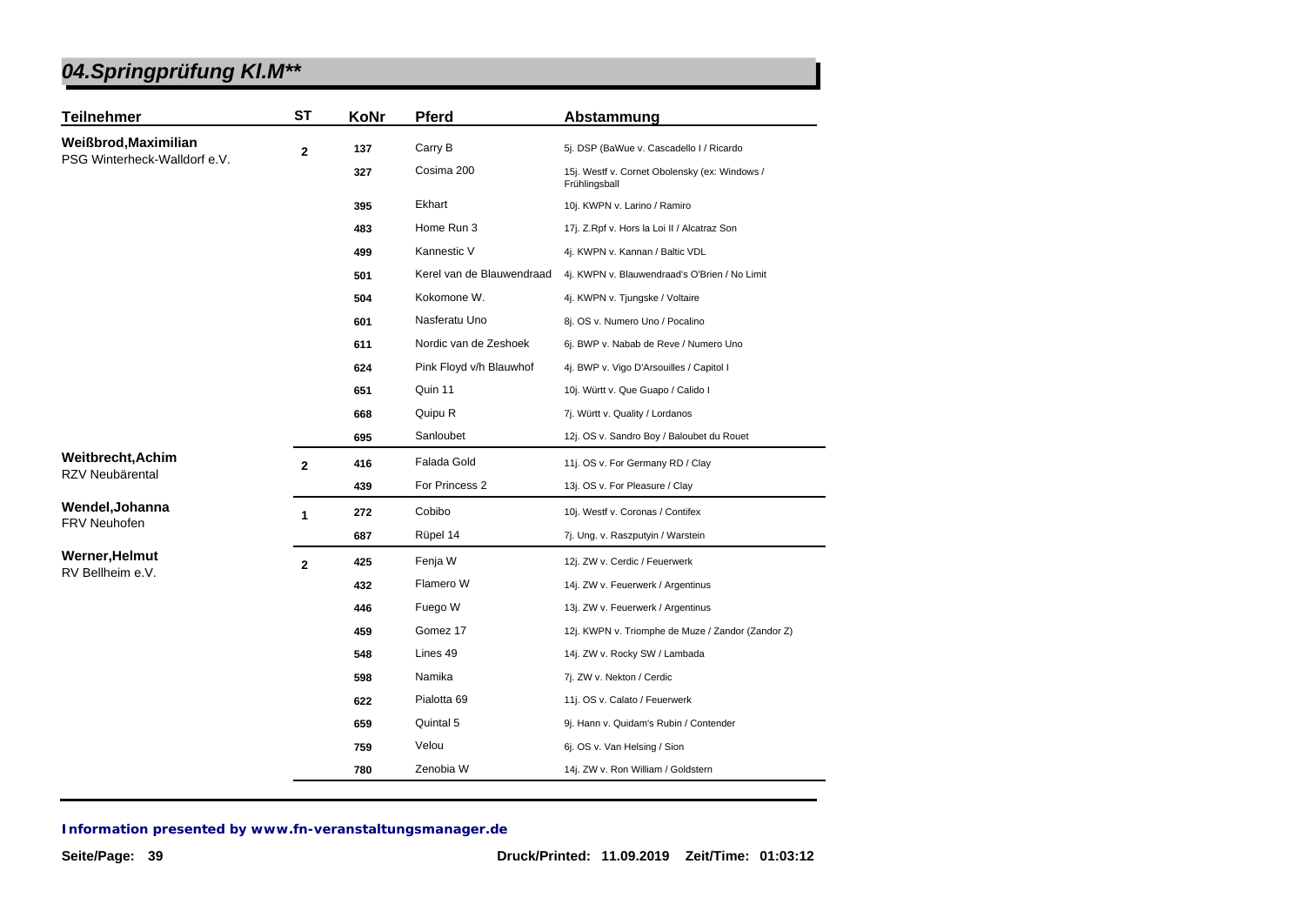# 04.Springprüfung Kl.M**

| Teilnehmer | ST | KoNr | Pferd | Abstammung |
|---|---|---|---|---|
| **Weißbrod,Maximilian** PSG Winterheck-Walldorf e.V. | 2 | 137 | Carry B | 5j. DSP (BaWue v. Cascadello I / Ricardo |
| | | 327 | Cosima 200 | 15j. Westf v. Cornet Obolensky (ex: Windows / Frühlingsball |
| | | 395 | Ekhart | 10j. KWPN v. Larino / Ramiro |
| | | 483 | Home Run 3 | 17j. Z.Rpf v. Hors la Loi II / Alcatraz Son |
| | | 499 | Kannestic V | 4j. KWPN v. Kannan / Baltic VDL |
| | | 501 | Kerel van de Blauwendraad | 4j. KWPN v. Blauwendraad's O'Brien / No Limit |
| | | 504 | Kokomone W. | 4j. KWPN v. Tjungske / Voltaire |
| | | 601 | Nasferatu Uno | 8j. OS v. Numero Uno / Pocalino |
| | | 611 | Nordic van de Zeshoek | 6j. BWP v. Nabab de Reve / Numero Uno |
| | | 624 | Pink Floyd v/h Blauwhof | 4j. BWP v. Vigo D'Arsouilles / Capitol I |
| | | 651 | Quin 11 | 10j. Württ v. Que Guapo / Calido I |
| | | 668 | Quipu R | 7j. Württ v. Quality / Lordanos |
| | | 695 | Sanloubet | 12j. OS v. Sandro Boy / Baloubet du Rouet |
| **Weitbrecht,Achim** RZV Neubärental | 2 | 416 | Falada Gold | 11j. OS v. For Germany RD / Clay |
| | | 439 | For Princess 2 | 13j. OS v. For Pleasure / Clay |
| **Wendel,Johanna** FRV Neuhofen | 1 | 272 | Cobibo | 10j. Westf v. Coronas / Contifex |
| | | 687 | Rüpel 14 | 7j. Ung. v. Raszputyin / Warstein |
| **Werner,Helmut** RV Bellheim e.V. | 2 | 425 | Fenja W | 12j. ZW v. Cerdic / Feuerwerk |
| | | 432 | Flamero W | 14j. ZW v. Feuerwerk / Argentinus |
| | | 446 | Fuego W | 13j. ZW v. Feuerwerk / Argentinus |
| | | 459 | Gomez 17 | 12j. KWPN v. Triomphe de Muze / Zandor (Zandor Z) |
| | | 548 | Lines 49 | 14j. ZW v. Rocky SW / Lambada |
| | | 598 | Namika | 7j. ZW v. Nekton / Cerdic |
| | | 622 | Pialotta 69 | 11j. OS v. Calato / Feuerwerk |
| | | 659 | Quintal 5 | 9j. Hann v. Quidam's Rubin / Contender |
| | | 759 | Velou | 6j. OS v. Van Helsing / Sion |
| | | 780 | Zenobia W | 14j. ZW v. Ron William / Goldstern |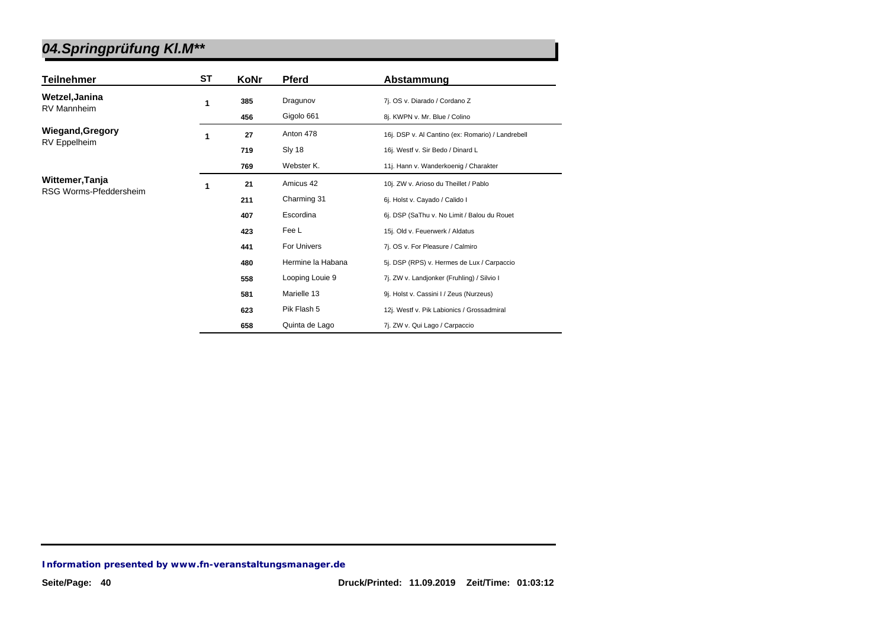# 04.Springprüfung Kl.M**

| Teilnehmer | ST | KoNr | Pferd | Abstammung |
|---|---|---|---|---|
| **Wetzel,Janina** RV Mannheim | 1 | 385 | Dragunov | 7j. OS v. Diarado / Cordano Z |
| | | 456 | Gigolo 661 | 8j. KWPN v. Mr. Blue / Colino |
| **Wiegand,Gregory** RV Eppelheim | 1 | 27 | Anton 478 | 16j. DSP v. Al Cantino (ex: Romario) / Landrebell |
| | | 719 | Sly 18 | 16j. Westf v. Sir Bedo / Dinard L |
| | | 769 | Webster K. | 11j. Hann v. Wanderkoenig / Charakter |
| **Wittemer,Tanja** RSG Worms-Pfeddersheim | 1 | 21 | Amicus 42 | 10j. ZW v. Arioso du Theillet / Pablo |
| | | 211 | Charming 31 | 6j. Holst v. Cayado / Calido I |
| | | 407 | Escordina | 6j. DSP (SaThu v. No Limit / Balou du Rouet |
| | | 423 | Fee L | 15j. Old v. Feuerwerk / Aldatus |
| | | 441 | For Univers | 7j. OS v. For Pleasure / Calmiro |
| | | 480 | Hermine la Habana | 5j. DSP (RPS) v. Hermes de Lux / Carpaccio |
| | | 558 | Looping Louie 9 | 7j. ZW v. Landjonker (Fruhling) / Silvio I |
| | | 581 | Marielle 13 | 9j. Holst v. Cassini I / Zeus (Nurzeus) |
| | | 623 | Pik Flash 5 | 12j. Westf v. Pik Labionics / Grossadmiral |
| | | 658 | Quinta de Lago | 7j. ZW v. Qui Lago / Carpaccio |

**Information presented by www.fn-veranstaltungsmanager.de**

Druck/Printed: 11.09.2019 Zeit/Time: 01:03:12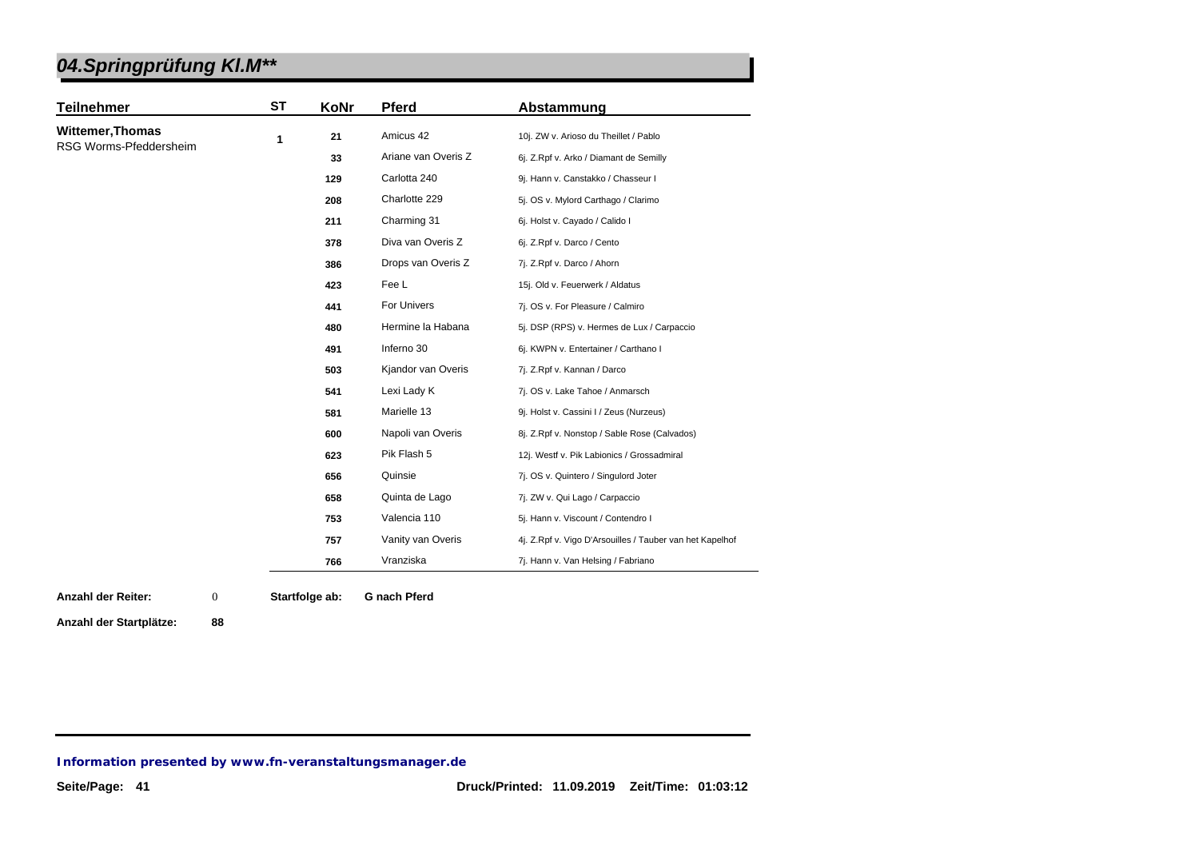# 04.Springprüfung Kl.M**

| Teilnehmer | ST | KoNr | Pferd | Abstammung |
|---|---|---|---|---|
| **Wittemer,Thomas** RSG Worms-Pfeddersheim | 1 | 21 | Amicus 42 | 10j. ZW v. Arioso du Theillet / Pablo |
| | | 33 | Ariane van Overis Z | 6j. Z.Rpf v. Arko / Diamant de Semilly |
| | | 129 | Carlotta 240 | 9j. Hann v. Canstakko / Chasseur I |
| | | 208 | Charlotte 229 | 5j. OS v. Mylord Carthago / Clarimo |
| | | 211 | Charming 31 | 6j. Holst v. Cayado / Calido I |
| | | 378 | Diva van Overis Z | 6j. Z.Rpf v. Darco / Cento |
| | | 386 | Drops van Overis Z | 7j. Z.Rpf v. Darco / Ahorn |
| | | 423 | Fee L | 15j. Old v. Feuerwerk / Aldatus |
| | | 441 | For Univers | 7j. OS v. For Pleasure / Calmiro |
| | | 480 | Hermine la Habana | 5j. DSP (RPS) v. Hermes de Lux / Carpaccio |
| | | 491 | Inferno 30 | 6j. KWPN v. Entertainer / Carthano I |
| | | 503 | Kjandor van Overis | 7j. Z.Rpf v. Kannan / Darco |
| | | 541 | Lexi Lady K | 7j. OS v. Lake Tahoe / Anmarsch |
| | | 581 | Marielle 13 | 9j. Holst v. Cassini I / Zeus (Nurzeus) |
| | | 600 | Napoli van Overis | 8j. Z.Rpf v. Nonstop / Sable Rose (Calvados) |
| | | 623 | Pik Flash 5 | 12j. Westf v. Pik Labionics / Grossadmiral |
| | | 656 | Quinsie | 7j. OS v. Quintero / Singulord Joter |
| | | 658 | Quinta de Lago | 7j. ZW v. Qui Lago / Carpaccio |
| | | 753 | Valencia 110 | 5j. Hann v. Viscount / Contendro I |
| | | 757 | Vanity van Overis | 4j. Z.Rpf v. Vigo D'Arsouilles / Tauber van het Kapelhof |
| | | 766 | Vranziska | 7j. Hann v. Van Helsing / Fabriano |

**Anzahl der Reiter:** 0 **Startfolge ab:** **G nach Pferd**

**Anzahl der Startplätze:** **88**

***Information presented by www.fn-veranstaltungsmanager.de***

**Druck/Printed: 11.09.2019 Zeit/Time: 01:03:12**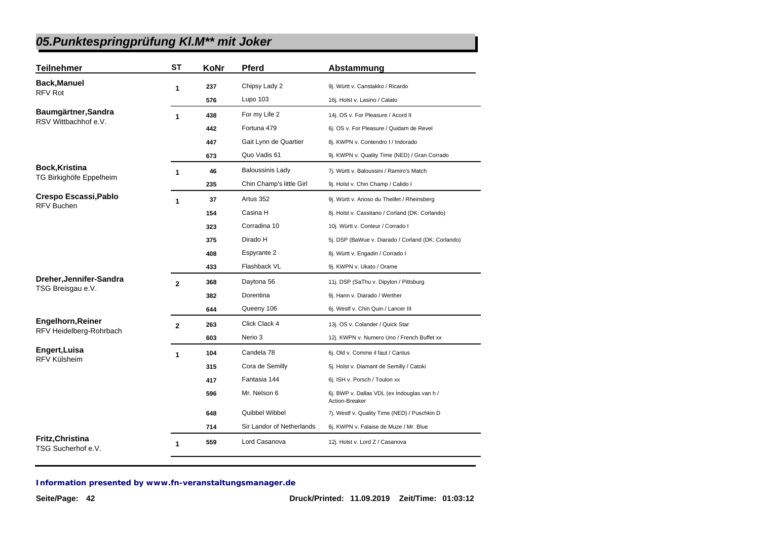## 05.Punktespringprüfung Kl.M** mit Joker

| Teilnehmer | ST | KoNr | Pferd | Abstammung |
| --- | --- | --- | --- | --- |
| **Back,Manuel**<br>RFV Rot | 1 | 237 | Chipsy Lady 2 | 9j. Württ v. Canstakko / Ricardo |
| | | 576 | Lupo 103 | 16j. Holst v. Lasino / Calato |
| **Baumgärtner,Sandra**<br>RSV Wittbachhof e.V. | 1 | 438 | For my Life 2 | 14j. OS v. For Pleasure / Acord II |
| | | 442 | Fortuna 479 | 6j. OS v. For Pleasure / Quidam de Revel |
| | | 447 | Gait Lynn de Quartier | 8j. KWPN v. Contendro I / Indorado |
| | | 673 | Quo Vadis 61 | 9j. KWPN v. Quality Time (NED) / Gran Corrado |
| **Bock,Kristina**<br>TG Birkighöfe Eppelheim | 1 | 46 | Baloussinis Lady | 7j. Württ v. Baloussini / Ramiro's Match |
| | | 235 | Chin Champ's little Girl | 9j. Holst v. Chin Champ / Calido I |
| **Crespo Escassi,Pablo**<br>RFV Buchen | 1 | 37 | Artus 352 | 9j. Württ v. Arioso du Theillet / Rheinsberg |
| | | 154 | Casina H | 8j. Holst v. Cassitano / Corland (DK: Corlando) |
| | | 323 | Corradina 10 | 10j. Württ v. Conteur / Corrado I |
| | | 375 | Dirado H | 5j. DSP (BaWue v. Diarado / Corland (DK: Corlando) |
| | | 408 | Espyrante 2 | 8j. Württ v. Engadin / Corrado I |
| | | 433 | Flashback VL | 9j. KWPN v. Ukato / Orame |
| **Dreher,Jennifer-Sandra**<br>TSG Breisgau e.V. | 2 | 368 | Daytona 56 | 11j. DSP (SaThu v. Dipylon / Pittsburg |
| | | 382 | Dorentina | 9j. Hann v. Diarado / Werther |
| | | 644 | Queeny 106 | 6j. Westf v. Chin Quin / Lancer III |
| **Engelhorn,Reiner**<br>RFV Heidelberg-Rohrbach | 2 | 263 | Click Clack 4 | 13j. OS v. Colander / Quick Star |
| | | 603 | Nerio 3 | 12j. KWPN v. Numero Uno / French Buffet xx |
| **Engert,Luisa**<br>RFV Külsheim | 1 | 104 | Candela 78 | 6j. Old v. Comme il faut / Cantus |
| | | 315 | Cora de Semilly | 5j. Holst v. Diamant de Semilly / Catoki |
| | | 417 | Fantasia 144 | 6j. ISH v. Porsch / Toulon xx |
| | | 596 | Mr. Nelson 6 | 6j. BWP v. Dallas VDL (ex Indouglas van h / Action-Breaker |
| | | 648 | Quibbel Wibbel | 7j. Westf v. Quality Time (NED) / Puschkin D |
| | | 714 | Sir Landor of Netherlands | 6j. KWPN v. Falaise de Muze / Mr. Blue |
| **Fritz,Christina**<br>TSG Sucherhof e.V. | 1 | 559 | Lord Casanova | 12j. Holst v. Lord Z / Casanova |

**Information presented by www.fn-veranstaltungsmanager.de**

Druck/Printed: 11.09.2019 Zeit/Time: 01:03:12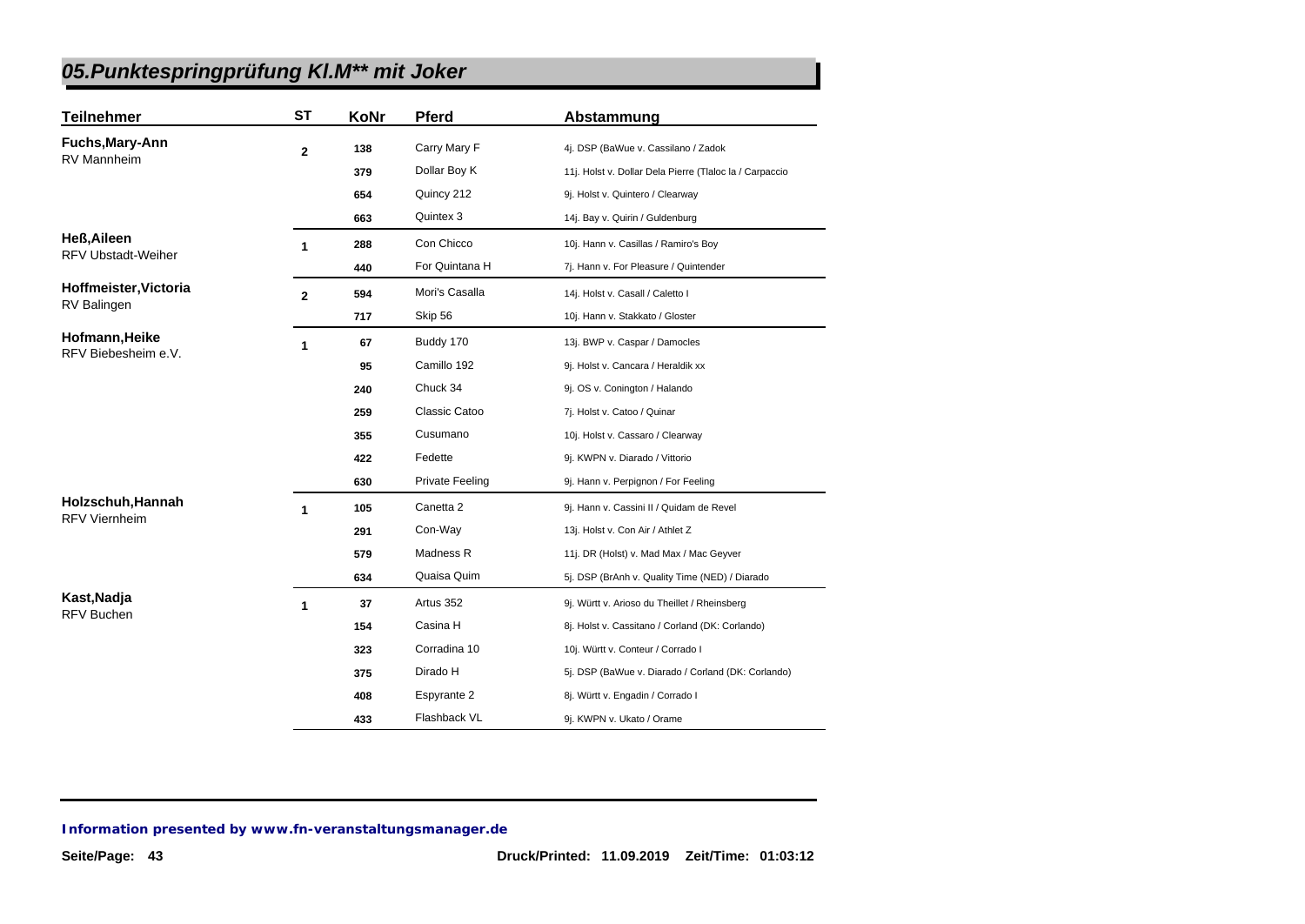# 05.Punktespringprüfung Kl.M** mit Joker

| Teilnehmer | ST | KoNr | Pferd | Abstammung |
|---|---|---|---|---|
| **Fuchs,Mary-Ann** RV Mannheim | 2 | 138 | Carry Mary F | 4j. DSP (BaWue v. Cassilano / Zadok |
| | | 379 | Dollar Boy K | 11j. Holst v. Dollar Dela Pierre (Tlaloc la / Carpaccio |
| | | 654 | Quincy 212 | 9j. Holst v. Quintero / Clearway |
| | | 663 | Quintex 3 | 14j. Bay v. Quirin / Guldenburg |
| **Heß,Aileen** RFV Ubstadt-Weiher | 1 | 288 | Con Chicco | 10j. Hann v. Casillas / Ramiro's Boy |
| | | 440 | For Quintana H | 7j. Hann v. For Pleasure / Quintender |
| **Hoffmeister,Victoria** RV Balingen | 2 | 594 | Mori's Casalla | 14j. Holst v. Casall / Caletto I |
| | | 717 | Skip 56 | 10j. Hann v. Stakkato / Gloster |
| **Hofmann,Heike** RFV Biebesheim e.V. | 1 | 67 | Buddy 170 | 13j. BWP v. Caspar / Damocles |
| | | 95 | Camillo 192 | 9j. Holst v. Cancara / Heraldik xx |
| | | 240 | Chuck 34 | 9j. OS v. Conington / Halando |
| | | 259 | Classic Catoo | 7j. Holst v. Catoo / Quinar |
| | | 355 | Cusumano | 10j. Holst v. Cassaro / Clearway |
| | | 422 | Fedette | 9j. KWPN v. Diarado / Vittorio |
| | | 630 | Private Feeling | 9j. Hann v. Perpignon / For Feeling |
| **Holzschuh,Hannah** RFV Viernheim | 1 | 105 | Canetta 2 | 9j. Hann v. Cassini II / Quidam de Revel |
| | | 291 | Con-Way | 13j. Holst v. Con Air / Athlet Z |
| | | 579 | Madness R | 11j. DR (Holst) v. Mad Max / Mac Geyver |
| | | 634 | Quaisa Quim | 5j. DSP (BrAnh v. Quality Time (NED) / Diarado |
| **Kast,Nadja** RFV Buchen | 1 | 37 | Artus 352 | 9j. Württ v. Arioso du Theillet / Rheinsberg |
| | | 154 | Casina H | 8j. Holst v. Cassitano / Corland (DK: Corlando) |
| | | 323 | Corradina 10 | 10j. Württ v. Conteur / Corrado I |
| | | 375 | Dirado H | 5j. DSP (BaWue v. Diarado / Corland (DK: Corlando) |
| | | 408 | Espyrante 2 | 8j. Württ v. Engadin / Corrado I |
| | | 433 | Flashback VL | 9j. KWPN v. Ukato / Orame |

**Information presented by www.fn-veranstaltungsmanager.de**

Druck/Printed: 11.09.2019 Zeit/Time: 01:03:12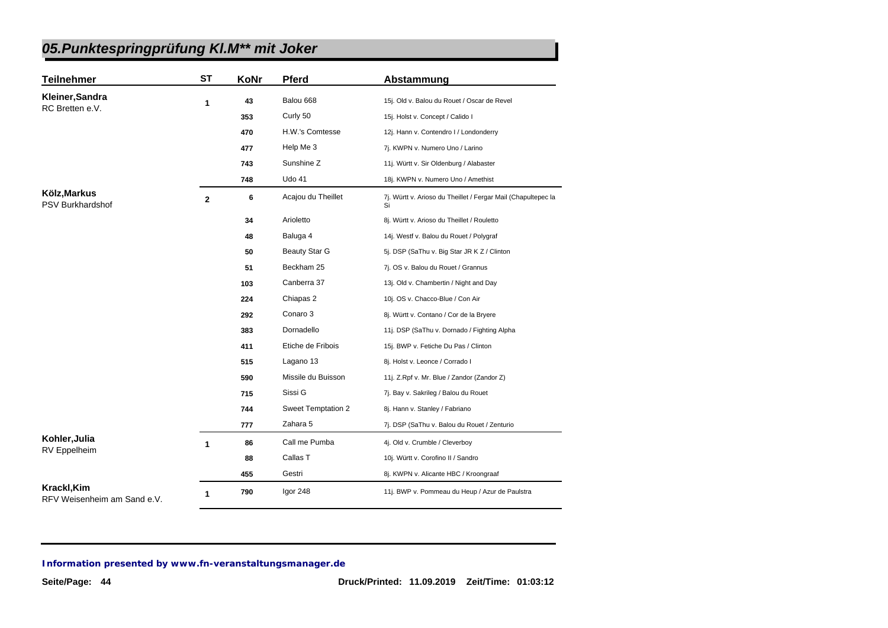# 05.Punktespringprüfung Kl.M** mit Joker

| Teilnehmer | ST | KoNr | Pferd | Abstammung |
|---|---|---|---|---|
| **Kleiner,Sandra**<br>RC Bretten e.V. | 1 | 43 | Balou 668 | 15j. Old v. Balou du Rouet / Oscar de Revel |
| | | 353 | Curly 50 | 15j. Holst v. Concept / Calido I |
| | | 470 | H.W.'s Comtesse | 12j. Hann v. Contendro I / Londonderry |
| | | 477 | Help Me 3 | 7j. KWPN v. Numero Uno / Larino |
| | | 743 | Sunshine Z | 11j. Württ v. Sir Oldenburg / Alabaster |
| | | 748 | Udo 41 | 18j. KWPN v. Numero Uno / Amethist |
| **Kölz,Markus**<br>PSV Burkhardshof | 2 | 6 | Acajou du Theillet | 7j. Württ v. Arioso du Theillet / Fergar Mail (Chapultepec la Si |
| | | 34 | Arioletto | 8j. Württ v. Arioso du Theillet / Rouletto |
| | | 48 | Baluga 4 | 14j. Westf v. Balou du Rouet / Polygraf |
| | | 50 | Beauty Star G | 5j. DSP (SaThu v. Big Star JR K Z / Clinton |
| | | 51 | Beckham 25 | 7j. OS v. Balou du Rouet / Grannus |
| | | 103 | Canberra 37 | 13j. Old v. Chambertin / Night and Day |
| | | 224 | Chiapas 2 | 10j. OS v. Chacco-Blue / Con Air |
| | | 292 | Conaro 3 | 8j. Württ v. Contano / Cor de la Bryere |
| | | 383 | Dornadello | 11j. DSP (SaThu v. Dornado / Fighting Alpha |
| | | 411 | Etiche de Fribois | 15j. BWP v. Fetiche Du Pas / Clinton |
| | | 515 | Lagano 13 | 8j. Holst v. Leonce / Corrado I |
| | | 590 | Missile du Buisson | 11j. Z.Rpf v. Mr. Blue / Zandor (Zandor Z) |
| | | 715 | Sissi G | 7j. Bay v. Sakrileg / Balou du Rouet |
| | | 744 | Sweet Temptation 2 | 8j. Hann v. Stanley / Fabriano |
| | | 777 | Zahara 5 | 7j. DSP (SaThu v. Balou du Rouet / Zenturio |
| **Kohler,Julia**<br>RV Eppelheim | 1 | 86 | Call me Pumba | 4j. Old v. Crumble / Cleverboy |
| | | 88 | Callas T | 10j. Württ v. Corofino II / Sandro |
| | | 455 | Gestri | 8j. KWPN v. Alicante HBC / Kroongraaf |
| **Krackl,Kim**<br>RFV Weisenheim am Sand e.V. | 1 | 790 | Igor 248 | 11j. BWP v. Pommeau du Heup / Azur de Paulstra |

**Information presented by www.fn-veranstaltungsmanager.de**

**Druck/Printed: 11.09.2019 Zeit/Time: 01:03:12**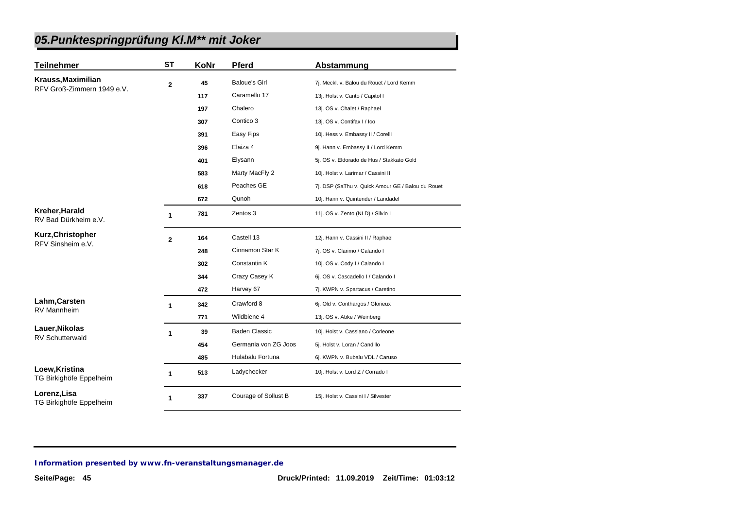## *05.Punktespringprüfung Kl.M** mit Joker*

| Teilnehmer | ST | KoNr | Pferd | Abstammung |
|---|---|---|---|---|
| **Krauss,Maximilian**<br>RFV Groß-Zimmern 1949 e.V. | 2 | 45 | Baloue's Girl | 7j. Meckl. v. Balou du Rouet / Lord Kemm |
| | | 117 | Caramello 17 | 13j. Holst v. Canto / Capitol I |
| | | 197 | Chalero | 13j. OS v. Chalet / Raphael |
| | | 307 | Contico 3 | 13j. OS v. Contifax I / Ico |
| | | 391 | Easy Fips | 10j. Hess v. Embassy II / Corelli |
| | | 396 | Elaiza 4 | 9j. Hann v. Embassy II / Lord Kemm |
| | | 401 | Elysann | 5j. OS v. Eldorado de Hus / Stakkato Gold |
| | | 583 | Marty MacFly 2 | 10j. Holst v. Larimar / Cassini II |
| | | 618 | Peaches GE | 7j. DSP (SaThu v. Quick Amour GE / Balou du Rouet |
| | | 672 | Qunoh | 10j. Hann v. Quintender / Landadel |
| **Kreher,Harald**<br>RV Bad Dürkheim e.V. | 1 | 781 | Zentos 3 | 11j. OS v. Zento (NLD) / Silvio I |
| **Kurz,Christopher**<br>RFV Sinsheim e.V. | 2 | 164 | Castell 13 | 12j. Hann v. Cassini II / Raphael |
| | | 248 | Cinnamon Star K | 7j. OS v. Clarimo / Calando I |
| | | 302 | Constantin K | 10j. OS v. Cody I / Calando I |
| | | 344 | Crazy Casey K | 6j. OS v. Cascadello I / Calando I |
| | | 472 | Harvey 67 | 7j. KWPN v. Spartacus / Caretino |
| **Lahm,Carsten**<br>RV Mannheim | 1 | 342 | Crawford 8 | 6j. Old v. Conthargos / Glorieux |
| | | 771 | Wildbiene 4 | 13j. OS v. Abke / Weinberg |
| **Lauer,Nikolas**<br>RV Schutterwald | 1 | 39 | Baden Classic | 10j. Holst v. Cassiano / Corleone |
| | | 454 | Germania von ZG Joos | 5j. Holst v. Loran / Candillo |
| | | 485 | Hulabalu Fortuna | 6j. KWPN v. Bubalu VDL / Caruso |
| **Loew,Kristina**<br>TG Birkighöfe Eppelheim | 1 | 513 | Ladychecker | 10j. Holst v. Lord Z / Corrado I |
| **Lorenz,Lisa**<br>TG Birkighöfe Eppelheim | 1 | 337 | Courage of Sollust B | 15j. Holst v. Cassini I / Silvester |

***Information presented by www.fn-veranstaltungsmanager.de***

**Druck/Printed: 11.09.2019 Zeit/Time: 01:03:12**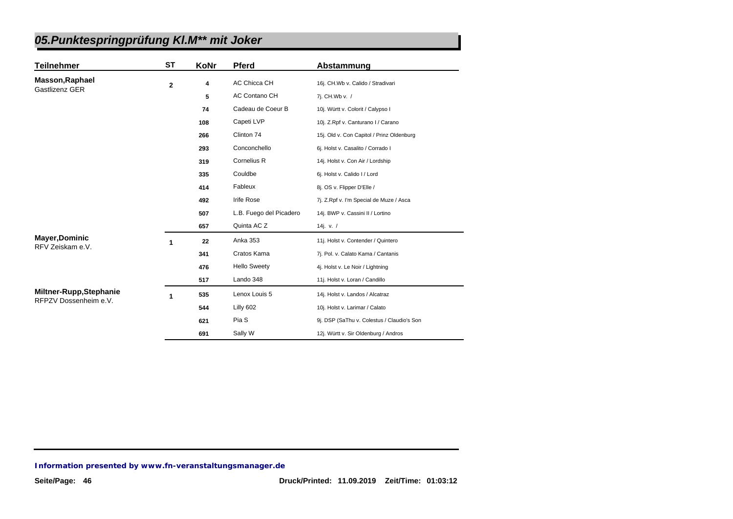## 05.Punktespringprüfung Kl.M** mit Joker

| Teilnehmer | ST | KoNr | Pferd | Abstammung |
|---|---|---|---|---|
| **Masson,Raphael**<br>Gastlizenz GER | 2 | 4 | AC Chicca CH | 16j. CH.Wb v. Calido / Stradivari |
| | | 5 | AC Contano CH | 7j. CH.Wb v. / |
| | | 74 | Cadeau de Coeur B | 10j. Württ v. Colorit / Calypso I |
| | | 108 | Capeti LVP | 10j. Z.Rpf v. Canturano I / Carano |
| | | 266 | Clinton 74 | 15j. Old v. Con Capitol / Prinz Oldenburg |
| | | 293 | Conconchello | 6j. Holst v. Casalito / Corrado I |
| | | 319 | Cornelius R | 14j. Holst v. Con Air / Lordship |
| | | 335 | Couldbe | 6j. Holst v. Calido I / Lord |
| | | 414 | Fableux | 8j. OS v. Flipper D'Elle / |
| | | 492 | Irife Rose | 7j. Z.Rpf v. I'm Special de Muze / Asca |
| | | 507 | L.B. Fuego del Picadero | 14j. BWP v. Cassini II / Lortino |
| | | 657 | Quinta AC Z | 14j. v. / |
| **Mayer,Dominic**<br>RFV Zeiskam e.V. | 1 | 22 | Anka 353 | 11j. Holst v. Contender / Quintero |
| | | 341 | Cratos Kama | 7j. Pol. v. Calato Kama / Cantanis |
| | | 476 | Hello Sweety | 4j. Holst v. Le Noir / Lightning |
| | | 517 | Lando 348 | 11j. Holst v. Loran / Candillo |
| **Miltner-Rupp,Stephanie**<br>RFPZV Dossenheim e.V. | 1 | 535 | Lenox Louis 5 | 14j. Holst v. Landos / Alcatraz |
| | | 544 | Lilly 602 | 10j. Holst v. Larimar / Calato |
| | | 621 | Pia S | 9j. DSP (SaThu v. Colestus / Claudio's Son |
| | | 691 | Sally W | 12j. Württ v. Sir Oldenburg / Andros |

**Information presented by www.fn-veranstaltungsmanager.de**

**Druck/Printed: 11.09.2019 Zeit/Time: 01:03:12**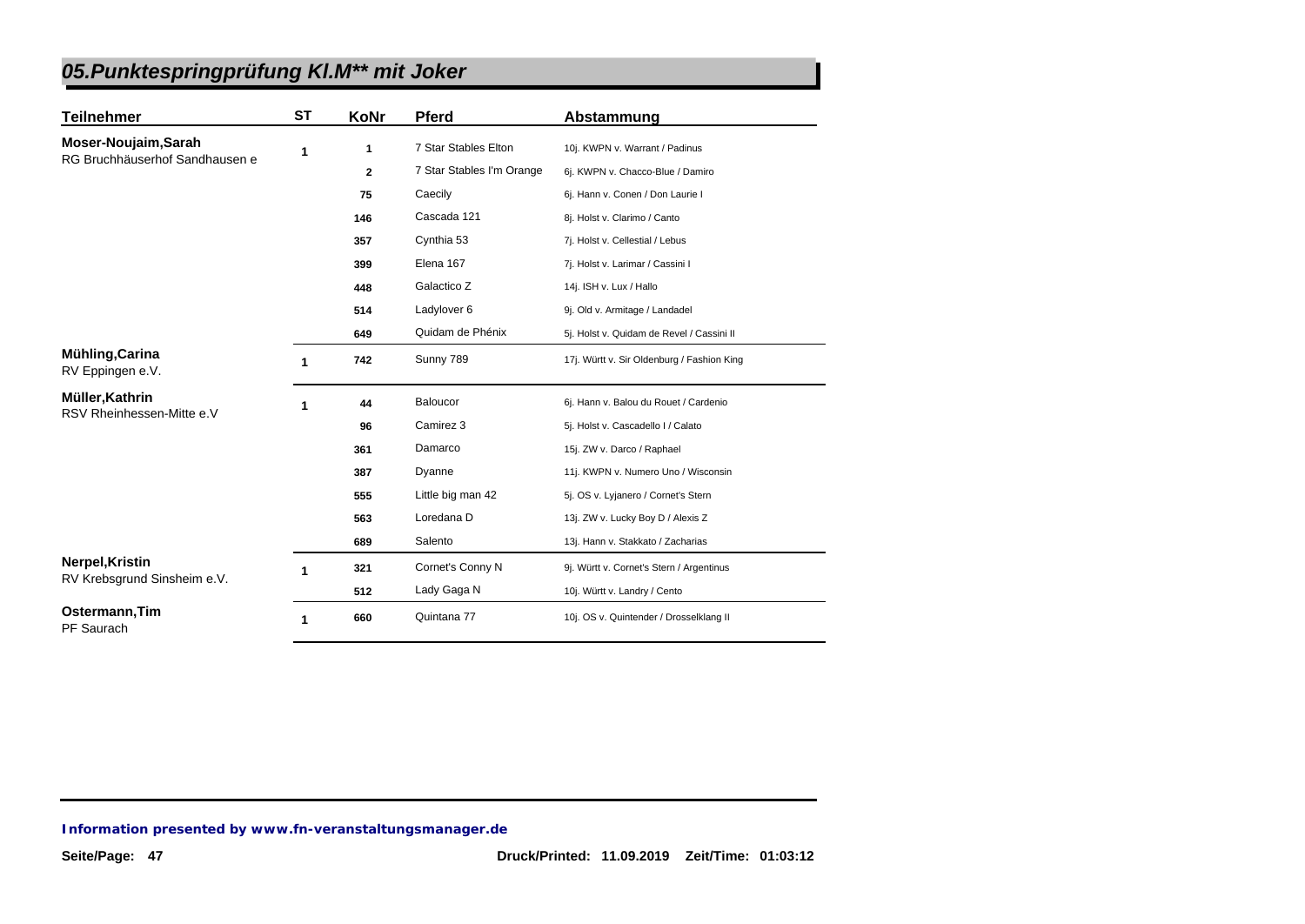# 05.Punktespringprüfung Kl.M** mit Joker

| Teilnehmer | ST | KoNr | Pferd | Abstammung |
|---|---|---|---|---|
| **Moser-Noujaim,Sarah**<br>RG Bruchhäuserhof Sandhausen e | **1** | **1** | 7 Star Stables Elton | 10j. KWPN v. Warrant / Padinus |
| | | **2** | 7 Star Stables I'm Orange | 6j. KWPN v. Chacco-Blue / Damiro |
| | | **75** | Caecily | 6j. Hann v. Conen / Don Laurie I |
| | | **146** | Cascada 121 | 8j. Holst v. Clarimo / Canto |
| | | **357** | Cynthia 53 | 7j. Holst v. Cellestial / Lebus |
| | | **399** | Elena 167 | 7j. Holst v. Larimar / Cassini I |
| | | **448** | Galactico Z | 14j. ISH v. Lux / Hallo |
| | | **514** | Ladylover 6 | 9j. Old v. Armitage / Landadel |
| | | **649** | Quidam de Phénix | 5j. Holst v. Quidam de Revel / Cassini II |
| **Mühling,Carina**<br>RV Eppingen e.V. | **1** | **742** | Sunny 789 | 17j. Württ v. Sir Oldenburg / Fashion King |
| **Müller,Kathrin**<br>RSV Rheinhessen-Mitte e.V | **1** | **44** | Baloucor | 6j. Hann v. Balou du Rouet / Cardenio |
| | | **96** | Camirez 3 | 5j. Holst v. Cascadello I / Calato |
| | | **361** | Damarco | 15j. ZW v. Darco / Raphael |
| | | **387** | Dyanne | 11j. KWPN v. Numero Uno / Wisconsin |
| | | **555** | Little big man 42 | 5j. OS v. Lyjanero / Cornet's Stern |
| | | **563** | Loredana D | 13j. ZW v. Lucky Boy D / Alexis Z |
| | | **689** | Salento | 13j. Hann v. Stakkato / Zacharias |
| **Nerpel,Kristin**<br>RV Krebsgrund Sinsheim e.V. | **1** | **321** | Cornet's Conny N | 9j. Württ v. Cornet's Stern / Argentinus |
| | | **512** | Lady Gaga N | 10j. Württ v. Landry / Cento |
| **Ostermann,Tim**<br>PF Saurach | **1** | **660** | Quintana 77 | 10j. OS v. Quintender / Drosselklang II |

***Information presented by www.fn-veranstaltungsmanager.de***

**Druck/Printed: 11.09.2019 Zeit/Time: 01:03:12**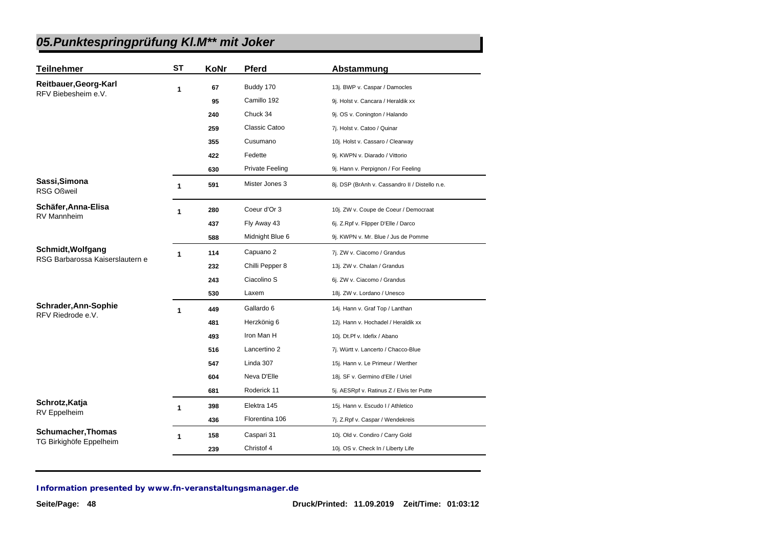## 05.Punktespringprüfung Kl.M** mit Joker

| Teilnehmer | ST | KoNr | Pferd | Abstammung |
|---|---|---|---|---|
| **Reitbauer,Georg-Karl** RFV Biebesheim e.V. | 1 | 67 | Buddy 170 | 13j. BWP v. Caspar / Damocles |
| | | 95 | Camillo 192 | 9j. Holst v. Cancara / Heraldik xx |
| | | 240 | Chuck 34 | 9j. OS v. Conington / Halando |
| | | 259 | Classic Catoo | 7j. Holst v. Catoo / Quinar |
| | | 355 | Cusumano | 10j. Holst v. Cassaro / Clearway |
| | | 422 | Fedette | 9j. KWPN v. Diarado / Vittorio |
| | | 630 | Private Feeling | 9j. Hann v. Perpignon / For Feeling |
| **Sassi,Simona** RSG Oßweil | 1 | 591 | Mister Jones 3 | 8j. DSP (BrAnh v. Cassandro II / Distello n.e. |
| **Schäfer,Anna-Elisa** RV Mannheim | 1 | 280 | Coeur d'Or 3 | 10j. ZW v. Coupe de Coeur / Democraat |
| | | 437 | Fly Away 43 | 6j. Z.Rpf v. Flipper D'Elle / Darco |
| | | 588 | Midnight Blue 6 | 9j. KWPN v. Mr. Blue / Jus de Pomme |
| **Schmidt,Wolfgang** RSG Barbarossa Kaiserslautern e | 1 | 114 | Capuano 2 | 7j. ZW v. Ciacomo / Grandus |
| | | 232 | Chilli Pepper 8 | 13j. ZW v. Chalan / Grandus |
| | | 243 | Ciacolino S | 6j. ZW v. Ciacomo / Grandus |
| | | 530 | Laxem | 18j. ZW v. Lordano / Unesco |
| **Schrader,Ann-Sophie** RFV Riedrode e.V. | 1 | 449 | Gallardo 6 | 14j. Hann v. Graf Top / Lanthan |
| | | 481 | Herzkönig 6 | 12j. Hann v. Hochadel / Heraldik xx |
| | | 493 | Iron Man H | 10j. Dt.Pf v. Idefix / Abano |
| | | 516 | Lancertino 2 | 7j. Württ v. Lancerto / Chacco-Blue |
| | | 547 | Linda 307 | 15j. Hann v. Le Primeur / Werther |
| | | 604 | Neva D'Elle | 18j. SF v. Germino d'Elle / Uriel |
| | | 681 | Roderick 11 | 5j. AESRpf v. Ratinus Z / Elvis ter Putte |
| **Schrotz,Katja** RV Eppelheim | 1 | 398 | Elektra 145 | 15j. Hann v. Escudo I / Athletico |
| | | 436 | Florentina 106 | 7j. Z.Rpf v. Caspar / Wendekreis |
| **Schumacher,Thomas** TG Birkighöfe Eppelheim | 1 | 158 | Caspari 31 | 10j. Old v. Condiro / Carry Gold |
| | | 239 | Christof 4 | 10j. OS v. Check In / Liberty Life |

**Information presented by www.fn-veranstaltungsmanager.de**

Druck/Printed: 11.09.2019 Zeit/Time: 01:03:12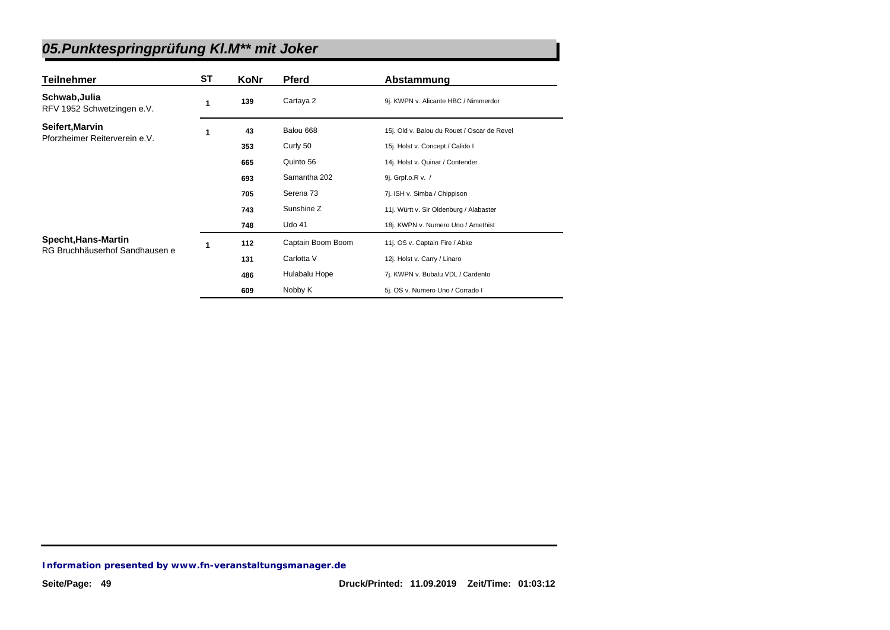# 05.Punktespringprüfung Kl.M** mit Joker

| Teilnehmer | ST | KoNr | Pferd | Abstammung |
|---|---|---|---|---|
| **Schwab,Julia**<br>RFV 1952 Schwetzingen e.V. | 1 | 139 | Cartaya 2 | 9j. KWPN v. Alicante HBC / Nimmerdor |
| **Seifert,Marvin**<br>Pforzheimer Reiterverein e.V. | 1 | 43 | Balou 668 | 15j. Old v. Balou du Rouet / Oscar de Revel |
| | | 353 | Curly 50 | 15j. Holst v. Concept / Calido I |
| | | 665 | Quinto 56 | 14j. Holst v. Quinar / Contender |
| | | 693 | Samantha 202 | 9j. Grpf.o.R v. / |
| | | 705 | Serena 73 | 7j. ISH v. Simba / Chippison |
| | | 743 | Sunshine Z | 11j. Württ v. Sir Oldenburg / Alabaster |
| | | 748 | Udo 41 | 18j. KWPN v. Numero Uno / Amethist |
| **Specht,Hans-Martin**<br>RG Bruchhäuserhof Sandhausen e | 1 | 112 | Captain Boom Boom | 11j. OS v. Captain Fire / Abke |
| | | 131 | Carlotta V | 12j. Holst v. Carry / Linaro |
| | | 486 | Hulabalu Hope | 7j. KWPN v. Bubalu VDL / Cardento |
| | | 609 | Nobby K | 5j. OS v. Numero Uno / Corrado I |

**Information presented by www.fn-veranstaltungsmanager.de**

**Druck/Printed: 11.09.2019 Zeit/Time: 01:03:12**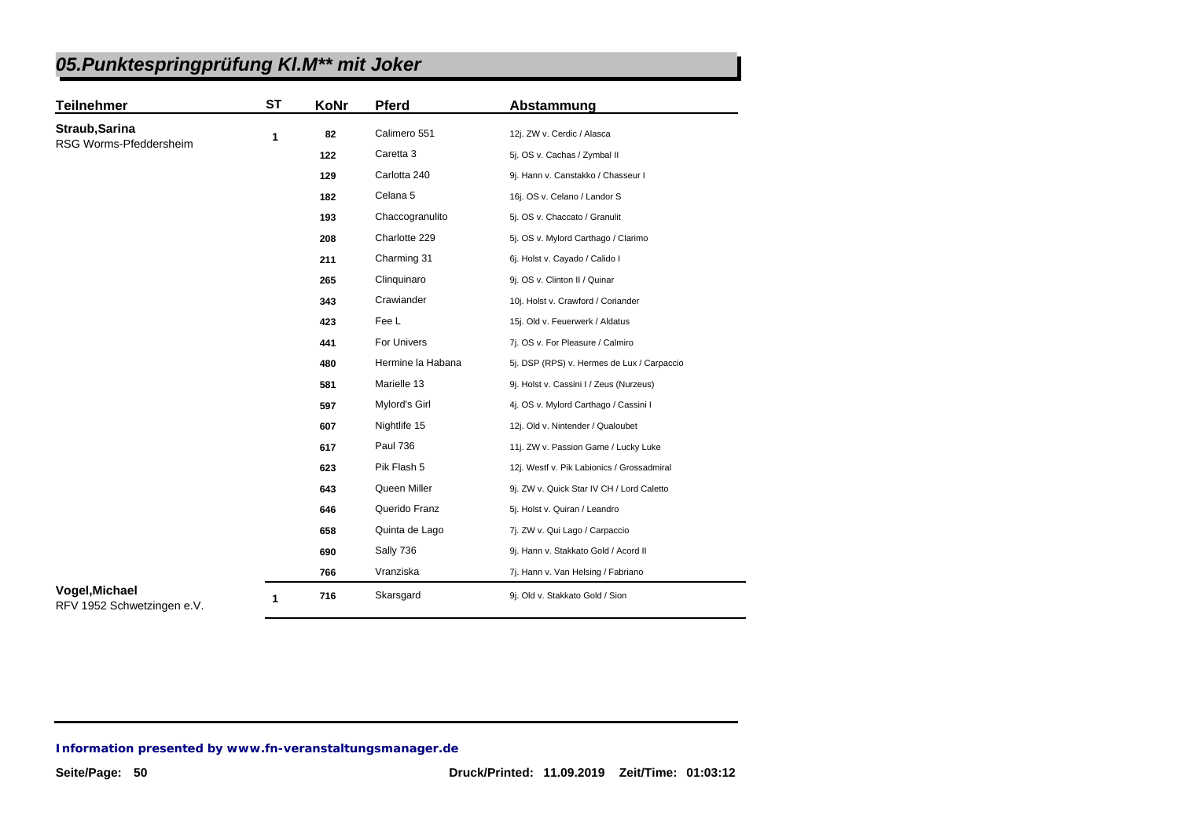## 05.Punktespringprüfung Kl.M** mit Joker

| Teilnehmer | ST | KoNr | Pferd | Abstammung |
|---|---|---|---|---|
| **Straub,Sarina** RSG Worms-Pfeddersheim | 1 | 82 | Calimero 551 | 12j. ZW v. Cerdic / Alasca |
| | | 122 | Caretta 3 | 5j. OS v. Cachas / Zymbal II |
| | | 129 | Carlotta 240 | 9j. Hann v. Canstakko / Chasseur I |
| | | 182 | Celana 5 | 16j. OS v. Celano / Landor S |
| | | 193 | Chaccogranulito | 5j. OS v. Chaccato / Granulit |
| | | 208 | Charlotte 229 | 5j. OS v. Mylord Carthago / Clarimo |
| | | 211 | Charming 31 | 6j. Holst v. Cayado / Calido I |
| | | 265 | Clinquinaro | 9j. OS v. Clinton II / Quinar |
| | | 343 | Crawiander | 10j. Holst v. Crawford / Coriander |
| | | 423 | Fee L | 15j. Old v. Feuerwerk / Aldatus |
| | | 441 | For Univers | 7j. OS v. For Pleasure / Calmiro |
| | | 480 | Hermine la Habana | 5j. DSP (RPS) v. Hermes de Lux / Carpaccio |
| | | 581 | Marielle 13 | 9j. Holst v. Cassini I / Zeus (Nurzeus) |
| | | 597 | Mylord's Girl | 4j. OS v. Mylord Carthago / Cassini I |
| | | 607 | Nightlife 15 | 12j. Old v. Nintender / Qualoubet |
| | | 617 | Paul 736 | 11j. ZW v. Passion Game / Lucky Luke |
| | | 623 | Pik Flash 5 | 12j. Westf v. Pik Labionics / Grossadmiral |
| | | 643 | Queen Miller | 9j. ZW v. Quick Star IV CH / Lord Caletto |
| | | 646 | Querido Franz | 5j. Holst v. Quiran / Leandro |
| | | 658 | Quinta de Lago | 7j. ZW v. Qui Lago / Carpaccio |
| | | 690 | Sally 736 | 9j. Hann v. Stakkato Gold / Acord II |
| | | 766 | Vranziska | 7j. Hann v. Van Helsing / Fabriano |
| **Vogel,Michael** RFV 1952 Schwetzingen e.V. | 1 | 716 | Skarsgard | 9j. Old v. Stakkato Gold / Sion |

***Information presented by www.fn-veranstaltungsmanager.de***

**Druck/Printed: 11.09.2019 Zeit/Time: 01:03:12**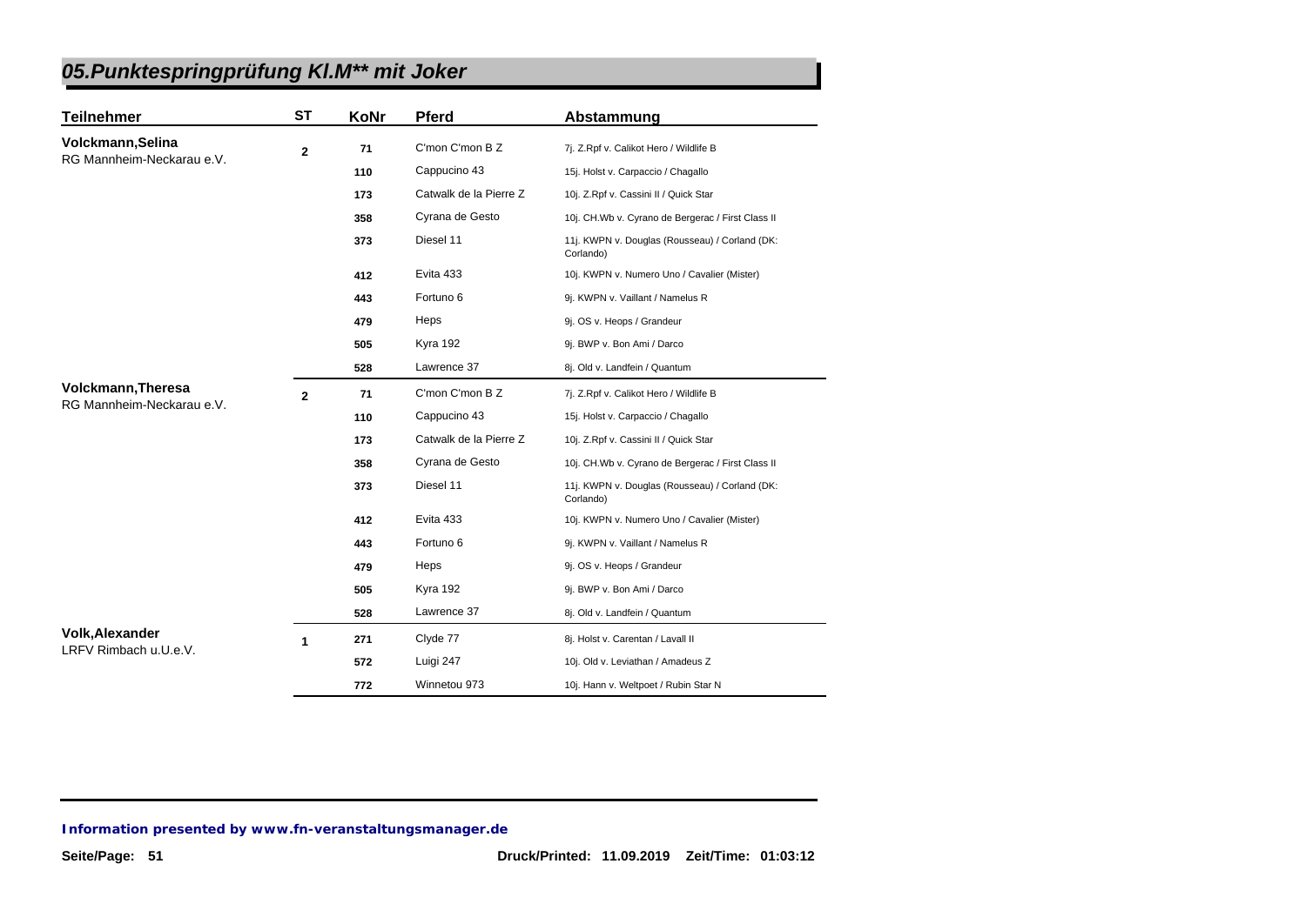## 05.Punktespringprüfung Kl.M** mit Joker

| Teilnehmer | ST | KoNr | Pferd | Abstammung |
| --- | --- | --- | --- | --- |
| **Volckmann,Selina**<br>RG Mannheim-Neckarau e.V. | **2** | **71** | C'mon C'mon B Z | 7j. Z.Rpf v. Calikot Hero / Wildlife B |
| | | **110** | Cappucino 43 | 15j. Holst v. Carpaccio / Chagallo |
| | | **173** | Catwalk de la Pierre Z | 10j. Z.Rpf v. Cassini II / Quick Star |
| | | **358** | Cyrana de Gesto | 10j. CH.Wb v. Cyrano de Bergerac / First Class II |
| | | **373** | Diesel 11 | 11j. KWPN v. Douglas (Rousseau) / Corland (DK: Corlando) |
| | | **412** | Evita 433 | 10j. KWPN v. Numero Uno / Cavalier (Mister) |
| | | **443** | Fortuno 6 | 9j. KWPN v. Vaillant / Namelus R |
| | | **479** | Heps | 9j. OS v. Heops / Grandeur |
| | | **505** | Kyra 192 | 9j. BWP v. Bon Ami / Darco |
| | | **528** | Lawrence 37 | 8j. Old v. Landfein / Quantum |
| **Volckmann,Theresa**<br>RG Mannheim-Neckarau e.V. | **2** | **71** | C'mon C'mon B Z | 7j. Z.Rpf v. Calikot Hero / Wildlife B |
| | | **110** | Cappucino 43 | 15j. Holst v. Carpaccio / Chagallo |
| | | **173** | Catwalk de la Pierre Z | 10j. Z.Rpf v. Cassini II / Quick Star |
| | | **358** | Cyrana de Gesto | 10j. CH.Wb v. Cyrano de Bergerac / First Class II |
| | | **373** | Diesel 11 | 11j. KWPN v. Douglas (Rousseau) / Corland (DK: Corlando) |
| | | **412** | Evita 433 | 10j. KWPN v. Numero Uno / Cavalier (Mister) |
| | | **443** | Fortuno 6 | 9j. KWPN v. Vaillant / Namelus R |
| | | **479** | Heps | 9j. OS v. Heops / Grandeur |
| | | **505** | Kyra 192 | 9j. BWP v. Bon Ami / Darco |
| | | **528** | Lawrence 37 | 8j. Old v. Landfein / Quantum |
| **Volk,Alexander**<br>LRFV Rimbach u.U.e.V. | **1** | **271** | Clyde 77 | 8j. Holst v. Carentan / Lavall II |
| | | **572** | Luigi 247 | 10j. Old v. Leviathan / Amadeus Z |
| | | **772** | Winnetou 973 | 10j. Hann v. Weltpoet / Rubin Star N |

***Information presented by www.fn-veranstaltungsmanager.de***

**Druck/Printed: 11.09.2019 Zeit/Time: 01:03:12**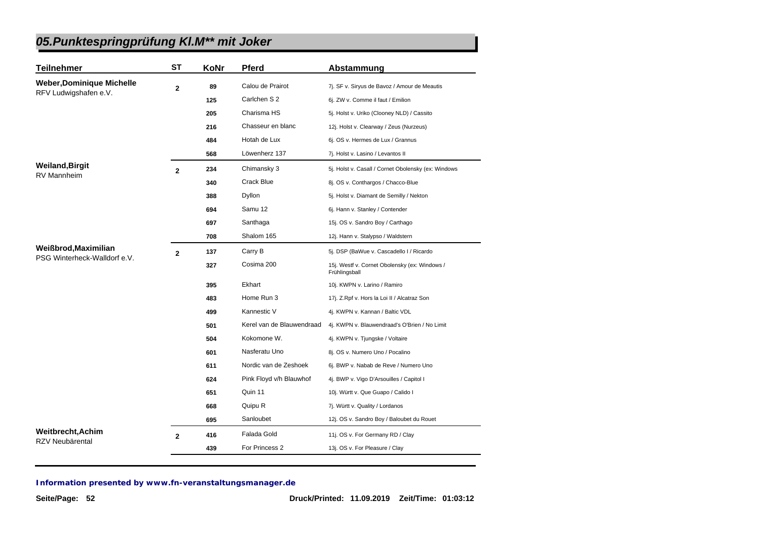## 05.Punktespringprüfung Kl.M** mit Joker

| Teilnehmer | ST | KoNr | Pferd | Abstammung |
|---|---|---|---|---|
| **Weber,Dominique Michelle**<br>RFV Ludwigshafen e.V. | 2 | 89 | Calou de Prairot | 7j. SF v. Siryus de Bavoz / Amour de Meautis |
| | | 125 | Carlchen S 2 | 6j. ZW v. Comme il faut / Emilion |
| | | 205 | Charisma HS | 5j. Holst v. Uriko (Clooney NLD) / Cassito |
| | | 216 | Chasseur en blanc | 12j. Holst v. Clearway / Zeus (Nurzeus) |
| | | 484 | Hotah de Lux | 6j. OS v. Hermes de Lux / Grannus |
| | | 568 | Löwenherz 137 | 7j. Holst v. Lasino / Levantos II |
| **Weiland,Birgit**<br>RV Mannheim | 2 | 234 | Chimansky 3 | 5j. Holst v. Casall / Cornet Obolensky (ex: Windows |
| | | 340 | Crack Blue | 8j. OS v. Conthargos / Chacco-Blue |
| | | 388 | Dyllon | 5j. Holst v. Diamant de Semilly / Nekton |
| | | 694 | Samu 12 | 6j. Hann v. Stanley / Contender |
| | | 697 | Santhaga | 15j. OS v. Sandro Boy / Carthago |
| | | 708 | Shalom 165 | 12j. Hann v. Stalypso / Waldstern |
| **Weißbrod,Maximilian**<br>PSG Winterheck-Walldorf e.V. | 2 | 137 | Carry B | 5j. DSP (BaWue v. Cascadello I / Ricardo |
| | | 327 | Cosima 200 | 15j. Westf v. Cornet Obolensky (ex: Windows / Frühlingsball |
| | | 395 | Ekhart | 10j. KWPN v. Larino / Ramiro |
| | | 483 | Home Run 3 | 17j. Z.Rpf v. Hors la Loi II / Alcatraz Son |
| | | 499 | Kannestic V | 4j. KWPN v. Kannan / Baltic VDL |
| | | 501 | Kerel van de Blauwendraad | 4j. KWPN v. Blauwendraad's O'Brien / No Limit |
| | | 504 | Kokomone W. | 4j. KWPN v. Tjungske / Voltaire |
| | | 601 | Nasferatu Uno | 8j. OS v. Numero Uno / Pocalino |
| | | 611 | Nordic van de Zeshoek | 6j. BWP v. Nabab de Reve / Numero Uno |
| | | 624 | Pink Floyd v/h Blauwhof | 4j. BWP v. Vigo D'Arsouilles / Capitol I |
| | | 651 | Quin 11 | 10j. Württ v. Que Guapo / Calido I |
| | | 668 | Quipu R | 7j. Württ v. Quality / Lordanos |
| | | 695 | Sanloubet | 12j. OS v. Sandro Boy / Baloubet du Rouet |
| **Weitbrecht,Achim**<br>RZV Neubärental | 2 | 416 | Falada Gold | 11j. OS v. For Germany RD / Clay |
| | | 439 | For Princess 2 | 13j. OS v. For Pleasure / Clay |

*Information presented by www.fn-veranstaltungsmanager.de*

**Druck/Printed: 11.09.2019 Zeit/Time: 01:03:12**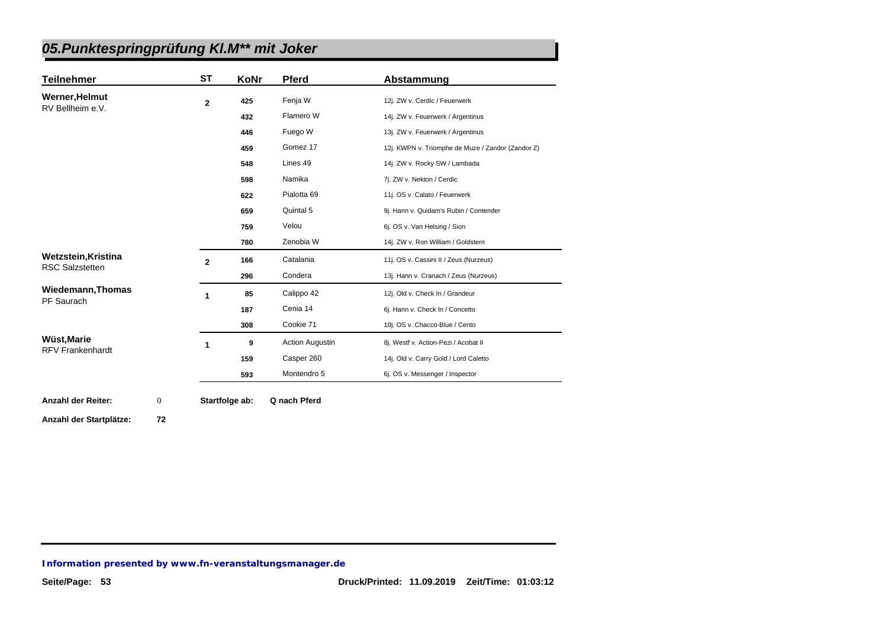## 05.Punktespringprüfung Kl.M** mit Joker

| Teilnehmer | ST | KoNr | Pferd | Abstammung |
|---|---|---|---|---|
| **Werner,Helmut**<br>RV Bellheim e.V. | 2 | 425 | Fenja W | 12j. ZW v. Cerdic / Feuerwerk |
| | | 432 | Flamero W | 14j. ZW v. Feuerwerk / Argentinus |
| | | 446 | Fuego W | 13j. ZW v. Feuerwerk / Argentinus |
| | | 459 | Gomez 17 | 12j. KWPN v. Triomphe de Muze / Zandor (Zandor Z) |
| | | 548 | Lines 49 | 14j. ZW v. Rocky SW / Lambada |
| | | 598 | Namika | 7j. ZW v. Nekton / Cerdic |
| | | 622 | Pialotta 69 | 11j. OS v. Calato / Feuerwerk |
| | | 659 | Quintal 5 | 9j. Hann v. Quidam's Rubin / Contender |
| | | 759 | Velou | 6j. OS v. Van Helsing / Sion |
| | | 780 | Zenobia W | 14j. ZW v. Ron William / Goldstern |
| **Wetzstein,Kristina**<br>RSC Salzstetten | 2 | 166 | Catalania | 11j. OS v. Cassini II / Zeus (Nurzeus) |
| | | 296 | Condera | 13j. Hann v. Cranach / Zeus (Nurzeus) |
| **Wiedemann,Thomas**<br>PF Saurach | 1 | 85 | Calippo 42 | 12j. Old v. Check In / Grandeur |
| | | 187 | Cenia 14 | 6j. Hann v. Check In / Concetto |
| | | 308 | Cookie 71 | 10j. OS v. Chacco-Blue / Cento |
| **Wüst,Marie**<br>RFV Frankenhardt | 1 | 9 | Action Augustin | 8j. Westf v. Action-Pezi / Acobat II |
| | | 159 | Casper 260 | 14j. Old v. Carry Gold / Lord Caletto |
| | | 593 | Montendro 5 | 6j. OS v. Messenger / Inspector |

**Anzahl der Reiter:** 0 **Startfolge ab:** **Q nach Pferd**

**Anzahl der Startplätze:** **72**

**Information presented by www.fn-veranstaltungsmanager.de**

**Druck/Printed: 11.09.2019 Zeit/Time: 01:03:12**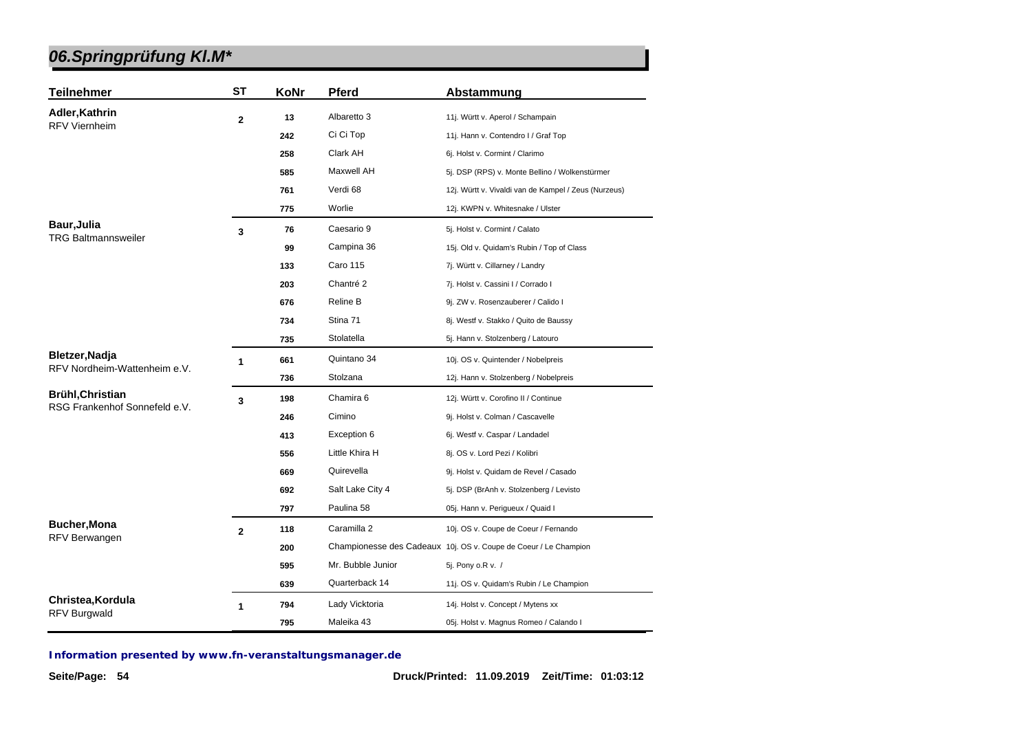# 06.Springprüfung Kl.M*

| Teilnehmer | ST | KoNr | Pferd | Abstammung |
|---|---|---|---|---|
| **Adler,Kathrin** RFV Viernheim | **2** | **13** | Albaretto 3 | 11j. Württ v. Aperol / Schampain |
| | | **242** | Ci Ci Top | 11j. Hann v. Contendro I / Graf Top |
| | | **258** | Clark AH | 6j. Holst v. Cormint / Clarimo |
| | | **585** | Maxwell AH | 5j. DSP (RPS) v. Monte Bellino / Wolkenstürmer |
| | | **761** | Verdi 68 | 12j. Württ v. Vivaldi van de Kampel / Zeus (Nurzeus) |
| | | **775** | Worlie | 12j. KWPN v. Whitesnake / Ulster |
| **Baur,Julia** TRG Baltmannsweiler | **3** | **76** | Caesario 9 | 5j. Holst v. Cormint / Calato |
| | | **99** | Campina 36 | 15j. Old v. Quidam's Rubin / Top of Class |
| | | **133** | Caro 115 | 7j. Württ v. Cillarney / Landry |
| | | **203** | Chantré 2 | 7j. Holst v. Cassini I / Corrado I |
| | | **676** | Reline B | 9j. ZW v. Rosenzauberer / Calido I |
| | | **734** | Stina 71 | 8j. Westf v. Stakko / Quito de Baussy |
| | | **735** | Stolatella | 5j. Hann v. Stolzenberg / Latouro |
| **Bletzer,Nadja** RFV Nordheim-Wattenheim e.V. | **1** | **661** | Quintano 34 | 10j. OS v. Quintender / Nobelpreis |
| | | **736** | Stolzana | 12j. Hann v. Stolzenberg / Nobelpreis |
| **Brühl,Christian** RSG Frankenhof Sonnefeld e.V. | **3** | **198** | Chamira 6 | 12j. Württ v. Corofino II / Continue |
| | | **246** | Cimino | 9j. Holst v. Colman / Cascavelle |
| | | **413** | Exception 6 | 6j. Westf v. Caspar / Landadel |
| | | **556** | Little Khira H | 8j. OS v. Lord Pezi / Kolibri |
| | | **669** | Quirevella | 9j. Holst v. Quidam de Revel / Casado |
| | | **692** | Salt Lake City 4 | 5j. DSP (BrAnh v. Stolzenberg / Levisto |
| | | **797** | Paulina 58 | 05j. Hann v. Perigueux / Quaid I |
| **Bucher,Mona** RFV Berwangen | **2** | **118** | Caramilla 2 | 10j. OS v. Coupe de Coeur / Fernando |
| | | **200** | Championesse des Cadeaux | 10j. OS v. Coupe de Coeur / Le Champion |
| | | **595** | Mr. Bubble Junior | 5j. Pony o.R v. / |
| | | **639** | Quarterback 14 | 11j. OS v. Quidam's Rubin / Le Champion |
| **Christea,Kordula** RFV Burgwald | **1** | **794** | Lady Vicktoria | 14j. Holst v. Concept / Mytens xx |
| | | **795** | Maleika 43 | 05j. Holst v. Magnus Romeo / Calando I |

***Information presented by www.fn-veranstaltungsmanager.de***

**Druck/Printed: 11.09.2019 Zeit/Time: 01:03:12**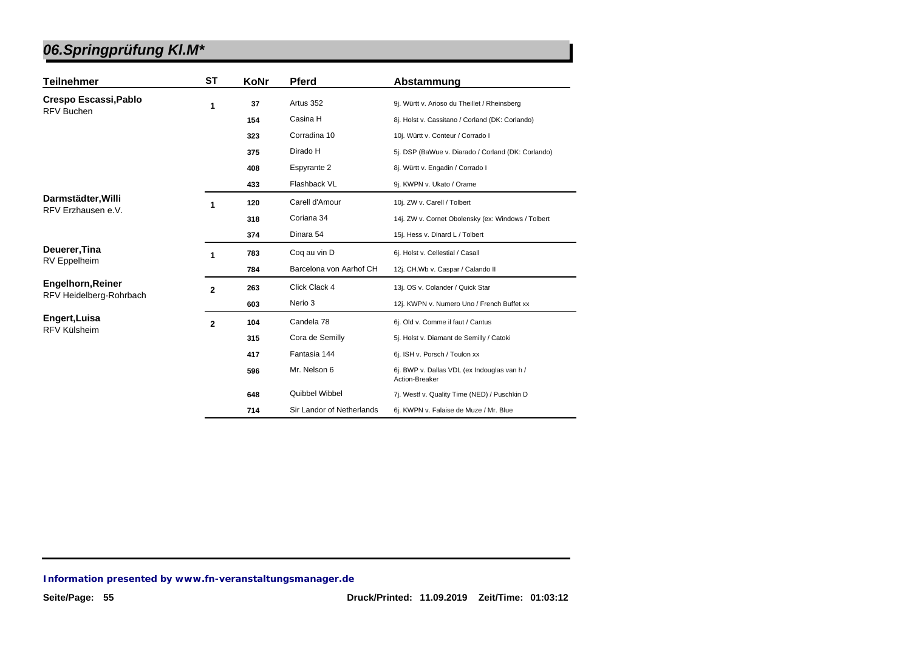# 06.Springprüfung Kl.M*

| Teilnehmer | ST | KoNr | Pferd | Abstammung |
|---|---|---|---|---|
| **Crespo Escassi,Pablo** RFV Buchen | 1 | 37 | Artus 352 | 9j. Württ v. Arioso du Theillet / Rheinsberg |
| | | 154 | Casina H | 8j. Holst v. Cassitano / Corland (DK: Corlando) |
| | | 323 | Corradina 10 | 10j. Württ v. Conteur / Corrado I |
| | | 375 | Dirado H | 5j. DSP (BaWue v. Diarado / Corland (DK: Corlando) |
| | | 408 | Espyrante 2 | 8j. Württ v. Engadin / Corrado I |
| | | 433 | Flashback VL | 9j. KWPN v. Ukato / Orame |
| **Darmstädter,Willi** RFV Erzhausen e.V. | 1 | 120 | Carell d'Amour | 10j. ZW v. Carell / Tolbert |
| | | 318 | Coriana 34 | 14j. ZW v. Cornet Obolensky (ex: Windows / Tolbert |
| | | 374 | Dinara 54 | 15j. Hess v. Dinard L / Tolbert |
| **Deuerer,Tina** RV Eppelheim | 1 | 783 | Coq au vin D | 6j. Holst v. Cellestial / Casall |
| | | 784 | Barcelona von Aarhof CH | 12j. CH.Wb v. Caspar / Calando II |
| **Engelhorn,Reiner** RFV Heidelberg-Rohrbach | 2 | 263 | Click Clack 4 | 13j. OS v. Colander / Quick Star |
| | | 603 | Nerio 3 | 12j. KWPN v. Numero Uno / French Buffet xx |
| **Engert,Luisa** RFV Külsheim | 2 | 104 | Candela 78 | 6j. Old v. Comme il faut / Cantus |
| | | 315 | Cora de Semilly | 5j. Holst v. Diamant de Semilly / Catoki |
| | | 417 | Fantasia 144 | 6j. ISH v. Porsch / Toulon xx |
| | | 596 | Mr. Nelson 6 | 6j. BWP v. Dallas VDL (ex Indouglas van h / Action-Breaker |
| | | 648 | Quibbel Wibbel | 7j. Westf v. Quality Time (NED) / Puschkin D |
| | | 714 | Sir Landor of Netherlands | 6j. KWPN v. Falaise de Muze / Mr. Blue |

**Information presented by www.fn-veranstaltungsmanager.de**

Druck/Printed: 11.09.2019 Zeit/Time: 01:03:12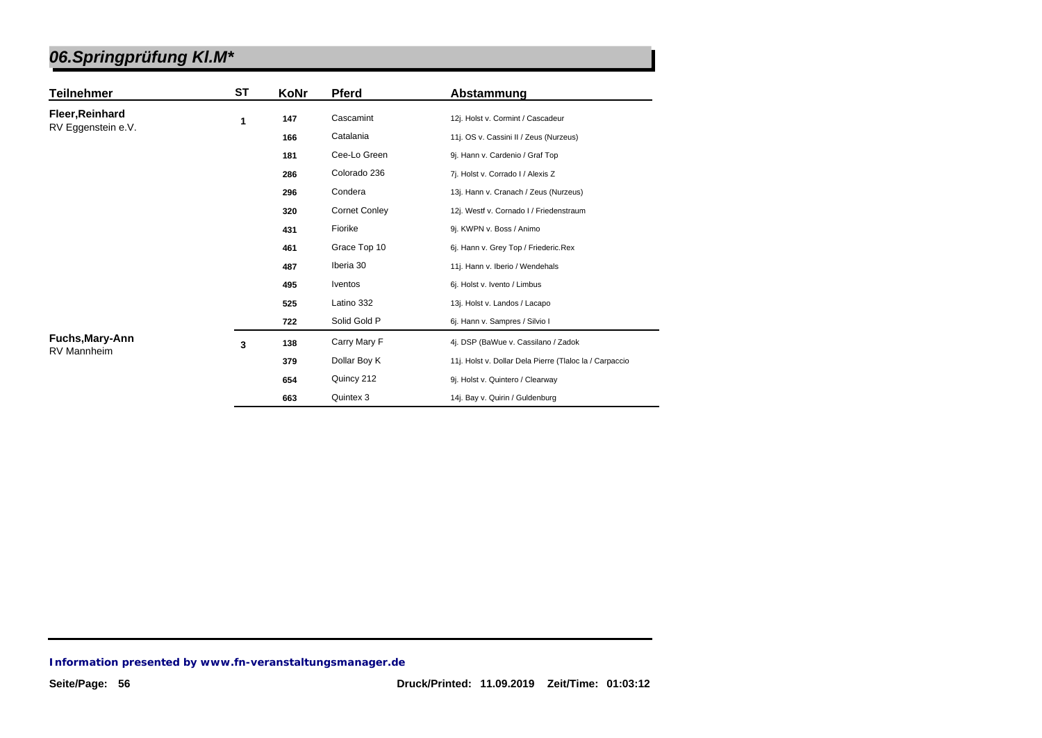# 06.Springprüfung Kl.M*

| Teilnehmer | ST | KoNr | Pferd | Abstammung |
|---|---|---|---|---|
| **Fleer,Reinhard** RV Eggenstein e.V. | 1 | 147 | Cascamint | 12j. Holst v. Cormint / Cascadeur |
| | | 166 | Catalania | 11j. OS v. Cassini II / Zeus (Nurzeus) |
| | | 181 | Cee-Lo Green | 9j. Hann v. Cardenio / Graf Top |
| | | 286 | Colorado 236 | 7j. Holst v. Corrado I / Alexis Z |
| | | 296 | Condera | 13j. Hann v. Cranach / Zeus (Nurzeus) |
| | | 320 | Cornet Conley | 12j. Westf v. Cornado I / Friedenstraum |
| | | 431 | Fiorike | 9j. KWPN v. Boss / Animo |
| | | 461 | Grace Top 10 | 6j. Hann v. Grey Top / Friederic.Rex |
| | | 487 | Iberia 30 | 11j. Hann v. Iberio / Wendehals |
| | | 495 | Iventos | 6j. Holst v. Ivento / Limbus |
| | | 525 | Latino 332 | 13j. Holst v. Landos / Lacapo |
| | | 722 | Solid Gold P | 6j. Hann v. Sampres / Silvio I |
| **Fuchs,Mary-Ann** RV Mannheim | 3 | 138 | Carry Mary F | 4j. DSP (BaWue v. Cassilano / Zadok |
| | | 379 | Dollar Boy K | 11j. Holst v. Dollar Dela Pierre (Tlaloc la / Carpaccio |
| | | 654 | Quincy 212 | 9j. Holst v. Quintero / Clearway |
| | | 663 | Quintex 3 | 14j. Bay v. Quirin / Guldenburg |

**Information presented by www.fn-veranstaltungsmanager.de**

Druck/Printed: 11.09.2019 Zeit/Time: 01:03:12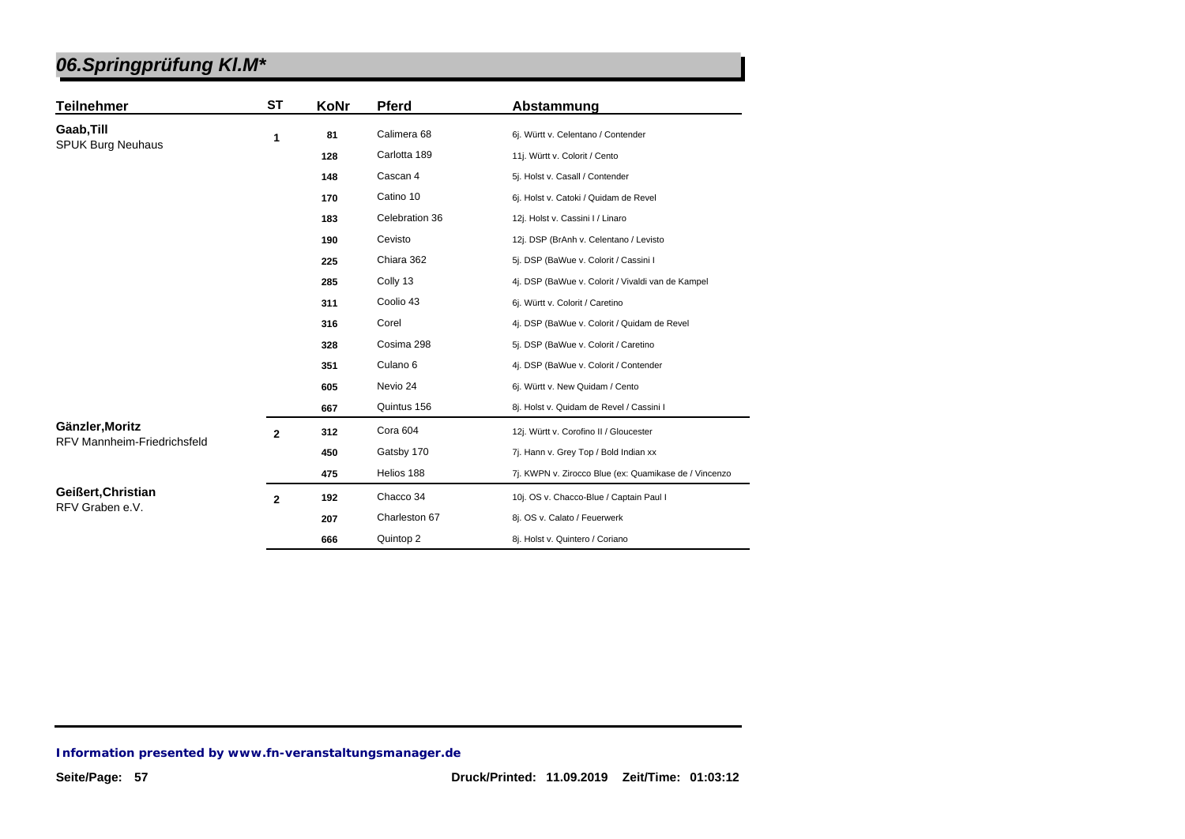# 06.Springprüfung Kl.M*

| Teilnehmer | ST | KoNr | Pferd | Abstammung |
|---|---|---|---|---|
| **Gaab,Till** SPUK Burg Neuhaus | 1 | 81 | Calimera 68 | 6j. Württ v. Celentano / Contender |
| | | 128 | Carlotta 189 | 11j. Württ v. Colorit / Cento |
| | | 148 | Cascan 4 | 5j. Holst v. Casall / Contender |
| | | 170 | Catino 10 | 6j. Holst v. Catoki / Quidam de Revel |
| | | 183 | Celebration 36 | 12j. Holst v. Cassini I / Linaro |
| | | 190 | Cevisto | 12j. DSP (BrAnh v. Celentano / Levisto |
| | | 225 | Chiara 362 | 5j. DSP (BaWue v. Colorit / Cassini I |
| | | 285 | Colly 13 | 4j. DSP (BaWue v. Colorit / Vivaldi van de Kampel |
| | | 311 | Coolio 43 | 6j. Württ v. Colorit / Caretino |
| | | 316 | Corel | 4j. DSP (BaWue v. Colorit / Quidam de Revel |
| | | 328 | Cosima 298 | 5j. DSP (BaWue v. Colorit / Caretino |
| | | 351 | Culano 6 | 4j. DSP (BaWue v. Colorit / Contender |
| | | 605 | Nevio 24 | 6j. Württ v. New Quidam / Cento |
| | | 667 | Quintus 156 | 8j. Holst v. Quidam de Revel / Cassini I |
| **Gänzler,Moritz** RFV Mannheim-Friedrichsfeld | 2 | 312 | Cora 604 | 12j. Württ v. Corofino II / Gloucester |
| | | 450 | Gatsby 170 | 7j. Hann v. Grey Top / Bold Indian xx |
| | | 475 | Helios 188 | 7j. KWPN v. Zirocco Blue (ex: Quamikase de / Vincenzo |
| **Geißert,Christian** RFV Graben e.V. | 2 | 192 | Chacco 34 | 10j. OS v. Chacco-Blue / Captain Paul I |
| | | 207 | Charleston 67 | 8j. OS v. Calato / Feuerwerk |
| | | 666 | Quintop 2 | 8j. Holst v. Quintero / Coriano |

**Information presented by www.fn-veranstaltungsmanager.de**

Druck/Printed: 11.09.2019 Zeit/Time: 01:03:12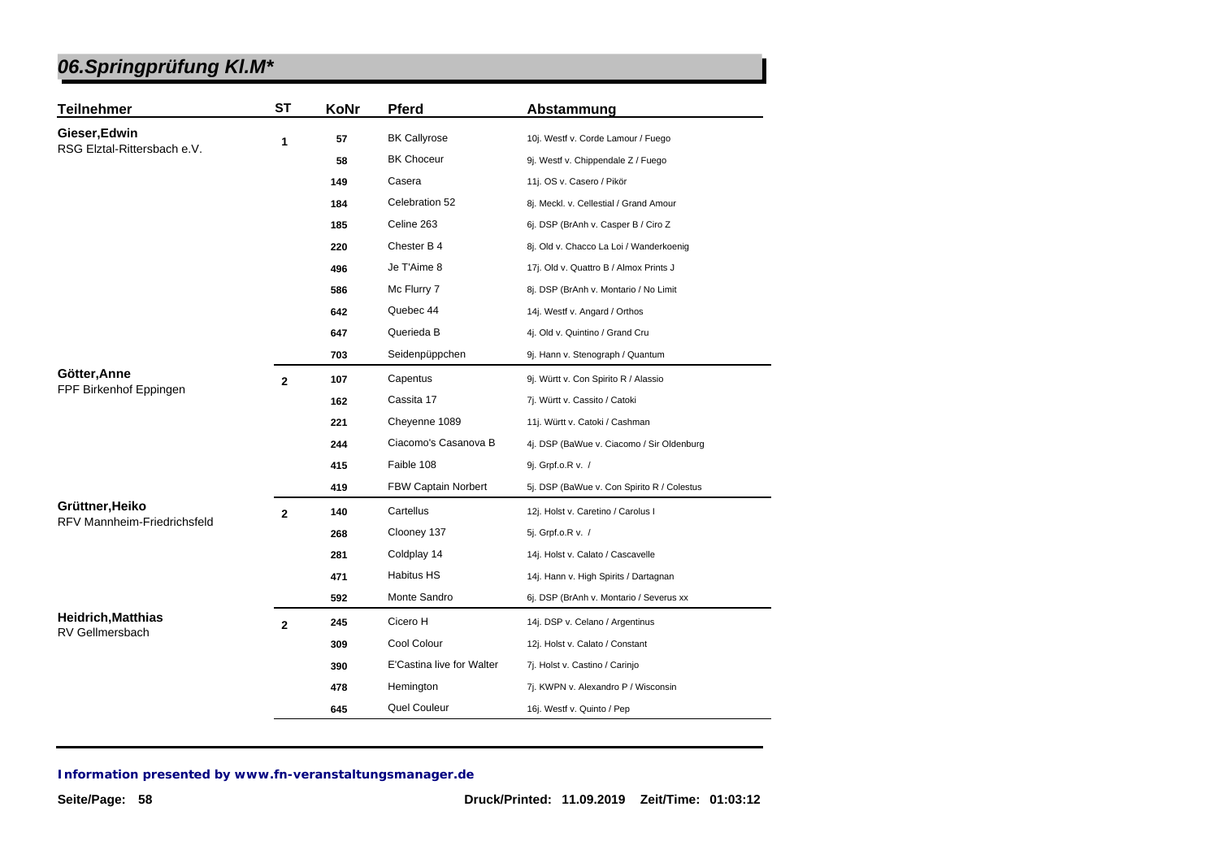# 06.Springprüfung Kl.M*

| Teilnehmer | ST | KoNr | Pferd | Abstammung |
|---|---|---|---|---|
| **Gieser,Edwin** RSG Elztal-Rittersbach e.V. | 1 | 57 | BK Callyrose | 10j. Westf v. Corde Lamour / Fuego |
| | | 58 | BK Choceur | 9j. Westf v. Chippendale Z / Fuego |
| | | 149 | Casera | 11j. OS v. Casero / Pikör |
| | | 184 | Celebration 52 | 8j. Meckl. v. Cellestial / Grand Amour |
| | | 185 | Celine 263 | 6j. DSP (BrAnh v. Casper B / Ciro Z |
| | | 220 | Chester B 4 | 8j. Old v. Chacco La Loi / Wanderkoenig |
| | | 496 | Je T'Aime 8 | 17j. Old v. Quattro B / Almox Prints J |
| | | 586 | Mc Flurry 7 | 8j. DSP (BrAnh v. Montario / No Limit |
| | | 642 | Quebec 44 | 14j. Westf v. Angard / Orthos |
| | | 647 | Querieda B | 4j. Old v. Quintino / Grand Cru |
| | | 703 | Seidenpüppchen | 9j. Hann v. Stenograph / Quantum |
| **Götter,Anne** FPF Birkenhof Eppingen | 2 | 107 | Capentus | 9j. Württ v. Con Spirito R / Alassio |
| | | 162 | Cassita 17 | 7j. Württ v. Cassito / Catoki |
| | | 221 | Cheyenne 1089 | 11j. Württ v. Catoki / Cashman |
| | | 244 | Ciacomo's Casanova B | 4j. DSP (BaWue v. Ciacomo / Sir Oldenburg |
| | | 415 | Faible 108 | 9j. Grpf.o.R v. / |
| | | 419 | FBW Captain Norbert | 5j. DSP (BaWue v. Con Spirito R / Colestus |
| **Grüttner,Heiko** RFV Mannheim-Friedrichsfeld | 2 | 140 | Cartellus | 12j. Holst v. Caretino / Carolus I |
| | | 268 | Clooney 137 | 5j. Grpf.o.R v. / |
| | | 281 | Coldplay 14 | 14j. Holst v. Calato / Cascavelle |
| | | 471 | Habitus HS | 14j. Hann v. High Spirits / Dartagnan |
| | | 592 | Monte Sandro | 6j. DSP (BrAnh v. Montario / Severus xx |
| **Heidrich,Matthias** RV Gellmersbach | 2 | 245 | Cicero H | 14j. DSP v. Celano / Argentinus |
| | | 309 | Cool Colour | 12j. Holst v. Calato / Constant |
| | | 390 | E'Castina live for Walter | 7j. Holst v. Castino / Carinjo |
| | | 478 | Hemington | 7j. KWPN v. Alexandro P / Wisconsin |
| | | 645 | Quel Couleur | 16j. Westf v. Quinto / Pep |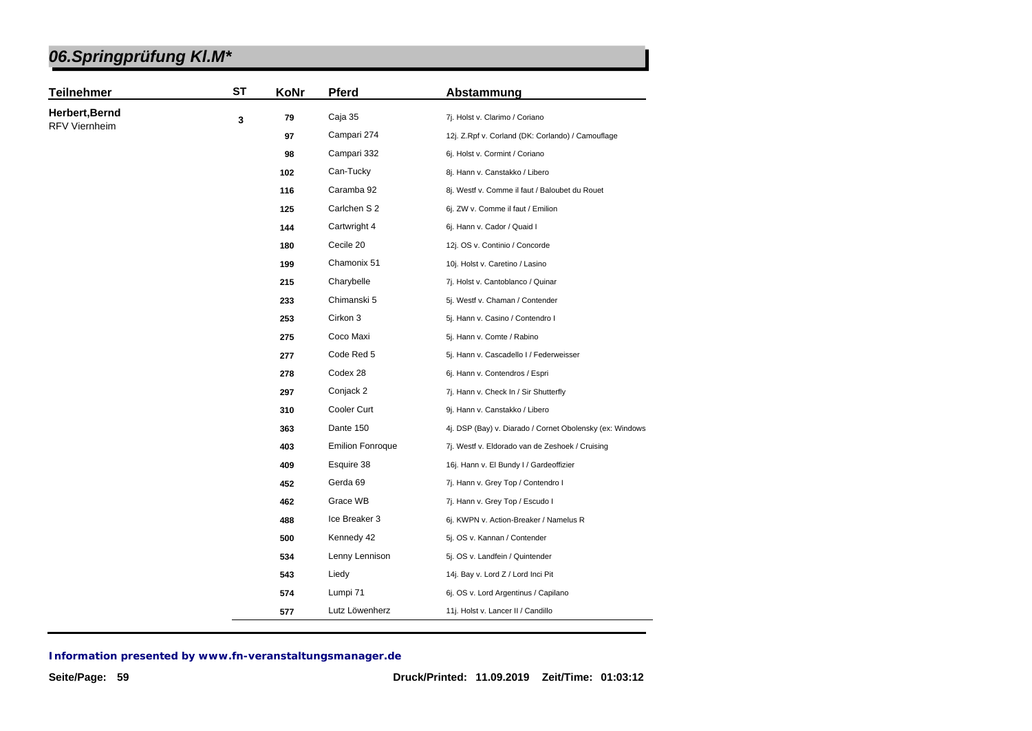# 06.Springprüfung Kl.M*

| Teilnehmer | ST | KoNr | Pferd | Abstammung |
|---|---|---|---|---|
| **Herbert,Bernd** RFV Viernheim | 3 | 79 | Caja 35 | 7j. Holst v. Clarimo / Coriano |
| | | 97 | Campari 274 | 12j. Z.Rpf v. Corland (DK: Corlando) / Camouflage |
| | | 98 | Campari 332 | 6j. Holst v. Cormint / Coriano |
| | | 102 | Can-Tucky | 8j. Hann v. Canstakko / Libero |
| | | 116 | Caramba 92 | 8j. Westf v. Comme il faut / Baloubet du Rouet |
| | | 125 | Carlchen S 2 | 6j. ZW v. Comme il faut / Emilion |
| | | 144 | Cartwright 4 | 6j. Hann v. Cador / Quaid I |
| | | 180 | Cecile 20 | 12j. OS v. Continio / Concorde |
| | | 199 | Chamonix 51 | 10j. Holst v. Caretino / Lasino |
| | | 215 | Charybelle | 7j. Holst v. Cantoblanco / Quinar |
| | | 233 | Chimanski 5 | 5j. Westf v. Chaman / Contender |
| | | 253 | Cirkon 3 | 5j. Hann v. Casino / Contendro I |
| | | 275 | Coco Maxi | 5j. Hann v. Comte / Rabino |
| | | 277 | Code Red 5 | 5j. Hann v. Cascadello I / Federweisser |
| | | 278 | Codex 28 | 6j. Hann v. Contendros / Espri |
| | | 297 | Conjack 2 | 7j. Hann v. Check In / Sir Shutterfly |
| | | 310 | Cooler Curt | 9j. Hann v. Canstakko / Libero |
| | | 363 | Dante 150 | 4j. DSP (Bay) v. Diarado / Cornet Obolensky (ex: Windows |
| | | 403 | Emilion Fonroque | 7j. Westf v. Eldorado van de Zeshoek / Cruising |
| | | 409 | Esquire 38 | 16j. Hann v. El Bundy I / Gardeoffizier |
| | | 452 | Gerda 69 | 7j. Hann v. Grey Top / Contendro I |
| | | 462 | Grace WB | 7j. Hann v. Grey Top / Escudo I |
| | | 488 | Ice Breaker 3 | 6j. KWPN v. Action-Breaker / Namelus R |
| | | 500 | Kennedy 42 | 5j. OS v. Kannan / Contender |
| | | 534 | Lenny Lennison | 5j. OS v. Landfein / Quintender |
| | | 543 | Liedy | 14j. Bay v. Lord Z / Lord Inci Pit |
| | | 574 | Lumpi 71 | 6j. OS v. Lord Argentinus / Capilano |
| | | 577 | Lutz Löwenherz | 11j. Holst v. Lancer II / Candillo |

**Information presented by www.fn-veranstaltungsmanager.de**

Druck/Printed: 11.09.2019 Zeit/Time: 01:03:12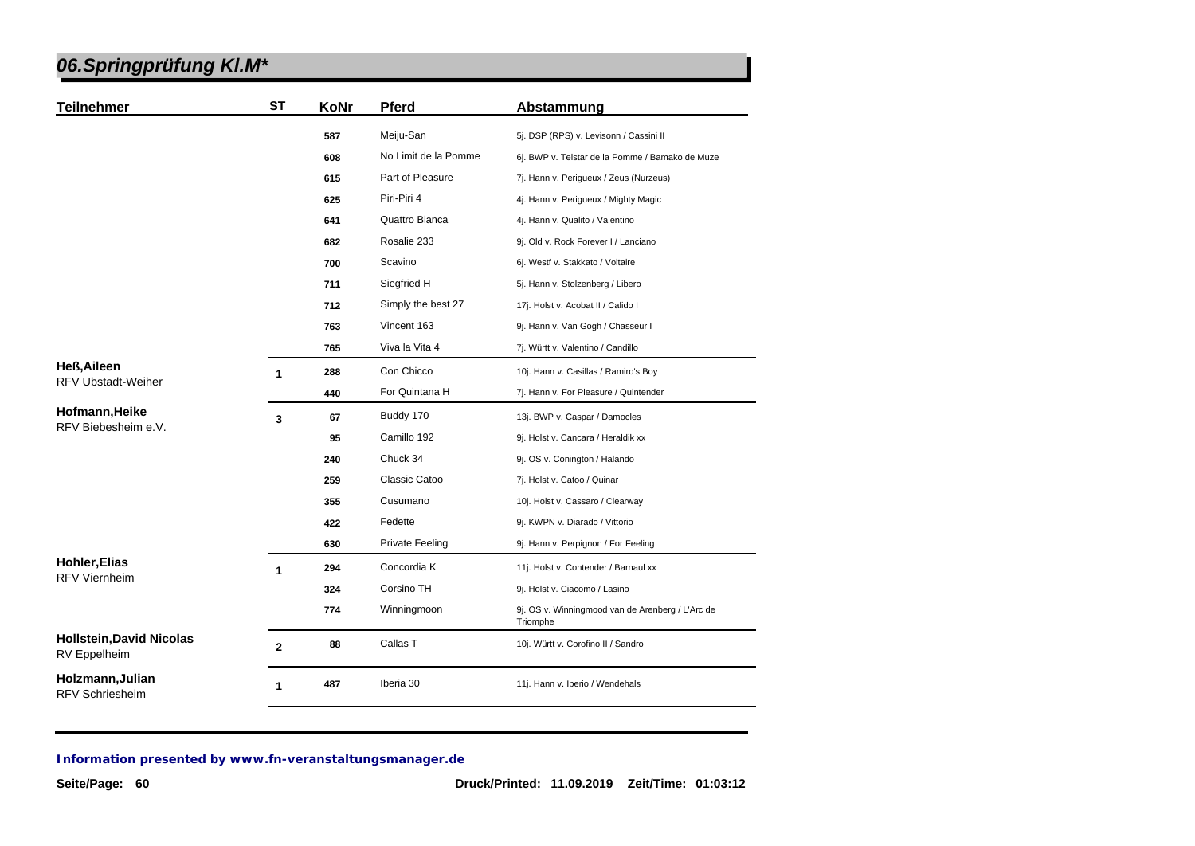# 06.Springprüfung Kl.M*

| Teilnehmer | ST | KoNr | Pferd | Abstammung |
|---|---|---|---|---|
| | | 587 | Meiju-San | 5j. DSP (RPS) v. Levisonn / Cassini II |
| | | 608 | No Limit de la Pomme | 6j. BWP v. Telstar de la Pomme / Bamako de Muze |
| | | 615 | Part of Pleasure | 7j. Hann v. Perigueux / Zeus (Nurzeus) |
| | | 625 | Piri-Piri 4 | 4j. Hann v. Perigueux / Mighty Magic |
| | | 641 | Quattro Bianca | 4j. Hann v. Qualito / Valentino |
| | | 682 | Rosalie 233 | 9j. Old v. Rock Forever I / Lanciano |
| | | 700 | Scavino | 6j. Westf v. Stakkato / Voltaire |
| | | 711 | Siegfried H | 5j. Hann v. Stolzenberg / Libero |
| | | 712 | Simply the best 27 | 17j. Holst v. Acobat II / Calido I |
| | | 763 | Vincent 163 | 9j. Hann v. Van Gogh / Chasseur I |
| | | 765 | Viva la Vita 4 | 7j. Württ v. Valentino / Candillo |
| **Heß,Aileen** RFV Ubstadt-Weiher | 1 | 288 | Con Chicco | 10j. Hann v. Casillas / Ramiro's Boy |
| | | 440 | For Quintana H | 7j. Hann v. For Pleasure / Quintender |
| **Hofmann,Heike** RFV Biebesheim e.V. | 3 | 67 | Buddy 170 | 13j. BWP v. Caspar / Damocles |
| | | 95 | Camillo 192 | 9j. Holst v. Cancara / Heraldik xx |
| | | 240 | Chuck 34 | 9j. OS v. Conington / Halando |
| | | 259 | Classic Catoo | 7j. Holst v. Catoo / Quinar |
| | | 355 | Cusumano | 10j. Holst v. Cassaro / Clearway |
| | | 422 | Fedette | 9j. KWPN v. Diarado / Vittorio |
| | | 630 | Private Feeling | 9j. Hann v. Perpignon / For Feeling |
| **Hohler,Elias** RFV Viernheim | 1 | 294 | Concordia K | 11j. Holst v. Contender / Barnaul xx |
| | | 324 | Corsino TH | 9j. Holst v. Ciacomo / Lasino |
| | | 774 | Winningmoon | 9j. OS v. Winningmood van de Arenberg / L'Arc de Triomphe |
| **Hollstein,David Nicolas** RV Eppelheim | 2 | 88 | Callas T | 10j. Württ v. Corofino II / Sandro |
| **Holzmann,Julian** RFV Schriesheim | 1 | 487 | Iberia 30 | 11j. Hann v. Iberio / Wendehals |

**Information presented by www.fn-veranstaltungsmanager.de**

Druck/Printed: 11.09.2019 Zeit/Time: 01:03:12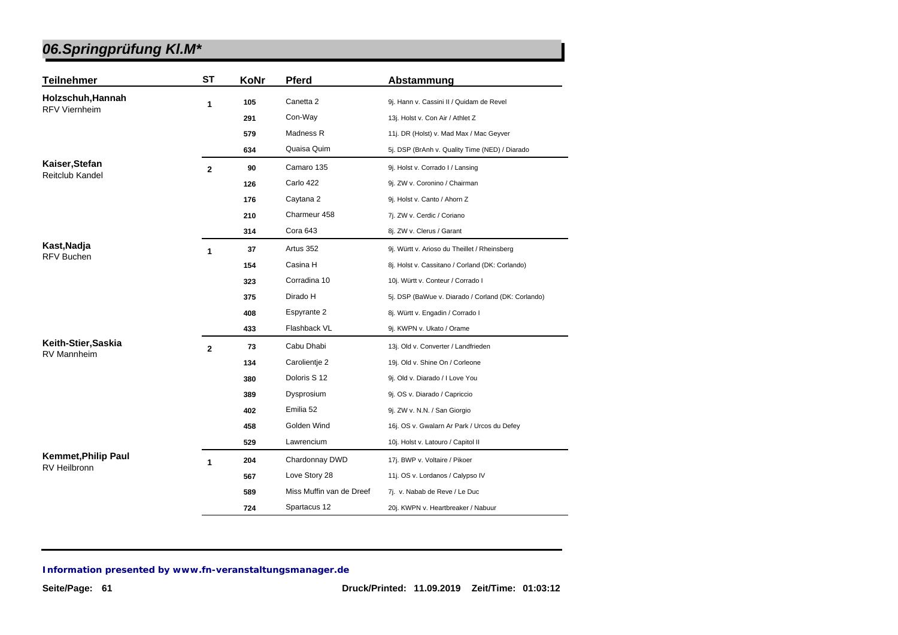# 06.Springprüfung Kl.M*

| Teilnehmer | ST | KoNr | Pferd | Abstammung |
|---|---|---|---|---|
| **Holzschuh,Hannah** RFV Viernheim | 1 | 105 | Canetta 2 | 9j. Hann v. Cassini II / Quidam de Revel |
| | | 291 | Con-Way | 13j. Holst v. Con Air / Athlet Z |
| | | 579 | Madness R | 11j. DR (Holst) v. Mad Max / Mac Geyver |
| | | 634 | Quaisa Quim | 5j. DSP (BrAnh v. Quality Time (NED) / Diarado |
| **Kaiser,Stefan** Reitclub Kandel | 2 | 90 | Camaro 135 | 9j. Holst v. Corrado I / Lansing |
| | | 126 | Carlo 422 | 9j. ZW v. Coronino / Chairman |
| | | 176 | Caytana 2 | 9j. Holst v. Canto / Ahorn Z |
| | | 210 | Charmeur 458 | 7j. ZW v. Cerdic / Coriano |
| | | 314 | Cora 643 | 8j. ZW v. Clerus / Garant |
| **Kast,Nadja** RFV Buchen | 1 | 37 | Artus 352 | 9j. Württ v. Arioso du Theillet / Rheinsberg |
| | | 154 | Casina H | 8j. Holst v. Cassitano / Corland (DK: Corlando) |
| | | 323 | Corradina 10 | 10j. Württ v. Conteur / Corrado I |
| | | 375 | Dirado H | 5j. DSP (BaWue v. Diarado / Corland (DK: Corlando) |
| | | 408 | Espyrante 2 | 8j. Württ v. Engadin / Corrado I |
| | | 433 | Flashback VL | 9j. KWPN v. Ukato / Orame |
| **Keith-Stier,Saskia** RV Mannheim | 2 | 73 | Cabu Dhabi | 13j. Old v. Converter / Landfrieden |
| | | 134 | Carolientje 2 | 19j. Old v. Shine On / Corleone |
| | | 380 | Doloris S 12 | 9j. Old v. Diarado / I Love You |
| | | 389 | Dysprosium | 9j. OS v. Diarado / Capriccio |
| | | 402 | Emilia 52 | 9j. ZW v. N.N. / San Giorgio |
| | | 458 | Golden Wind | 16j. OS v. Gwalarn Ar Park / Urcos du Defey |
| | | 529 | Lawrencium | 10j. Holst v. Latouro / Capitol II |
| **Kemmet,Philip Paul** RV Heilbronn | 1 | 204 | Chardonnay DWD | 17j. BWP v. Voltaire / Pikoer |
| | | 567 | Love Story 28 | 11j. OS v. Lordanos / Calypso IV |
| | | 589 | Miss Muffin van de Dreef | 7j. v. Nabab de Reve / Le Duc |
| | | 724 | Spartacus 12 | 20j. KWPN v. Heartbreaker / Nabuur |

**Information presented by www.fn-veranstaltungsmanager.de**

**Druck/Printed: 11.09.2019 Zeit/Time: 01:03:12**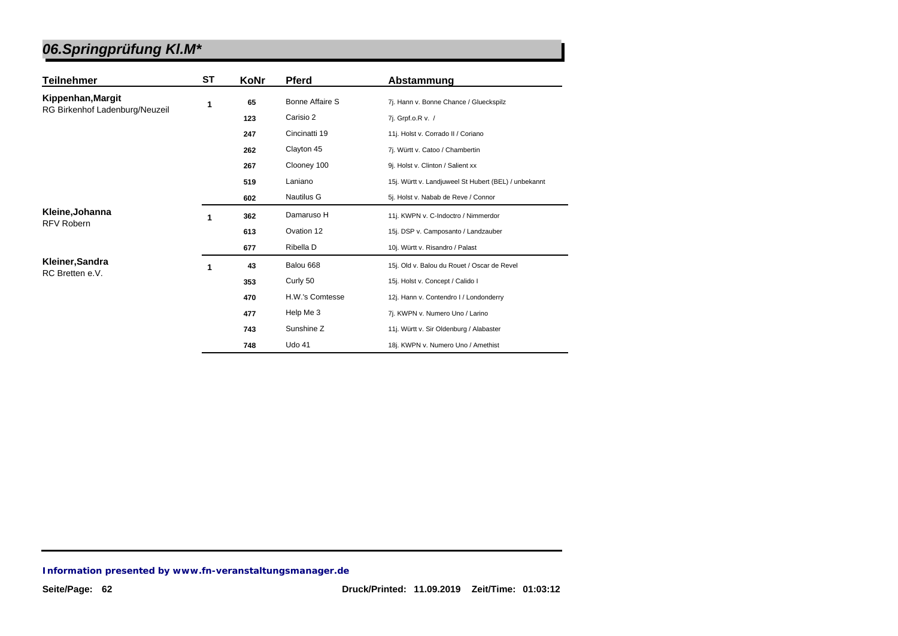# 06.Springprüfung Kl.M*

| Teilnehmer | ST | KoNr | Pferd | Abstammung |
|---|---|---|---|---|
| **Kippenhan,Margit** RG Birkenhof Ladenburg/Neuzeil | **1** | **65** | Bonne Affaire S | 7j. Hann v. Bonne Chance / Glueckspilz |
| | | **123** | Carisio 2 | 7j. Grpf.o.R v. / |
| | | **247** | Cincinatti 19 | 11j. Holst v. Corrado II / Coriano |
| | | **262** | Clayton 45 | 7j. Württ v. Catoo / Chambertin |
| | | **267** | Clooney 100 | 9j. Holst v. Clinton / Salient xx |
| | | **519** | Laniano | 15j. Württ v. Landjuweel St Hubert (BEL) / unbekannt |
| | | **602** | Nautilus G | 5j. Holst v. Nabab de Reve / Connor |
| **Kleine,Johanna** RFV Robern | **1** | **362** | Damaruso H | 11j. KWPN v. C-Indoctro / Nimmerdor |
| | | **613** | Ovation 12 | 15j. DSP v. Camposanto / Landzauber |
| | | **677** | Ribella D | 10j. Württ v. Risandro / Palast |
| **Kleiner,Sandra** RC Bretten e.V. | **1** | **43** | Balou 668 | 15j. Old v. Balou du Rouet / Oscar de Revel |
| | | **353** | Curly 50 | 15j. Holst v. Concept / Calido I |
| | | **470** | H.W.'s Comtesse | 12j. Hann v. Contendro I / Londonderry |
| | | **477** | Help Me 3 | 7j. KWPN v. Numero Uno / Larino |
| | | **743** | Sunshine Z | 11j. Württ v. Sir Oldenburg / Alabaster |
| | | **748** | Udo 41 | 18j. KWPN v. Numero Uno / Amethist |

**Information presented by www.fn-veranstaltungsmanager.de**

**Druck/Printed: 11.09.2019 Zeit/Time: 01:03:12**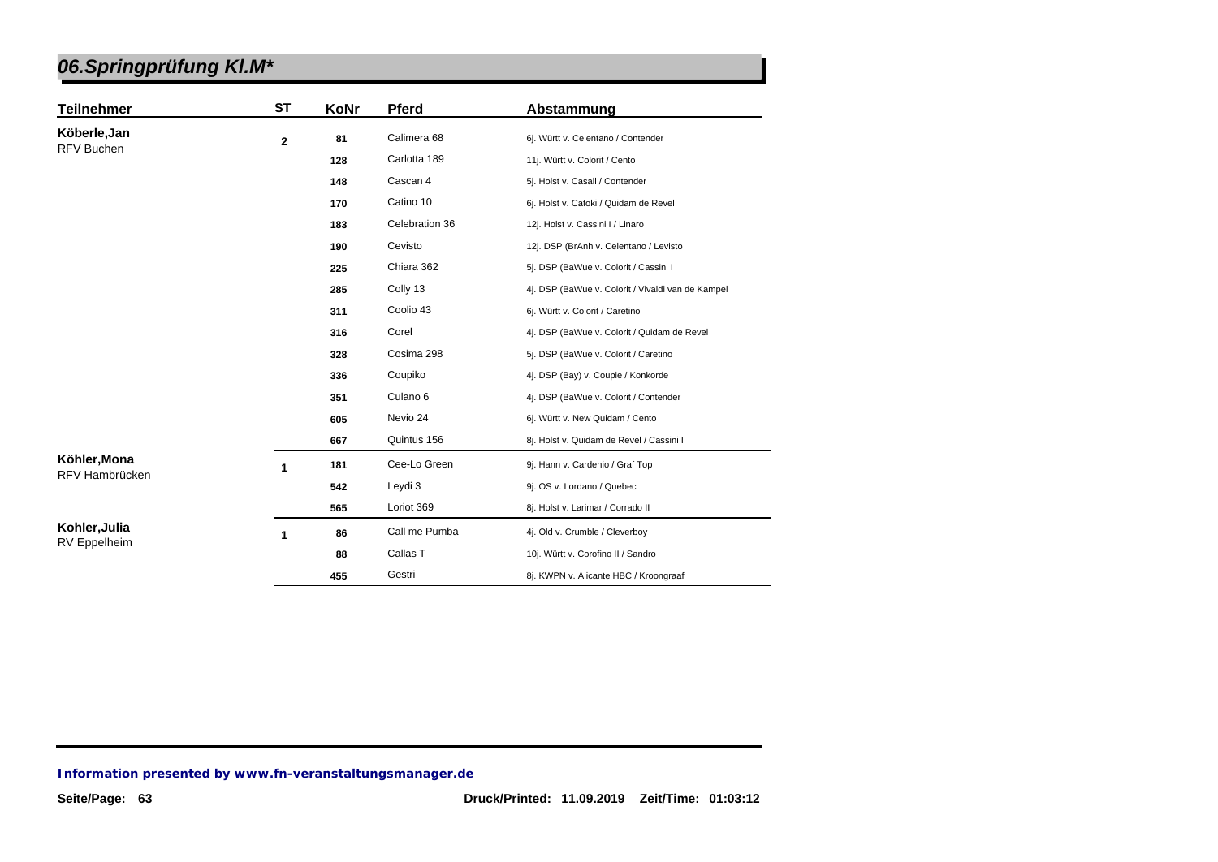## 06.Springprüfung Kl.M*

| Teilnehmer | ST | KoNr | Pferd | Abstammung |
|---|---|---|---|---|
| Köberle,Jan<br>RFV Buchen | 2 | 81 | Calimera 68 | 6j. Württ v. Celentano / Contender |
| | | 128 | Carlotta 189 | 11j. Württ v. Colorit / Cento |
| | | 148 | Cascan 4 | 5j. Holst v. Casall / Contender |
| | | 170 | Catino 10 | 6j. Holst v. Catoki / Quidam de Revel |
| | | 183 | Celebration 36 | 12j. Holst v. Cassini I / Linaro |
| | | 190 | Cevisto | 12j. DSP (BrAnh v. Celentano / Levisto |
| | | 225 | Chiara 362 | 5j. DSP (BaWue v. Colorit / Cassini I |
| | | 285 | Colly 13 | 4j. DSP (BaWue v. Colorit / Vivaldi van de Kampel |
| | | 311 | Coolio 43 | 6j. Württ v. Colorit / Caretino |
| | | 316 | Corel | 4j. DSP (BaWue v. Colorit / Quidam de Revel |
| | | 328 | Cosima 298 | 5j. DSP (BaWue v. Colorit / Caretino |
| | | 336 | Coupiko | 4j. DSP (Bay) v. Coupie / Konkorde |
| | | 351 | Culano 6 | 4j. DSP (BaWue v. Colorit / Contender |
| | | 605 | Nevio 24 | 6j. Württ v. New Quidam / Cento |
| | | 667 | Quintus 156 | 8j. Holst v. Quidam de Revel / Cassini I |
| Köhler,Mona<br>RFV Hambrücken | 1 | 181 | Cee-Lo Green | 9j. Hann v. Cardenio / Graf Top |
| | | 542 | Leydi 3 | 9j. OS v. Lordano / Quebec |
| | | 565 | Loriot 369 | 8j. Holst v. Larimar / Corrado II |
| Kohler,Julia<br>RV Eppelheim | 1 | 86 | Call me Pumba | 4j. Old v. Crumble / Cleverboy |
| | | 88 | Callas T | 10j. Württ v. Corofino II / Sandro |
| | | 455 | Gestri | 8j. KWPN v. Alicante HBC / Kroongraaf |

*Information presented by www.fn-veranstaltungsmanager.de*

Druck/Printed: 11.09.2019 Zeit/Time: 01:03:12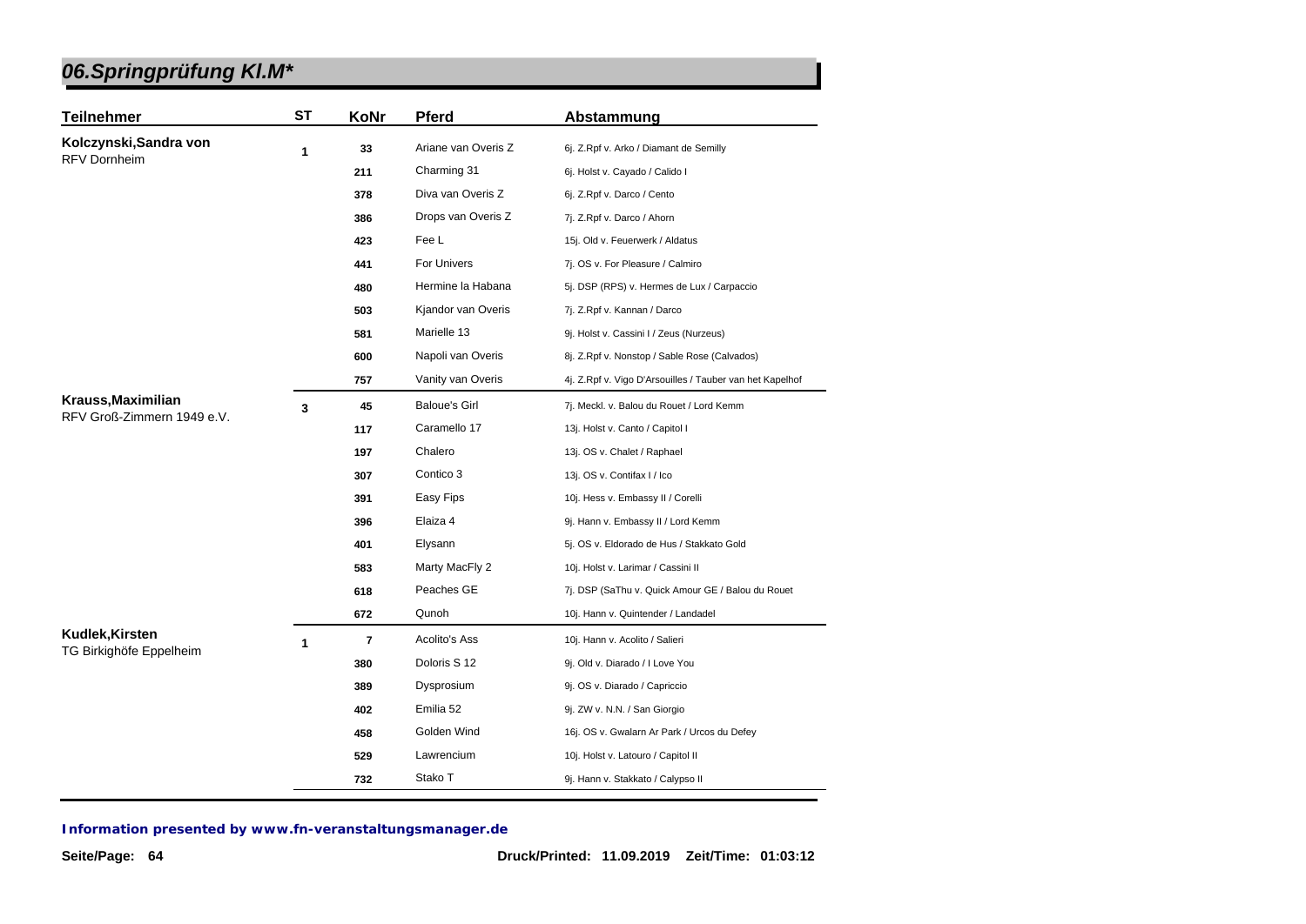## 06.Springprüfung Kl.M*

| Teilnehmer | ST | KoNr | Pferd | Abstammung |
|---|---|---|---|---|
| **Kolczynski,Sandra von** RFV Dornheim | 1 | 33 | Ariane van Overis Z | 6j. Z.Rpf v. Arko / Diamant de Semilly |
| | | 211 | Charming 31 | 6j. Holst v. Cayado / Calido I |
| | | 378 | Diva van Overis Z | 6j. Z.Rpf v. Darco / Cento |
| | | 386 | Drops van Overis Z | 7j. Z.Rpf v. Darco / Ahorn |
| | | 423 | Fee L | 15j. Old v. Feuerwerk / Aldatus |
| | | 441 | For Univers | 7j. OS v. For Pleasure / Calmiro |
| | | 480 | Hermine la Habana | 5j. DSP (RPS) v. Hermes de Lux / Carpaccio |
| | | 503 | Kjandor van Overis | 7j. Z.Rpf v. Kannan / Darco |
| | | 581 | Marielle 13 | 9j. Holst v. Cassini I / Zeus (Nurzeus) |
| | | 600 | Napoli van Overis | 8j. Z.Rpf v. Nonstop / Sable Rose (Calvados) |
| | | 757 | Vanity van Overis | 4j. Z.Rpf v. Vigo D'Arsouilles / Tauber van het Kapelhof |
| **Krauss,Maximilian** RFV Groß-Zimmern 1949 e.V. | 3 | 45 | Baloue's Girl | 7j. Meckl. v. Balou du Rouet / Lord Kemm |
| | | 117 | Caramello 17 | 13j. Holst v. Canto / Capitol I |
| | | 197 | Chalero | 13j. OS v. Chalet / Raphael |
| | | 307 | Contico 3 | 13j. OS v. Contifax I / Ico |
| | | 391 | Easy Fips | 10j. Hess v. Embassy II / Corelli |
| | | 396 | Elaiza 4 | 9j. Hann v. Embassy II / Lord Kemm |
| | | 401 | Elysann | 5j. OS v. Eldorado de Hus / Stakkato Gold |
| | | 583 | Marty MacFly 2 | 10j. Holst v. Larimar / Cassini II |
| | | 618 | Peaches GE | 7j. DSP (SaThu v. Quick Amour GE / Balou du Rouet |
| | | 672 | Qunoh | 10j. Hann v. Quintender / Landadel |
| **Kudlek,Kirsten** TG Birkighöfe Eppelheim | 1 | 7 | Acolito's Ass | 10j. Hann v. Acolito / Salieri |
| | | 380 | Doloris S 12 | 9j. Old v. Diarado / I Love You |
| | | 389 | Dysprosium | 9j. OS v. Diarado / Capriccio |
| | | 402 | Emilia 52 | 9j. ZW v. N.N. / San Giorgio |
| | | 458 | Golden Wind | 16j. OS v. Gwalarn Ar Park / Urcos du Defey |
| | | 529 | Lawrencium | 10j. Holst v. Latouro / Capitol II |
| | | 732 | Stako T | 9j. Hann v. Stakkato / Calypso II |

*Information presented by www.fn-veranstaltungsmanager.de*

Druck/Printed: 11.09.2019 Zeit/Time: 01:03:12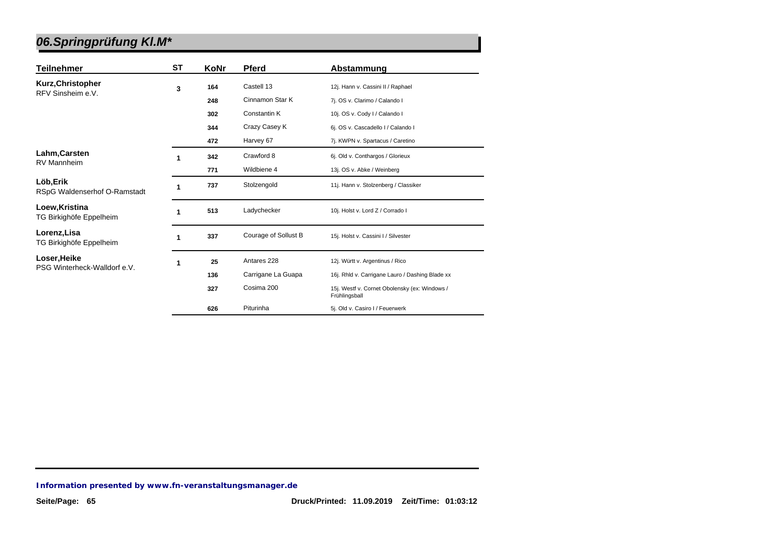# 06.Springprüfung Kl.M*

| Teilnehmer | ST | KoNr | Pferd | Abstammung |
|---|---|---|---|---|
| **Kurz,Christopher** RFV Sinsheim e.V. | 3 | 164 | Castell 13 | 12j. Hann v. Cassini II / Raphael |
| | | 248 | Cinnamon Star K | 7j. OS v. Clarimo / Calando I |
| | | 302 | Constantin K | 10j. OS v. Cody I / Calando I |
| | | 344 | Crazy Casey K | 6j. OS v. Cascadello I / Calando I |
| | | 472 | Harvey 67 | 7j. KWPN v. Spartacus / Caretino |
| **Lahm,Carsten** RV Mannheim | 1 | 342 | Crawford 8 | 6j. Old v. Conthargos / Glorieux |
| | | 771 | Wildbiene 4 | 13j. OS v. Abke / Weinberg |
| **Löb,Erik** RSpG Waldenserhof O-Ramstadt | 1 | 737 | Stolzengold | 11j. Hann v. Stolzenberg / Classiker |
| **Loew,Kristina** TG Birkighöfe Eppelheim | 1 | 513 | Ladychecker | 10j. Holst v. Lord Z / Corrado I |
| **Lorenz,Lisa** TG Birkighöfe Eppelheim | 1 | 337 | Courage of Sollust B | 15j. Holst v. Cassini I / Silvester |
| **Loser,Heike** PSG Winterheck-Walldorf e.V. | 1 | 25 | Antares 228 | 12j. Württ v. Argentinus / Rico |
| | | 136 | Carrigane La Guapa | 16j. Rhld v. Carrigane Lauro / Dashing Blade xx |
| | | 327 | Cosima 200 | 15j. Westf v. Cornet Obolensky (ex: Windows / Frühlingsball |
| | | 626 | Piturinha | 5j. Old v. Casiro I / Feuerwerk |

***Information presented by www.fn-veranstaltungsmanager.de***

**Druck/Printed: 11.09.2019 Zeit/Time: 01:03:12**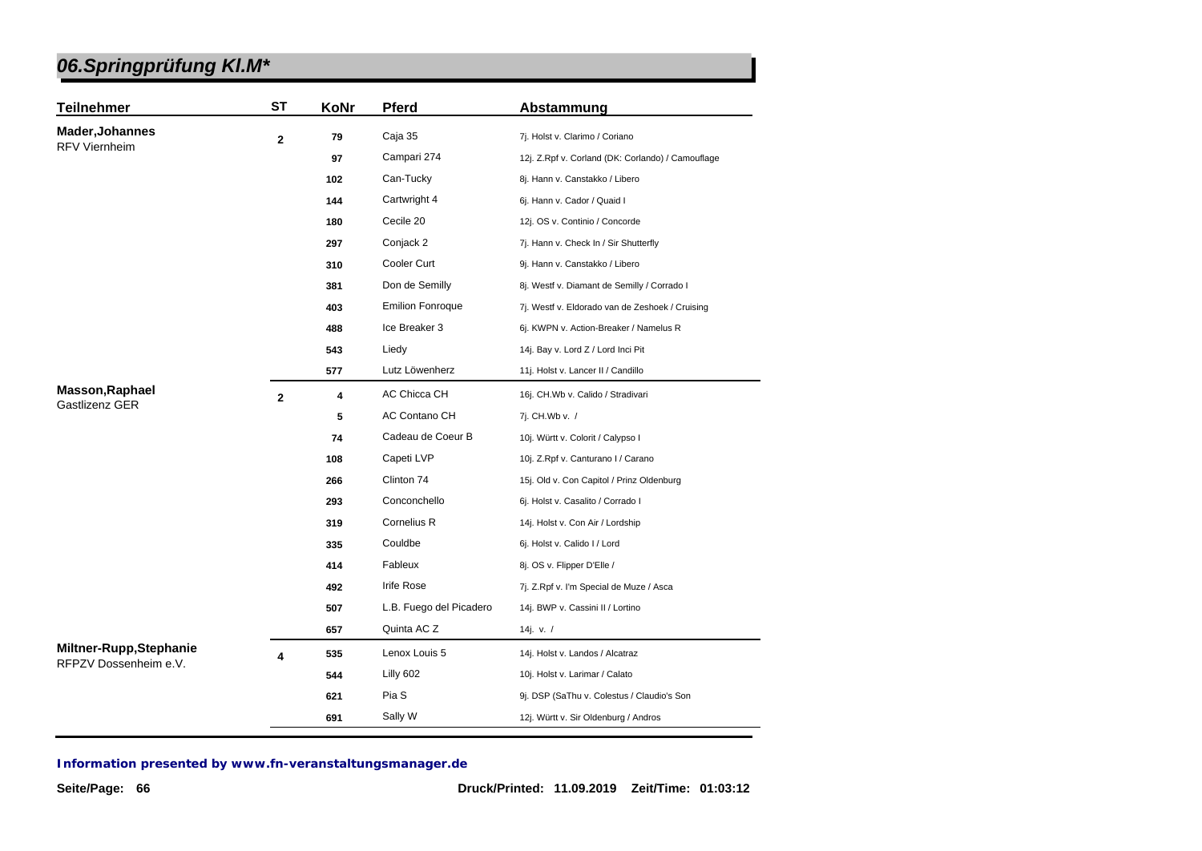# 06.Springprüfung Kl.M*

| Teilnehmer | ST | KoNr | Pferd | Abstammung |
|---|---|---|---|---|
| **Mader,Johannes** RFV Viernheim | **2** | **79** | Caja 35 | 7j. Holst v. Clarimo / Coriano |
| | | **97** | Campari 274 | 12j. Z.Rpf v. Corland (DK: Corlando) / Camouflage |
| | | **102** | Can-Tucky | 8j. Hann v. Canstakko / Libero |
| | | **144** | Cartwright 4 | 6j. Hann v. Cador / Quaid I |
| | | **180** | Cecile 20 | 12j. OS v. Continio / Concorde |
| | | **297** | Conjack 2 | 7j. Hann v. Check In / Sir Shutterfly |
| | | **310** | Cooler Curt | 9j. Hann v. Canstakko / Libero |
| | | **381** | Don de Semilly | 8j. Westf v. Diamant de Semilly / Corrado I |
| | | **403** | Emilion Fonroque | 7j. Westf v. Eldorado van de Zeshoek / Cruising |
| | | **488** | Ice Breaker 3 | 6j. KWPN v. Action-Breaker / Namelus R |
| | | **543** | Liedy | 14j. Bay v. Lord Z / Lord Inci Pit |
| | | **577** | Lutz Löwenherz | 11j. Holst v. Lancer II / Candillo |
| **Masson,Raphael** Gastlizenz GER | **2** | **4** | AC Chicca CH | 16j. CH.Wb v. Calido / Stradivari |
| | | **5** | AC Contano CH | 7j. CH.Wb v. / |
| | | **74** | Cadeau de Coeur B | 10j. Württ v. Colorit / Calypso I |
| | | **108** | Capeti LVP | 10j. Z.Rpf v. Canturano I / Carano |
| | | **266** | Clinton 74 | 15j. Old v. Con Capitol / Prinz Oldenburg |
| | | **293** | Conconchello | 6j. Holst v. Casalito / Corrado I |
| | | **319** | Cornelius R | 14j. Holst v. Con Air / Lordship |
| | | **335** | Couldbe | 6j. Holst v. Calido I / Lord |
| | | **414** | Fableux | 8j. OS v. Flipper D'Elle / |
| | | **492** | Irife Rose | 7j. Z.Rpf v. I'm Special de Muze / Asca |
| | | **507** | L.B. Fuego del Picadero | 14j. BWP v. Cassini II / Lortino |
| | | **657** | Quinta AC Z | 14j. v. / |
| **Miltner-Rupp,Stephanie** RFPZV Dossenheim e.V. | **4** | **535** | Lenox Louis 5 | 14j. Holst v. Landos / Alcatraz |
| | | **544** | Lilly 602 | 10j. Holst v. Larimar / Calato |
| | | **621** | Pia S | 9j. DSP (SaThu v. Colestus / Claudio's Son |
| | | **691** | Sally W | 12j. Württ v. Sir Oldenburg / Andros |

***Information presented by www.fn-veranstaltungsmanager.de***

**Druck/Printed: 11.09.2019 Zeit/Time: 01:03:12**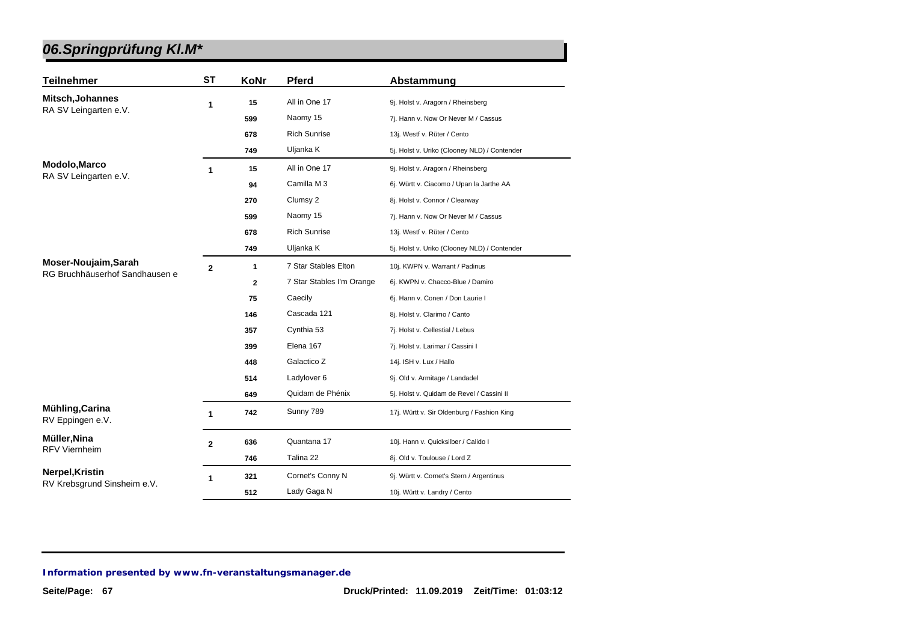## 06.Springprüfung Kl.M*

| Teilnehmer | ST | KoNr | Pferd | Abstammung |
|---|---|---|---|---|
| **Mitsch,Johannes** RA SV Leingarten e.V. | 1 | 15 | All in One 17 | 9j. Holst v. Aragorn / Rheinsberg |
| | | 599 | Naomy 15 | 7j. Hann v. Now Or Never M / Cassus |
| | | 678 | Rich Sunrise | 13j. Westf v. Rüter / Cento |
| | | 749 | Uljanka K | 5j. Holst v. Uriko (Clooney NLD) / Contender |
| **Modolo,Marco** RA SV Leingarten e.V. | 1 | 15 | All in One 17 | 9j. Holst v. Aragorn / Rheinsberg |
| | | 94 | Camilla M 3 | 6j. Württ v. Ciacomo / Upan la Jarthe AA |
| | | 270 | Clumsy 2 | 8j. Holst v. Connor / Clearway |
| | | 599 | Naomy 15 | 7j. Hann v. Now Or Never M / Cassus |
| | | 678 | Rich Sunrise | 13j. Westf v. Rüter / Cento |
| | | 749 | Uljanka K | 5j. Holst v. Uriko (Clooney NLD) / Contender |
| **Moser-Noujaim,Sarah** RG Bruchhäuserhof Sandhausen e | 2 | 1 | 7 Star Stables Elton | 10j. KWPN v. Warrant / Padinus |
| | | 2 | 7 Star Stables I'm Orange | 6j. KWPN v. Chacco-Blue / Damiro |
| | | 75 | Caecily | 6j. Hann v. Conen / Don Laurie I |
| | | 146 | Cascada 121 | 8j. Holst v. Clarimo / Canto |
| | | 357 | Cynthia 53 | 7j. Holst v. Cellestial / Lebus |
| | | 399 | Elena 167 | 7j. Holst v. Larimar / Cassini I |
| | | 448 | Galactico Z | 14j. ISH v. Lux / Hallo |
| | | 514 | Ladylover 6 | 9j. Old v. Armitage / Landadel |
| | | 649 | Quidam de Phénix | 5j. Holst v. Quidam de Revel / Cassini II |
| **Mühling,Carina** RV Eppingen e.V. | 1 | 742 | Sunny 789 | 17j. Württ v. Sir Oldenburg / Fashion King |
| **Müller,Nina** RFV Viernheim | 2 | 636 | Quantana 17 | 10j. Hann v. Quicksilber / Calido I |
| | | 746 | Talina 22 | 8j. Old v. Toulouse / Lord Z |
| **Nerpel,Kristin** RV Krebsgrund Sinsheim e.V. | 1 | 321 | Cornet's Conny N | 9j. Württ v. Cornet's Stern / Argentinus |
| | | 512 | Lady Gaga N | 10j. Württ v. Landry / Cento |

**Information presented by www.fn-veranstaltungsmanager.de**

Druck/Printed: 11.09.2019 Zeit/Time: 01:03:12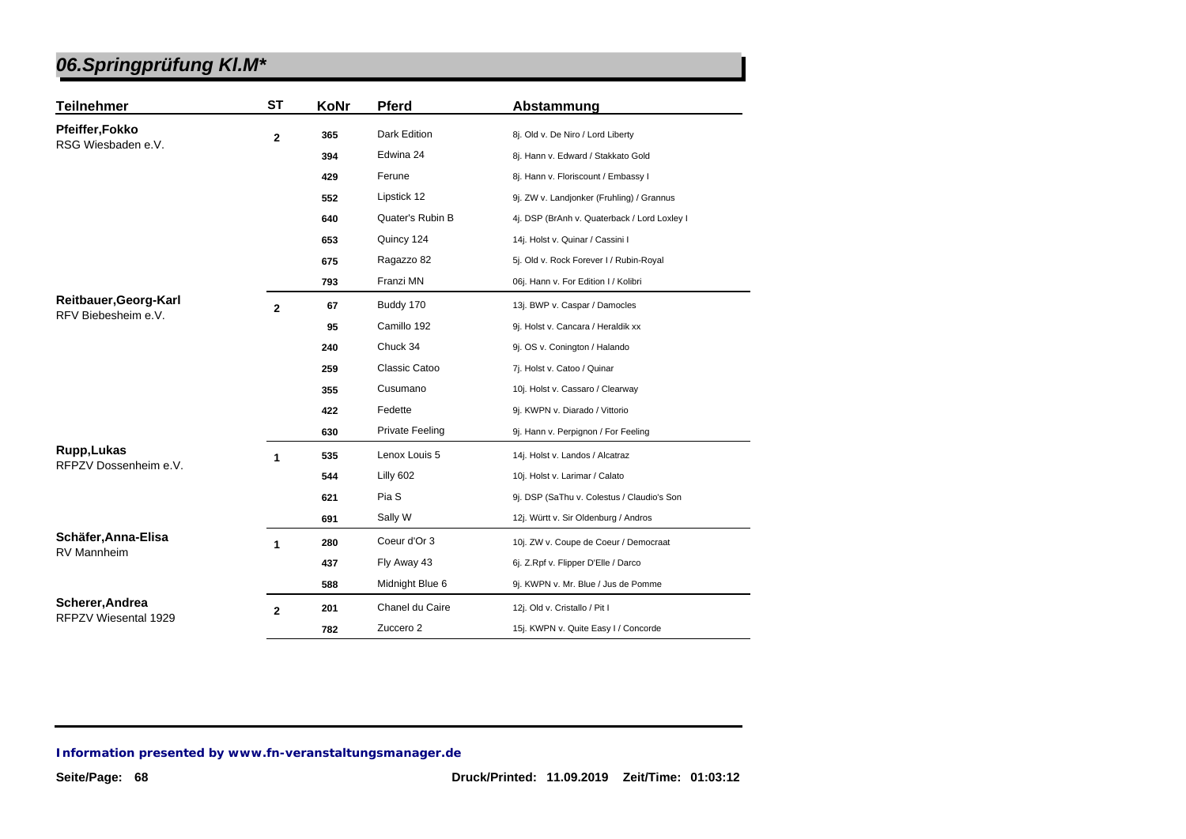## 06.Springprüfung Kl.M*

| Teilnehmer | ST | KoNr | Pferd | Abstammung |
|---|---|---|---|---|
| **Pfeiffer,Fokko** RSG Wiesbaden e.V. | **2** | **365** | Dark Edition | 8j. Old v. De Niro / Lord Liberty |
| | | **394** | Edwina 24 | 8j. Hann v. Edward / Stakkato Gold |
| | | **429** | Ferune | 8j. Hann v. Floriscount / Embassy I |
| | | **552** | Lipstick 12 | 9j. ZW v. Landjonker (Fruhling) / Grannus |
| | | **640** | Quater's Rubin B | 4j. DSP (BrAnh v. Quaterback / Lord Loxley I |
| | | **653** | Quincy 124 | 14j. Holst v. Quinar / Cassini I |
| | | **675** | Ragazzo 82 | 5j. Old v. Rock Forever I / Rubin-Royal |
| | | **793** | Franzi MN | 06j. Hann v. For Edition I / Kolibri |
| **Reitbauer,Georg-Karl** RFV Biebesheim e.V. | **2** | **67** | Buddy 170 | 13j. BWP v. Caspar / Damocles |
| | | **95** | Camillo 192 | 9j. Holst v. Cancara / Heraldik xx |
| | | **240** | Chuck 34 | 9j. OS v. Conington / Halando |
| | | **259** | Classic Catoo | 7j. Holst v. Catoo / Quinar |
| | | **355** | Cusumano | 10j. Holst v. Cassaro / Clearway |
| | | **422** | Fedette | 9j. KWPN v. Diarado / Vittorio |
| | | **630** | Private Feeling | 9j. Hann v. Perpignon / For Feeling |
| **Rupp,Lukas** RFPZV Dossenheim e.V. | **1** | **535** | Lenox Louis 5 | 14j. Holst v. Landos / Alcatraz |
| | | **544** | Lilly 602 | 10j. Holst v. Larimar / Calato |
| | | **621** | Pia S | 9j. DSP (SaThu v. Colestus / Claudio's Son |
| | | **691** | Sally W | 12j. Württ v. Sir Oldenburg / Andros |
| **Schäfer,Anna-Elisa** RV Mannheim | **1** | **280** | Coeur d'Or 3 | 10j. ZW v. Coupe de Coeur / Democraat |
| | | **437** | Fly Away 43 | 6j. Z.Rpf v. Flipper D'Elle / Darco |
| | | **588** | Midnight Blue 6 | 9j. KWPN v. Mr. Blue / Jus de Pomme |
| **Scherer,Andrea** RFPZV Wiesental 1929 | **2** | **201** | Chanel du Caire | 12j. Old v. Cristallo / Pit I |
| | | **782** | Zuccero 2 | 15j. KWPN v. Quite Easy I / Concorde |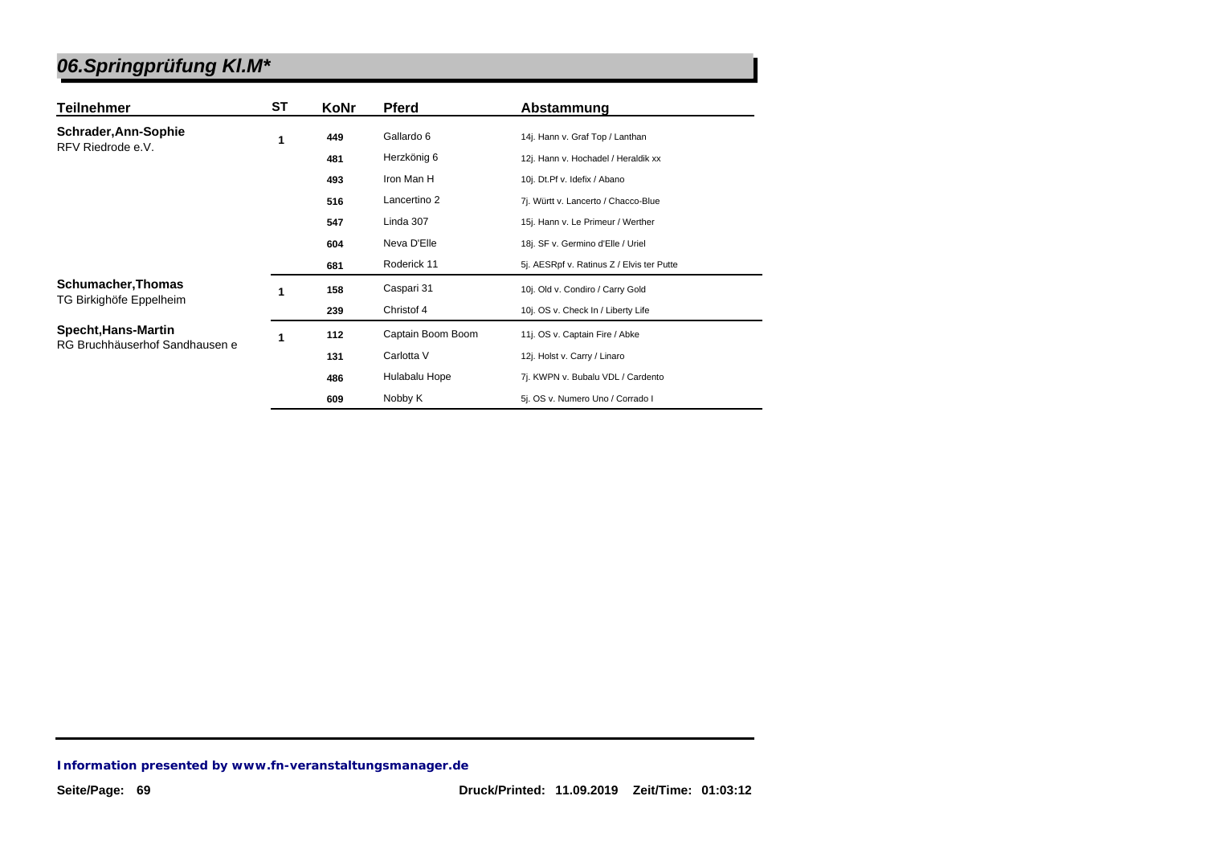# 06.Springprüfung Kl.M*

| Teilnehmer | ST | KoNr | Pferd | Abstammung |
|---|---|---|---|---|
| **Schrader,Ann-Sophie** RFV Riedrode e.V. | 1 | 449 | Gallardo 6 | 14j. Hann v. Graf Top / Lanthan |
| | | 481 | Herzkönig 6 | 12j. Hann v. Hochadel / Heraldik xx |
| | | 493 | Iron Man H | 10j. Dt.Pf v. Idefix / Abano |
| | | 516 | Lancertino 2 | 7j. Württ v. Lancerto / Chacco-Blue |
| | | 547 | Linda 307 | 15j. Hann v. Le Primeur / Werther |
| | | 604 | Neva D'Elle | 18j. SF v. Germino d'Elle / Uriel |
| | | 681 | Roderick 11 | 5j. AESRpf v. Ratinus Z / Elvis ter Putte |
| **Schumacher,Thomas** TG Birkighöfe Eppelheim | 1 | 158 | Caspari 31 | 10j. Old v. Condiro / Carry Gold |
| | | 239 | Christof 4 | 10j. OS v. Check In / Liberty Life |
| **Specht,Hans-Martin** RG Bruchhäuserhof Sandhausen e | 1 | 112 | Captain Boom Boom | 11j. OS v. Captain Fire / Abke |
| | | 131 | Carlotta V | 12j. Holst v. Carry / Linaro |
| | | 486 | Hulabalu Hope | 7j. KWPN v. Bubalu VDL / Cardento |
| | | 609 | Nobby K | 5j. OS v. Numero Uno / Corrado I |

*Information presented by www.fn-veranstaltungsmanager.de*

**Druck/Printed: 11.09.2019 Zeit/Time: 01:03:12**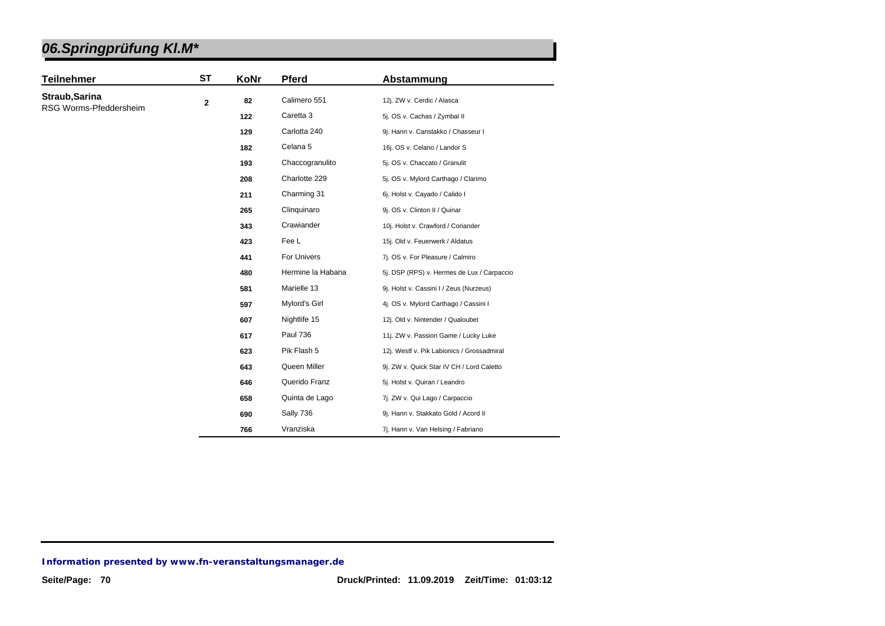# 06.Springprüfung Kl.M*

| Teilnehmer | ST | KoNr | Pferd | Abstammung |
|---|---|---|---|---|
| **Straub,Sarina** RSG Worms-Pfeddersheim | 2 | 82 | Calimero 551 | 12j. ZW v. Cerdic / Alasca |
| | | 122 | Caretta 3 | 5j. OS v. Cachas / Zymbal II |
| | | 129 | Carlotta 240 | 9j. Hann v. Canstakko / Chasseur I |
| | | 182 | Celana 5 | 16j. OS v. Celano / Landor S |
| | | 193 | Chaccogranulito | 5j. OS v. Chaccato / Granulit |
| | | 208 | Charlotte 229 | 5j. OS v. Mylord Carthago / Clarimo |
| | | 211 | Charming 31 | 6j. Holst v. Cayado / Calido I |
| | | 265 | Clinquinaro | 9j. OS v. Clinton II / Quinar |
| | | 343 | Crawiander | 10j. Holst v. Crawford / Coriander |
| | | 423 | Fee L | 15j. Old v. Feuerwerk / Aldatus |
| | | 441 | For Univers | 7j. OS v. For Pleasure / Calmiro |
| | | 480 | Hermine la Habana | 5j. DSP (RPS) v. Hermes de Lux / Carpaccio |
| | | 581 | Marielle 13 | 9j. Holst v. Cassini I / Zeus (Nurzeus) |
| | | 597 | Mylord's Girl | 4j. OS v. Mylord Carthago / Cassini I |
| | | 607 | Nightlife 15 | 12j. Old v. Nintender / Qualoubet |
| | | 617 | Paul 736 | 11j. ZW v. Passion Game / Lucky Luke |
| | | 623 | Pik Flash 5 | 12j. Westf v. Pik Labionics / Grossadmiral |
| | | 643 | Queen Miller | 9j. ZW v. Quick Star IV CH / Lord Caletto |
| | | 646 | Querido Franz | 5j. Holst v. Quiran / Leandro |
| | | 658 | Quinta de Lago | 7j. ZW v. Qui Lago / Carpaccio |
| | | 690 | Sally 736 | 9j. Hann v. Stakkato Gold / Acord II |
| | | 766 | Vranziska | 7j. Hann v. Van Helsing / Fabriano |

**Information presented by www.fn-veranstaltungsmanager.de**

Druck/Printed: 11.09.2019 Zeit/Time: 01:03:12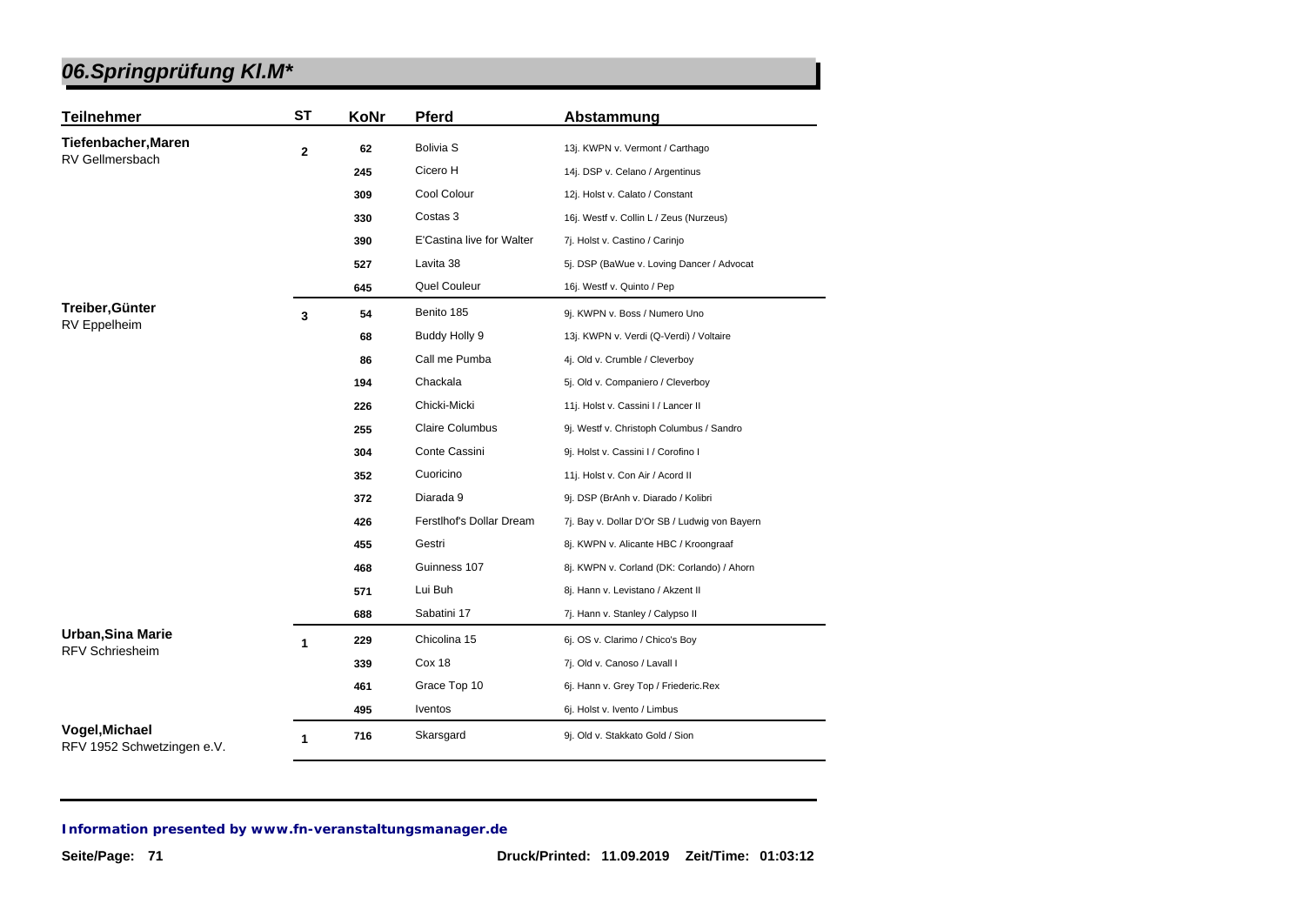# 06.Springprüfung Kl.M*

| Teilnehmer | ST | KoNr | Pferd | Abstammung |
|---|---|---|---|---|
| **Tiefenbacher,Maren** RV Gellmersbach | **2** | **62** | Bolivia S | 13j. KWPN v. Vermont / Carthago |
| | | **245** | Cicero H | 14j. DSP v. Celano / Argentinus |
| | | **309** | Cool Colour | 12j. Holst v. Calato / Constant |
| | | **330** | Costas 3 | 16j. Westf v. Collin L / Zeus (Nurzeus) |
| | | **390** | E'Castina live for Walter | 7j. Holst v. Castino / Carinjo |
| | | **527** | Lavita 38 | 5j. DSP (BaWue v. Loving Dancer / Advocat |
| | | **645** | Quel Couleur | 16j. Westf v. Quinto / Pep |
| **Treiber,Günter** RV Eppelheim | **3** | **54** | Benito 185 | 9j. KWPN v. Boss / Numero Uno |
| | | **68** | Buddy Holly 9 | 13j. KWPN v. Verdi (Q-Verdi) / Voltaire |
| | | **86** | Call me Pumba | 4j. Old v. Crumble / Cleverboy |
| | | **194** | Chackala | 5j. Old v. Companiero / Cleverboy |
| | | **226** | Chicki-Micki | 11j. Holst v. Cassini I / Lancer II |
| | | **255** | Claire Columbus | 9j. Westf v. Christoph Columbus / Sandro |
| | | **304** | Conte Cassini | 9j. Holst v. Cassini I / Corofino I |
| | | **352** | Cuoricino | 11j. Holst v. Con Air / Acord II |
| | | **372** | Diarada 9 | 9j. DSP (BrAnh v. Diarado / Kolibri |
| | | **426** | Ferstlhof's Dollar Dream | 7j. Bay v. Dollar D'Or SB / Ludwig von Bayern |
| | | **455** | Gestri | 8j. KWPN v. Alicante HBC / Kroongraaf |
| | | **468** | Guinness 107 | 8j. KWPN v. Corland (DK: Corlando) / Ahorn |
| | | **571** | Lui Buh | 8j. Hann v. Levistano / Akzent II |
| | | **688** | Sabatini 17 | 7j. Hann v. Stanley / Calypso II |
| **Urban,Sina Marie** RFV Schriesheim | **1** | **229** | Chicolina 15 | 6j. OS v. Clarimo / Chico's Boy |
| | | **339** | Cox 18 | 7j. Old v. Canoso / Lavall I |
| | | **461** | Grace Top 10 | 6j. Hann v. Grey Top / Friederic.Rex |
| | | **495** | Iventos | 6j. Holst v. Ivento / Limbus |
| **Vogel,Michael** RFV 1952 Schwetzingen e.V. | **1** | **716** | Skarsgard | 9j. Old v. Stakkato Gold / Sion |

***Information presented by www.fn-veranstaltungsmanager.de***

**Druck/Printed: 11.09.2019 Zeit/Time: 01:03:12**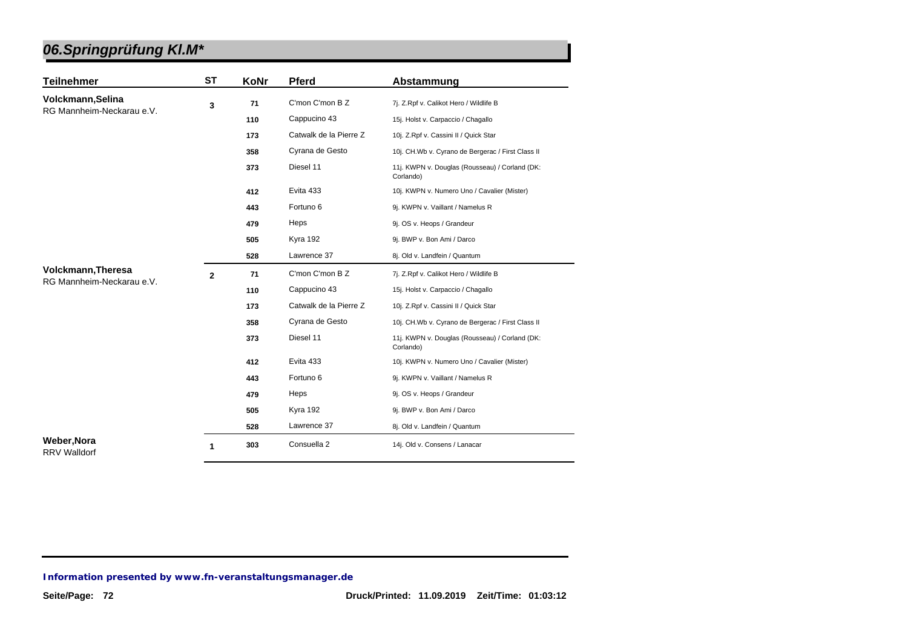# 06.Springprüfung Kl.M*

| Teilnehmer | ST | KoNr | Pferd | Abstammung |
|---|---|---|---|---|
| **Volckmann,Selina** RG Mannheim-Neckarau e.V. | 3 | 71 | C'mon C'mon B Z | 7j. Z.Rpf v. Calikot Hero / Wildlife B |
| | | 110 | Cappucino 43 | 15j. Holst v. Carpaccio / Chagallo |
| | | 173 | Catwalk de la Pierre Z | 10j. Z.Rpf v. Cassini II / Quick Star |
| | | 358 | Cyrana de Gesto | 10j. CH.Wb v. Cyrano de Bergerac / First Class II |
| | | 373 | Diesel 11 | 11j. KWPN v. Douglas (Rousseau) / Corland (DK: Corlando) |
| | | 412 | Evita 433 | 10j. KWPN v. Numero Uno / Cavalier (Mister) |
| | | 443 | Fortuno 6 | 9j. KWPN v. Vaillant / Namelus R |
| | | 479 | Heps | 9j. OS v. Heops / Grandeur |
| | | 505 | Kyra 192 | 9j. BWP v. Bon Ami / Darco |
| | | 528 | Lawrence 37 | 8j. Old v. Landfein / Quantum |
| **Volckmann,Theresa** RG Mannheim-Neckarau e.V. | 2 | 71 | C'mon C'mon B Z | 7j. Z.Rpf v. Calikot Hero / Wildlife B |
| | | 110 | Cappucino 43 | 15j. Holst v. Carpaccio / Chagallo |
| | | 173 | Catwalk de la Pierre Z | 10j. Z.Rpf v. Cassini II / Quick Star |
| | | 358 | Cyrana de Gesto | 10j. CH.Wb v. Cyrano de Bergerac / First Class II |
| | | 373 | Diesel 11 | 11j. KWPN v. Douglas (Rousseau) / Corland (DK: Corlando) |
| | | 412 | Evita 433 | 10j. KWPN v. Numero Uno / Cavalier (Mister) |
| | | 443 | Fortuno 6 | 9j. KWPN v. Vaillant / Namelus R |
| | | 479 | Heps | 9j. OS v. Heops / Grandeur |
| | | 505 | Kyra 192 | 9j. BWP v. Bon Ami / Darco |
| | | 528 | Lawrence 37 | 8j. Old v. Landfein / Quantum |
| **Weber,Nora** RRV Walldorf | 1 | 303 | Consuella 2 | 14j. Old v. Consens / Lanacar |

*Information presented by www.fn-veranstaltungsmanager.de*

Druck/Printed: 11.09.2019 Zeit/Time: 01:03:12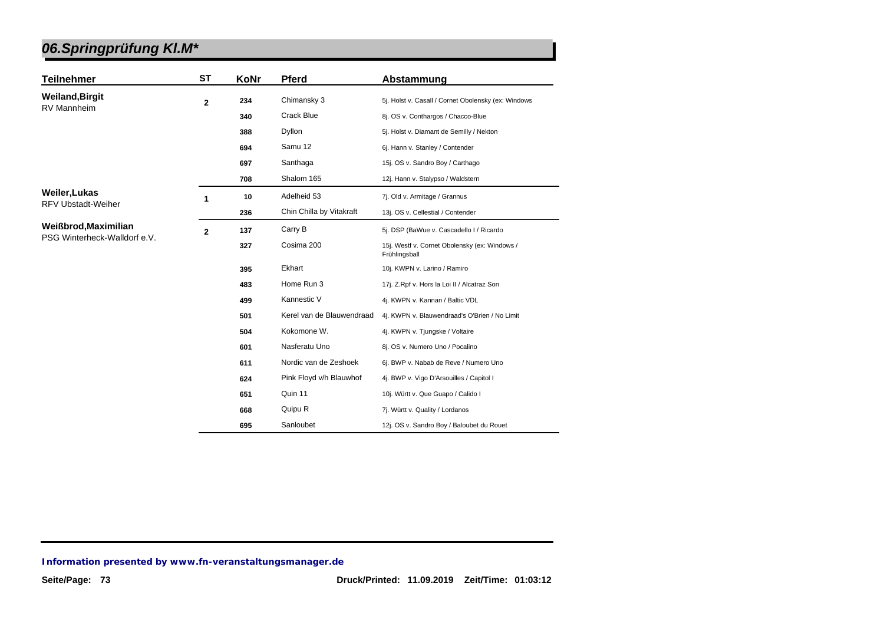# 06.Springprüfung Kl.M*

| Teilnehmer | ST | KoNr | Pferd | Abstammung |
|---|---|---|---|---|
| **Weiland,Birgit** RV Mannheim | **2** | **234** | Chimansky 3 | 5j. Holst v. Casall / Cornet Obolensky (ex: Windows |
| | | **340** | Crack Blue | 8j. OS v. Conthargos / Chacco-Blue |
| | | **388** | Dyllon | 5j. Holst v. Diamant de Semilly / Nekton |
| | | **694** | Samu 12 | 6j. Hann v. Stanley / Contender |
| | | **697** | Santhaga | 15j. OS v. Sandro Boy / Carthago |
| | | **708** | Shalom 165 | 12j. Hann v. Stalypso / Waldstern |
| **Weiler,Lukas** RFV Ubstadt-Weiher | **1** | **10** | Adelheid 53 | 7j. Old v. Armitage / Grannus |
| | | **236** | Chin Chilla by Vitakraft | 13j. OS v. Cellestial / Contender |
| **Weißbrod,Maximilian** PSG Winterheck-Walldorf e.V. | **2** | **137** | Carry B | 5j. DSP (BaWue v. Cascadello I / Ricardo |
| | | **327** | Cosima 200 | 15j. Westf v. Cornet Obolensky (ex: Windows / Frühlingsball |
| | | **395** | Ekhart | 10j. KWPN v. Larino / Ramiro |
| | | **483** | Home Run 3 | 17j. Z.Rpf v. Hors la Loi II / Alcatraz Son |
| | | **499** | Kannestic V | 4j. KWPN v. Kannan / Baltic VDL |
| | | **501** | Kerel van de Blauwendraad | 4j. KWPN v. Blauwendraad's O'Brien / No Limit |
| | | **504** | Kokomone W. | 4j. KWPN v. Tjungske / Voltaire |
| | | **601** | Nasferatu Uno | 8j. OS v. Numero Uno / Pocalino |
| | | **611** | Nordic van de Zeshoek | 6j. BWP v. Nabab de Reve / Numero Uno |
| | | **624** | Pink Floyd v/h Blauwhof | 4j. BWP v. Vigo D'Arsouilles / Capitol I |
| | | **651** | Quin 11 | 10j. Württ v. Que Guapo / Calido I |
| | | **668** | Quipu R | 7j. Württ v. Quality / Lordanos |
| | | **695** | Sanloubet | 12j. OS v. Sandro Boy / Baloubet du Rouet |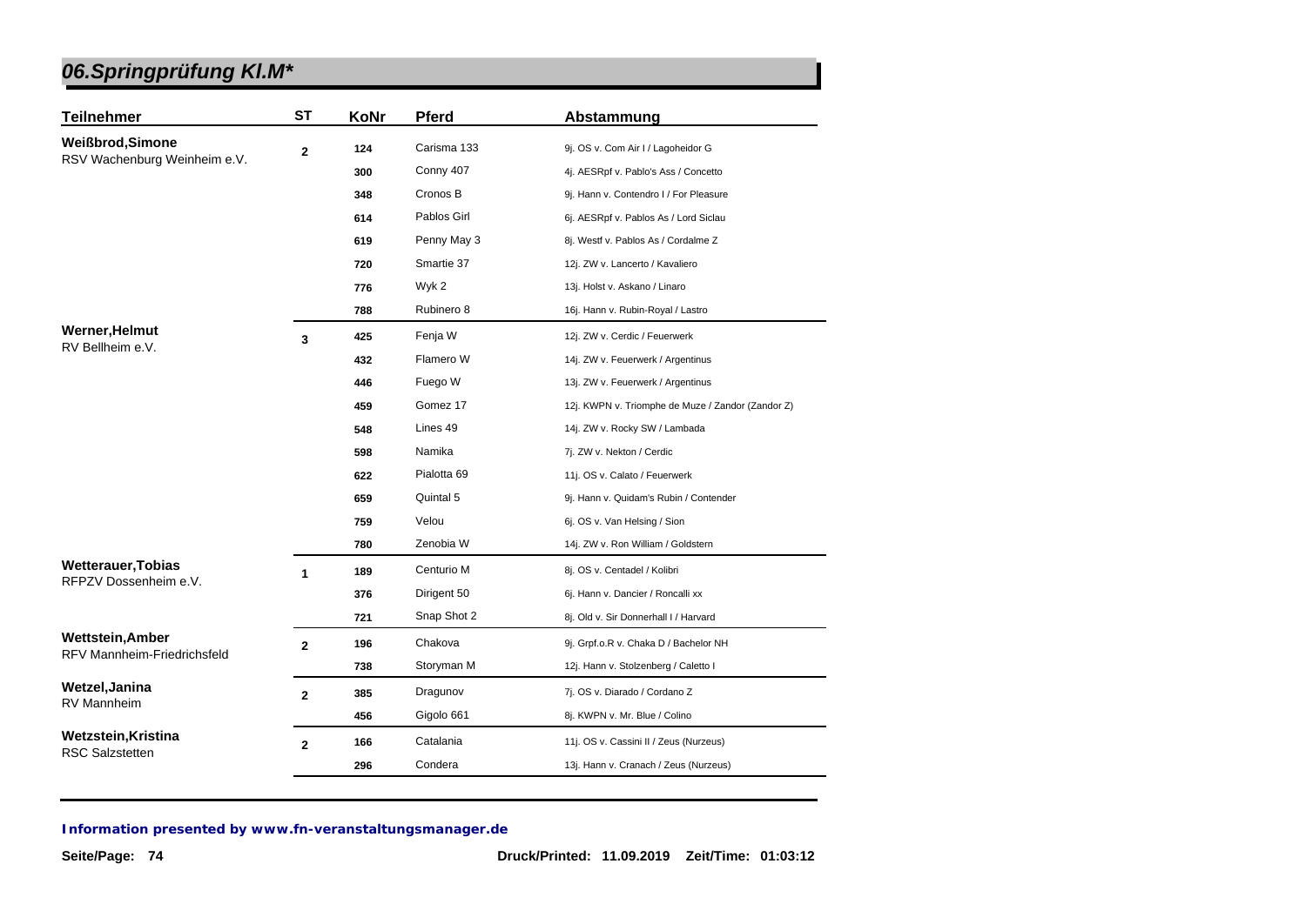# 06.Springprüfung Kl.M*

| Teilnehmer | ST | KoNr | Pferd | Abstammung |
|---|---|---|---|---|
| **Weißbrod,Simone** RSV Wachenburg Weinheim e.V. | 2 | 124 | Carisma 133 | 9j. OS v. Com Air I / Lagoheidor G |
| | | 300 | Conny 407 | 4j. AESRpf v. Pablo's Ass / Concetto |
| | | 348 | Cronos B | 9j. Hann v. Contendro I / For Pleasure |
| | | 614 | Pablos Girl | 6j. AESRpf v. Pablos As / Lord Siclau |
| | | 619 | Penny May 3 | 8j. Westf v. Pablos As / Cordalme Z |
| | | 720 | Smartie 37 | 12j. ZW v. Lancerto / Kavaliero |
| | | 776 | Wyk 2 | 13j. Holst v. Askano / Linaro |
| | | 788 | Rubinero 8 | 16j. Hann v. Rubin-Royal / Lastro |
| **Werner,Helmut** RV Bellheim e.V. | 3 | 425 | Fenja W | 12j. ZW v. Cerdic / Feuerwerk |
| | | 432 | Flamero W | 14j. ZW v. Feuerwerk / Argentinus |
| | | 446 | Fuego W | 13j. ZW v. Feuerwerk / Argentinus |
| | | 459 | Gomez 17 | 12j. KWPN v. Triomphe de Muze / Zandor (Zandor Z) |
| | | 548 | Lines 49 | 14j. ZW v. Rocky SW / Lambada |
| | | 598 | Namika | 7j. ZW v. Nekton / Cerdic |
| | | 622 | Pialotta 69 | 11j. OS v. Calato / Feuerwerk |
| | | 659 | Quintal 5 | 9j. Hann v. Quidam's Rubin / Contender |
| | | 759 | Velou | 6j. OS v. Van Helsing / Sion |
| | | 780 | Zenobia W | 14j. ZW v. Ron William / Goldstern |
| **Wetterauer,Tobias** RFPZV Dossenheim e.V. | 1 | 189 | Centurio M | 8j. OS v. Centadel / Kolibri |
| | | 376 | Dirigent 50 | 6j. Hann v. Dancier / Roncalli xx |
| | | 721 | Snap Shot 2 | 8j. Old v. Sir Donnerhall I / Harvard |
| **Wettstein,Amber** RFV Mannheim-Friedrichsfeld | 2 | 196 | Chakova | 9j. Grpf.o.R v. Chaka D / Bachelor NH |
| | | 738 | Storyman M | 12j. Hann v. Stolzenberg / Caletto I |
| **Wetzel,Janina** RV Mannheim | 2 | 385 | Dragunov | 7j. OS v. Diarado / Cordano Z |
| | | 456 | Gigolo 661 | 8j. KWPN v. Mr. Blue / Colino |
| **Wetzstein,Kristina** RSC Salzstetten | 2 | 166 | Catalania | 11j. OS v. Cassini II / Zeus (Nurzeus) |
| | | 296 | Condera | 13j. Hann v. Cranach / Zeus (Nurzeus) |

*Information presented by www.fn-veranstaltungsmanager.de*

Druck/Printed: 11.09.2019 Zeit/Time: 01:03:12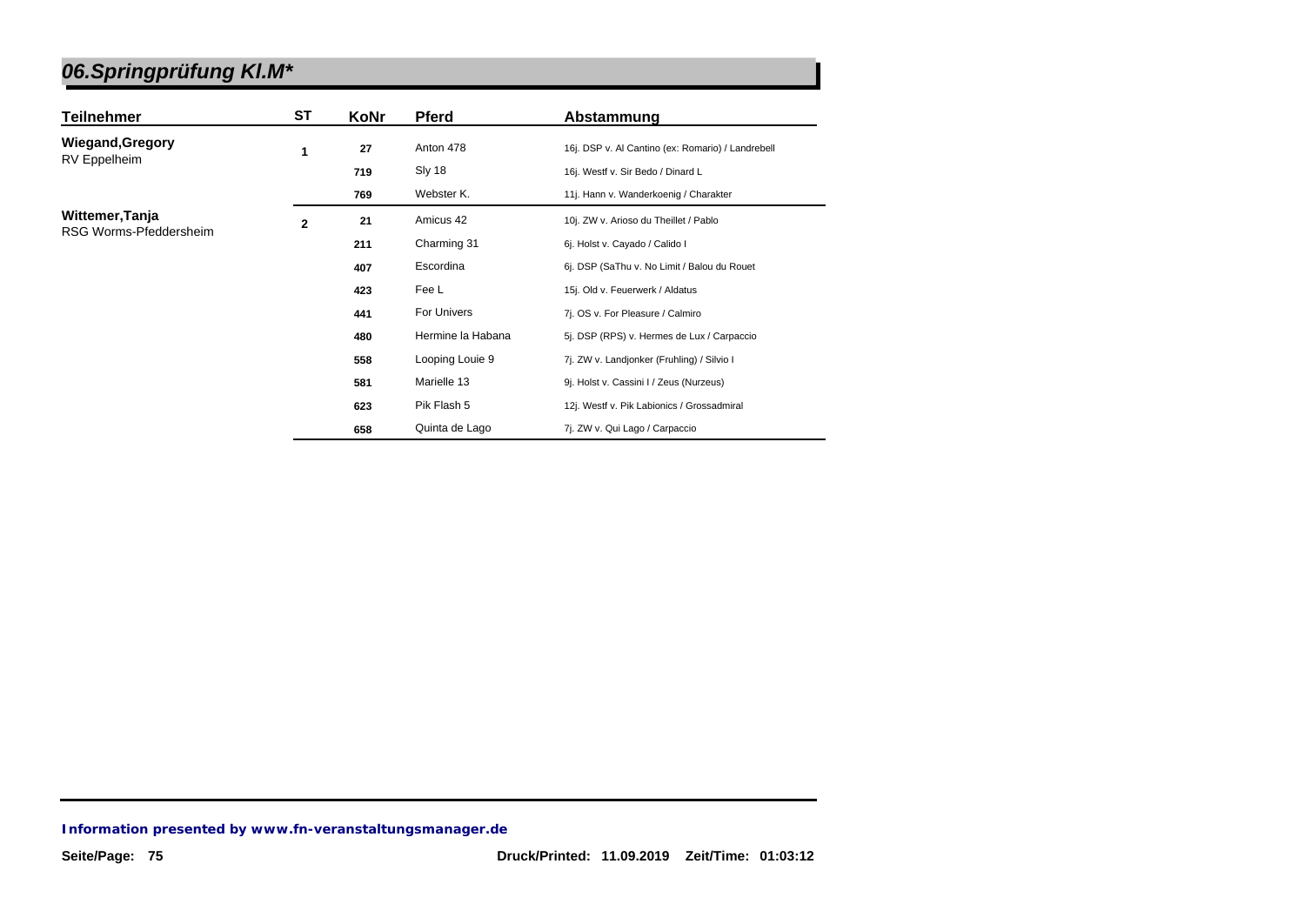## 06.Springprüfung Kl.M*

| Teilnehmer | ST | KoNr | Pferd | Abstammung |
|---|---|---|---|---|
| **Wiegand,Gregory**<br>RV Eppelheim | **1** | **27** | Anton 478 | 16j. DSP v. Al Cantino (ex: Romario) / Landrebell |
| | | **719** | Sly 18 | 16j. Westf v. Sir Bedo / Dinard L |
| | | **769** | Webster K. | 11j. Hann v. Wanderkoenig / Charakter |
| **Wittemer,Tanja**<br>RSG Worms-Pfeddersheim | **2** | **21** | Amicus 42 | 10j. ZW v. Arioso du Theillet / Pablo |
| | | **211** | Charming 31 | 6j. Holst v. Cayado / Calido I |
| | | **407** | Escordina | 6j. DSP (SaThu v. No Limit / Balou du Rouet |
| | | **423** | Fee L | 15j. Old v. Feuerwerk / Aldatus |
| | | **441** | For Univers | 7j. OS v. For Pleasure / Calmiro |
| | | **480** | Hermine la Habana | 5j. DSP (RPS) v. Hermes de Lux / Carpaccio |
| | | **558** | Looping Louie 9 | 7j. ZW v. Landjonker (Fruhling) / Silvio I |
| | | **581** | Marielle 13 | 9j. Holst v. Cassini I / Zeus (Nurzeus) |
| | | **623** | Pik Flash 5 | 12j. Westf v. Pik Labionics / Grossadmiral |
| | | **658** | Quinta de Lago | 7j. ZW v. Qui Lago / Carpaccio |

**Information presented by www.fn-veranstaltungsmanager.de**

**Druck/Printed: 11.09.2019 Zeit/Time: 01:03:12**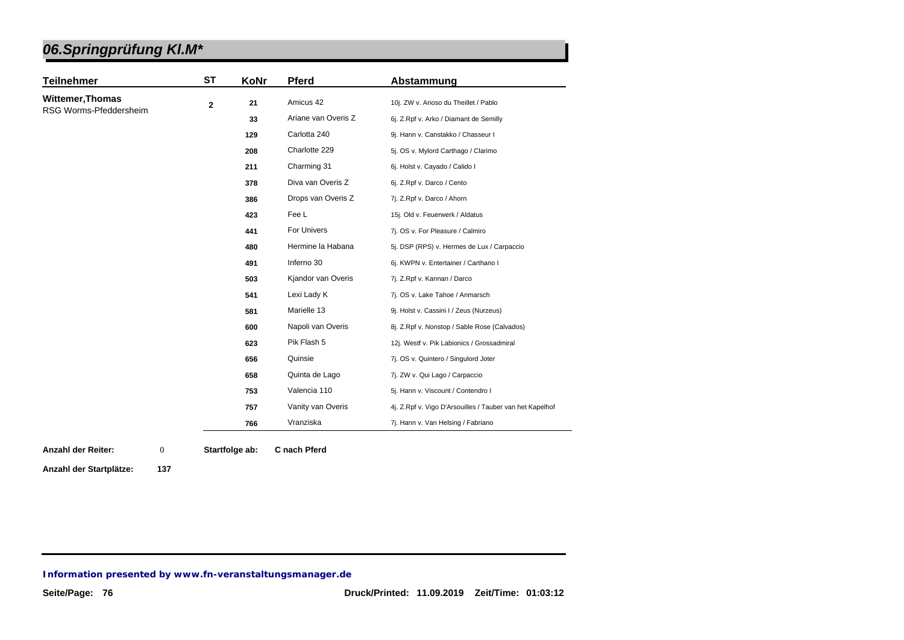# 06.Springprüfung Kl.M*

| Teilnehmer | ST | KoNr | Pferd | Abstammung |
|---|---|---|---|---|
| **Wittemer,Thomas**<br>RSG Worms-Pfeddersheim | 2 | 21 | Amicus 42 | 10j. ZW v. Arioso du Theillet / Pablo |
| | | 33 | Ariane van Overis Z | 6j. Z.Rpf v. Arko / Diamant de Semilly |
| | | 129 | Carlotta 240 | 9j. Hann v. Canstakko / Chasseur I |
| | | 208 | Charlotte 229 | 5j. OS v. Mylord Carthago / Clarimo |
| | | 211 | Charming 31 | 6j. Holst v. Cayado / Calido I |
| | | 378 | Diva van Overis Z | 6j. Z.Rpf v. Darco / Cento |
| | | 386 | Drops van Overis Z | 7j. Z.Rpf v. Darco / Ahorn |
| | | 423 | Fee L | 15j. Old v. Feuerwerk / Aldatus |
| | | 441 | For Univers | 7j. OS v. For Pleasure / Calmiro |
| | | 480 | Hermine la Habana | 5j. DSP (RPS) v. Hermes de Lux / Carpaccio |
| | | 491 | Inferno 30 | 6j. KWPN v. Entertainer / Carthano I |
| | | 503 | Kjandor van Overis | 7j. Z.Rpf v. Kannan / Darco |
| | | 541 | Lexi Lady K | 7j. OS v. Lake Tahoe / Anmarsch |
| | | 581 | Marielle 13 | 9j. Holst v. Cassini I / Zeus (Nurzeus) |
| | | 600 | Napoli van Overis | 8j. Z.Rpf v. Nonstop / Sable Rose (Calvados) |
| | | 623 | Pik Flash 5 | 12j. Westf v. Pik Labionics / Grossadmiral |
| | | 656 | Quinsie | 7j. OS v. Quintero / Singulord Joter |
| | | 658 | Quinta de Lago | 7j. ZW v. Qui Lago / Carpaccio |
| | | 753 | Valencia 110 | 5j. Hann v. Viscount / Contendro I |
| | | 757 | Vanity van Overis | 4j. Z.Rpf v. Vigo D'Arsouilles / Tauber van het Kapelhof |
| | | 766 | Vranziska | 7j. Hann v. Van Helsing / Fabriano |

**Anzahl der Reiter:** 0 **Startfolge ab:** **C nach Pferd**

**Anzahl der Startplätze:** **137**

***Information presented by www.fn-veranstaltungsmanager.de***

**Druck/Printed: 11.09.2019 Zeit/Time: 01:03:12**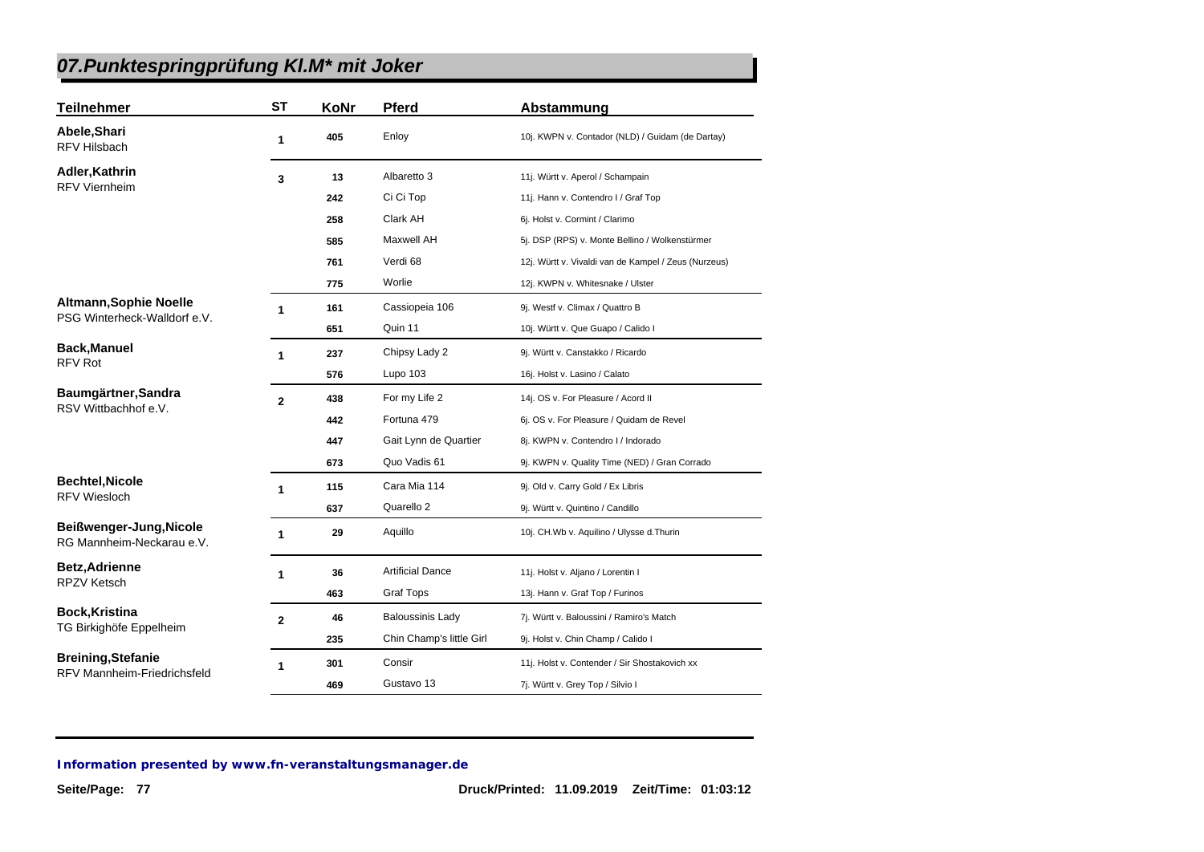# 07.Punktespringprüfung Kl.M* mit Joker

| Teilnehmer | ST | KoNr | Pferd | Abstammung |
|---|---|---|---|---|
| **Abele,Shari** RFV Hilsbach | 1 | 405 | Enloy | 10j. KWPN v. Contador (NLD) / Guidam (de Dartay) |
| **Adler,Kathrin** RFV Viernheim | 3 | 13 | Albaretto 3 | 11j. Württ v. Aperol / Schampain |
| | | 242 | Ci Ci Top | 11j. Hann v. Contendro I / Graf Top |
| | | 258 | Clark AH | 6j. Holst v. Cormint / Clarimo |
| | | 585 | Maxwell AH | 5j. DSP (RPS) v. Monte Bellino / Wolkenstürmer |
| | | 761 | Verdi 68 | 12j. Württ v. Vivaldi van de Kampel / Zeus (Nurzeus) |
| | | 775 | Worlie | 12j. KWPN v. Whitesnake / Ulster |
| **Altmann,Sophie Noelle** PSG Winterheck-Walldorf e.V. | 1 | 161 | Cassiopeia 106 | 9j. Westf v. Climax / Quattro B |
| | | 651 | Quin 11 | 10j. Württ v. Que Guapo / Calido I |
| **Back,Manuel** RFV Rot | 1 | 237 | Chipsy Lady 2 | 9j. Württ v. Canstakko / Ricardo |
| | | 576 | Lupo 103 | 16j. Holst v. Lasino / Calato |
| **Baumgärtner,Sandra** RSV Wittbachhof e.V. | 2 | 438 | For my Life 2 | 14j. OS v. For Pleasure / Acord II |
| | | 442 | Fortuna 479 | 6j. OS v. For Pleasure / Quidam de Revel |
| | | 447 | Gait Lynn de Quartier | 8j. KWPN v. Contendro I / Indorado |
| | | 673 | Quo Vadis 61 | 9j. KWPN v. Quality Time (NED) / Gran Corrado |
| **Bechtel,Nicole** RFV Wiesloch | 1 | 115 | Cara Mia 114 | 9j. Old v. Carry Gold / Ex Libris |
| | | 637 | Quarello 2 | 9j. Württ v. Quintino / Candillo |
| **Beißwenger-Jung,Nicole** RG Mannheim-Neckarau e.V. | 1 | 29 | Aquillo | 10j. CH.Wb v. Aquilino / Ulysse d.Thurin |
| **Betz,Adrienne** RPZV Ketsch | 1 | 36 | Artificial Dance | 11j. Holst v. Aljano / Lorentin I |
| | | 463 | Graf Tops | 13j. Hann v. Graf Top / Furinos |
| **Bock,Kristina** TG Birkighöfe Eppelheim | 2 | 46 | Baloussinis Lady | 7j. Württ v. Baloussini / Ramiro's Match |
| | | 235 | Chin Champ's little Girl | 9j. Holst v. Chin Champ / Calido I |
| **Breining,Stefanie** RFV Mannheim-Friedrichsfeld | 1 | 301 | Consir | 11j. Holst v. Contender / Sir Shostakovich xx |
| | | 469 | Gustavo 13 | 7j. Württ v. Grey Top / Silvio I |

**Information presented by www.fn-veranstaltungsmanager.de**

Druck/Printed: 11.09.2019 Zeit/Time: 01:03:12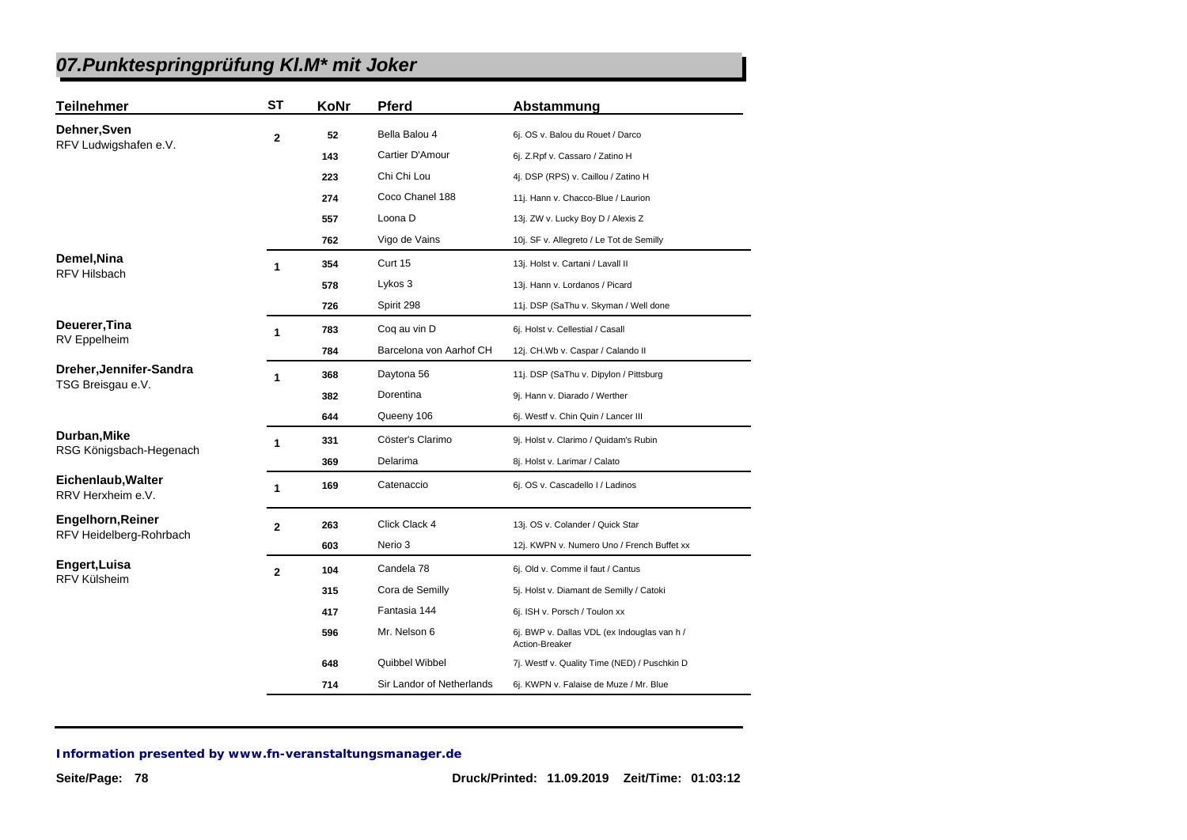# 07.Punktespringprüfung Kl.M* mit Joker

| Teilnehmer | ST | KoNr | Pferd | Abstammung |
|---|---|---|---|---|
| **Dehner,Sven** RFV Ludwigshafen e.V. | 2 | 52 | Bella Balou 4 | 6j. OS v. Balou du Rouet / Darco |
| | | 143 | Cartier D'Amour | 6j. Z.Rpf v. Cassaro / Zatino H |
| | | 223 | Chi Chi Lou | 4j. DSP (RPS) v. Caillou / Zatino H |
| | | 274 | Coco Chanel 188 | 11j. Hann v. Chacco-Blue / Laurion |
| | | 557 | Loona D | 13j. ZW v. Lucky Boy D / Alexis Z |
| | | 762 | Vigo de Vains | 10j. SF v. Allegreto / Le Tot de Semilly |
| **Demel,Nina** RFV Hilsbach | 1 | 354 | Curt 15 | 13j. Holst v. Cartani / Lavall II |
| | | 578 | Lykos 3 | 13j. Hann v. Lordanos / Picard |
| | | 726 | Spirit 298 | 11j. DSP (SaThu v. Skyman / Well done |
| **Deuerer,Tina** RV Eppelheim | 1 | 783 | Coq au vin D | 6j. Holst v. Cellestial / Casall |
| | | 784 | Barcelona von Aarhof CH | 12j. CH.Wb v. Caspar / Calando II |
| **Dreher,Jennifer-Sandra** TSG Breisgau e.V. | 1 | 368 | Daytona 56 | 11j. DSP (SaThu v. Dipylon / Pittsburg |
| | | 382 | Dorentina | 9j. Hann v. Diarado / Werther |
| | | 644 | Queeny 106 | 6j. Westf v. Chin Quin / Lancer III |
| **Durban,Mike** RSG Königsbach-Hegenach | 1 | 331 | Cöster's Clarimo | 9j. Holst v. Clarimo / Quidam's Rubin |
| | | 369 | Delarima | 8j. Holst v. Larimar / Calato |
| **Eichenlaub,Walter** RRV Herxheim e.V. | 1 | 169 | Catenaccio | 6j. OS v. Cascadello I / Ladinos |
| **Engelhorn,Reiner** RFV Heidelberg-Rohrbach | 2 | 263 | Click Clack 4 | 13j. OS v. Colander / Quick Star |
| | | 603 | Nerio 3 | 12j. KWPN v. Numero Uno / French Buffet xx |
| **Engert,Luisa** RFV Külsheim | 2 | 104 | Candela 78 | 6j. Old v. Comme il faut / Cantus |
| | | 315 | Cora de Semilly | 5j. Holst v. Diamant de Semilly / Catoki |
| | | 417 | Fantasia 144 | 6j. ISH v. Porsch / Toulon xx |
| | | 596 | Mr. Nelson 6 | 6j. BWP v. Dallas VDL (ex Indouglas van h / Action-Breaker |
| | | 648 | Quibbel Wibbel | 7j. Westf v. Quality Time (NED) / Puschkin D |
| | | 714 | Sir Landor of Netherlands | 6j. KWPN v. Falaise de Muze / Mr. Blue |

*Information presented by www.fn-veranstaltungsmanager.de*

Druck/Printed: 11.09.2019 Zeit/Time: 01:03:12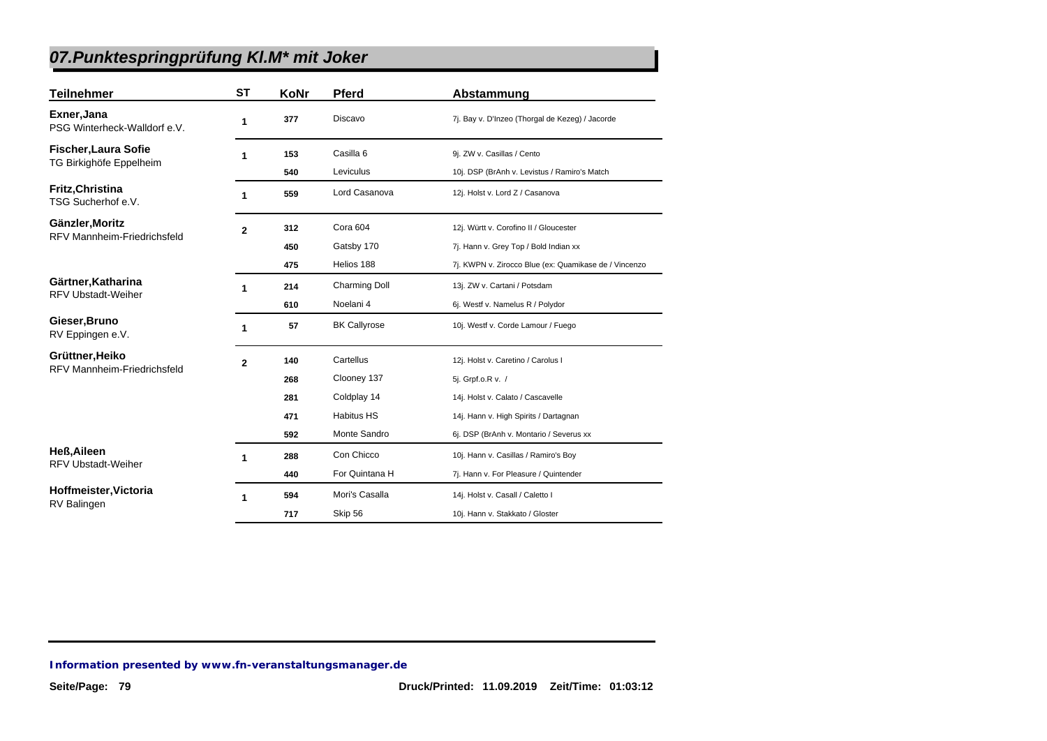## 07.Punktespringprüfung Kl.M* mit Joker

| Teilnehmer | ST | KoNr | Pferd | Abstammung |
|---|---|---|---|---|
| **Exner,Jana** PSG Winterheck-Walldorf e.V. | 1 | 377 | Discavo | 7j. Bay v. D'Inzeo (Thorgal de Kezeg) / Jacorde |
| **Fischer,Laura Sofie** TG Birkighöfe Eppelheim | 1 | 153 | Casilla 6 | 9j. ZW v. Casillas / Cento |
| | | 540 | Leviculus | 10j. DSP (BrAnh v. Levistus / Ramiro's Match |
| **Fritz,Christina** TSG Sucherhof e.V. | 1 | 559 | Lord Casanova | 12j. Holst v. Lord Z / Casanova |
| **Gänzler,Moritz** RFV Mannheim-Friedrichsfeld | 2 | 312 | Cora 604 | 12j. Württ v. Corofino II / Gloucester |
| | | 450 | Gatsby 170 | 7j. Hann v. Grey Top / Bold Indian xx |
| | | 475 | Helios 188 | 7j. KWPN v. Zirocco Blue (ex: Quamikase de / Vincenzo |
| **Gärtner,Katharina** RFV Ubstadt-Weiher | 1 | 214 | Charming Doll | 13j. ZW v. Cartani / Potsdam |
| | | 610 | Noelani 4 | 6j. Westf v. Namelus R / Polydor |
| **Gieser,Bruno** RV Eppingen e.V. | 1 | 57 | BK Callyrose | 10j. Westf v. Corde Lamour / Fuego |
| **Grüttner,Heiko** RFV Mannheim-Friedrichsfeld | 2 | 140 | Cartellus | 12j. Holst v. Caretino / Carolus I |
| | | 268 | Clooney 137 | 5j. Grpf.o.R v. / |
| | | 281 | Coldplay 14 | 14j. Holst v. Calato / Cascavelle |
| | | 471 | Habitus HS | 14j. Hann v. High Spirits / Dartagnan |
| | | 592 | Monte Sandro | 6j. DSP (BrAnh v. Montario / Severus xx |
| **Heß,Aileen** RFV Ubstadt-Weiher | 1 | 288 | Con Chicco | 10j. Hann v. Casillas / Ramiro's Boy |
| | | 440 | For Quintana H | 7j. Hann v. For Pleasure / Quintender |
| **Hoffmeister,Victoria** RV Balingen | 1 | 594 | Mori's Casalla | 14j. Holst v. Casall / Caletto I |
| | | 717 | Skip 56 | 10j. Hann v. Stakkato / Gloster |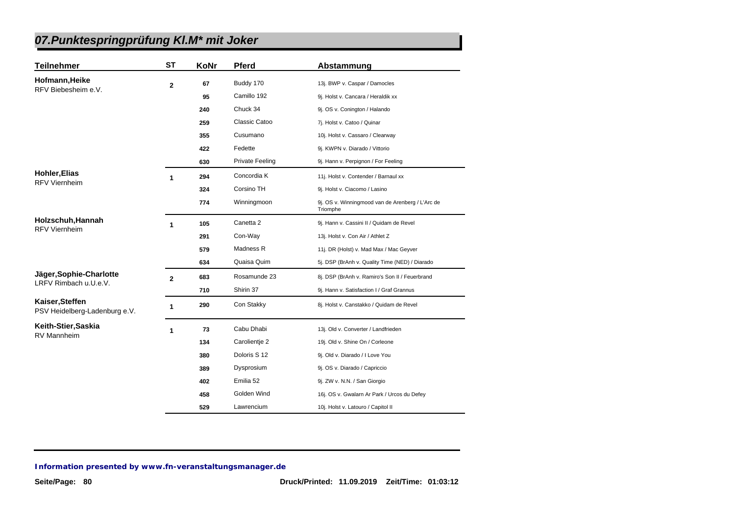## 07.Punktespringprüfung Kl.M* mit Joker

| Teilnehmer | ST | KoNr | Pferd | Abstammung |
|---|---|---|---|---|
| **Hofmann,Heike**<br>RFV Biebesheim e.V. | 2 | 67 | Buddy 170 | 13j. BWP v. Caspar / Damocles |
| | | 95 | Camillo 192 | 9j. Holst v. Cancara / Heraldik xx |
| | | 240 | Chuck 34 | 9j. OS v. Conington / Halando |
| | | 259 | Classic Catoo | 7j. Holst v. Catoo / Quinar |
| | | 355 | Cusumano | 10j. Holst v. Cassaro / Clearway |
| | | 422 | Fedette | 9j. KWPN v. Diarado / Vittorio |
| | | 630 | Private Feeling | 9j. Hann v. Perpignon / For Feeling |
| **Hohler,Elias**<br>RFV Viernheim | 1 | 294 | Concordia K | 11j. Holst v. Contender / Barnaul xx |
| | | 324 | Corsino TH | 9j. Holst v. Ciacomo / Lasino |
| | | 774 | Winningmoon | 9j. OS v. Winningmood van de Arenberg / L'Arc de Triomphe |
| **Holzschuh,Hannah**<br>RFV Viernheim | 1 | 105 | Canetta 2 | 9j. Hann v. Cassini II / Quidam de Revel |
| | | 291 | Con-Way | 13j. Holst v. Con Air / Athlet Z |
| | | 579 | Madness R | 11j. DR (Holst) v. Mad Max / Mac Geyver |
| | | 634 | Quaisa Quim | 5j. DSP (BrAnh v. Quality Time (NED) / Diarado |
| **Jäger,Sophie-Charlotte**<br>LRFV Rimbach u.U.e.V. | 2 | 683 | Rosamunde 23 | 8j. DSP (BrAnh v. Ramiro's Son II / Feuerbrand |
| | | 710 | Shirin 37 | 9j. Hann v. Satisfaction I / Graf Grannus |
| **Kaiser,Steffen**<br>PSV Heidelberg-Ladenburg e.V. | 1 | 290 | Con Stakky | 8j. Holst v. Canstakko / Quidam de Revel |
| **Keith-Stier,Saskia**<br>RV Mannheim | 1 | 73 | Cabu Dhabi | 13j. Old v. Converter / Landfrieden |
| | | 134 | Carolientje 2 | 19j. Old v. Shine On / Corleone |
| | | 380 | Doloris S 12 | 9j. Old v. Diarado / I Love You |
| | | 389 | Dysprosium | 9j. OS v. Diarado / Capriccio |
| | | 402 | Emilia 52 | 9j. ZW v. N.N. / San Giorgio |
| | | 458 | Golden Wind | 16j. OS v. Gwalarn Ar Park / Urcos du Defey |
| | | 529 | Lawrencium | 10j. Holst v. Latouro / Capitol II |

*Information presented by www.fn-veranstaltungsmanager.de*

Druck/Printed: 11.09.2019 Zeit/Time: 01:03:12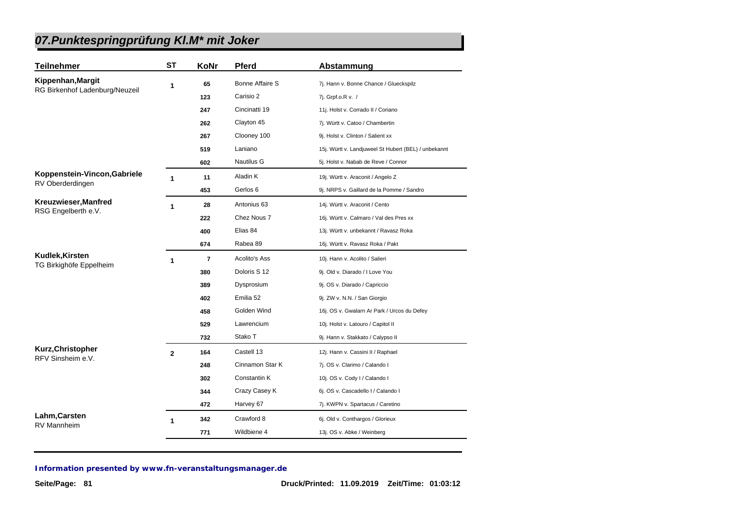# 07.Punktespringprüfung Kl.M* mit Joker

| Teilnehmer | ST | KoNr | Pferd | Abstammung |
|---|---|---|---|---|
| **Kippenhan,Margit** RG Birkenhof Ladenburg/Neuzeil | 1 | 65 | Bonne Affaire S | 7j. Hann v. Bonne Chance / Glueckspilz |
| | | 123 | Carisio 2 | 7j. Grpf.o.R v. / |
| | | 247 | Cincinatti 19 | 11j. Holst v. Corrado II / Coriano |
| | | 262 | Clayton 45 | 7j. Württ v. Catoo / Chambertin |
| | | 267 | Clooney 100 | 9j. Holst v. Clinton / Salient xx |
| | | 519 | Laniano | 15j. Württ v. Landjuweel St Hubert (BEL) / unbekannt |
| | | 602 | Nautilus G | 5j. Holst v. Nabab de Reve / Connor |
| **Koppenstein-Vincon,Gabriele** RV Oberderdingen | 1 | 11 | Aladin K | 19j. Württ v. Araconit / Angelo Z |
| | | 453 | Gerlos 6 | 9j. NRPS v. Gaillard de la Pomme / Sandro |
| **Kreuzwieser,Manfred** RSG Engelberth e.V. | 1 | 28 | Antonius 63 | 14j. Württ v. Araconit / Cento |
| | | 222 | Chez Nous 7 | 16j. Württ v. Calmaro / Val des Pres xx |
| | | 400 | Elias 84 | 13j. Württ v. unbekannt / Ravasz Roka |
| | | 674 | Rabea 89 | 16j. Württ v. Ravasz Roka / Pakt |
| **Kudlek,Kirsten** TG Birkighöfe Eppelheim | 1 | 7 | Acolito's Ass | 10j. Hann v. Acolito / Salieri |
| | | 380 | Doloris S 12 | 9j. Old v. Diarado / I Love You |
| | | 389 | Dysprosium | 9j. OS v. Diarado / Capriccio |
| | | 402 | Emilia 52 | 9j. ZW v. N.N. / San Giorgio |
| | | 458 | Golden Wind | 16j. OS v. Gwalarn Ar Park / Urcos du Defey |
| | | 529 | Lawrencium | 10j. Holst v. Latouro / Capitol II |
| | | 732 | Stako T | 9j. Hann v. Stakkato / Calypso II |
| **Kurz,Christopher** RFV Sinsheim e.V. | 2 | 164 | Castell 13 | 12j. Hann v. Cassini II / Raphael |
| | | 248 | Cinnamon Star K | 7j. OS v. Clarimo / Calando I |
| | | 302 | Constantin K | 10j. OS v. Cody I / Calando I |
| | | 344 | Crazy Casey K | 6j. OS v. Cascadello I / Calando I |
| | | 472 | Harvey 67 | 7j. KWPN v. Spartacus / Caretino |
| **Lahm,Carsten** RV Mannheim | 1 | 342 | Crawford 8 | 6j. Old v. Conthargos / Glorieux |
| | | 771 | Wildbiene 4 | 13j. OS v. Abke / Weinberg |

**Information presented by www.fn-veranstaltungsmanager.de**

Druck/Printed: 11.09.2019 Zeit/Time: 01:03:12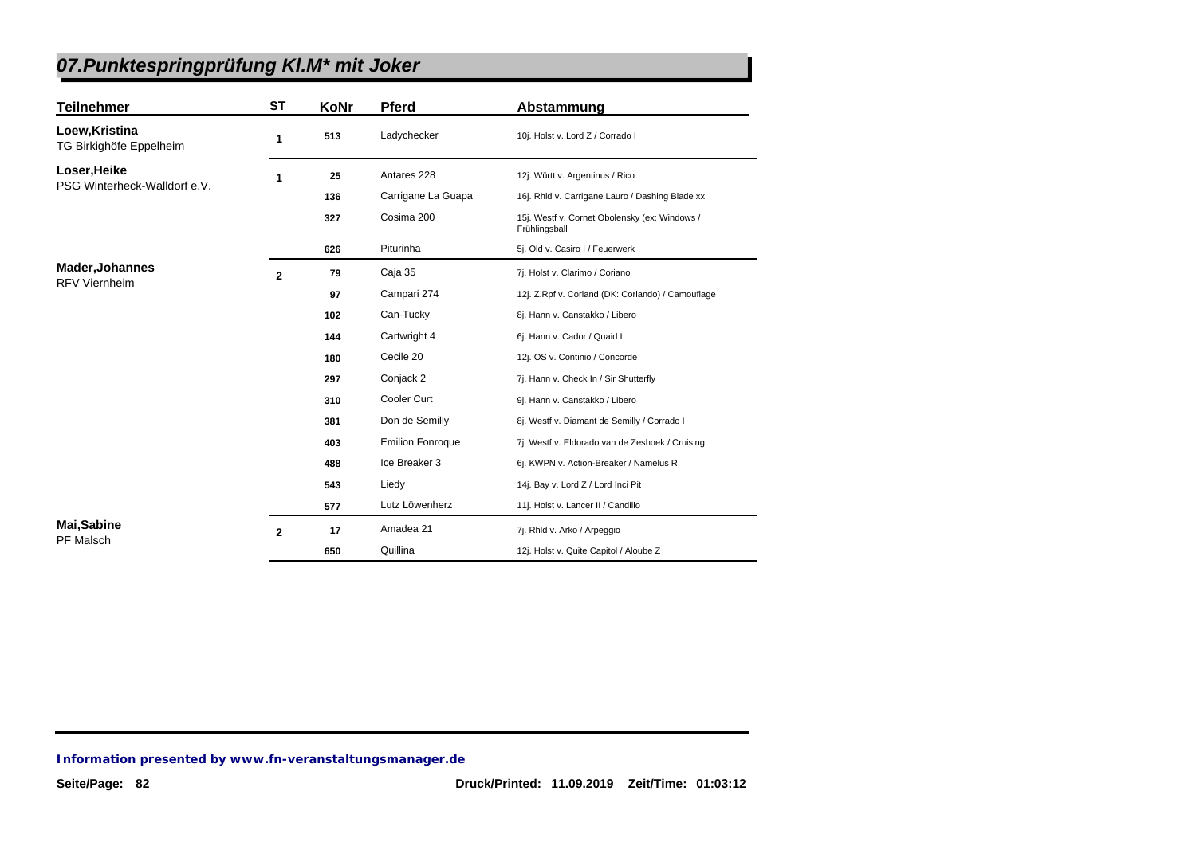# 07.Punktespringprüfung Kl.M* mit Joker

| Teilnehmer | ST | KoNr | Pferd | Abstammung |
|---|---|---|---|---|
| **Loew,Kristina** TG Birkighöfe Eppelheim | 1 | 513 | Ladychecker | 10j. Holst v. Lord Z / Corrado I |
| **Loser,Heike** PSG Winterheck-Walldorf e.V. | 1 | 25 | Antares 228 | 12j. Württ v. Argentinus / Rico |
| | | 136 | Carrigane La Guapa | 16j. Rhld v. Carrigane Lauro / Dashing Blade xx |
| | | 327 | Cosima 200 | 15j. Westf v. Cornet Obolensky (ex: Windows / Frühlingsball |
| | | 626 | Piturinha | 5j. Old v. Casiro I / Feuerwerk |
| **Mader,Johannes** RFV Viernheim | 2 | 79 | Caja 35 | 7j. Holst v. Clarimo / Coriano |
| | | 97 | Campari 274 | 12j. Z.Rpf v. Corland (DK: Corlando) / Camouflage |
| | | 102 | Can-Tucky | 8j. Hann v. Canstakko / Libero |
| | | 144 | Cartwright 4 | 6j. Hann v. Cador / Quaid I |
| | | 180 | Cecile 20 | 12j. OS v. Continio / Concorde |
| | | 297 | Conjack 2 | 7j. Hann v. Check In / Sir Shutterfly |
| | | 310 | Cooler Curt | 9j. Hann v. Canstakko / Libero |
| | | 381 | Don de Semilly | 8j. Westf v. Diamant de Semilly / Corrado I |
| | | 403 | Emilion Fonroque | 7j. Westf v. Eldorado van de Zeshoek / Cruising |
| | | 488 | Ice Breaker 3 | 6j. KWPN v. Action-Breaker / Namelus R |
| | | 543 | Liedy | 14j. Bay v. Lord Z / Lord Inci Pit |
| | | 577 | Lutz Löwenherz | 11j. Holst v. Lancer II / Candillo |
| **Mai,Sabine** PF Malsch | 2 | 17 | Amadea 21 | 7j. Rhld v. Arko / Arpeggio |
| | | 650 | Quillina | 12j. Holst v. Quite Capitol / Aloube Z |

**Information presented by www.fn-veranstaltungsmanager.de**

Druck/Printed: 11.09.2019 Zeit/Time: 01:03:12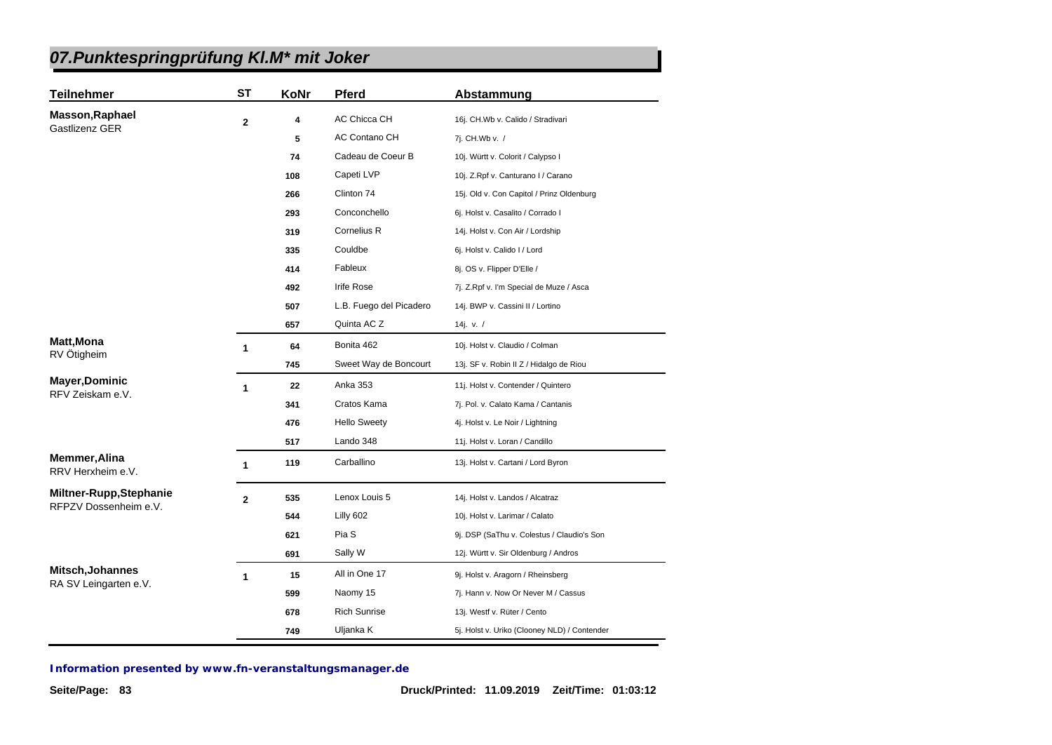## 07.Punktespringprüfung Kl.M* mit Joker

| Teilnehmer | ST | KoNr | Pferd | Abstammung |
|---|---|---|---|---|
| **Masson,Raphael** Gastlizenz GER | 2 | 4 | AC Chicca CH | 16j. CH.Wb v. Calido / Stradivari |
| | | 5 | AC Contano CH | 7j. CH.Wb v. / |
| | | 74 | Cadeau de Coeur B | 10j. Württ v. Colorit / Calypso I |
| | | 108 | Capeti LVP | 10j. Z.Rpf v. Canturano I / Carano |
| | | 266 | Clinton 74 | 15j. Old v. Con Capitol / Prinz Oldenburg |
| | | 293 | Conconchello | 6j. Holst v. Casalito / Corrado I |
| | | 319 | Cornelius R | 14j. Holst v. Con Air / Lordship |
| | | 335 | Couldbe | 6j. Holst v. Calido I / Lord |
| | | 414 | Fableux | 8j. OS v. Flipper D'Elle / |
| | | 492 | Irife Rose | 7j. Z.Rpf v. I'm Special de Muze / Asca |
| | | 507 | L.B. Fuego del Picadero | 14j. BWP v. Cassini II / Lortino |
| | | 657 | Quinta AC Z | 14j. v. / |
| **Matt,Mona** RV Ötigheim | 1 | 64 | Bonita 462 | 10j. Holst v. Claudio / Colman |
| | | 745 | Sweet Way de Boncourt | 13j. SF v. Robin II Z / Hidalgo de Riou |
| **Mayer,Dominic** RFV Zeiskam e.V. | 1 | 22 | Anka 353 | 11j. Holst v. Contender / Quintero |
| | | 341 | Cratos Kama | 7j. Pol. v. Calato Kama / Cantanis |
| | | 476 | Hello Sweety | 4j. Holst v. Le Noir / Lightning |
| | | 517 | Lando 348 | 11j. Holst v. Loran / Candillo |
| **Memmer,Alina** RRV Herxheim e.V. | 1 | 119 | Carballino | 13j. Holst v. Cartani / Lord Byron |
| **Miltner-Rupp,Stephanie** RFPZV Dossenheim e.V. | 2 | 535 | Lenox Louis 5 | 14j. Holst v. Landos / Alcatraz |
| | | 544 | Lilly 602 | 10j. Holst v. Larimar / Calato |
| | | 621 | Pia S | 9j. DSP (SaThu v. Colestus / Claudio's Son |
| | | 691 | Sally W | 12j. Württ v. Sir Oldenburg / Andros |
| **Mitsch,Johannes** RA SV Leingarten e.V. | 1 | 15 | All in One 17 | 9j. Holst v. Aragorn / Rheinsberg |
| | | 599 | Naomy 15 | 7j. Hann v. Now Or Never M / Cassus |
| | | 678 | Rich Sunrise | 13j. Westf v. Rüter / Cento |
| | | 749 | Uljanka K | 5j. Holst v. Uriko (Clooney NLD) / Contender |

***Information presented by www.fn-veranstaltungsmanager.de***

**Druck/Printed: 11.09.2019 Zeit/Time: 01:03:12**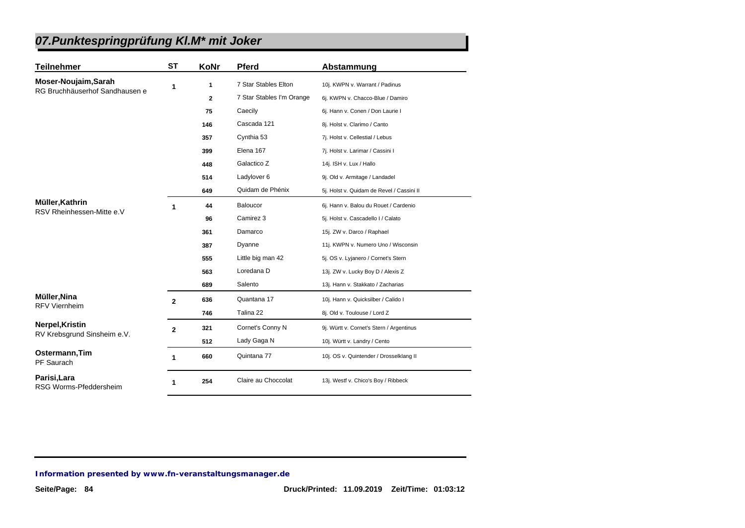# 07.Punktespringprüfung Kl.M* mit Joker

| Teilnehmer | ST | KoNr | Pferd | Abstammung |
|---|---|---|---|---|
| **Moser-Noujaim,Sarah** RG Bruchhäuserhof Sandhausen e | 1 | 1 | 7 Star Stables Elton | 10j. KWPN v. Warrant / Padinus |
| | | 2 | 7 Star Stables I'm Orange | 6j. KWPN v. Chacco-Blue / Damiro |
| | | 75 | Caecily | 6j. Hann v. Conen / Don Laurie I |
| | | 146 | Cascada 121 | 8j. Holst v. Clarimo / Canto |
| | | 357 | Cynthia 53 | 7j. Holst v. Cellestial / Lebus |
| | | 399 | Elena 167 | 7j. Holst v. Larimar / Cassini I |
| | | 448 | Galactico Z | 14j. ISH v. Lux / Hallo |
| | | 514 | Ladylover 6 | 9j. Old v. Armitage / Landadel |
| | | 649 | Quidam de Phénix | 5j. Holst v. Quidam de Revel / Cassini II |
| **Müller,Kathrin** RSV Rheinhessen-Mitte e.V | 1 | 44 | Baloucor | 6j. Hann v. Balou du Rouet / Cardenio |
| | | 96 | Camirez 3 | 5j. Holst v. Cascadello I / Calato |
| | | 361 | Damarco | 15j. ZW v. Darco / Raphael |
| | | 387 | Dyanne | 11j. KWPN v. Numero Uno / Wisconsin |
| | | 555 | Little big man 42 | 5j. OS v. Lyjanero / Cornet's Stern |
| | | 563 | Loredana D | 13j. ZW v. Lucky Boy D / Alexis Z |
| | | 689 | Salento | 13j. Hann v. Stakkato / Zacharias |
| **Müller,Nina** RFV Viernheim | 2 | 636 | Quantana 17 | 10j. Hann v. Quicksilber / Calido I |
| | | 746 | Talina 22 | 8j. Old v. Toulouse / Lord Z |
| **Nerpel,Kristin** RV Krebsgrund Sinsheim e.V. | 2 | 321 | Cornet's Conny N | 9j. Württ v. Cornet's Stern / Argentinus |
| | | 512 | Lady Gaga N | 10j. Württ v. Landry / Cento |
| **Ostermann,Tim** PF Saurach | 1 | 660 | Quintana 77 | 10j. OS v. Quintender / Drosselklang II |
| **Parisi,Lara** RSG Worms-Pfeddersheim | 1 | 254 | Claire au Choccolat | 13j. Westf v. Chico's Boy / Ribbeck |

**Information presented by www.fn-veranstaltungsmanager.de**

Druck/Printed: 11.09.2019 Zeit/Time: 01:03:12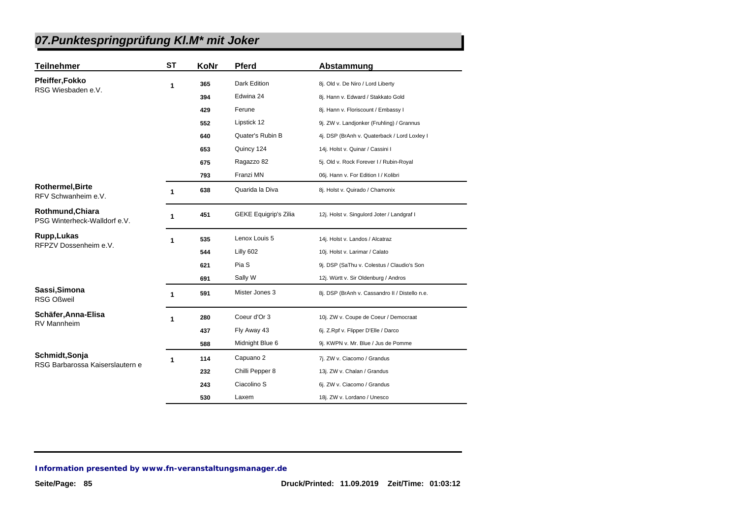## *07.Punktespringprüfung Kl.M* mit Joker*

| Teilnehmer | ST | KoNr | Pferd | Abstammung |
|---|---|---|---|---|
| **Pfeiffer,Fokko**<br>RSG Wiesbaden e.V. | 1 | 365 | Dark Edition | 8j. Old v. De Niro / Lord Liberty |
| | | 394 | Edwina 24 | 8j. Hann v. Edward / Stakkato Gold |
| | | 429 | Ferune | 8j. Hann v. Floriscount / Embassy I |
| | | 552 | Lipstick 12 | 9j. ZW v. Landjonker (Fruhling) / Grannus |
| | | 640 | Quater's Rubin B | 4j. DSP (BrAnh v. Quaterback / Lord Loxley I |
| | | 653 | Quincy 124 | 14j. Holst v. Quinar / Cassini I |
| | | 675 | Ragazzo 82 | 5j. Old v. Rock Forever I / Rubin-Royal |
| | | 793 | Franzi MN | 06j. Hann v. For Edition I / Kolibri |
| **Rothermel,Birte**<br>RFV Schwanheim e.V. | 1 | 638 | Quarida la Diva | 8j. Holst v. Quirado / Chamonix |
| **Rothmund,Chiara**<br>PSG Winterheck-Walldorf e.V. | 1 | 451 | GEKE Equigrip's Zilia | 12j. Holst v. Singulord Joter / Landgraf I |
| **Rupp,Lukas**<br>RFPZV Dossenheim e.V. | 1 | 535 | Lenox Louis 5 | 14j. Holst v. Landos / Alcatraz |
| | | 544 | Lilly 602 | 10j. Holst v. Larimar / Calato |
| | | 621 | Pia S | 9j. DSP (SaThu v. Colestus / Claudio's Son |
| | | 691 | Sally W | 12j. Württ v. Sir Oldenburg / Andros |
| **Sassi,Simona**<br>RSG Oßweil | 1 | 591 | Mister Jones 3 | 8j. DSP (BrAnh v. Cassandro II / Distello n.e. |
| **Schäfer,Anna-Elisa**<br>RV Mannheim | 1 | 280 | Coeur d'Or 3 | 10j. ZW v. Coupe de Coeur / Democraat |
| | | 437 | Fly Away 43 | 6j. Z.Rpf v. Flipper D'Elle / Darco |
| | | 588 | Midnight Blue 6 | 9j. KWPN v. Mr. Blue / Jus de Pomme |
| **Schmidt,Sonja**<br>RSG Barbarossa Kaiserslautern e | 1 | 114 | Capuano 2 | 7j. ZW v. Ciacomo / Grandus |
| | | 232 | Chilli Pepper 8 | 13j. ZW v. Chalan / Grandus |
| | | 243 | Ciacolino S | 6j. ZW v. Ciacomo / Grandus |
| | | 530 | Laxem | 18j. ZW v. Lordano / Unesco |

*Information presented by www.fn-veranstaltungsmanager.de*

Druck/Printed: 11.09.2019 Zeit/Time: 01:03:12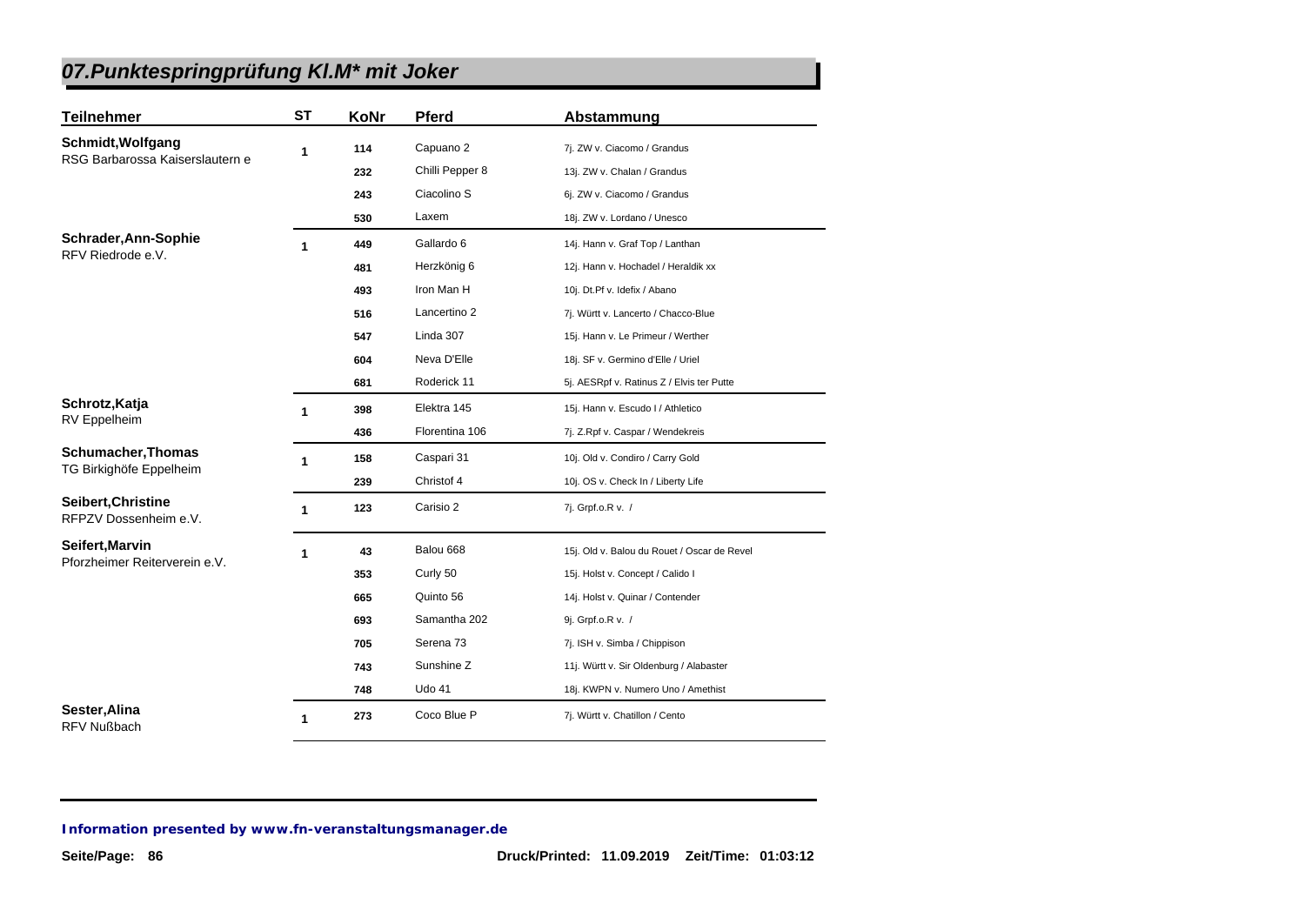## 07.Punktespringprüfung Kl.M* mit Joker

| Teilnehmer | ST | KoNr | Pferd | Abstammung |
|---|---|---|---|---|
| **Schmidt,Wolfgang**<br>RSG Barbarossa Kaiserslautern e | 1 | 114 | Capuano 2 | 7j. ZW v. Ciacomo / Grandus |
| | | 232 | Chilli Pepper 8 | 13j. ZW v. Chalan / Grandus |
| | | 243 | Ciacolino S | 6j. ZW v. Ciacomo / Grandus |
| | | 530 | Laxem | 18j. ZW v. Lordano / Unesco |
| **Schrader,Ann-Sophie**<br>RFV Riedrode e.V. | 1 | 449 | Gallardo 6 | 14j. Hann v. Graf Top / Lanthan |
| | | 481 | Herzkönig 6 | 12j. Hann v. Hochadel / Heraldik xx |
| | | 493 | Iron Man H | 10j. Dt.Pf v. Idefix / Abano |
| | | 516 | Lancertino 2 | 7j. Württ v. Lancerto / Chacco-Blue |
| | | 547 | Linda 307 | 15j. Hann v. Le Primeur / Werther |
| | | 604 | Neva D'Elle | 18j. SF v. Germino d'Elle / Uriel |
| | | 681 | Roderick 11 | 5j. AESRpf v. Ratinus Z / Elvis ter Putte |
| **Schrotz,Katja**<br>RV Eppelheim | 1 | 398 | Elektra 145 | 15j. Hann v. Escudo I / Athletico |
| | | 436 | Florentina 106 | 7j. Z.Rpf v. Caspar / Wendekreis |
| **Schumacher,Thomas**<br>TG Birkighöfe Eppelheim | 1 | 158 | Caspari 31 | 10j. Old v. Condiro / Carry Gold |
| | | 239 | Christof 4 | 10j. OS v. Check In / Liberty Life |
| **Seibert,Christine**<br>RFPZV Dossenheim e.V. | 1 | 123 | Carisio 2 | 7j. Grpf.o.R v. / |
| **Seifert,Marvin**<br>Pforzheimer Reiterverein e.V. | 1 | 43 | Balou 668 | 15j. Old v. Balou du Rouet / Oscar de Revel |
| | | 353 | Curly 50 | 15j. Holst v. Concept / Calido I |
| | | 665 | Quinto 56 | 14j. Holst v. Quinar / Contender |
| | | 693 | Samantha 202 | 9j. Grpf.o.R v. / |
| | | 705 | Serena 73 | 7j. ISH v. Simba / Chippison |
| | | 743 | Sunshine Z | 11j. Württ v. Sir Oldenburg / Alabaster |
| | | 748 | Udo 41 | 18j. KWPN v. Numero Uno / Amethist |
| **Sester,Alina**<br>RFV Nußbach | 1 | 273 | Coco Blue P | 7j. Württ v. Chatillon / Cento |

*Information presented by www.fn-veranstaltungsmanager.de*

Druck/Printed: 11.09.2019 Zeit/Time: 01:03:12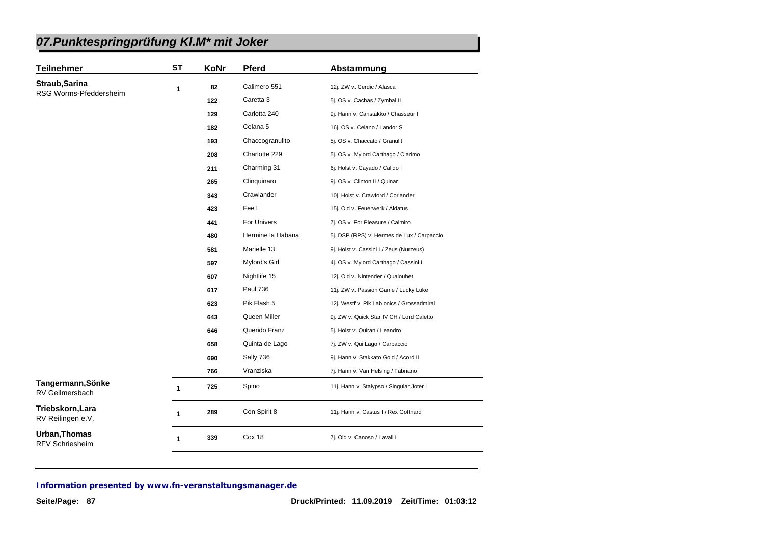## 07.Punktespringprüfung Kl.M* mit Joker

| Teilnehmer | ST | KoNr | Pferd | Abstammung |
|---|---|---|---|---|
| **Straub,Sarina**<br>RSG Worms-Pfeddersheim | 1 | 82 | Calimero 551 | 12j. ZW v. Cerdic / Alasca |
| | | 122 | Caretta 3 | 5j. OS v. Cachas / Zymbal II |
| | | 129 | Carlotta 240 | 9j. Hann v. Canstakko / Chasseur I |
| | | 182 | Celana 5 | 16j. OS v. Celano / Landor S |
| | | 193 | Chaccogranulito | 5j. OS v. Chaccato / Granulit |
| | | 208 | Charlotte 229 | 5j. OS v. Mylord Carthago / Clarimo |
| | | 211 | Charming 31 | 6j. Holst v. Cayado / Calido I |
| | | 265 | Clinquinaro | 9j. OS v. Clinton II / Quinar |
| | | 343 | Crawiander | 10j. Holst v. Crawford / Coriander |
| | | 423 | Fee L | 15j. Old v. Feuerwerk / Aldatus |
| | | 441 | For Univers | 7j. OS v. For Pleasure / Calmiro |
| | | 480 | Hermine la Habana | 5j. DSP (RPS) v. Hermes de Lux / Carpaccio |
| | | 581 | Marielle 13 | 9j. Holst v. Cassini I / Zeus (Nurzeus) |
| | | 597 | Mylord's Girl | 4j. OS v. Mylord Carthago / Cassini I |
| | | 607 | Nightlife 15 | 12j. Old v. Nintender / Qualoubet |
| | | 617 | Paul 736 | 11j. ZW v. Passion Game / Lucky Luke |
| | | 623 | Pik Flash 5 | 12j. Westf v. Pik Labionics / Grossadmiral |
| | | 643 | Queen Miller | 9j. ZW v. Quick Star IV CH / Lord Caletto |
| | | 646 | Querido Franz | 5j. Holst v. Quiran / Leandro |
| | | 658 | Quinta de Lago | 7j. ZW v. Qui Lago / Carpaccio |
| | | 690 | Sally 736 | 9j. Hann v. Stakkato Gold / Acord II |
| | | 766 | Vranziska | 7j. Hann v. Van Helsing / Fabriano |
| **Tangermann,Sönke**<br>RV Gellmersbach | 1 | 725 | Spino | 11j. Hann v. Stalypso / Singular Joter I |
| **Triebskorn,Lara**<br>RV Reilingen e.V. | 1 | 289 | Con Spirit 8 | 11j. Hann v. Castus I / Rex Gotthard |
| **Urban,Thomas**<br>RFV Schriesheim | 1 | 339 | Cox 18 | 7j. Old v. Canoso / Lavall I |

*Information presented by www.fn-veranstaltungsmanager.de*

**Druck/Printed: 11.09.2019 Zeit/Time: 01:03:12**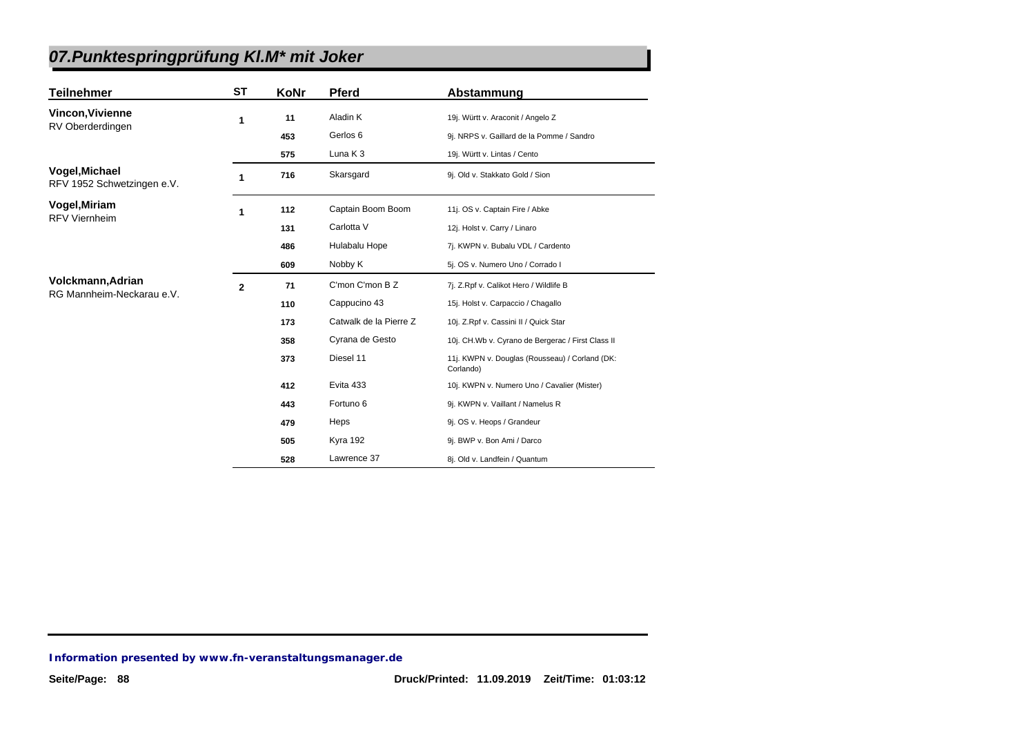# 07.Punktespringprüfung Kl.M* mit Joker

| Teilnehmer | ST | KoNr | Pferd | Abstammung |
|---|---|---|---|---|
| **Vincon,Vivienne**<br>RV Oberderdingen | 1 | 11 | Aladin K | 19j. Württ v. Araconit / Angelo Z |
| | | 453 | Gerlos 6 | 9j. NRPS v. Gaillard de la Pomme / Sandro |
| | | 575 | Luna K 3 | 19j. Württ v. Lintas / Cento |
| **Vogel,Michael**<br>RFV 1952 Schwetzingen e.V. | 1 | 716 | Skarsgard | 9j. Old v. Stakkato Gold / Sion |
| **Vogel,Miriam**<br>RFV Viernheim | 1 | 112 | Captain Boom Boom | 11j. OS v. Captain Fire / Abke |
| | | 131 | Carlotta V | 12j. Holst v. Carry / Linaro |
| | | 486 | Hulabalu Hope | 7j. KWPN v. Bubalu VDL / Cardento |
| | | 609 | Nobby K | 5j. OS v. Numero Uno / Corrado I |
| **Volckmann,Adrian**<br>RG Mannheim-Neckarau e.V. | 2 | 71 | C'mon C'mon B Z | 7j. Z.Rpf v. Calikot Hero / Wildlife B |
| | | 110 | Cappucino 43 | 15j. Holst v. Carpaccio / Chagallo |
| | | 173 | Catwalk de la Pierre Z | 10j. Z.Rpf v. Cassini II / Quick Star |
| | | 358 | Cyrana de Gesto | 10j. CH.Wb v. Cyrano de Bergerac / First Class II |
| | | 373 | Diesel 11 | 11j. KWPN v. Douglas (Rousseau) / Corland (DK: Corlando) |
| | | 412 | Evita 433 | 10j. KWPN v. Numero Uno / Cavalier (Mister) |
| | | 443 | Fortuno 6 | 9j. KWPN v. Vaillant / Namelus R |
| | | 479 | Heps | 9j. OS v. Heops / Grandeur |
| | | 505 | Kyra 192 | 9j. BWP v. Bon Ami / Darco |
| | | 528 | Lawrence 37 | 8j. Old v. Landfein / Quantum |

**Information presented by www.fn-veranstaltungsmanager.de**

Druck/Printed: 11.09.2019 Zeit/Time: 01:03:12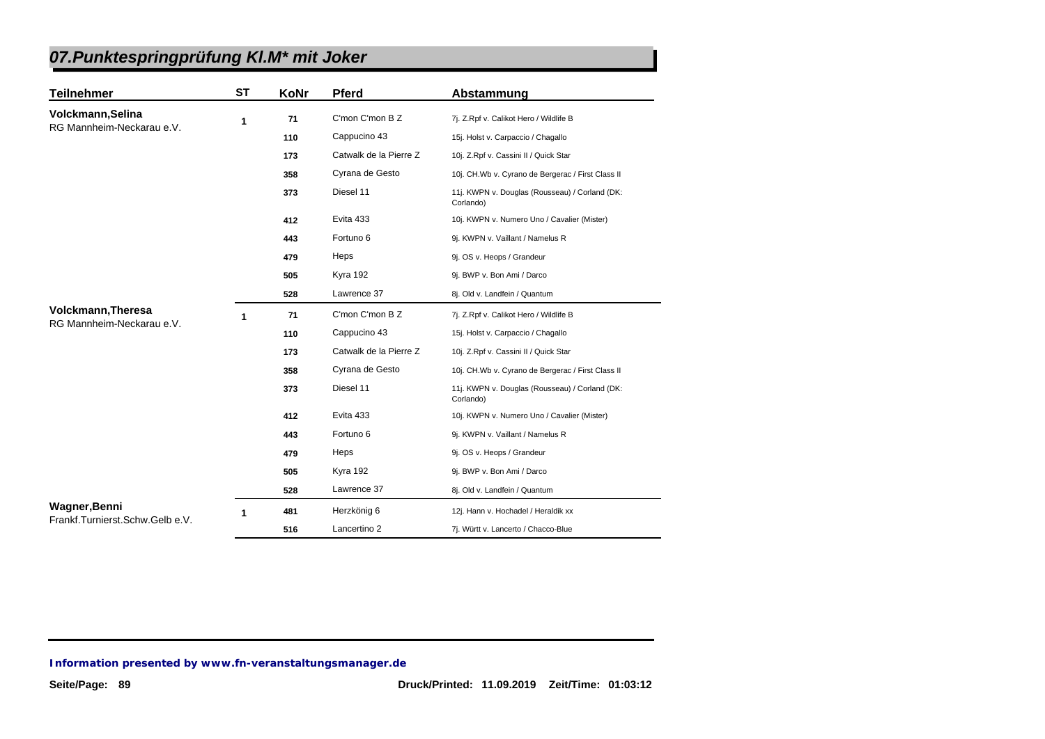# 07.Punktespringprüfung Kl.M* mit Joker

| Teilnehmer | ST | KoNr | Pferd | Abstammung |
|---|---|---|---|---|
| **Volckmann,Selina** RG Mannheim-Neckarau e.V. | 1 | 71 | C'mon C'mon B Z | 7j. Z.Rpf v. Calikot Hero / Wildlife B |
| | | 110 | Cappucino 43 | 15j. Holst v. Carpaccio / Chagallo |
| | | 173 | Catwalk de la Pierre Z | 10j. Z.Rpf v. Cassini II / Quick Star |
| | | 358 | Cyrana de Gesto | 10j. CH.Wb v. Cyrano de Bergerac / First Class II |
| | | 373 | Diesel 11 | 11j. KWPN v. Douglas (Rousseau) / Corland (DK: Corlando) |
| | | 412 | Evita 433 | 10j. KWPN v. Numero Uno / Cavalier (Mister) |
| | | 443 | Fortuno 6 | 9j. KWPN v. Vaillant / Namelus R |
| | | 479 | Heps | 9j. OS v. Heops / Grandeur |
| | | 505 | Kyra 192 | 9j. BWP v. Bon Ami / Darco |
| | | 528 | Lawrence 37 | 8j. Old v. Landfein / Quantum |
| **Volckmann,Theresa** RG Mannheim-Neckarau e.V. | 1 | 71 | C'mon C'mon B Z | 7j. Z.Rpf v. Calikot Hero / Wildlife B |
| | | 110 | Cappucino 43 | 15j. Holst v. Carpaccio / Chagallo |
| | | 173 | Catwalk de la Pierre Z | 10j. Z.Rpf v. Cassini II / Quick Star |
| | | 358 | Cyrana de Gesto | 10j. CH.Wb v. Cyrano de Bergerac / First Class II |
| | | 373 | Diesel 11 | 11j. KWPN v. Douglas (Rousseau) / Corland (DK: Corlando) |
| | | 412 | Evita 433 | 10j. KWPN v. Numero Uno / Cavalier (Mister) |
| | | 443 | Fortuno 6 | 9j. KWPN v. Vaillant / Namelus R |
| | | 479 | Heps | 9j. OS v. Heops / Grandeur |
| | | 505 | Kyra 192 | 9j. BWP v. Bon Ami / Darco |
| | | 528 | Lawrence 37 | 8j. Old v. Landfein / Quantum |
| **Wagner,Benni** Frankf.Turnierst.Schw.Gelb e.V. | 1 | 481 | Herzkönig 6 | 12j. Hann v. Hochadel / Heraldik xx |
| | | 516 | Lancertino 2 | 7j. Württ v. Lancerto / Chacco-Blue |

**Information presented by www.fn-veranstaltungsmanager.de**

Druck/Printed: 11.09.2019 Zeit/Time: 01:03:12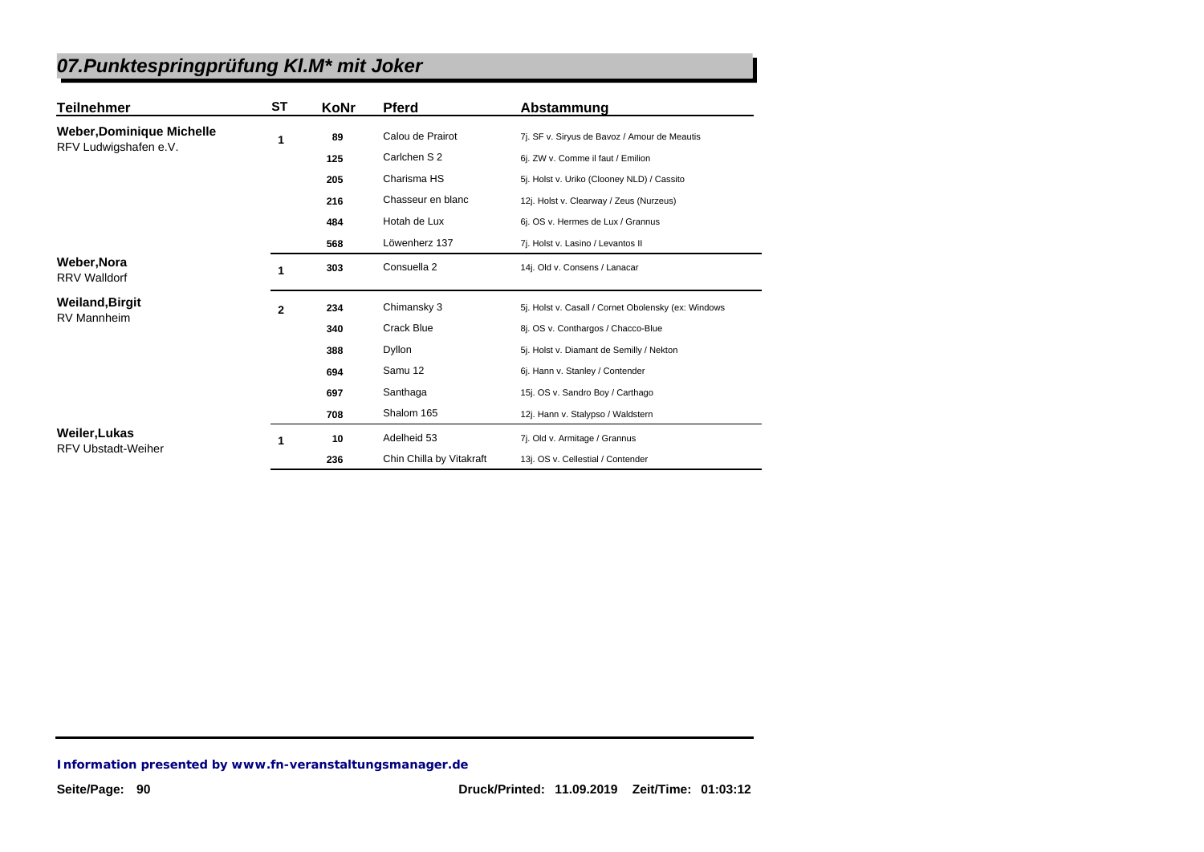# 07.Punktespringprüfung Kl.M* mit Joker

| Teilnehmer | ST | KoNr | Pferd | Abstammung |
|---|---|---|---|---|
| **Weber,Dominique Michelle** RFV Ludwigshafen e.V. | 1 | 89 | Calou de Prairot | 7j. SF v. Siryus de Bavoz / Amour de Meautis |
| | | 125 | Carlchen S 2 | 6j. ZW v. Comme il faut / Emilion |
| | | 205 | Charisma HS | 5j. Holst v. Uriko (Clooney NLD) / Cassito |
| | | 216 | Chasseur en blanc | 12j. Holst v. Clearway / Zeus (Nurzeus) |
| | | 484 | Hotah de Lux | 6j. OS v. Hermes de Lux / Grannus |
| | | 568 | Löwenherz 137 | 7j. Holst v. Lasino / Levantos II |
| **Weber,Nora** RRV Walldorf | 1 | 303 | Consuella 2 | 14j. Old v. Consens / Lanacar |
| **Weiland,Birgit** RV Mannheim | 2 | 234 | Chimansky 3 | 5j. Holst v. Casall / Cornet Obolensky (ex: Windows |
| | | 340 | Crack Blue | 8j. OS v. Conthargos / Chacco-Blue |
| | | 388 | Dyllon | 5j. Holst v. Diamant de Semilly / Nekton |
| | | 694 | Samu 12 | 6j. Hann v. Stanley / Contender |
| | | 697 | Santhaga | 15j. OS v. Sandro Boy / Carthago |
| | | 708 | Shalom 165 | 12j. Hann v. Stalypso / Waldstern |
| **Weiler,Lukas** RFV Ubstadt-Weiher | 1 | 10 | Adelheid 53 | 7j. Old v. Armitage / Grannus |
| | | 236 | Chin Chilla by Vitakraft | 13j. OS v. Cellestial / Contender |

**Information presented by www.fn-veranstaltungsmanager.de**

Druck/Printed: 11.09.2019 Zeit/Time: 01:03:12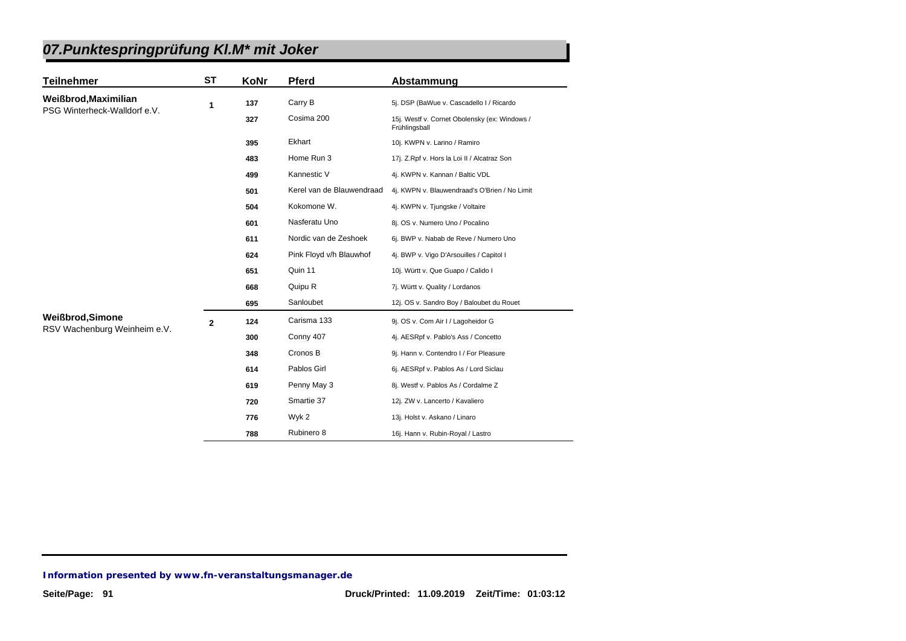## 07.Punktespringprüfung Kl.M* mit Joker

| Teilnehmer | ST | KoNr | Pferd | Abstammung |
|---|---|---|---|---|
| **Weißbrod,Maximilian** PSG Winterheck-Walldorf e.V. | 1 | 137 | Carry B | 5j. DSP (BaWue v. Cascadello I / Ricardo |
| | | 327 | Cosima 200 | 15j. Westf v. Cornet Obolensky (ex: Windows / Frühlingsball |
| | | 395 | Ekhart | 10j. KWPN v. Larino / Ramiro |
| | | 483 | Home Run 3 | 17j. Z.Rpf v. Hors la Loi II / Alcatraz Son |
| | | 499 | Kannestic V | 4j. KWPN v. Kannan / Baltic VDL |
| | | 501 | Kerel van de Blauwendraad | 4j. KWPN v. Blauwendraad's O'Brien / No Limit |
| | | 504 | Kokomone W. | 4j. KWPN v. Tjungske / Voltaire |
| | | 601 | Nasferatu Uno | 8j. OS v. Numero Uno / Pocalino |
| | | 611 | Nordic van de Zeshoek | 6j. BWP v. Nabab de Reve / Numero Uno |
| | | 624 | Pink Floyd v/h Blauwhof | 4j. BWP v. Vigo D'Arsouilles / Capitol I |
| | | 651 | Quin 11 | 10j. Württ v. Que Guapo / Calido I |
| | | 668 | Quipu R | 7j. Württ v. Quality / Lordanos |
| | | 695 | Sanloubet | 12j. OS v. Sandro Boy / Baloubet du Rouet |
| **Weißbrod,Simone** RSV Wachenburg Weinheim e.V. | 2 | 124 | Carisma 133 | 9j. OS v. Com Air I / Lagoheidor G |
| | | 300 | Conny 407 | 4j. AESRpf v. Pablo's Ass / Concetto |
| | | 348 | Cronos B | 9j. Hann v. Contendro I / For Pleasure |
| | | 614 | Pablos Girl | 6j. AESRpf v. Pablos As / Lord Siclau |
| | | 619 | Penny May 3 | 8j. Westf v. Pablos As / Cordalme Z |
| | | 720 | Smartie 37 | 12j. ZW v. Lancerto / Kavaliero |
| | | 776 | Wyk 2 | 13j. Holst v. Askano / Linaro |
| | | 788 | Rubinero 8 | 16j. Hann v. Rubin-Royal / Lastro |

**Information presented by www.fn-veranstaltungsmanager.de**

**Druck/Printed: 11.09.2019 Zeit/Time: 01:03:12**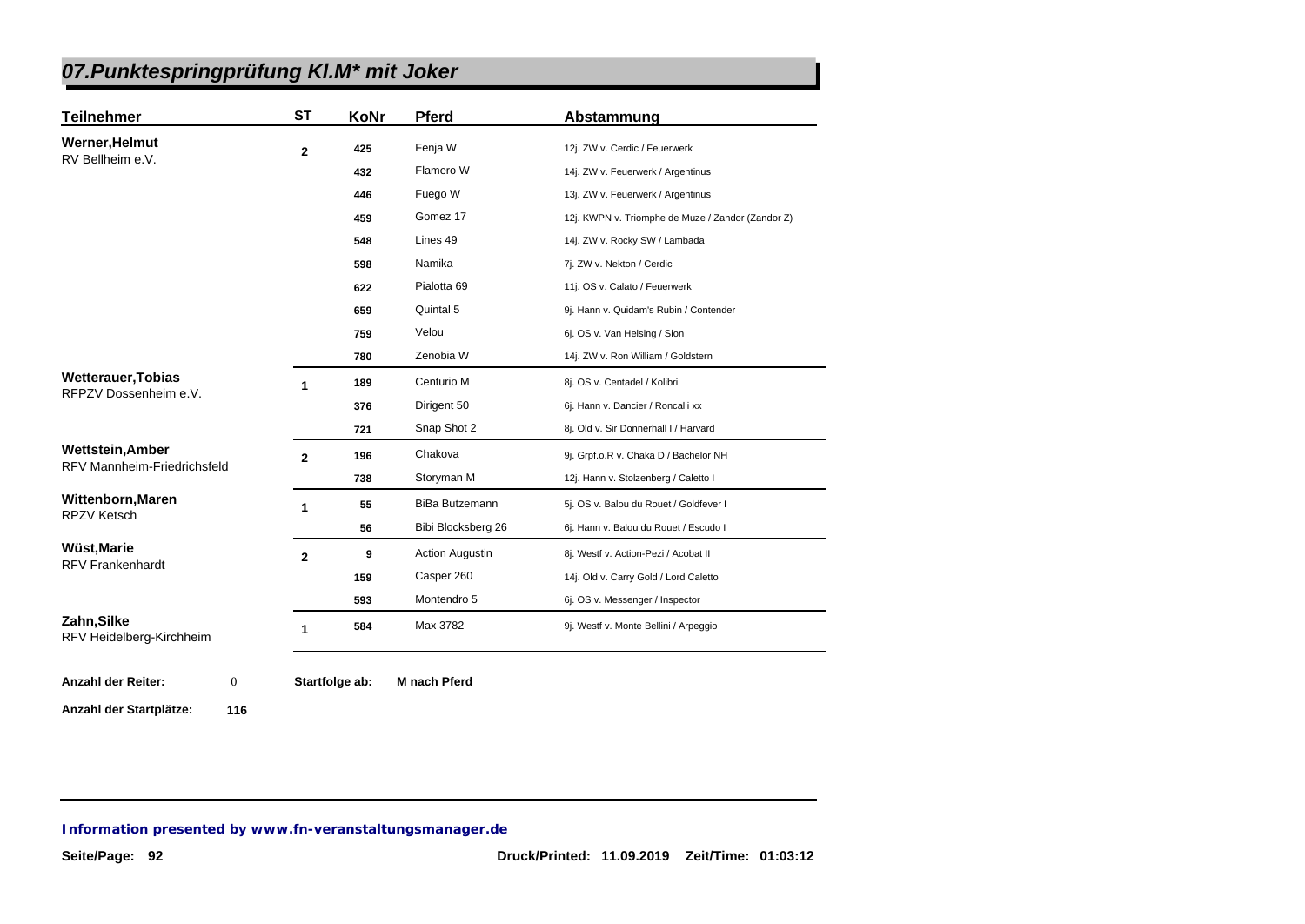# 07.Punktespringprüfung Kl.M* mit Joker

| Teilnehmer | ST | KoNr | Pferd | Abstammung |
|---|---|---|---|---|
| **Werner,Helmut**<br>RV Bellheim e.V. | 2 | 425 | Fenja W | 12j. ZW v. Cerdic / Feuerwerk |
| | | 432 | Flamero W | 14j. ZW v. Feuerwerk / Argentinus |
| | | 446 | Fuego W | 13j. ZW v. Feuerwerk / Argentinus |
| | | 459 | Gomez 17 | 12j. KWPN v. Triomphe de Muze / Zandor (Zandor Z) |
| | | 548 | Lines 49 | 14j. ZW v. Rocky SW / Lambada |
| | | 598 | Namika | 7j. ZW v. Nekton / Cerdic |
| | | 622 | Pialotta 69 | 11j. OS v. Calato / Feuerwerk |
| | | 659 | Quintal 5 | 9j. Hann v. Quidam's Rubin / Contender |
| | | 759 | Velou | 6j. OS v. Van Helsing / Sion |
| | | 780 | Zenobia W | 14j. ZW v. Ron William / Goldstern |
| **Wetterauer,Tobias**<br>RFPZV Dossenheim e.V. | 1 | 189 | Centurio M | 8j. OS v. Centadel / Kolibri |
| | | 376 | Dirigent 50 | 6j. Hann v. Dancier / Roncalli xx |
| | | 721 | Snap Shot 2 | 8j. Old v. Sir Donnerhall I / Harvard |
| **Wettstein,Amber**<br>RFV Mannheim-Friedrichsfeld | 2 | 196 | Chakova | 9j. Grpf.o.R v. Chaka D / Bachelor NH |
| | | 738 | Storyman M | 12j. Hann v. Stolzenberg / Caletto I |
| **Wittenborn,Maren**<br>RPZV Ketsch | 1 | 55 | BiBa Butzemann | 5j. OS v. Balou du Rouet / Goldfever I |
| | | 56 | Bibi Blocksberg 26 | 6j. Hann v. Balou du Rouet / Escudo I |
| **Wüst,Marie**<br>RFV Frankenhardt | 2 | 9 | Action Augustin | 8j. Westf v. Action-Pezi / Acobat II |
| | | 159 | Casper 260 | 14j. Old v. Carry Gold / Lord Caletto |
| | | 593 | Montendro 5 | 6j. OS v. Messenger / Inspector |
| **Zahn,Silke**<br>RFV Heidelberg-Kirchheim | 1 | 584 | Max 3782 | 9j. Westf v. Monte Bellini / Arpeggio |

**Anzahl der Reiter:** 0 **Startfolge ab:** **M nach Pferd**

**Anzahl der Startplätze:** **116**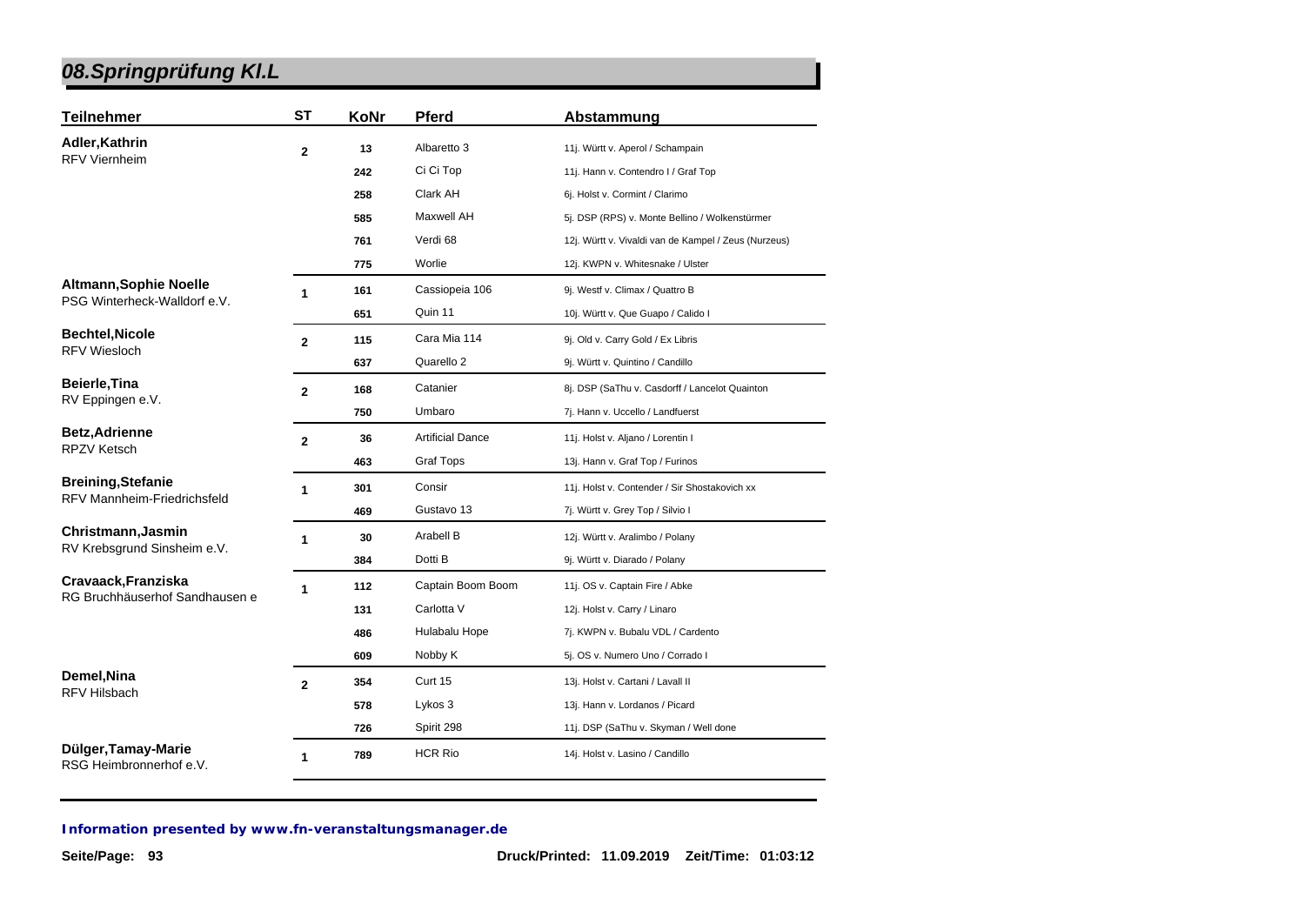# 08.Springprüfung Kl.L

| Teilnehmer | ST | KoNr | Pferd | Abstammung |
|---|---|---|---|---|
| **Adler,Kathrin** RFV Viernheim | 2 | 13 | Albaretto 3 | 11j. Württ v. Aperol / Schampain |
| | | 242 | Ci Ci Top | 11j. Hann v. Contendro I / Graf Top |
| | | 258 | Clark AH | 6j. Holst v. Cormint / Clarimo |
| | | 585 | Maxwell AH | 5j. DSP (RPS) v. Monte Bellino / Wolkenstürmer |
| | | 761 | Verdi 68 | 12j. Württ v. Vivaldi van de Kampel / Zeus (Nurzeus) |
| | | 775 | Worlie | 12j. KWPN v. Whitesnake / Ulster |
| **Altmann,Sophie Noelle** PSG Winterheck-Walldorf e.V. | 1 | 161 | Cassiopeia 106 | 9j. Westf v. Climax / Quattro B |
| | | 651 | Quin 11 | 10j. Württ v. Que Guapo / Calido I |
| **Bechtel,Nicole** RFV Wiesloch | 2 | 115 | Cara Mia 114 | 9j. Old v. Carry Gold / Ex Libris |
| | | 637 | Quarello 2 | 9j. Württ v. Quintino / Candillo |
| **Beierle,Tina** RV Eppingen e.V. | 2 | 168 | Catanier | 8j. DSP (SaThu v. Casdorff / Lancelot Quainton |
| | | 750 | Umbaro | 7j. Hann v. Uccello / Landfuerst |
| **Betz,Adrienne** RPZV Ketsch | 2 | 36 | Artificial Dance | 11j. Holst v. Aljano / Lorentin I |
| | | 463 | Graf Tops | 13j. Hann v. Graf Top / Furinos |
| **Breining,Stefanie** RFV Mannheim-Friedrichsfeld | 1 | 301 | Consir | 11j. Holst v. Contender / Sir Shostakovich xx |
| | | 469 | Gustavo 13 | 7j. Württ v. Grey Top / Silvio I |
| **Christmann,Jasmin** RV Krebsgrund Sinsheim e.V. | 1 | 30 | Arabell B | 12j. Württ v. Aralimbo / Polany |
| | | 384 | Dotti B | 9j. Württ v. Diarado / Polany |
| **Cravaack,Franziska** RG Bruchhäuserhof Sandhausen e | 1 | 112 | Captain Boom Boom | 11j. OS v. Captain Fire / Abke |
| | | 131 | Carlotta V | 12j. Holst v. Carry / Linaro |
| | | 486 | Hulabalu Hope | 7j. KWPN v. Bubalu VDL / Cardento |
| | | 609 | Nobby K | 5j. OS v. Numero Uno / Corrado I |
| **Demel,Nina** RFV Hilsbach | 2 | 354 | Curt 15 | 13j. Holst v. Cartani / Lavall II |
| | | 578 | Lykos 3 | 13j. Hann v. Lordanos / Picard |
| | | 726 | Spirit 298 | 11j. DSP (SaThu v. Skyman / Well done |
| **Dülger,Tamay-Marie** RSG Heimbronnerhof e.V. | 1 | 789 | HCR Rio | 14j. Holst v. Lasino / Candillo |

*Information presented by www.fn-veranstaltungsmanager.de*

Druck/Printed: 11.09.2019 Zeit/Time: 01:03:12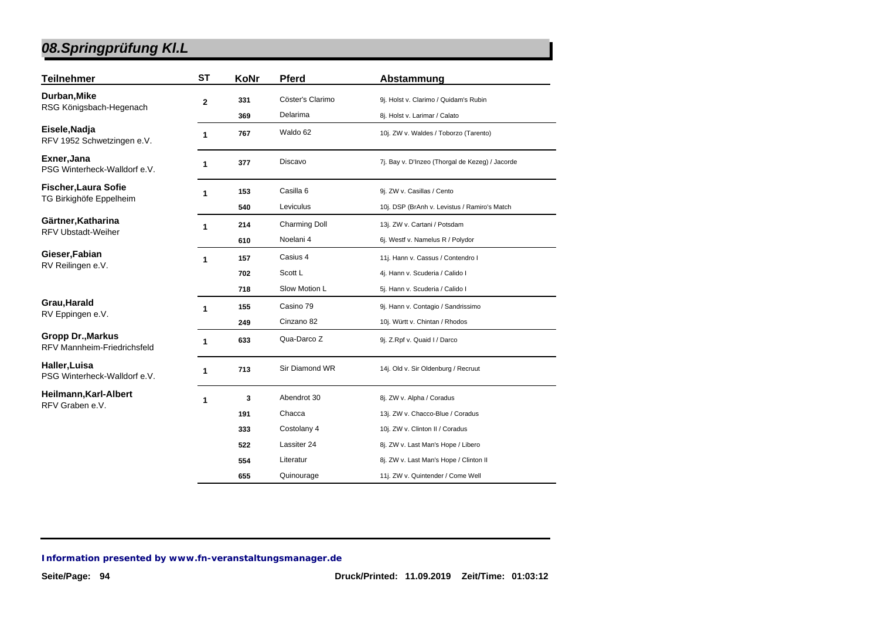## 08.Springprüfung Kl.L

| Teilnehmer | ST | KoNr | Pferd | Abstammung |
|---|---|---|---|---|
| **Durban,Mike** RSG Königsbach-Hegenach | 2 | 331 | Cöster's Clarimo | 9j. Holst v. Clarimo / Quidam's Rubin |
| | | 369 | Delarima | 8j. Holst v. Larimar / Calato |
| **Eisele,Nadja** RFV 1952 Schwetzingen e.V. | 1 | 767 | Waldo 62 | 10j. ZW v. Waldes / Toborzo (Tarento) |
| **Exner,Jana** PSG Winterheck-Walldorf e.V. | 1 | 377 | Discavo | 7j. Bay v. D'Inzeo (Thorgal de Kezeg) / Jacorde |
| **Fischer,Laura Sofie** TG Birkighöfe Eppelheim | 1 | 153 | Casilla 6 | 9j. ZW v. Casillas / Cento |
| | | 540 | Leviculus | 10j. DSP (BrAnh v. Levistus / Ramiro's Match |
| **Gärtner,Katharina** RFV Ubstadt-Weiher | 1 | 214 | Charming Doll | 13j. ZW v. Cartani / Potsdam |
| | | 610 | Noelani 4 | 6j. Westf v. Namelus R / Polydor |
| **Gieser,Fabian** RV Reilingen e.V. | 1 | 157 | Casius 4 | 11j. Hann v. Cassus / Contendro I |
| | | 702 | Scott L | 4j. Hann v. Scuderia / Calido I |
| | | 718 | Slow Motion L | 5j. Hann v. Scuderia / Calido I |
| **Grau,Harald** RV Eppingen e.V. | 1 | 155 | Casino 79 | 9j. Hann v. Contagio / Sandrissimo |
| | | 249 | Cinzano 82 | 10j. Württ v. Chintan / Rhodos |
| **Gropp Dr.,Markus** RFV Mannheim-Friedrichsfeld | 1 | 633 | Qua-Darco Z | 9j. Z.Rpf v. Quaid I / Darco |
| **Haller,Luisa** PSG Winterheck-Walldorf e.V. | 1 | 713 | Sir Diamond WR | 14j. Old v. Sir Oldenburg / Recruut |
| **Heilmann,Karl-Albert** RFV Graben e.V. | 1 | 3 | Abendrot 30 | 8j. ZW v. Alpha / Coradus |
| | | 191 | Chacca | 13j. ZW v. Chacco-Blue / Coradus |
| | | 333 | Costolany 4 | 10j. ZW v. Clinton II / Coradus |
| | | 522 | Lassiter 24 | 8j. ZW v. Last Man's Hope / Libero |
| | | 554 | Literatur | 8j. ZW v. Last Man's Hope / Clinton II |
| | | 655 | Quinourage | 11j. ZW v. Quintender / Come Well |

*Information presented by www.fn-veranstaltungsmanager.de*

Druck/Printed: 11.09.2019 Zeit/Time: 01:03:12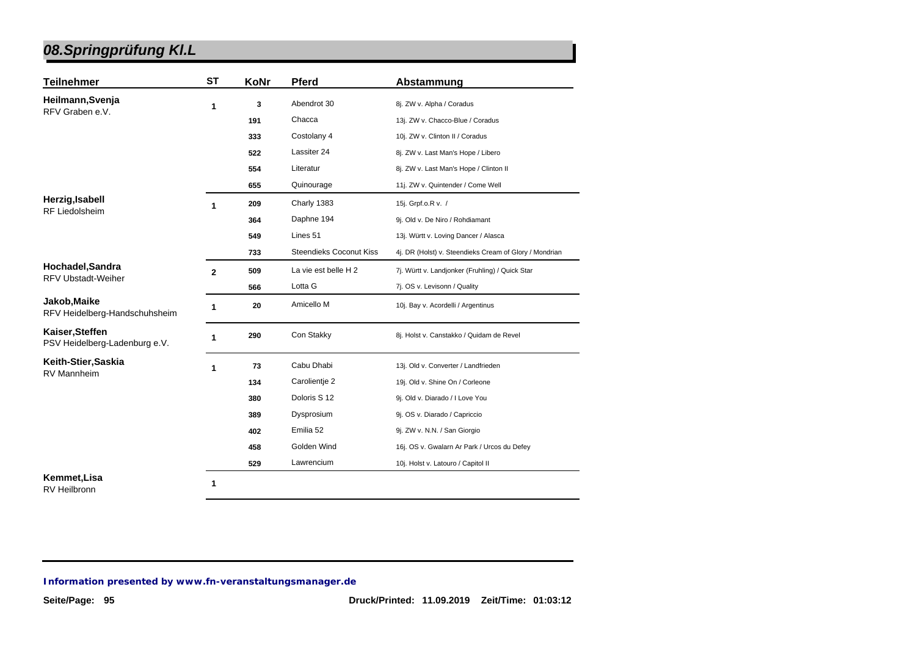# 08.Springprüfung Kl.L

| Teilnehmer | ST | KoNr | Pferd | Abstammung |
|---|---|---|---|---|
| **Heilmann,Svenja**<br>RFV Graben e.V. | 1 | 3 | Abendrot 30 | 8j. ZW v. Alpha / Coradus |
| | | 191 | Chacca | 13j. ZW v. Chacco-Blue / Coradus |
| | | 333 | Costolany 4 | 10j. ZW v. Clinton II / Coradus |
| | | 522 | Lassiter 24 | 8j. ZW v. Last Man's Hope / Libero |
| | | 554 | Literatur | 8j. ZW v. Last Man's Hope / Clinton II |
| | | 655 | Quinourage | 11j. ZW v. Quintender / Come Well |
| **Herzig,Isabell**<br>RF Liedolsheim | 1 | 209 | Charly 1383 | 15j. Grpf.o.R v. / |
| | | 364 | Daphne 194 | 9j. Old v. De Niro / Rohdiamant |
| | | 549 | Lines 51 | 13j. Württ v. Loving Dancer / Alasca |
| | | 733 | Steendieks Coconut Kiss | 4j. DR (Holst) v. Steendieks Cream of Glory / Mondrian |
| **Hochadel,Sandra**<br>RFV Ubstadt-Weiher | 2 | 509 | La vie est belle H 2 | 7j. Württ v. Landjonker (Fruhling) / Quick Star |
| | | 566 | Lotta G | 7j. OS v. Levisonn / Quality |
| **Jakob,Maike**<br>RFV Heidelberg-Handschuhsheim | 1 | 20 | Amicello M | 10j. Bay v. Acordelli / Argentinus |
| **Kaiser,Steffen**<br>PSV Heidelberg-Ladenburg e.V. | 1 | 290 | Con Stakky | 8j. Holst v. Canstakko / Quidam de Revel |
| **Keith-Stier,Saskia**<br>RV Mannheim | 1 | 73 | Cabu Dhabi | 13j. Old v. Converter / Landfrieden |
| | | 134 | Carolientje 2 | 19j. Old v. Shine On / Corleone |
| | | 380 | Doloris S 12 | 9j. Old v. Diarado / I Love You |
| | | 389 | Dysprosium | 9j. OS v. Diarado / Capriccio |
| | | 402 | Emilia 52 | 9j. ZW v. N.N. / San Giorgio |
| | | 458 | Golden Wind | 16j. OS v. Gwalarn Ar Park / Urcos du Defey |
| | | 529 | Lawrencium | 10j. Holst v. Latouro / Capitol II |
| **Kemmet,Lisa**<br>RV Heilbronn | 1 | | | |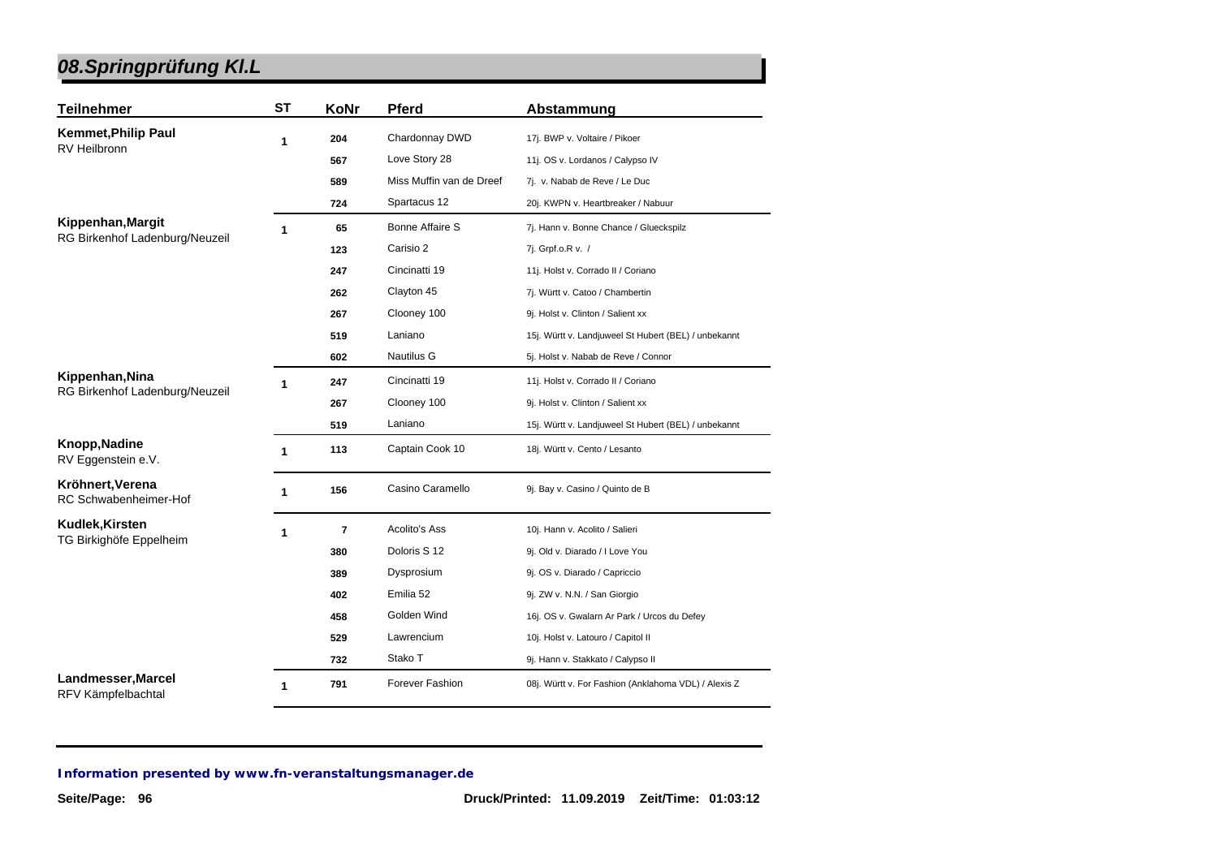# 08.Springprüfung Kl.L

| Teilnehmer | ST | KoNr | Pferd | Abstammung |
|---|---|---|---|---|
| **Kemmet,Philip Paul** RV Heilbronn | 1 | 204 | Chardonnay DWD | 17j. BWP v. Voltaire / Pikoer |
| | | 567 | Love Story 28 | 11j. OS v. Lordanos / Calypso IV |
| | | 589 | Miss Muffin van de Dreef | 7j. v. Nabab de Reve / Le Duc |
| | | 724 | Spartacus 12 | 20j. KWPN v. Heartbreaker / Nabuur |
| **Kippenhan,Margit** RG Birkenhof Ladenburg/Neuzeil | 1 | 65 | Bonne Affaire S | 7j. Hann v. Bonne Chance / Glueckspilz |
| | | 123 | Carisio 2 | 7j. Grpf.o.R v. / |
| | | 247 | Cincinatti 19 | 11j. Holst v. Corrado II / Coriano |
| | | 262 | Clayton 45 | 7j. Württ v. Catoo / Chambertin |
| | | 267 | Clooney 100 | 9j. Holst v. Clinton / Salient xx |
| | | 519 | Laniano | 15j. Württ v. Landjuweel St Hubert (BEL) / unbekannt |
| | | 602 | Nautilus G | 5j. Holst v. Nabab de Reve / Connor |
| **Kippenhan,Nina** RG Birkenhof Ladenburg/Neuzeil | 1 | 247 | Cincinatti 19 | 11j. Holst v. Corrado II / Coriano |
| | | 267 | Clooney 100 | 9j. Holst v. Clinton / Salient xx |
| | | 519 | Laniano | 15j. Württ v. Landjuweel St Hubert (BEL) / unbekannt |
| **Knopp,Nadine** RV Eggenstein e.V. | 1 | 113 | Captain Cook 10 | 18j. Württ v. Cento / Lesanto |
| **Kröhnert,Verena** RC Schwabenheimer-Hof | 1 | 156 | Casino Caramello | 9j. Bay v. Casino / Quinto de B |
| **Kudlek,Kirsten** TG Birkighöfe Eppelheim | 1 | 7 | Acolito's Ass | 10j. Hann v. Acolito / Salieri |
| | | 380 | Doloris S 12 | 9j. Old v. Diarado / I Love You |
| | | 389 | Dysprosium | 9j. OS v. Diarado / Capriccio |
| | | 402 | Emilia 52 | 9j. ZW v. N.N. / San Giorgio |
| | | 458 | Golden Wind | 16j. OS v. Gwalarn Ar Park / Urcos du Defey |
| | | 529 | Lawrencium | 10j. Holst v. Latouro / Capitol II |
| | | 732 | Stako T | 9j. Hann v. Stakkato / Calypso II |
| **Landmesser,Marcel** RFV Kämpfelbachtal | 1 | 791 | Forever Fashion | 08j. Württ v. For Fashion (Anklahoma VDL) / Alexis Z |

**Information presented by www.fn-veranstaltungsmanager.de**

Druck/Printed: 11.09.2019 Zeit/Time: 01:03:12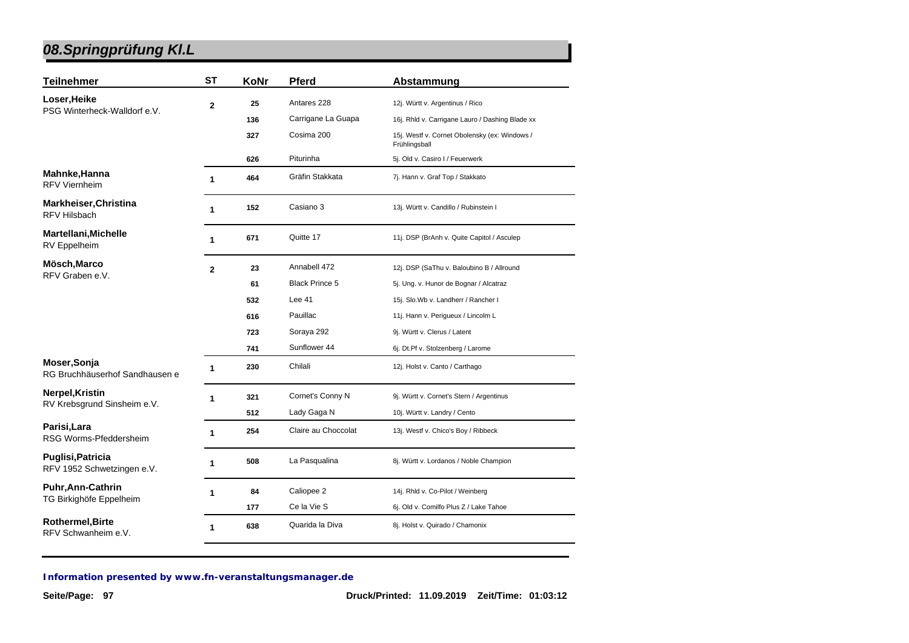# 08.Springprüfung Kl.L

| Teilnehmer | ST | KoNr | Pferd | Abstammung |
|---|---|---|---|---|
| **Loser,Heike** PSG Winterheck-Walldorf e.V. | 2 | 25 | Antares 228 | 12j. Württ v. Argentinus / Rico |
| | | 136 | Carrigane La Guapa | 16j. Rhld v. Carrigane Lauro / Dashing Blade xx |
| | | 327 | Cosima 200 | 15j. Westf v. Cornet Obolensky (ex: Windows / Frühlingsball |
| | | 626 | Piturinha | 5j. Old v. Casiro I / Feuerwerk |
| **Mahnke,Hanna** RFV Viernheim | 1 | 464 | Gräfin Stakkata | 7j. Hann v. Graf Top / Stakkato |
| **Markheiser,Christina** RFV Hilsbach | 1 | 152 | Casiano 3 | 13j. Württ v. Candillo / Rubinstein I |
| **Martellani,Michelle** RV Eppelheim | 1 | 671 | Quitte 17 | 11j. DSP (BrAnh v. Quite Capitol / Asculep |
| **Mösch,Marco** RFV Graben e.V. | 2 | 23 | Annabell 472 | 12j. DSP (SaThu v. Baloubino B / Allround |
| | | 61 | Black Prince 5 | 5j. Ung. v. Hunor de Bognar / Alcatraz |
| | | 532 | Lee 41 | 15j. Slo.Wb v. Landherr / Rancher I |
| | | 616 | Pauillac | 11j. Hann v. Perigueux / Lincolm L |
| | | 723 | Soraya 292 | 9j. Württ v. Clerus / Latent |
| | | 741 | Sunflower 44 | 6j. Dt.Pf v. Stolzenberg / Larome |
| **Moser,Sonja** RG Bruchhäuserhof Sandhausen e | 1 | 230 | Chilali | 12j. Holst v. Canto / Carthago |
| **Nerpel,Kristin** RV Krebsgrund Sinsheim e.V. | 1 | 321 | Cornet's Conny N | 9j. Württ v. Cornet's Stern / Argentinus |
| | | 512 | Lady Gaga N | 10j. Württ v. Landry / Cento |
| **Parisi,Lara** RSG Worms-Pfeddersheim | 1 | 254 | Claire au Choccolat | 13j. Westf v. Chico's Boy / Ribbeck |
| **Puglisi,Patricia** RFV 1952 Schwetzingen e.V. | 1 | 508 | La Pasqualina | 8j. Württ v. Lordanos / Noble Champion |
| **Puhr,Ann-Cathrin** TG Birkighöfe Eppelheim | 1 | 84 | Caliopee 2 | 14j. Rhld v. Co-Pilot / Weinberg |
| | | 177 | Ce la Vie S | 6j. Old v. Comilfo Plus Z / Lake Tahoe |
| **Rothermel,Birte** RFV Schwanheim e.V. | 1 | 638 | Quarida la Diva | 8j. Holst v. Quirado / Chamonix |

**Information presented by www.fn-veranstaltungsmanager.de**

**Druck/Printed: 11.09.2019 Zeit/Time: 01:03:12**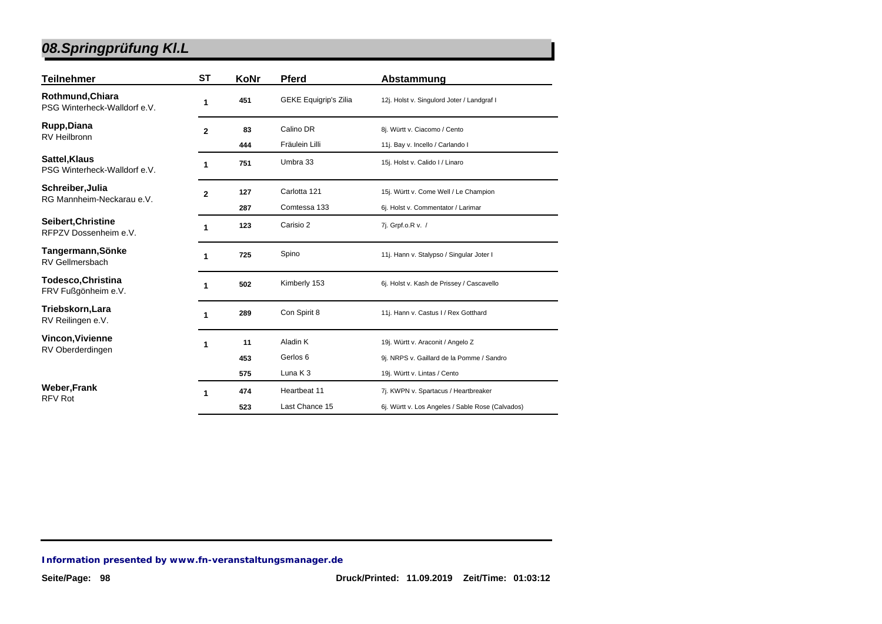# 08.Springprüfung Kl.L

| Teilnehmer | ST | KoNr | Pferd | Abstammung |
|---|---|---|---|---|
| **Rothmund,Chiara** PSG Winterheck-Walldorf e.V. | 1 | 451 | GEKE Equigrip's Zilia | 12j. Holst v. Singulord Joter / Landgraf I |
| **Rupp,Diana** RV Heilbronn | 2 | 83 | Calino DR | 8j. Württ v. Ciacomo / Cento |
| | | 444 | Fräulein Lilli | 11j. Bay v. Incello / Carlando I |
| **Sattel,Klaus** PSG Winterheck-Walldorf e.V. | 1 | 751 | Umbra 33 | 15j. Holst v. Calido I / Linaro |
| **Schreiber,Julia** RG Mannheim-Neckarau e.V. | 2 | 127 | Carlotta 121 | 15j. Württ v. Come Well / Le Champion |
| | | 287 | Comtessa 133 | 6j. Holst v. Commentator / Larimar |
| **Seibert,Christine** RFPZV Dossenheim e.V. | 1 | 123 | Carisio 2 | 7j. Grpf.o.R v. / |
| **Tangermann,Sönke** RV Gellmersbach | 1 | 725 | Spino | 11j. Hann v. Stalypso / Singular Joter I |
| **Todesco,Christina** FRV Fußgönheim e.V. | 1 | 502 | Kimberly 153 | 6j. Holst v. Kash de Prissey / Cascavello |
| **Triebskorn,Lara** RV Reilingen e.V. | 1 | 289 | Con Spirit 8 | 11j. Hann v. Castus I / Rex Gotthard |
| **Vincon,Vivienne** RV Oberderdingen | 1 | 11 | Aladin K | 19j. Württ v. Araconit / Angelo Z |
| | | 453 | Gerlos 6 | 9j. NRPS v. Gaillard de la Pomme / Sandro |
| | | 575 | Luna K 3 | 19j. Württ v. Lintas / Cento |
| **Weber,Frank** RFV Rot | 1 | 474 | Heartbeat 11 | 7j. KWPN v. Spartacus / Heartbreaker |
| | | 523 | Last Chance 15 | 6j. Württ v. Los Angeles / Sable Rose (Calvados) |

**Information presented by www.fn-veranstaltungsmanager.de**

Druck/Printed: 11.09.2019 Zeit/Time: 01:03:12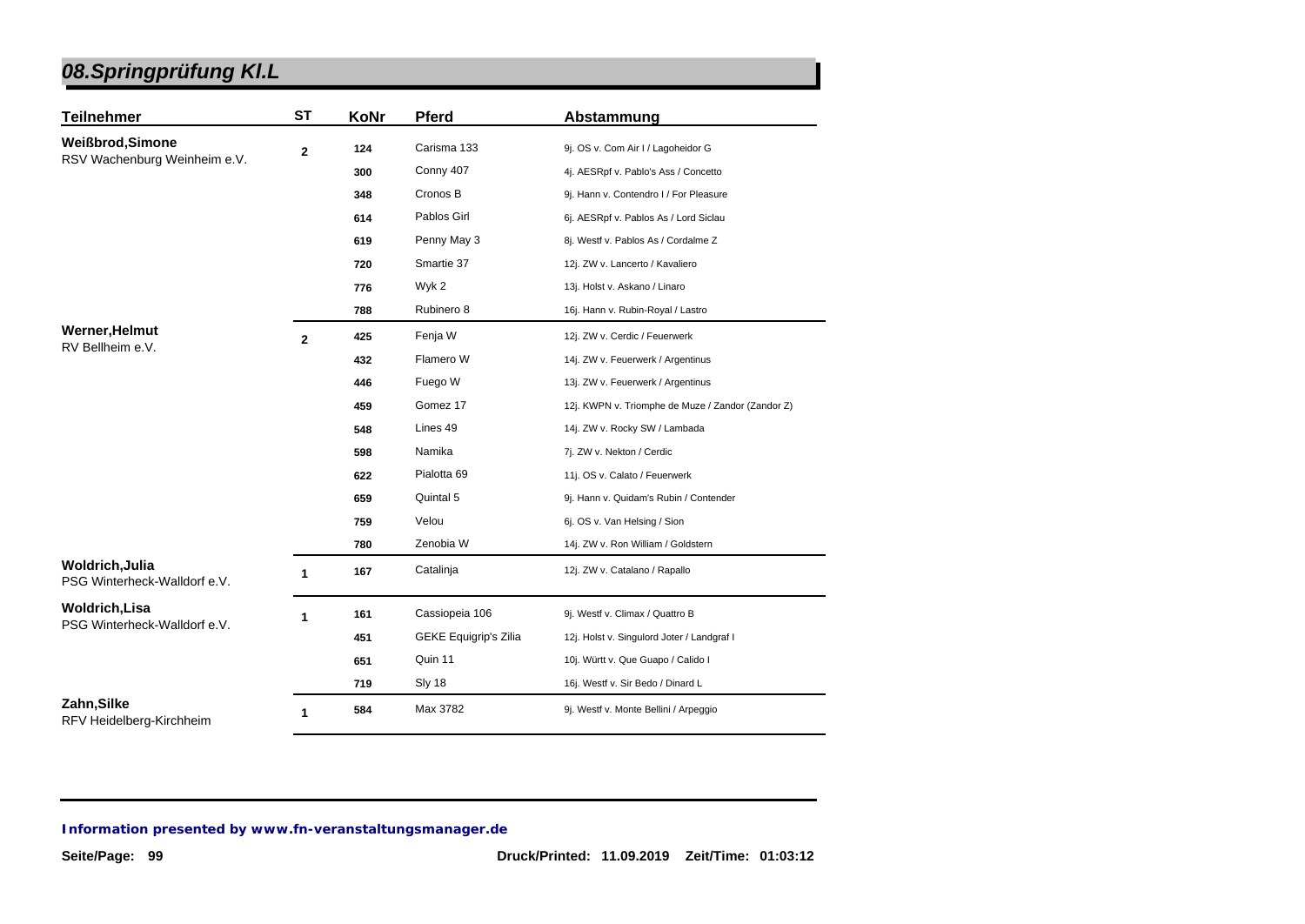# 08.Springprüfung Kl.L

| Teilnehmer | ST | KoNr | Pferd | Abstammung |
|---|---|---|---|---|
| **Weißbrod,Simone** RSV Wachenburg Weinheim e.V. | 2 | 124 | Carisma 133 | 9j. OS v. Com Air I / Lagoheidor G |
| | | 300 | Conny 407 | 4j. AESRpf v. Pablo's Ass / Concetto |
| | | 348 | Cronos B | 9j. Hann v. Contendro I / For Pleasure |
| | | 614 | Pablos Girl | 6j. AESRpf v. Pablos As / Lord Siclau |
| | | 619 | Penny May 3 | 8j. Westf v. Pablos As / Cordalme Z |
| | | 720 | Smartie 37 | 12j. ZW v. Lancerto / Kavaliero |
| | | 776 | Wyk 2 | 13j. Holst v. Askano / Linaro |
| | | 788 | Rubinero 8 | 16j. Hann v. Rubin-Royal / Lastro |
| **Werner,Helmut** RV Bellheim e.V. | 2 | 425 | Fenja W | 12j. ZW v. Cerdic / Feuerwerk |
| | | 432 | Flamero W | 14j. ZW v. Feuerwerk / Argentinus |
| | | 446 | Fuego W | 13j. ZW v. Feuerwerk / Argentinus |
| | | 459 | Gomez 17 | 12j. KWPN v. Triomphe de Muze / Zandor (Zandor Z) |
| | | 548 | Lines 49 | 14j. ZW v. Rocky SW / Lambada |
| | | 598 | Namika | 7j. ZW v. Nekton / Cerdic |
| | | 622 | Pialotta 69 | 11j. OS v. Calato / Feuerwerk |
| | | 659 | Quintal 5 | 9j. Hann v. Quidam's Rubin / Contender |
| | | 759 | Velou | 6j. OS v. Van Helsing / Sion |
| | | 780 | Zenobia W | 14j. ZW v. Ron William / Goldstern |
| **Woldrich,Julia** PSG Winterheck-Walldorf e.V. | 1 | 167 | Catalinja | 12j. ZW v. Catalano / Rapallo |
| **Woldrich,Lisa** PSG Winterheck-Walldorf e.V. | 1 | 161 | Cassiopeia 106 | 9j. Westf v. Climax / Quattro B |
| | | 451 | GEKE Equigrip's Zilia | 12j. Holst v. Singulord Joter / Landgraf I |
| | | 651 | Quin 11 | 10j. Württ v. Que Guapo / Calido I |
| | | 719 | Sly 18 | 16j. Westf v. Sir Bedo / Dinard L |
| **Zahn,Silke** RFV Heidelberg-Kirchheim | 1 | 584 | Max 3782 | 9j. Westf v. Monte Bellini / Arpeggio |

*Information presented by www.fn-veranstaltungsmanager.de*

Druck/Printed: 11.09.2019 Zeit/Time: 01:03:12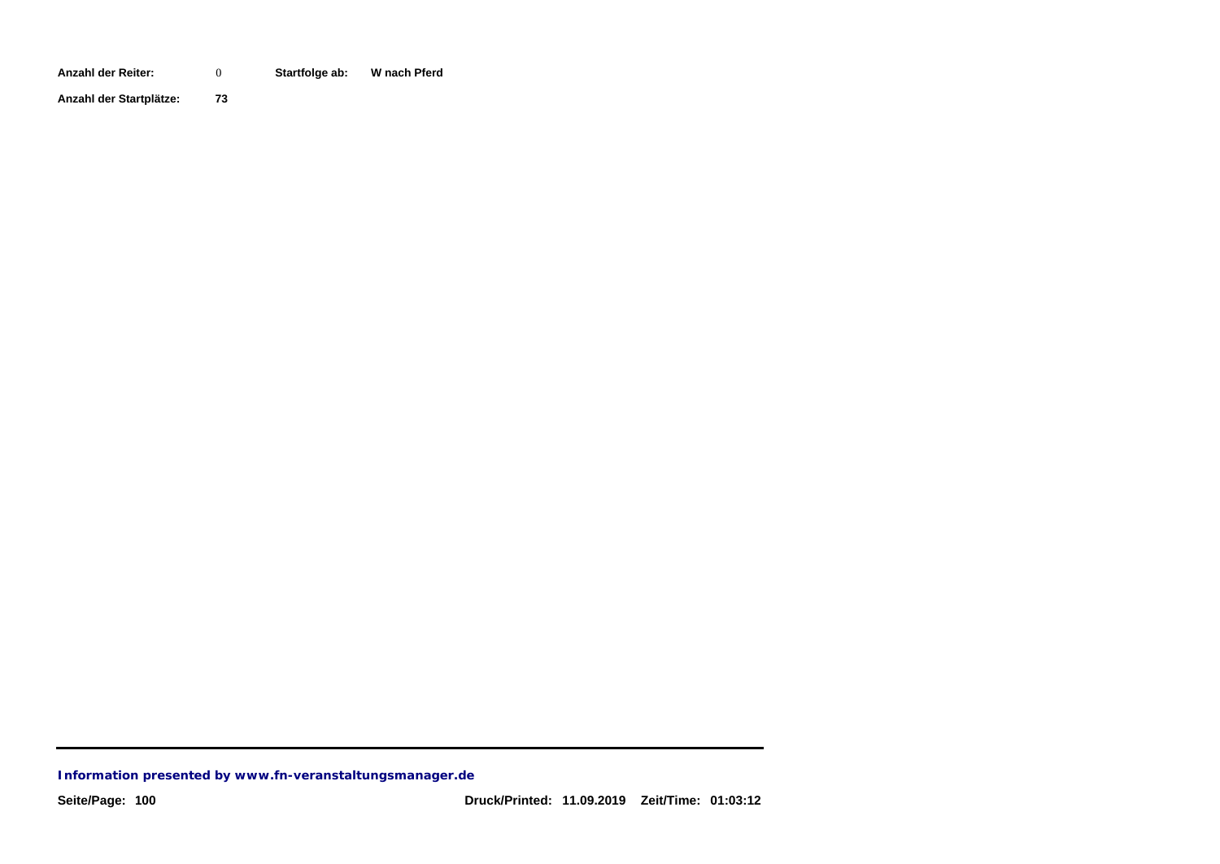**Anzahl der Reiter:** 0 **Startfolge ab:** **W nach Pferd**

**Anzahl der Startplätze:** **73**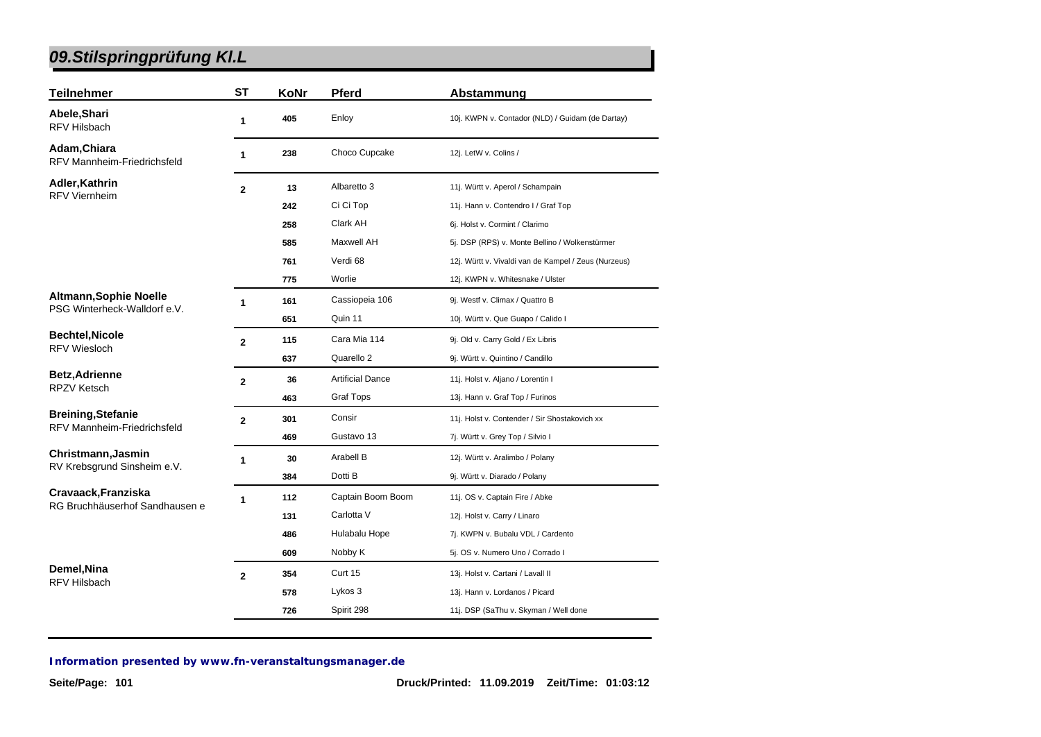# 09.Stilspringprüfung Kl.L

| Teilnehmer | ST | KoNr | Pferd | Abstammung |
|---|---|---|---|---|
| **Abele,Shari**<br>RFV Hilsbach | 1 | 405 | Enloy | 10j. KWPN v. Contador (NLD) / Guidam (de Dartay) |
| **Adam,Chiara**<br>RFV Mannheim-Friedrichsfeld | 1 | 238 | Choco Cupcake | 12j. LetW v. Colins / |
| **Adler,Kathrin**<br>RFV Viernheim | 2 | 13 | Albaretto 3 | 11j. Württ v. Aperol / Schampain |
| | | 242 | Ci Ci Top | 11j. Hann v. Contendro I / Graf Top |
| | | 258 | Clark AH | 6j. Holst v. Cormint / Clarimo |
| | | 585 | Maxwell AH | 5j. DSP (RPS) v. Monte Bellino / Wolkenstürmer |
| | | 761 | Verdi 68 | 12j. Württ v. Vivaldi van de Kampel / Zeus (Nurzeus) |
| | | 775 | Worlie | 12j. KWPN v. Whitesnake / Ulster |
| **Altmann,Sophie Noelle**<br>PSG Winterheck-Walldorf e.V. | 1 | 161 | Cassiopeia 106 | 9j. Westf v. Climax / Quattro B |
| | | 651 | Quin 11 | 10j. Württ v. Que Guapo / Calido I |
| **Bechtel,Nicole**<br>RFV Wiesloch | 2 | 115 | Cara Mia 114 | 9j. Old v. Carry Gold / Ex Libris |
| | | 637 | Quarello 2 | 9j. Württ v. Quintino / Candillo |
| **Betz,Adrienne**<br>RPZV Ketsch | 2 | 36 | Artificial Dance | 11j. Holst v. Aljano / Lorentin I |
| | | 463 | Graf Tops | 13j. Hann v. Graf Top / Furinos |
| **Breining,Stefanie**<br>RFV Mannheim-Friedrichsfeld | 2 | 301 | Consir | 11j. Holst v. Contender / Sir Shostakovich xx |
| | | 469 | Gustavo 13 | 7j. Württ v. Grey Top / Silvio I |
| **Christmann,Jasmin**<br>RV Krebsgrund Sinsheim e.V. | 1 | 30 | Arabell B | 12j. Württ v. Aralimbo / Polany |
| | | 384 | Dotti B | 9j. Württ v. Diarado / Polany |
| **Cravaack,Franziska**<br>RG Bruchhäuserhof Sandhausen e | 1 | 112 | Captain Boom Boom | 11j. OS v. Captain Fire / Abke |
| | | 131 | Carlotta V | 12j. Holst v. Carry / Linaro |
| | | 486 | Hulabalu Hope | 7j. KWPN v. Bubalu VDL / Cardento |
| | | 609 | Nobby K | 5j. OS v. Numero Uno / Corrado I |
| **Demel,Nina**<br>RFV Hilsbach | 2 | 354 | Curt 15 | 13j. Holst v. Cartani / Lavall II |
| | | 578 | Lykos 3 | 13j. Hann v. Lordanos / Picard |
| | | 726 | Spirit 298 | 11j. DSP (SaThu v. Skyman / Well done |

***Information presented by www.fn-veranstaltungsmanager.de***

**Druck/Printed: 11.09.2019 Zeit/Time: 01:03:12**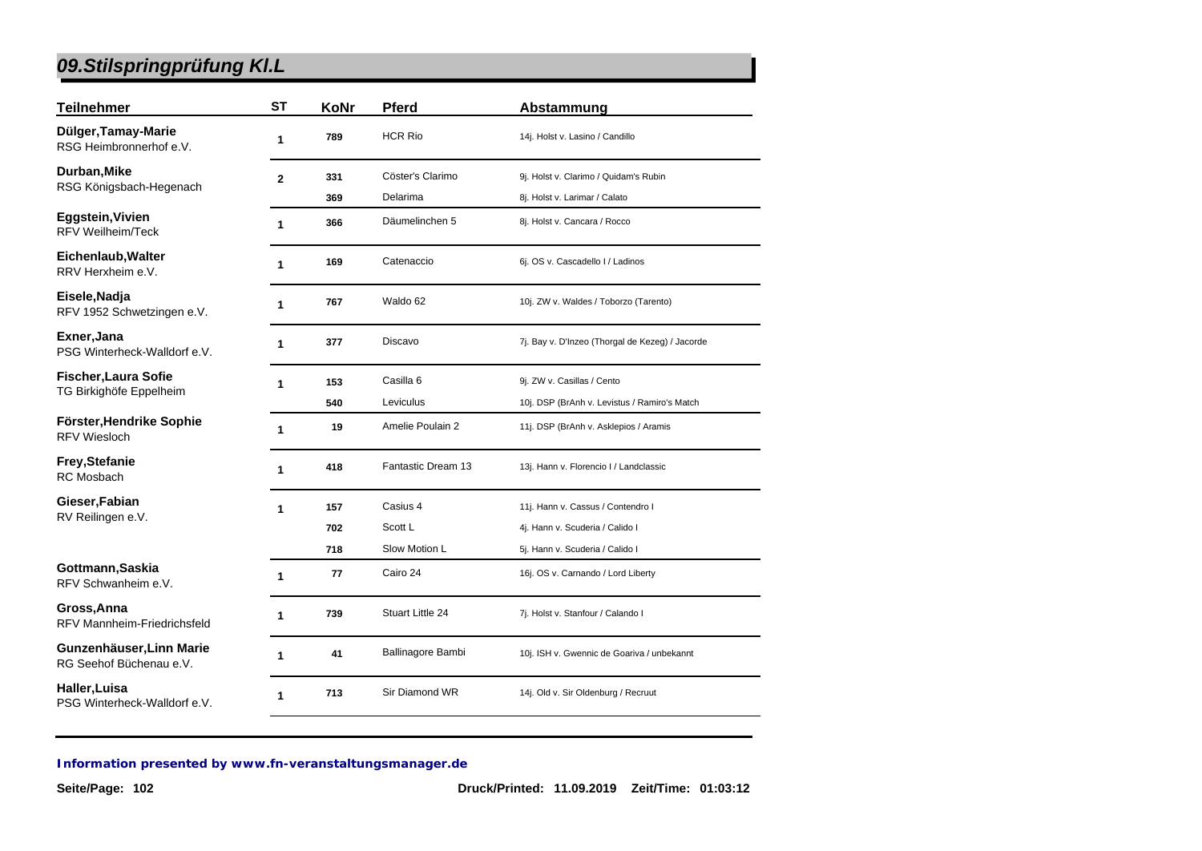# 09.Stilspringprüfung Kl.L

| Teilnehmer | ST | KoNr | Pferd | Abstammung |
|---|---|---|---|---|
| **Dülger,Tamay-Marie**<br>RSG Heimbronnerhof e.V. | 1 | 789 | HCR Rio | 14j. Holst v. Lasino / Candillo |
| **Durban,Mike**<br>RSG Königsbach-Hegenach | 2 | 331 | Cöster's Clarimo | 9j. Holst v. Clarimo / Quidam's Rubin |
| | | 369 | Delarima | 8j. Holst v. Larimar / Calato |
| **Eggstein,Vivien**<br>RFV Weilheim/Teck | 1 | 366 | Däumelinchen 5 | 8j. Holst v. Cancara / Rocco |
| **Eichenlaub,Walter**<br>RRV Herxheim e.V. | 1 | 169 | Catenaccio | 6j. OS v. Cascadello I / Ladinos |
| **Eisele,Nadja**<br>RFV 1952 Schwetzingen e.V. | 1 | 767 | Waldo 62 | 10j. ZW v. Waldes / Toborzo (Tarento) |
| **Exner,Jana**<br>PSG Winterheck-Walldorf e.V. | 1 | 377 | Discavo | 7j. Bay v. D'Inzeo (Thorgal de Kezeg) / Jacorde |
| **Fischer,Laura Sofie**<br>TG Birkighöfe Eppelheim | 1 | 153 | Casilla 6 | 9j. ZW v. Casillas / Cento |
| | | 540 | Leviculus | 10j. DSP (BrAnh v. Levistus / Ramiro's Match |
| **Förster,Hendrike Sophie**<br>RFV Wiesloch | 1 | 19 | Amelie Poulain 2 | 11j. DSP (BrAnh v. Asklepios / Aramis |
| **Frey,Stefanie**<br>RC Mosbach | 1 | 418 | Fantastic Dream 13 | 13j. Hann v. Florencio I / Landclassic |
| **Gieser,Fabian**<br>RV Reilingen e.V. | 1 | 157 | Casius 4 | 11j. Hann v. Cassus / Contendro I |
| | | 702 | Scott L | 4j. Hann v. Scuderia / Calido I |
| | | 718 | Slow Motion L | 5j. Hann v. Scuderia / Calido I |
| **Gottmann,Saskia**<br>RFV Schwanheim e.V. | 1 | 77 | Cairo 24 | 16j. OS v. Carnando / Lord Liberty |
| **Gross,Anna**<br>RFV Mannheim-Friedrichsfeld | 1 | 739 | Stuart Little 24 | 7j. Holst v. Stanfour / Calando I |
| **Gunzenhäuser,Linn Marie**<br>RG Seehof Büchenau e.V. | 1 | 41 | Ballinagore Bambi | 10j. ISH v. Gwennic de Goariva / unbekannt |
| **Haller,Luisa**<br>PSG Winterheck-Walldorf e.V. | 1 | 713 | Sir Diamond WR | 14j. Old v. Sir Oldenburg / Recruut |

**Information presented by www.fn-veranstaltungsmanager.de**

Druck/Printed: 11.09.2019 Zeit/Time: 01:03:12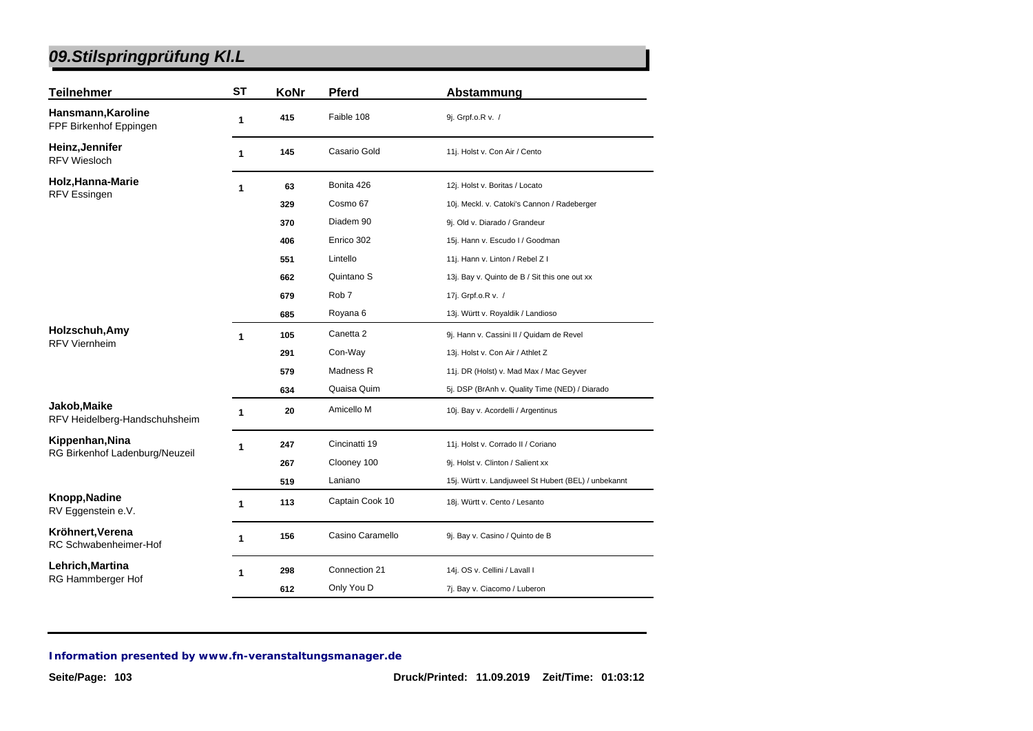## 09.Stilspringprüfung Kl.L

| Teilnehmer | ST | KoNr | Pferd | Abstammung |
|---|---|---|---|---|
| **Hansmann,Karoline** FPF Birkenhof Eppingen | 1 | 415 | Faible 108 | 9j. Grpf.o.R v. / |
| **Heinz,Jennifer** RFV Wiesloch | 1 | 145 | Casario Gold | 11j. Holst v. Con Air / Cento |
| **Holz,Hanna-Marie** RFV Essingen | 1 | 63 | Bonita 426 | 12j. Holst v. Boritas / Locato |
| | | 329 | Cosmo 67 | 10j. Meckl. v. Catoki's Cannon / Radeberger |
| | | 370 | Diadem 90 | 9j. Old v. Diarado / Grandeur |
| | | 406 | Enrico 302 | 15j. Hann v. Escudo I / Goodman |
| | | 551 | Lintello | 11j. Hann v. Linton / Rebel Z I |
| | | 662 | Quintano S | 13j. Bay v. Quinto de B / Sit this one out xx |
| | | 679 | Rob 7 | 17j. Grpf.o.R v. / |
| | | 685 | Royana 6 | 13j. Württ v. Royaldik / Landioso |
| **Holzschuh,Amy** RFV Viernheim | 1 | 105 | Canetta 2 | 9j. Hann v. Cassini II / Quidam de Revel |
| | | 291 | Con-Way | 13j. Holst v. Con Air / Athlet Z |
| | | 579 | Madness R | 11j. DR (Holst) v. Mad Max / Mac Geyver |
| | | 634 | Quaisa Quim | 5j. DSP (BrAnh v. Quality Time (NED) / Diarado |
| **Jakob,Maike** RFV Heidelberg-Handschuhsheim | 1 | 20 | Amicello M | 10j. Bay v. Acordelli / Argentinus |
| **Kippenhan,Nina** RG Birkenhof Ladenburg/Neuzeil | 1 | 247 | Cincinatti 19 | 11j. Holst v. Corrado II / Coriano |
| | | 267 | Clooney 100 | 9j. Holst v. Clinton / Salient xx |
| | | 519 | Laniano | 15j. Württ v. Landjuweel St Hubert (BEL) / unbekannt |
| **Knopp,Nadine** RV Eggenstein e.V. | 1 | 113 | Captain Cook 10 | 18j. Württ v. Cento / Lesanto |
| **Kröhnert,Verena** RC Schwabenheimer-Hof | 1 | 156 | Casino Caramello | 9j. Bay v. Casino / Quinto de B |
| **Lehrich,Martina** RG Hammberger Hof | 1 | 298 | Connection 21 | 14j. OS v. Cellini / Lavall I |
| | | 612 | Only You D | 7j. Bay v. Ciacomo / Luberon |

***Information presented by www.fn-veranstaltungsmanager.de***

Druck/Printed: 11.09.2019 Zeit/Time: 01:03:12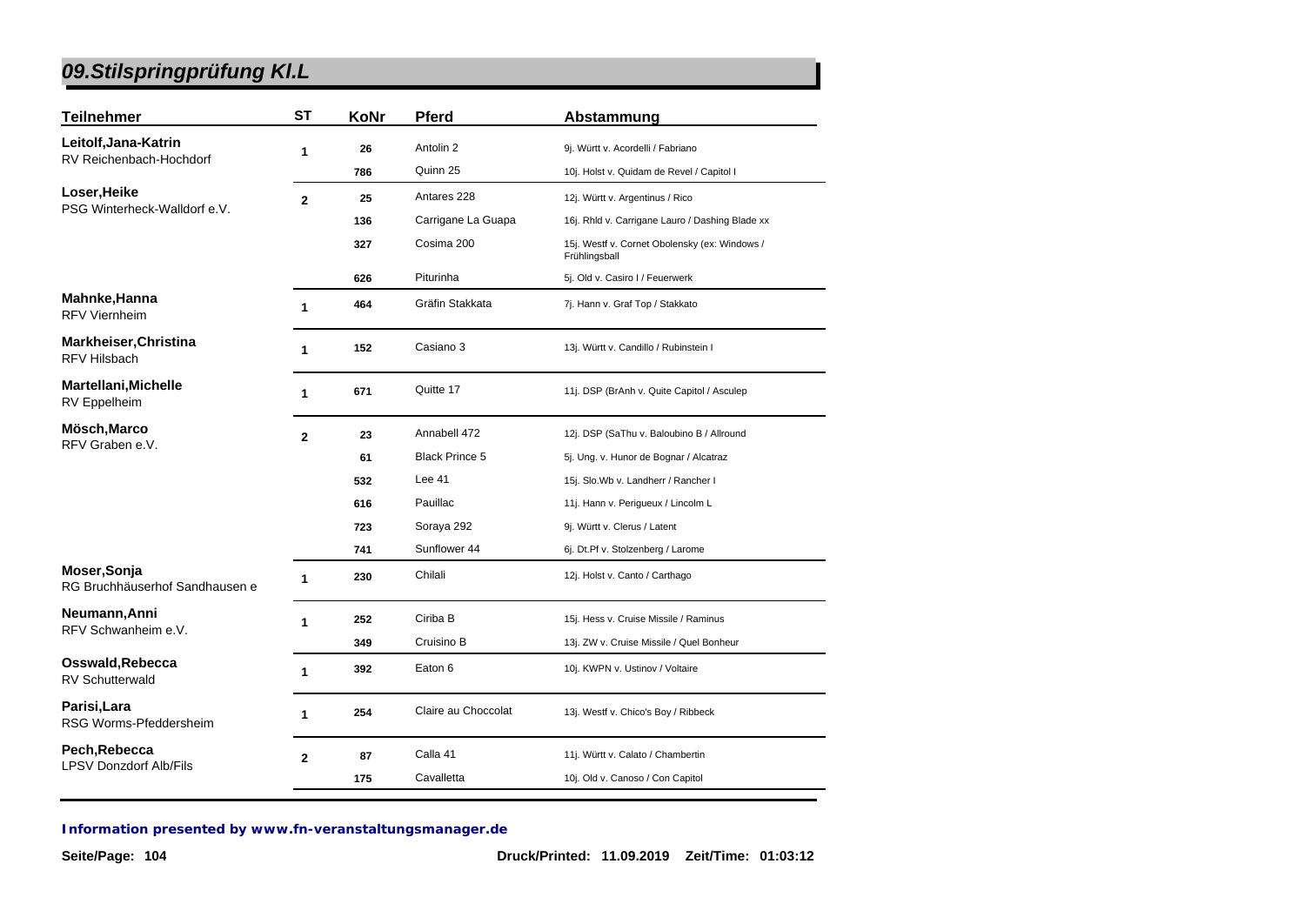# 09.Stilspringprüfung Kl.L

| Teilnehmer | ST | KoNr | Pferd | Abstammung |
|---|---|---|---|---|
| **Leitolf,Jana-Katrin** RV Reichenbach-Hochdorf | 1 | 26 | Antolin 2 | 9j. Württ v. Acordelli / Fabriano |
| | | 786 | Quinn 25 | 10j. Holst v. Quidam de Revel / Capitol I |
| **Loser,Heike** PSG Winterheck-Walldorf e.V. | 2 | 25 | Antares 228 | 12j. Württ v. Argentinus / Rico |
| | | 136 | Carrigane La Guapa | 16j. Rhld v. Carrigane Lauro / Dashing Blade xx |
| | | 327 | Cosima 200 | 15j. Westf v. Cornet Obolensky (ex: Windows / Frühlingsball |
| | | 626 | Piturinha | 5j. Old v. Casiro I / Feuerwerk |
| **Mahnke,Hanna** RFV Viernheim | 1 | 464 | Gräfin Stakkata | 7j. Hann v. Graf Top / Stakkato |
| **Markheiser,Christina** RFV Hilsbach | 1 | 152 | Casiano 3 | 13j. Württ v. Candillo / Rubinstein I |
| **Martellani,Michelle** RV Eppelheim | 1 | 671 | Quitte 17 | 11j. DSP (BrAnh v. Quite Capitol / Asculep |
| **Mösch,Marco** RFV Graben e.V. | 2 | 23 | Annabell 472 | 12j. DSP (SaThu v. Baloubino B / Allround |
| | | 61 | Black Prince 5 | 5j. Ung. v. Hunor de Bognar / Alcatraz |
| | | 532 | Lee 41 | 15j. Slo.Wb v. Landherr / Rancher I |
| | | 616 | Pauillac | 11j. Hann v. Perigueux / Lincolm L |
| | | 723 | Soraya 292 | 9j. Württ v. Clerus / Latent |
| | | 741 | Sunflower 44 | 6j. Dt.Pf v. Stolzenberg / Larome |
| **Moser,Sonja** RG Bruchhäuserhof Sandhausen e | 1 | 230 | Chilali | 12j. Holst v. Canto / Carthago |
| **Neumann,Anni** RFV Schwanheim e.V. | 1 | 252 | Ciriba B | 15j. Hess v. Cruise Missile / Raminus |
| | | 349 | Cruisino B | 13j. ZW v. Cruise Missile / Quel Bonheur |
| **Osswald,Rebecca** RV Schutterwald | 1 | 392 | Eaton 6 | 10j. KWPN v. Ustinov / Voltaire |
| **Parisi,Lara** RSG Worms-Pfeddersheim | 1 | 254 | Claire au Choccolat | 13j. Westf v. Chico's Boy / Ribbeck |
| **Pech,Rebecca** LPSV Donzdorf Alb/Fils | 2 | 87 | Calla 41 | 11j. Württ v. Calato / Chambertin |
| | | 175 | Cavalletta | 10j. Old v. Canoso / Con Capitol |

***Information presented by www.fn-veranstaltungsmanager.de***

**Druck/Printed: 11.09.2019 Zeit/Time: 01:03:12**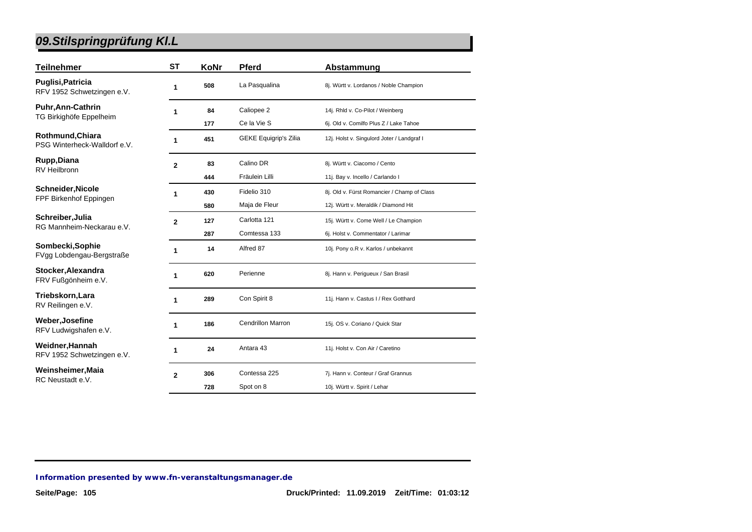## 09.Stilspringprüfung Kl.L

| Teilnehmer | ST | KoNr | Pferd | Abstammung |
|---|---|---|---|---|
| **Puglisi,Patricia**<br>RFV 1952 Schwetzingen e.V. | 1 | 508 | La Pasqualina | 8j. Württ v. Lordanos / Noble Champion |
| **Puhr,Ann-Cathrin**<br>TG Birkighöfe Eppelheim | 1 | 84 | Caliopee 2 | 14j. Rhld v. Co-Pilot / Weinberg |
| | | 177 | Ce la Vie S | 6j. Old v. Comilfo Plus Z / Lake Tahoe |
| **Rothmund,Chiara**<br>PSG Winterheck-Walldorf e.V. | 1 | 451 | GEKE Equigrip's Zilia | 12j. Holst v. Singulord Joter / Landgraf I |
| **Rupp,Diana**<br>RV Heilbronn | 2 | 83 | Calino DR | 8j. Württ v. Ciacomo / Cento |
| | | 444 | Fräulein Lilli | 11j. Bay v. Incello / Carlando I |
| **Schneider,Nicole**<br>FPF Birkenhof Eppingen | 1 | 430 | Fidelio 310 | 8j. Old v. Fürst Romancier / Champ of Class |
| | | 580 | Maja de Fleur | 12j. Württ v. Meraldik / Diamond Hit |
| **Schreiber,Julia**<br>RG Mannheim-Neckarau e.V. | 2 | 127 | Carlotta 121 | 15j. Württ v. Come Well / Le Champion |
| | | 287 | Comtessa 133 | 6j. Holst v. Commentator / Larimar |
| **Sombecki,Sophie**<br>FVgg Lobdengau-Bergstraße | 1 | 14 | Alfred 87 | 10j. Pony o.R v. Karlos / unbekannt |
| **Stocker,Alexandra**<br>FRV Fußgönheim e.V. | 1 | 620 | Perienne | 8j. Hann v. Perigueux / San Brasil |
| **Triebskorn,Lara**<br>RV Reilingen e.V. | 1 | 289 | Con Spirit 8 | 11j. Hann v. Castus I / Rex Gotthard |
| **Weber,Josefine**<br>RFV Ludwigshafen e.V. | 1 | 186 | Cendrillon Marron | 15j. OS v. Coriano / Quick Star |
| **Weidner,Hannah**<br>RFV 1952 Schwetzingen e.V. | 1 | 24 | Antara 43 | 11j. Holst v. Con Air / Caretino |
| **Weinsheimer,Maia**<br>RC Neustadt e.V. | 2 | 306 | Contessa 225 | 7j. Hann v. Conteur / Graf Grannus |
| | | 728 | Spot on 8 | 10j. Württ v. Spirit / Lehar |

***Information presented by www.fn-veranstaltungsmanager.de***

**Seite/Page: 105** **Druck/Printed: 11.09.2019 Zeit/Time: 01:03:12**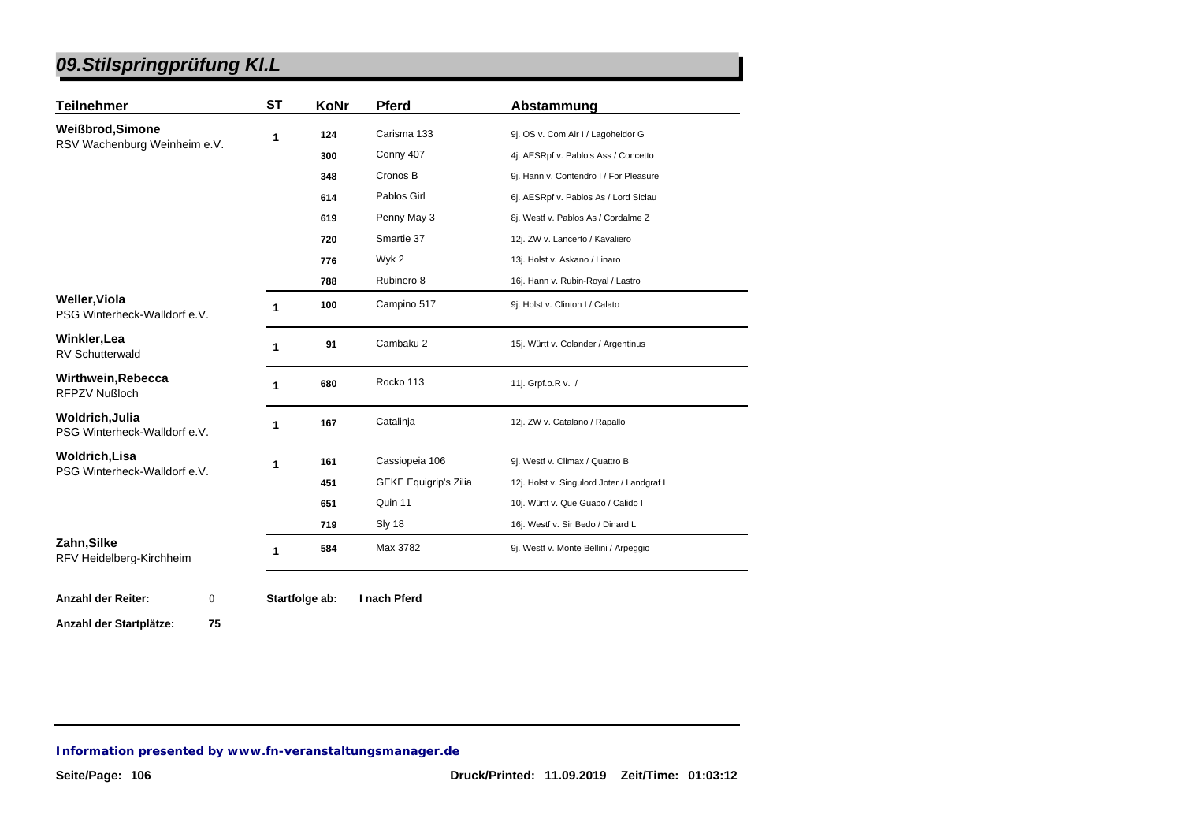# 09.Stilspringprüfung Kl.L

| Teilnehmer | ST | KoNr | Pferd | Abstammung |
|---|---|---|---|---|
| **Weißbrod,Simone** RSV Wachenburg Weinheim e.V. | 1 | 124 | Carisma 133 | 9j. OS v. Com Air I / Lagoheidor G |
| | | 300 | Conny 407 | 4j. AESRpf v. Pablo's Ass / Concetto |
| | | 348 | Cronos B | 9j. Hann v. Contendro I / For Pleasure |
| | | 614 | Pablos Girl | 6j. AESRpf v. Pablos As / Lord Siclau |
| | | 619 | Penny May 3 | 8j. Westf v. Pablos As / Cordalme Z |
| | | 720 | Smartie 37 | 12j. ZW v. Lancerto / Kavaliero |
| | | 776 | Wyk 2 | 13j. Holst v. Askano / Linaro |
| | | 788 | Rubinero 8 | 16j. Hann v. Rubin-Royal / Lastro |
| **Weller,Viola** PSG Winterheck-Walldorf e.V. | 1 | 100 | Campino 517 | 9j. Holst v. Clinton I / Calato |
| **Winkler,Lea** RV Schutterwald | 1 | 91 | Cambaku 2 | 15j. Württ v. Colander / Argentinus |
| **Wirthwein,Rebecca** RFPZV Nußloch | 1 | 680 | Rocko 113 | 11j. Grpf.o.R v. / |
| **Woldrich,Julia** PSG Winterheck-Walldorf e.V. | 1 | 167 | Catalinja | 12j. ZW v. Catalano / Rapallo |
| **Woldrich,Lisa** PSG Winterheck-Walldorf e.V. | 1 | 161 | Cassiopeia 106 | 9j. Westf v. Climax / Quattro B |
| | | 451 | GEKE Equigrip's Zilia | 12j. Holst v. Singulord Joter / Landgraf I |
| | | 651 | Quin 11 | 10j. Württ v. Que Guapo / Calido I |
| | | 719 | Sly 18 | 16j. Westf v. Sir Bedo / Dinard L |
| **Zahn,Silke** RFV Heidelberg-Kirchheim | 1 | 584 | Max 3782 | 9j. Westf v. Monte Bellini / Arpeggio |

**Anzahl der Reiter:** 0 **Startfolge ab:** **I nach Pferd**

**Anzahl der Startplätze:** **75**

***Information presented by www.fn-veranstaltungsmanager.de***

**Druck/Printed: 11.09.2019 Zeit/Time: 01:03:12**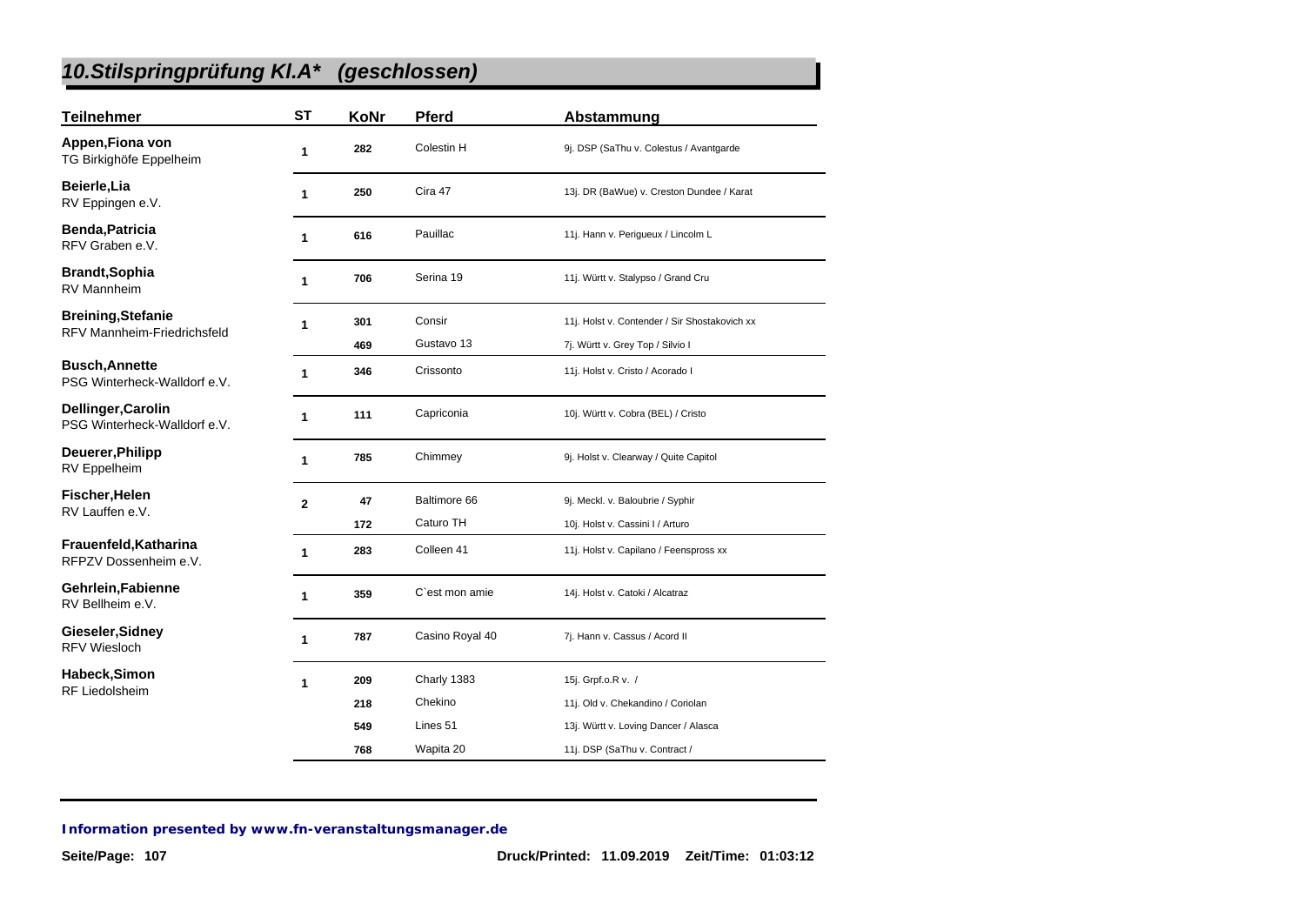## *10.Stilspringprüfung Kl.A* (geschlossen)*

| Teilnehmer | ST | KoNr | Pferd | Abstammung |
|---|---|---|---|---|
| **Appen,Fiona von** TG Birkighöfe Eppelheim | 1 | 282 | Colestin H | 9j. DSP (SaThu v. Colestus / Avantgarde |
| **Beierle,Lia** RV Eppingen e.V. | 1 | 250 | Cira 47 | 13j. DR (BaWue) v. Creston Dundee / Karat |
| **Benda,Patricia** RFV Graben e.V. | 1 | 616 | Pauillac | 11j. Hann v. Perigueux / Lincolm L |
| **Brandt,Sophia** RV Mannheim | 1 | 706 | Serina 19 | 11j. Württ v. Stalypso / Grand Cru |
| **Breining,Stefanie** RFV Mannheim-Friedrichsfeld | 1 | 301 | Consir | 11j. Holst v. Contender / Sir Shostakovich xx |
| | | 469 | Gustavo 13 | 7j. Württ v. Grey Top / Silvio I |
| **Busch,Annette** PSG Winterheck-Walldorf e.V. | 1 | 346 | Crissonto | 11j. Holst v. Cristo / Acorado I |
| **Dellinger,Carolin** PSG Winterheck-Walldorf e.V. | 1 | 111 | Capriconia | 10j. Württ v. Cobra (BEL) / Cristo |
| **Deuerer,Philipp** RV Eppelheim | 1 | 785 | Chimmey | 9j. Holst v. Clearway / Quite Capitol |
| **Fischer,Helen** RV Lauffen e.V. | 2 | 47 | Baltimore 66 | 9j. Meckl. v. Baloubrie / Syphir |
| | | 172 | Caturo TH | 10j. Holst v. Cassini I / Arturo |
| **Frauenfeld,Katharina** RFPZV Dossenheim e.V. | 1 | 283 | Colleen 41 | 11j. Holst v. Capilano / Feenspross xx |
| **Gehrlein,Fabienne** RV Bellheim e.V. | 1 | 359 | C`est mon amie | 14j. Holst v. Catoki / Alcatraz |
| **Gieseler,Sidney** RFV Wiesloch | 1 | 787 | Casino Royal 40 | 7j. Hann v. Cassus / Acord II |
| **Habeck,Simon** RF Liedolsheim | 1 | 209 | Charly 1383 | 15j. Grpf.o.R v. / |
| | | 218 | Chekino | 11j. Old v. Chekandino / Coriolan |
| | | 549 | Lines 51 | 13j. Württ v. Loving Dancer / Alasca |
| | | 768 | Wapita 20 | 11j. DSP (SaThu v. Contract / |

**Information presented by www.fn-veranstaltungsmanager.de**

Druck/Printed: 11.09.2019 Zeit/Time: 01:03:12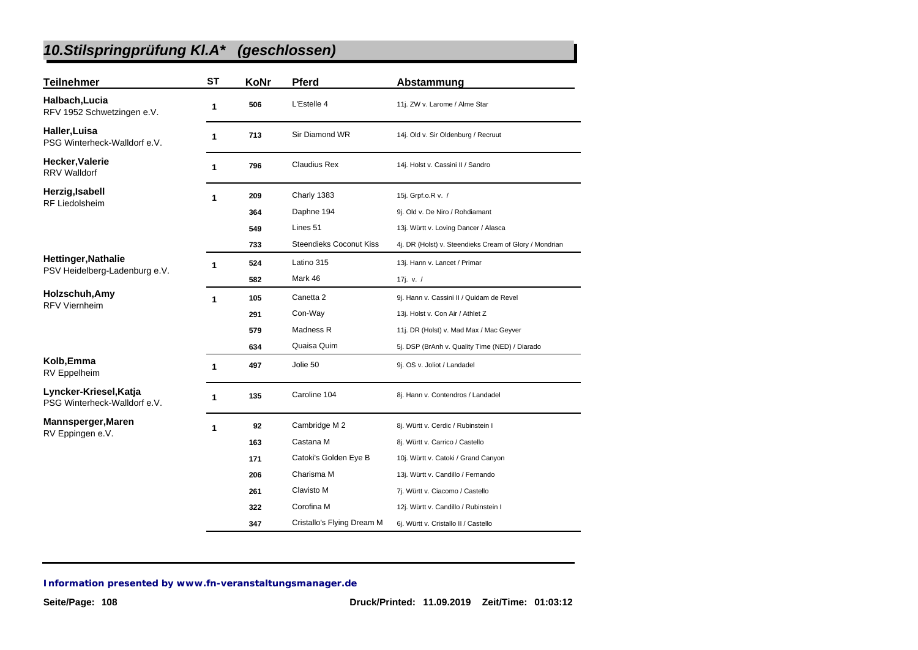## *10.Stilspringprüfung Kl.A\* (geschlossen)*

| Teilnehmer | ST | KoNr | Pferd | Abstammung |
|---|---|---|---|---|
| **Halbach,Lucia** RFV 1952 Schwetzingen e.V. | 1 | 506 | L'Estelle 4 | 11j. ZW v. Larome / Alme Star |
| **Haller,Luisa** PSG Winterheck-Walldorf e.V. | 1 | 713 | Sir Diamond WR | 14j. Old v. Sir Oldenburg / Recruut |
| **Hecker,Valerie** RRV Walldorf | 1 | 796 | Claudius Rex | 14j. Holst v. Cassini II / Sandro |
| **Herzig,Isabell** RF Liedolsheim | 1 | 209 | Charly 1383 | 15j. Grpf.o.R v. / |
| | | 364 | Daphne 194 | 9j. Old v. De Niro / Rohdiamant |
| | | 549 | Lines 51 | 13j. Württ v. Loving Dancer / Alasca |
| | | 733 | Steendieks Coconut Kiss | 4j. DR (Holst) v. Steendieks Cream of Glory / Mondrian |
| **Hettinger,Nathalie** PSV Heidelberg-Ladenburg e.V. | 1 | 524 | Latino 315 | 13j. Hann v. Lancet / Primar |
| | | 582 | Mark 46 | 17j. v. / |
| **Holzschuh,Amy** RFV Viernheim | 1 | 105 | Canetta 2 | 9j. Hann v. Cassini II / Quidam de Revel |
| | | 291 | Con-Way | 13j. Holst v. Con Air / Athlet Z |
| | | 579 | Madness R | 11j. DR (Holst) v. Mad Max / Mac Geyver |
| | | 634 | Quaisa Quim | 5j. DSP (BrAnh v. Quality Time (NED) / Diarado |
| **Kolb,Emma** RV Eppelheim | 1 | 497 | Jolie 50 | 9j. OS v. Joliot / Landadel |
| **Lyncker-Kriesel,Katja** PSG Winterheck-Walldorf e.V. | 1 | 135 | Caroline 104 | 8j. Hann v. Contendros / Landadel |
| **Mannsperger,Maren** RV Eppingen e.V. | 1 | 92 | Cambridge M 2 | 8j. Württ v. Cerdic / Rubinstein I |
| | | 163 | Castana M | 8j. Württ v. Carrico / Castello |
| | | 171 | Catoki's Golden Eye B | 10j. Württ v. Catoki / Grand Canyon |
| | | 206 | Charisma M | 13j. Württ v. Candillo / Fernando |
| | | 261 | Clavisto M | 7j. Württ v. Ciacomo / Castello |
| | | 322 | Corofina M | 12j. Württ v. Candillo / Rubinstein I |
| | | 347 | Cristallo's Flying Dream M | 6j. Württ v. Cristallo II / Castello |

***Information presented by www.fn-veranstaltungsmanager.de***

**Druck/Printed: 11.09.2019 Zeit/Time: 01:03:12**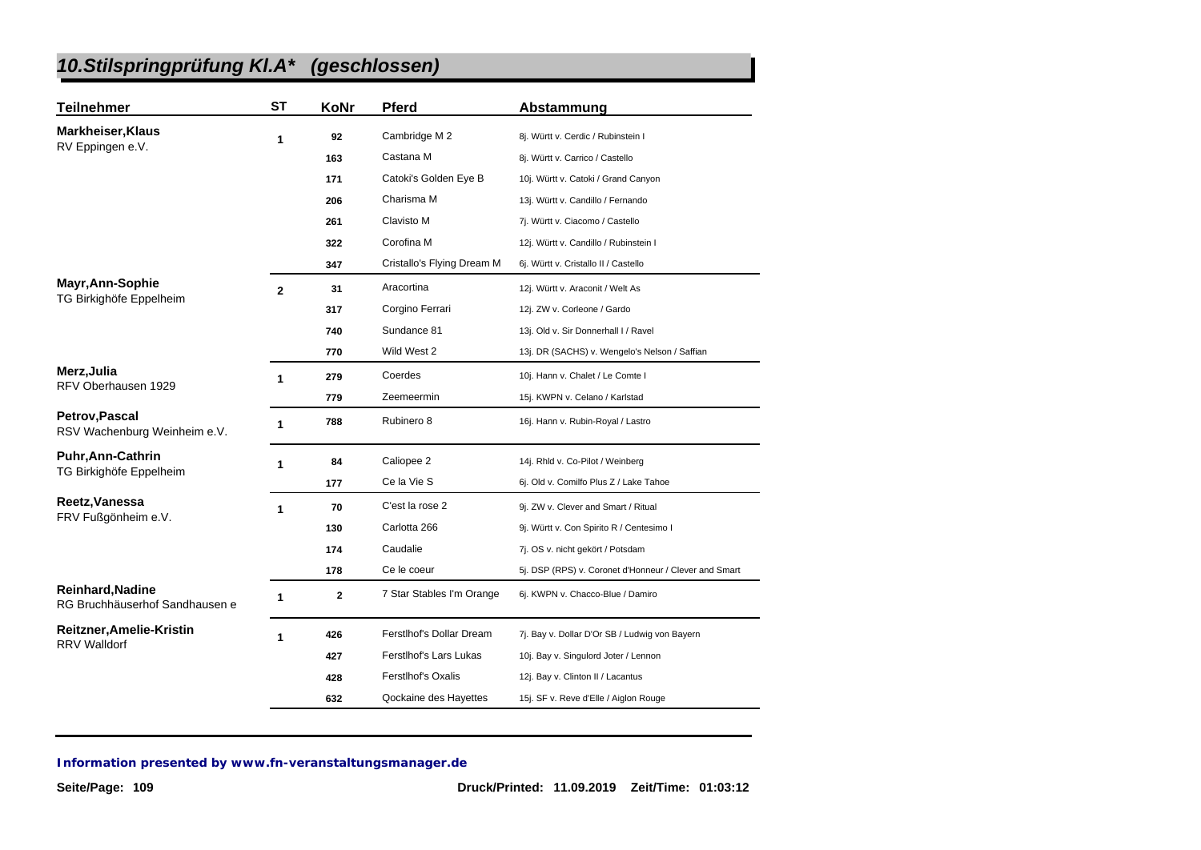## *10.Stilspringprüfung Kl.A\* (geschlossen)*

| Teilnehmer | ST | KoNr | Pferd | Abstammung |
|---|---|---|---|---|
| **Markheiser,Klaus**<br>RV Eppingen e.V. | 1 | 92 | Cambridge M 2 | 8j. Württ v. Cerdic / Rubinstein I |
| | | 163 | Castana M | 8j. Württ v. Carrico / Castello |
| | | 171 | Catoki's Golden Eye B | 10j. Württ v. Catoki / Grand Canyon |
| | | 206 | Charisma M | 13j. Württ v. Candillo / Fernando |
| | | 261 | Clavisto M | 7j. Württ v. Ciacomo / Castello |
| | | 322 | Corofina M | 12j. Württ v. Candillo / Rubinstein I |
| | | 347 | Cristallo's Flying Dream M | 6j. Württ v. Cristallo II / Castello |
| **Mayr,Ann-Sophie**<br>TG Birkighöfe Eppelheim | 2 | 31 | Aracortina | 12j. Württ v. Araconit / Welt As |
| | | 317 | Corgino Ferrari | 12j. ZW v. Corleone / Gardo |
| | | 740 | Sundance 81 | 13j. Old v. Sir Donnerhall I / Ravel |
| | | 770 | Wild West 2 | 13j. DR (SACHS) v. Wengelo's Nelson / Saffian |
| **Merz,Julia**<br>RFV Oberhausen 1929 | 1 | 279 | Coerdes | 10j. Hann v. Chalet / Le Comte I |
| | | 779 | Zeemeermin | 15j. KWPN v. Celano / Karlstad |
| **Petrov,Pascal**<br>RSV Wachenburg Weinheim e.V. | 1 | 788 | Rubinero 8 | 16j. Hann v. Rubin-Royal / Lastro |
| **Puhr,Ann-Cathrin**<br>TG Birkighöfe Eppelheim | 1 | 84 | Caliopee 2 | 14j. Rhld v. Co-Pilot / Weinberg |
| | | 177 | Ce la Vie S | 6j. Old v. Comilfo Plus Z / Lake Tahoe |
| **Reetz,Vanessa**<br>FRV Fußgönheim e.V. | 1 | 70 | C'est la rose 2 | 9j. ZW v. Clever and Smart / Ritual |
| | | 130 | Carlotta 266 | 9j. Württ v. Con Spirito R / Centesimo I |
| | | 174 | Caudalie | 7j. OS v. nicht gekört / Potsdam |
| | | 178 | Ce le coeur | 5j. DSP (RPS) v. Coronet d'Honneur / Clever and Smart |
| **Reinhard,Nadine**<br>RG Bruchhäuserhof Sandhausen e | 1 | 2 | 7 Star Stables I'm Orange | 6j. KWPN v. Chacco-Blue / Damiro |
| **Reitzner,Amelie-Kristin**<br>RRV Walldorf | 1 | 426 | Ferstlhof's Dollar Dream | 7j. Bay v. Dollar D'Or SB / Ludwig von Bayern |
| | | 427 | Ferstlhof's Lars Lukas | 10j. Bay v. Singulord Joter / Lennon |
| | | 428 | Ferstlhof's Oxalis | 12j. Bay v. Clinton II / Lacantus |
| | | 632 | Qockaine des Hayettes | 15j. SF v. Reve d'Elle / Aiglon Rouge |

***Information presented by www.fn-veranstaltungsmanager.de***

**Druck/Printed: 11.09.2019 Zeit/Time: 01:03:12**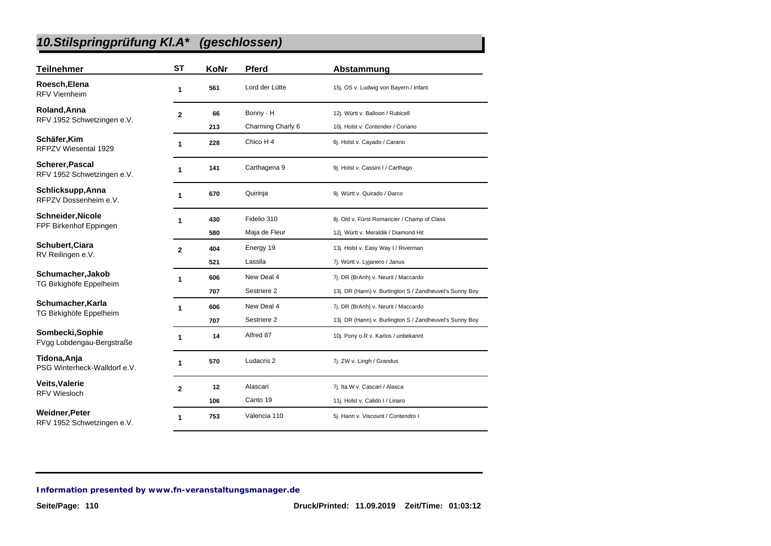## *10.Stilspringprüfung Kl.A\* (geschlossen)*

| Teilnehmer | ST | KoNr | Pferd | Abstammung |
|---|---|---|---|---|
| **Roesch,Elena** RFV Viernheim | 1 | 561 | Lord der Lütte | 15j. OS v. Ludwig von Bayern / Infant |
| **Roland,Anna** RFV 1952 Schwetzingen e.V. | 2 | 66 | Bonny - H | 12j. Württ v. Balloon / Rubicell |
| | | 213 | Charming Charly 6 | 10j. Holst v. Contender / Coriano |
| **Schäfer,Kim** RFPZV Wiesental 1929 | 1 | 228 | Chico H 4 | 6j. Holst v. Cayado / Carano |
| **Scherer,Pascal** RFV 1952 Schwetzingen e.V. | 1 | 141 | Carthagena 9 | 9j. Holst v. Cassini I / Carthago |
| **Schlicksupp,Anna** RFPZV Dossenheim e.V. | 1 | 670 | Quirinja | 9j. Württ v. Quirado / Darco |
| **Schneider,Nicole** FPF Birkenhof Eppingen | 1 | 430 | Fidelio 310 | 8j. Old v. Fürst Romancier / Champ of Class |
| | | 580 | Maja de Fleur | 12j. Württ v. Meraldik / Diamond Hit |
| **Schubert,Ciara** RV Reilingen e.V. | 2 | 404 | Energy 19 | 13j. Holst v. Easy Way I / Riverman |
| | | 521 | Lassila | 7j. Württ v. Lyjanero / Janus |
| **Schumacher,Jakob** TG Birkighöfe Eppelheim | 1 | 606 | New Deal 4 | 7j. DR (BrAnh) v. Neurit / Maccardo |
| | | 707 | Sestriere 2 | 13j. DR (Hann) v. Burlington S / Zandheuvel's Sunny Boy |
| **Schumacher,Karla** TG Birkighöfe Eppelheim | 1 | 606 | New Deal 4 | 7j. DR (BrAnh) v. Neurit / Maccardo |
| | | 707 | Sestriere 2 | 13j. DR (Hann) v. Burlington S / Zandheuvel's Sunny Boy |
| **Sombecki,Sophie** FVgg Lobdengau-Bergstraße | 1 | 14 | Alfred 87 | 10j. Pony o.R v. Karlos / unbekannt |
| **Tidona,Anja** PSG Winterheck-Walldorf e.V. | 1 | 570 | Ludacris 2 | 7j. ZW v. Lingh / Grandus |
| **Veits,Valerie** RFV Wiesloch | 2 | 12 | Alascari | 7j. Ita.W v. Cascari / Alasca |
| | | 106 | Canto 19 | 11j. Holst v. Calido I / Linaro |
| **Weidner,Peter** RFV 1952 Schwetzingen e.V. | 1 | 753 | Valencia 110 | 5j. Hann v. Viscount / Contendro I |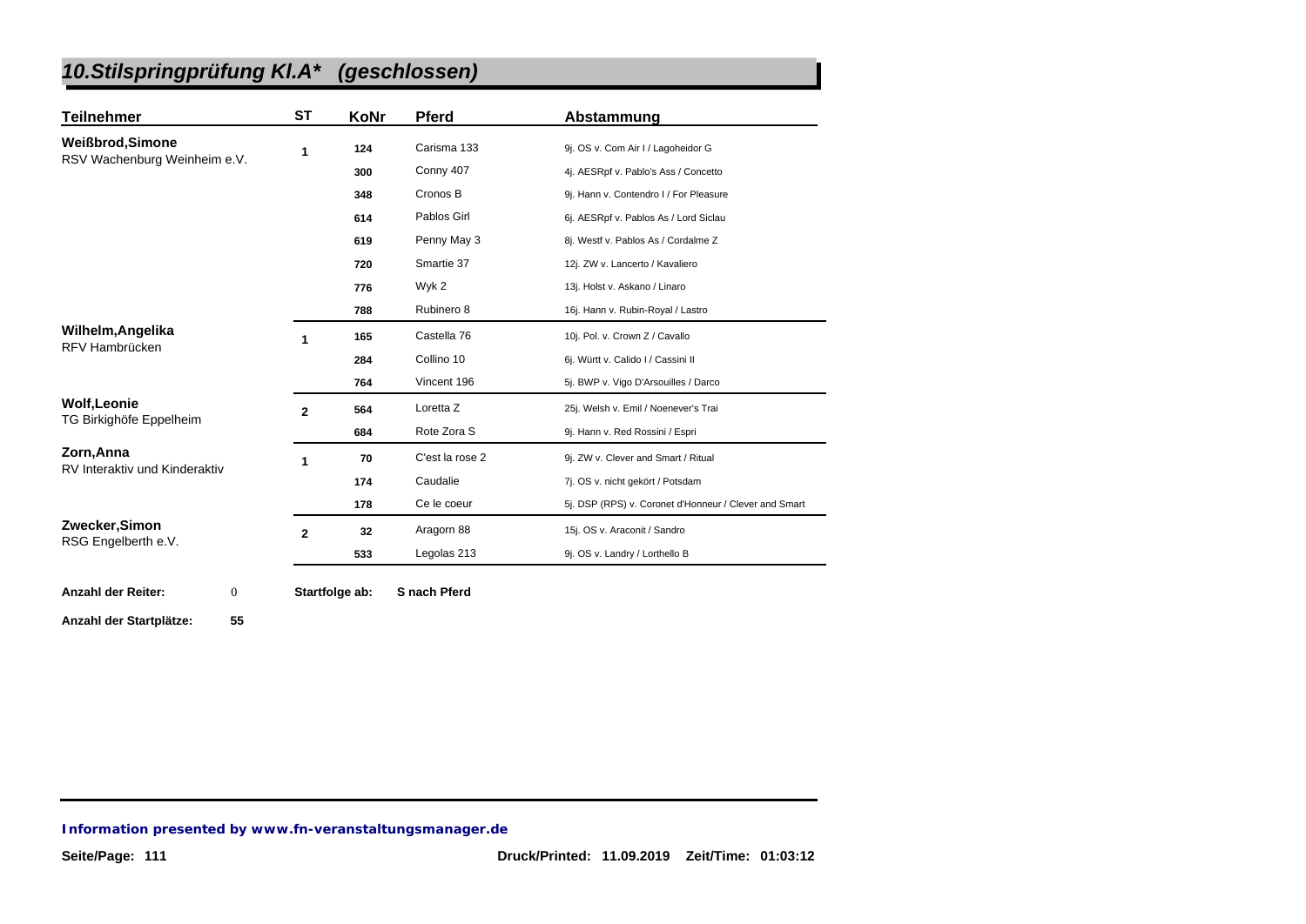# *10.Stilspringprüfung Kl.A\* (geschlossen)*

| Teilnehmer | ST | KoNr | Pferd | Abstammung |
|---|---|---|---|---|
| **Weißbrod,Simone** RSV Wachenburg Weinheim e.V. | 1 | 124 | Carisma 133 | 9j. OS v. Com Air I / Lagoheidor G |
| | | 300 | Conny 407 | 4j. AESRpf v. Pablo's Ass / Concetto |
| | | 348 | Cronos B | 9j. Hann v. Contendro I / For Pleasure |
| | | 614 | Pablos Girl | 6j. AESRpf v. Pablos As / Lord Siclau |
| | | 619 | Penny May 3 | 8j. Westf v. Pablos As / Cordalme Z |
| | | 720 | Smartie 37 | 12j. ZW v. Lancerto / Kavaliero |
| | | 776 | Wyk 2 | 13j. Holst v. Askano / Linaro |
| | | 788 | Rubinero 8 | 16j. Hann v. Rubin-Royal / Lastro |
| **Wilhelm,Angelika** RFV Hambrücken | 1 | 165 | Castella 76 | 10j. Pol. v. Crown Z / Cavallo |
| | | 284 | Collino 10 | 6j. Württ v. Calido I / Cassini II |
| | | 764 | Vincent 196 | 5j. BWP v. Vigo D'Arsouilles / Darco |
| **Wolf,Leonie** TG Birkighöfe Eppelheim | 2 | 564 | Loretta Z | 25j. Welsh v. Emil / Noenever's Trai |
| | | 684 | Rote Zora S | 9j. Hann v. Red Rossini / Espri |
| **Zorn,Anna** RV Interaktiv und Kinderaktiv | 1 | 70 | C'est la rose 2 | 9j. ZW v. Clever and Smart / Ritual |
| | | 174 | Caudalie | 7j. OS v. nicht gekört / Potsdam |
| | | 178 | Ce le coeur | 5j. DSP (RPS) v. Coronet d'Honneur / Clever and Smart |
| **Zwecker,Simon** RSG Engelberth e.V. | 2 | 32 | Aragorn 88 | 15j. OS v. Araconit / Sandro |
| | | 533 | Legolas 213 | 9j. OS v. Landry / Lorthello B |

**Anzahl der Reiter:** 0 **Startfolge ab:** **S nach Pferd**

**Anzahl der Startplätze:** **55**

***Information presented by www.fn-veranstaltungsmanager.de***

**Druck/Printed: 11.09.2019 Zeit/Time: 01:03:12**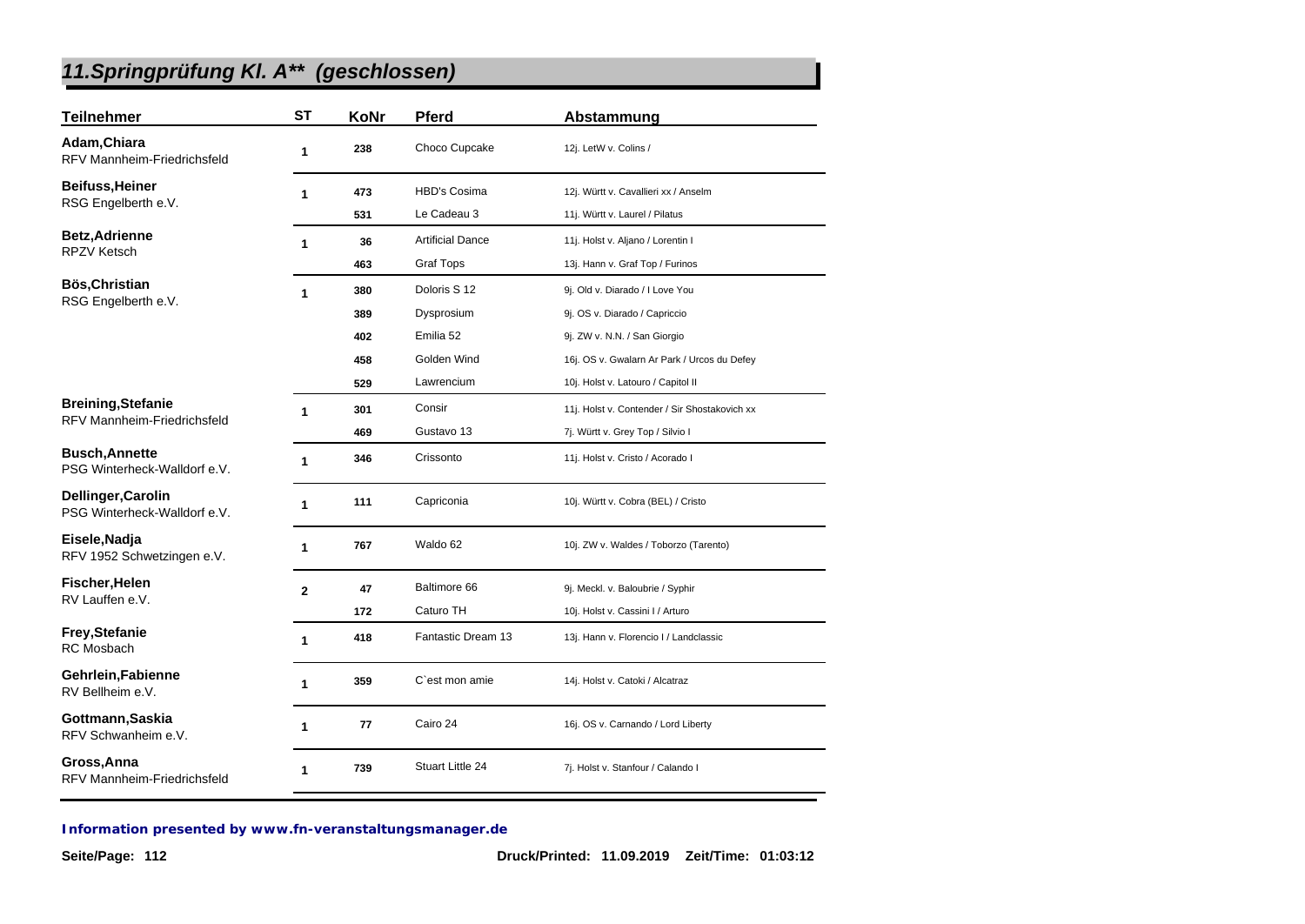## *11.Springprüfung Kl. A** (geschlossen)*

| Teilnehmer | ST | KoNr | Pferd | Abstammung |
|---|---|---|---|---|
| **Adam,Chiara** RFV Mannheim-Friedrichsfeld | 1 | 238 | Choco Cupcake | 12j. LetW v. Colins / |
| **Beifuss,Heiner** RSG Engelberth e.V. | 1 | 473 | HBD's Cosima | 12j. Württ v. Cavallieri xx / Anselm |
| | | 531 | Le Cadeau 3 | 11j. Württ v. Laurel / Pilatus |
| **Betz,Adrienne** RPZV Ketsch | 1 | 36 | Artificial Dance | 11j. Holst v. Aljano / Lorentin I |
| | | 463 | Graf Tops | 13j. Hann v. Graf Top / Furinos |
| **Bös,Christian** RSG Engelberth e.V. | 1 | 380 | Doloris S 12 | 9j. Old v. Diarado / I Love You |
| | | 389 | Dysprosium | 9j. OS v. Diarado / Capriccio |
| | | 402 | Emilia 52 | 9j. ZW v. N.N. / San Giorgio |
| | | 458 | Golden Wind | 16j. OS v. Gwalarn Ar Park / Urcos du Defey |
| | | 529 | Lawrencium | 10j. Holst v. Latouro / Capitol II |
| **Breining,Stefanie** RFV Mannheim-Friedrichsfeld | 1 | 301 | Consir | 11j. Holst v. Contender / Sir Shostakovich xx |
| | | 469 | Gustavo 13 | 7j. Württ v. Grey Top / Silvio I |
| **Busch,Annette** PSG Winterheck-Walldorf e.V. | 1 | 346 | Crissonto | 11j. Holst v. Cristo / Acorado I |
| **Dellinger,Carolin** PSG Winterheck-Walldorf e.V. | 1 | 111 | Capriconia | 10j. Württ v. Cobra (BEL) / Cristo |
| **Eisele,Nadja** RFV 1952 Schwetzingen e.V. | 1 | 767 | Waldo 62 | 10j. ZW v. Waldes / Toborzo (Tarento) |
| **Fischer,Helen** RV Lauffen e.V. | 2 | 47 | Baltimore 66 | 9j. Meckl. v. Baloubrie / Syphir |
| | | 172 | Caturo TH | 10j. Holst v. Cassini I / Arturo |
| **Frey,Stefanie** RC Mosbach | 1 | 418 | Fantastic Dream 13 | 13j. Hann v. Florencio I / Landclassic |
| **Gehrlein,Fabienne** RV Bellheim e.V. | 1 | 359 | C`est mon amie | 14j. Holst v. Catoki / Alcatraz |
| **Gottmann,Saskia** RFV Schwanheim e.V. | 1 | 77 | Cairo 24 | 16j. OS v. Carnando / Lord Liberty |
| **Gross,Anna** RFV Mannheim-Friedrichsfeld | 1 | 739 | Stuart Little 24 | 7j. Holst v. Stanfour / Calando I |

**Information presented by www.fn-veranstaltungsmanager.de**

**Druck/Printed: 11.09.2019 Zeit/Time: 01:03:12**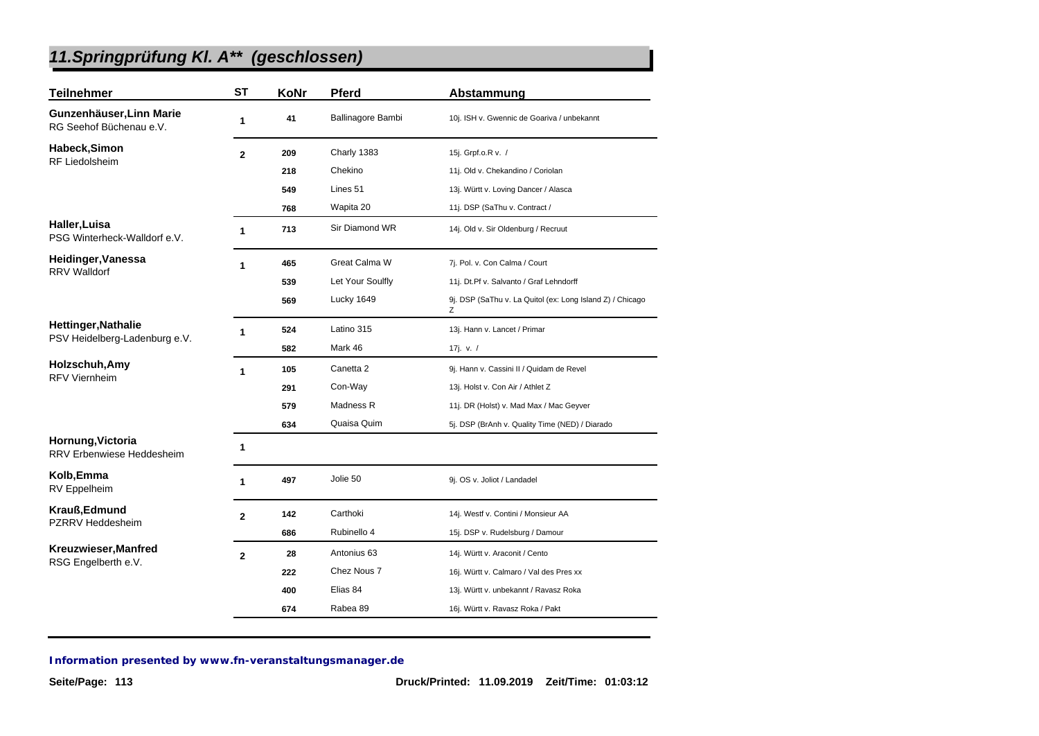## *11.Springprüfung Kl. A** (geschlossen)*

| Teilnehmer | ST | KoNr | Pferd | Abstammung |
|---|---|---|---|---|
| **Gunzenhäuser,Linn Marie** RG Seehof Büchenau e.V. | 1 | 41 | Ballinagore Bambi | 10j. ISH v. Gwennic de Goariva / unbekannt |
| **Habeck,Simon** RF Liedolsheim | 2 | 209 | Charly 1383 | 15j. Grpf.o.R v. / |
| | | 218 | Chekino | 11j. Old v. Chekandino / Coriolan |
| | | 549 | Lines 51 | 13j. Württ v. Loving Dancer / Alasca |
| | | 768 | Wapita 20 | 11j. DSP (SaThu v. Contract / |
| **Haller,Luisa** PSG Winterheck-Walldorf e.V. | 1 | 713 | Sir Diamond WR | 14j. Old v. Sir Oldenburg / Recruut |
| **Heidinger,Vanessa** RRV Walldorf | 1 | 465 | Great Calma W | 7j. Pol. v. Con Calma / Court |
| | | 539 | Let Your Soulfly | 11j. Dt.Pf v. Salvanto / Graf Lehndorff |
| | | 569 | Lucky 1649 | 9j. DSP (SaThu v. La Quitol (ex: Long Island Z) / Chicago Z |
| **Hettinger,Nathalie** PSV Heidelberg-Ladenburg e.V. | 1 | 524 | Latino 315 | 13j. Hann v. Lancet / Primar |
| | | 582 | Mark 46 | 17j. v. / |
| **Holzschuh,Amy** RFV Viernheim | 1 | 105 | Canetta 2 | 9j. Hann v. Cassini II / Quidam de Revel |
| | | 291 | Con-Way | 13j. Holst v. Con Air / Athlet Z |
| | | 579 | Madness R | 11j. DR (Holst) v. Mad Max / Mac Geyver |
| | | 634 | Quaisa Quim | 5j. DSP (BrAnh v. Quality Time (NED) / Diarado |
| **Hornung,Victoria** RRV Erbenwiese Heddesheim | 1 | | | |
| **Kolb,Emma** RV Eppelheim | 1 | 497 | Jolie 50 | 9j. OS v. Joliot / Landadel |
| **Krauß,Edmund** PZRRV Heddesheim | 2 | 142 | Carthoki | 14j. Westf v. Contini / Monsieur AA |
| | | 686 | Rubinello 4 | 15j. DSP v. Rudelsburg / Damour |
| **Kreuzwieser,Manfred** RSG Engelberth e.V. | 2 | 28 | Antonius 63 | 14j. Württ v. Araconit / Cento |
| | | 222 | Chez Nous 7 | 16j. Württ v. Calmaro / Val des Pres xx |
| | | 400 | Elias 84 | 13j. Württ v. unbekannt / Ravasz Roka |
| | | 674 | Rabea 89 | 16j. Württ v. Ravasz Roka / Pakt |

***Information presented by www.fn-veranstaltungsmanager.de***

**Druck/Printed: 11.09.2019 Zeit/Time: 01:03:12**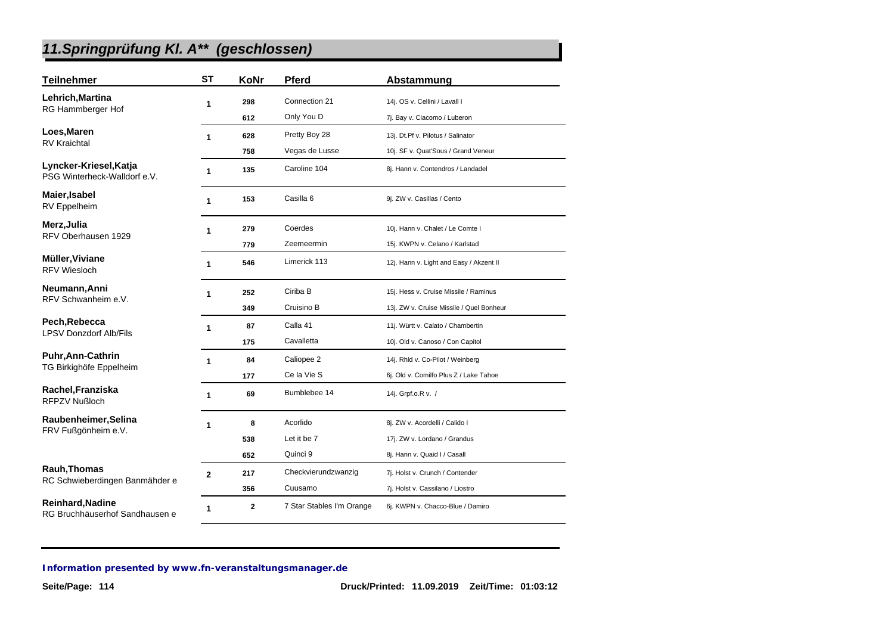# *11.Springprüfung Kl. A** (geschlossen)*

| Teilnehmer | ST | KoNr | Pferd | Abstammung |
|---|---|---|---|---|
| **Lehrich,Martina** RG Hammberger Hof | **1** | **298** | Connection 21 | 14j. OS v. Cellini / Lavall I |
| | | **612** | Only You D | 7j. Bay v. Ciacomo / Luberon |
| **Loes,Maren** RV Kraichtal | **1** | **628** | Pretty Boy 28 | 13j. Dt.Pf v. Pilotus / Salinator |
| | | **758** | Vegas de Lusse | 10j. SF v. Quat'Sous / Grand Veneur |
| **Lyncker-Kriesel,Katja** PSG Winterheck-Walldorf e.V. | **1** | **135** | Caroline 104 | 8j. Hann v. Contendros / Landadel |
| **Maier,Isabel** RV Eppelheim | **1** | **153** | Casilla 6 | 9j. ZW v. Casillas / Cento |
| **Merz,Julia** RFV Oberhausen 1929 | **1** | **279** | Coerdes | 10j. Hann v. Chalet / Le Comte I |
| | | **779** | Zeemeermin | 15j. KWPN v. Celano / Karlstad |
| **Müller,Viviane** RFV Wiesloch | **1** | **546** | Limerick 113 | 12j. Hann v. Light and Easy / Akzent II |
| **Neumann,Anni** RFV Schwanheim e.V. | **1** | **252** | Ciriba B | 15j. Hess v. Cruise Missile / Raminus |
| | | **349** | Cruisino B | 13j. ZW v. Cruise Missile / Quel Bonheur |
| **Pech,Rebecca** LPSV Donzdorf Alb/Fils | **1** | **87** | Calla 41 | 11j. Württ v. Calato / Chambertin |
| | | **175** | Cavalletta | 10j. Old v. Canoso / Con Capitol |
| **Puhr,Ann-Cathrin** TG Birkighöfe Eppelheim | **1** | **84** | Caliopee 2 | 14j. Rhld v. Co-Pilot / Weinberg |
| | | **177** | Ce la Vie S | 6j. Old v. Comilfo Plus Z / Lake Tahoe |
| **Rachel,Franziska** RFPZV Nußloch | **1** | **69** | Bumblebee 14 | 14j. Grpf.o.R v. / |
| **Raubenheimer,Selina** FRV Fußgönheim e.V. | **1** | **8** | Acorlido | 8j. ZW v. Acordelli / Calido I |
| | | **538** | Let it be 7 | 17j. ZW v. Lordano / Grandus |
| | | **652** | Quinci 9 | 8j. Hann v. Quaid I / Casall |
| **Rauh,Thomas** RC Schwieberdingen Banmähder e | **2** | **217** | Checkvierundzwanzig | 7j. Holst v. Crunch / Contender |
| | | **356** | Cuusamo | 7j. Holst v. Cassilano / Liostro |
| **Reinhard,Nadine** RG Bruchhäuserhof Sandhausen e | **1** | **2** | 7 Star Stables I'm Orange | 6j. KWPN v. Chacco-Blue / Damiro |

***Information presented by www.fn-veranstaltungsmanager.de***

**Druck/Printed: 11.09.2019 Zeit/Time: 01:03:12**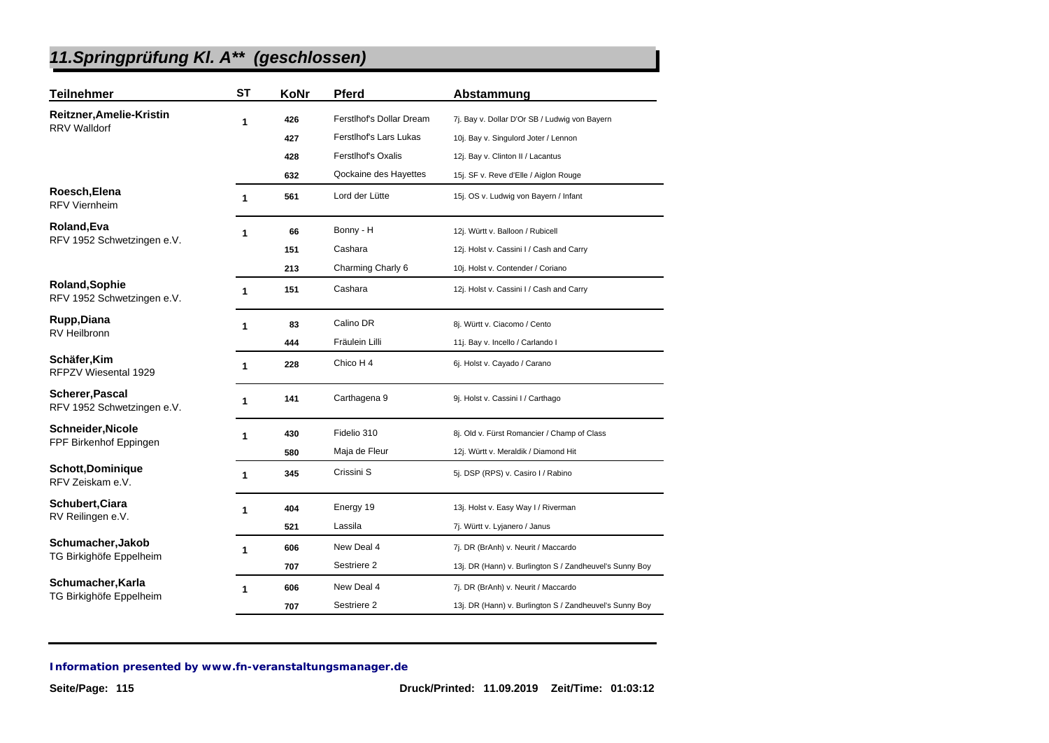## *11.Springprüfung Kl. A** (geschlossen)*

| Teilnehmer | ST | KoNr | Pferd | Abstammung |
|---|---|---|---|---|
| **Reitzner,Amelie-Kristin** RRV Walldorf | 1 | 426 | Ferstlhof's Dollar Dream | 7j. Bay v. Dollar D'Or SB / Ludwig von Bayern |
| | | 427 | Ferstlhof's Lars Lukas | 10j. Bay v. Singulord Joter / Lennon |
| | | 428 | Ferstlhof's Oxalis | 12j. Bay v. Clinton II / Lacantus |
| | | 632 | Qockaine des Hayettes | 15j. SF v. Reve d'Elle / Aiglon Rouge |
| **Roesch,Elena** RFV Viernheim | 1 | 561 | Lord der Lütte | 15j. OS v. Ludwig von Bayern / Infant |
| **Roland,Eva** RFV 1952 Schwetzingen e.V. | 1 | 66 | Bonny - H | 12j. Württ v. Balloon / Rubicell |
| | | 151 | Cashara | 12j. Holst v. Cassini I / Cash and Carry |
| | | 213 | Charming Charly 6 | 10j. Holst v. Contender / Coriano |
| **Roland,Sophie** RFV 1952 Schwetzingen e.V. | 1 | 151 | Cashara | 12j. Holst v. Cassini I / Cash and Carry |
| **Rupp,Diana** RV Heilbronn | 1 | 83 | Calino DR | 8j. Württ v. Ciacomo / Cento |
| | | 444 | Fräulein Lilli | 11j. Bay v. Incello / Carlando I |
| **Schäfer,Kim** RFPZV Wiesental 1929 | 1 | 228 | Chico H 4 | 6j. Holst v. Cayado / Carano |
| **Scherer,Pascal** RFV 1952 Schwetzingen e.V. | 1 | 141 | Carthagena 9 | 9j. Holst v. Cassini I / Carthago |
| **Schneider,Nicole** FPF Birkenhof Eppingen | 1 | 430 | Fidelio 310 | 8j. Old v. Fürst Romancier / Champ of Class |
| | | 580 | Maja de Fleur | 12j. Württ v. Meraldik / Diamond Hit |
| **Schott,Dominique** RFV Zeiskam e.V. | 1 | 345 | Crissini S | 5j. DSP (RPS) v. Casiro I / Rabino |
| **Schubert,Ciara** RV Reilingen e.V. | 1 | 404 | Energy 19 | 13j. Holst v. Easy Way I / Riverman |
| | | 521 | Lassila | 7j. Württ v. Lyjanero / Janus |
| **Schumacher,Jakob** TG Birkighöfe Eppelheim | 1 | 606 | New Deal 4 | 7j. DR (BrAnh) v. Neurit / Maccardo |
| | | 707 | Sestriere 2 | 13j. DR (Hann) v. Burlington S / Zandheuvel's Sunny Boy |
| **Schumacher,Karla** TG Birkighöfe Eppelheim | 1 | 606 | New Deal 4 | 7j. DR (BrAnh) v. Neurit / Maccardo |
| | | 707 | Sestriere 2 | 13j. DR (Hann) v. Burlington S / Zandheuvel's Sunny Boy |

***Information presented by www.fn-veranstaltungsmanager.de***

**Druck/Printed: 11.09.2019 Zeit/Time: 01:03:12**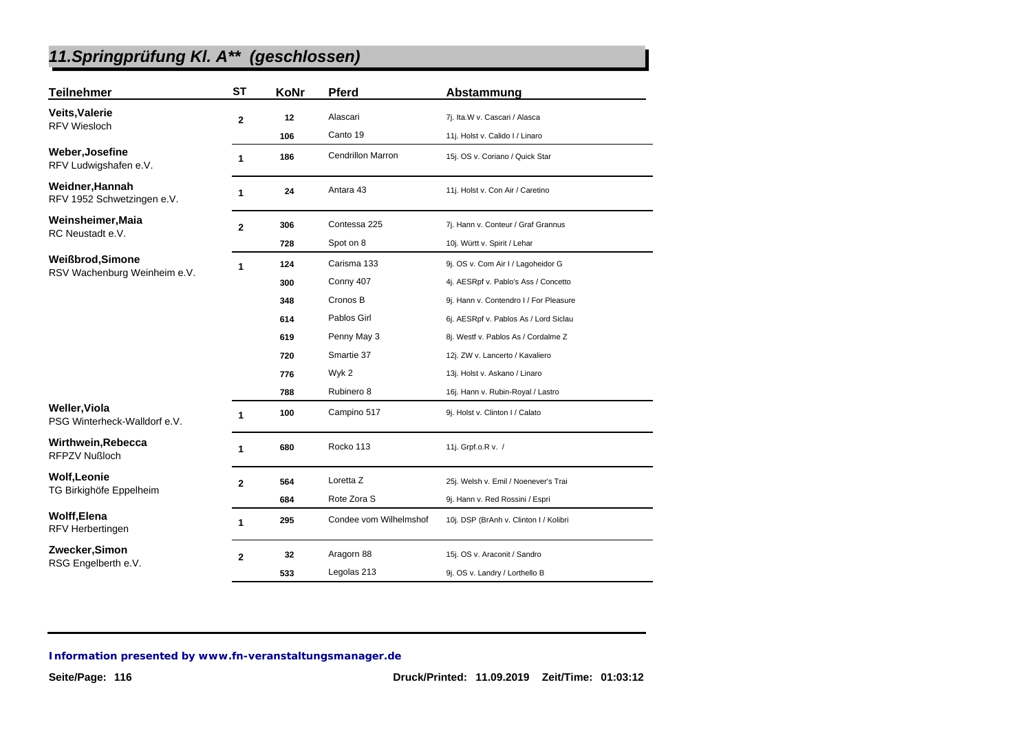# 11.Springprüfung Kl. A** (geschlossen)

| Teilnehmer | ST | KoNr | Pferd | Abstammung |
|---|---|---|---|---|
| **Veits,Valerie** RFV Wiesloch | 2 | 12 | Alascari | 7j. Ita.W v. Cascari / Alasca |
| | | 106 | Canto 19 | 11j. Holst v. Calido I / Linaro |
| **Weber,Josefine** RFV Ludwigshafen e.V. | 1 | 186 | Cendrillon Marron | 15j. OS v. Coriano / Quick Star |
| **Weidner,Hannah** RFV 1952 Schwetzingen e.V. | 1 | 24 | Antara 43 | 11j. Holst v. Con Air / Caretino |
| **Weinsheimer,Maia** RC Neustadt e.V. | 2 | 306 | Contessa 225 | 7j. Hann v. Conteur / Graf Grannus |
| | | 728 | Spot on 8 | 10j. Württ v. Spirit / Lehar |
| **Weißbrod,Simone** RSV Wachenburg Weinheim e.V. | 1 | 124 | Carisma 133 | 9j. OS v. Com Air I / Lagoheidor G |
| | | 300 | Conny 407 | 4j. AESRpf v. Pablo's Ass / Concetto |
| | | 348 | Cronos B | 9j. Hann v. Contendro I / For Pleasure |
| | | 614 | Pablos Girl | 6j. AESRpf v. Pablos As / Lord Siclau |
| | | 619 | Penny May 3 | 8j. Westf v. Pablos As / Cordalme Z |
| | | 720 | Smartie 37 | 12j. ZW v. Lancerto / Kavaliero |
| | | 776 | Wyk 2 | 13j. Holst v. Askano / Linaro |
| | | 788 | Rubinero 8 | 16j. Hann v. Rubin-Royal / Lastro |
| **Weller,Viola** PSG Winterheck-Walldorf e.V. | 1 | 100 | Campino 517 | 9j. Holst v. Clinton I / Calato |
| **Wirthwein,Rebecca** RFPZV Nußloch | 1 | 680 | Rocko 113 | 11j. Grpf.o.R v. / |
| **Wolf,Leonie** TG Birkighöfe Eppelheim | 2 | 564 | Loretta Z | 25j. Welsh v. Emil / Noenever's Trai |
| | | 684 | Rote Zora S | 9j. Hann v. Red Rossini / Espri |
| **Wolff,Elena** RFV Herbertingen | 1 | 295 | Condee vom Wilhelmshof | 10j. DSP (BrAnh v. Clinton I / Kolibri |
| **Zwecker,Simon** RSG Engelberth e.V. | 2 | 32 | Aragorn 88 | 15j. OS v. Araconit / Sandro |
| | | 533 | Legolas 213 | 9j. OS v. Landry / Lorthello B |

*Information presented by www.fn-veranstaltungsmanager.de*

Druck/Printed: 11.09.2019 Zeit/Time: 01:03:12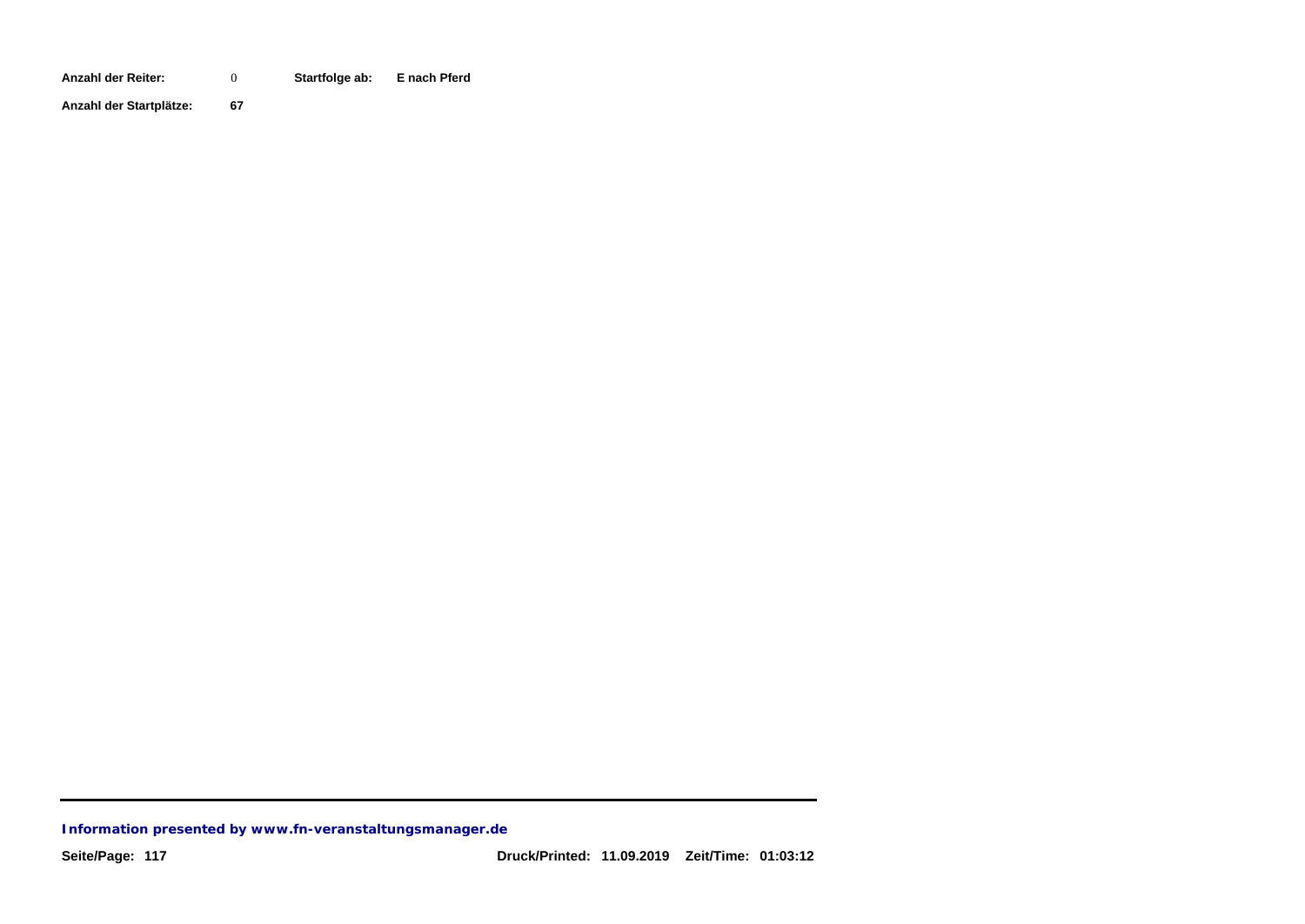**Anzahl der Reiter:** 0 **Startfolge ab:** **E nach Pferd**

**Anzahl der Startplätze:** **67**

***Information presented by www.fn-veranstaltungsmanager.de***

**Druck/Printed: 11.09.2019 Zeit/Time: 01:03:12**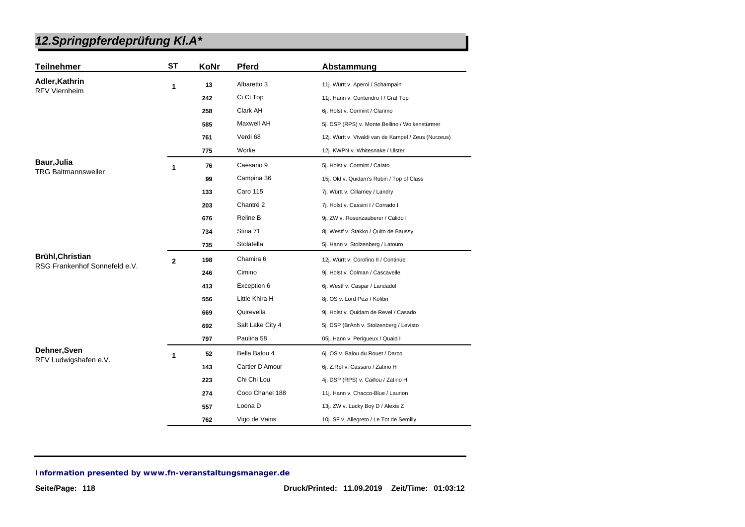# 12.Springpferdeprüfung Kl.A*

| Teilnehmer | ST | KoNr | Pferd | Abstammung |
|---|---|---|---|---|
| **Adler,Kathrin** RFV Viernheim | 1 | 13 | Albaretto 3 | 11j. Württ v. Aperol / Schampain |
| | | 242 | Ci Ci Top | 11j. Hann v. Contendro I / Graf Top |
| | | 258 | Clark AH | 6j. Holst v. Cormint / Clarimo |
| | | 585 | Maxwell AH | 5j. DSP (RPS) v. Monte Bellino / Wolkenstürmer |
| | | 761 | Verdi 68 | 12j. Württ v. Vivaldi van de Kampel / Zeus (Nurzeus) |
| | | 775 | Worlie | 12j. KWPN v. Whitesnake / Ulster |
| **Baur,Julia** TRG Baltmannsweiler | 1 | 76 | Caesario 9 | 5j. Holst v. Cormint / Calato |
| | | 99 | Campina 36 | 15j. Old v. Quidam's Rubin / Top of Class |
| | | 133 | Caro 115 | 7j. Württ v. Cillarney / Landry |
| | | 203 | Chantré 2 | 7j. Holst v. Cassini I / Corrado I |
| | | 676 | Reline B | 9j. ZW v. Rosenzauberer / Calido I |
| | | 734 | Stina 71 | 8j. Westf v. Stakko / Quito de Baussy |
| | | 735 | Stolatella | 5j. Hann v. Stolzenberg / Latouro |
| **Brühl,Christian** RSG Frankenhof Sonnefeld e.V. | 2 | 198 | Chamira 6 | 12j. Württ v. Corofino II / Continue |
| | | 246 | Cimino | 9j. Holst v. Colman / Cascavelle |
| | | 413 | Exception 6 | 6j. Westf v. Caspar / Landadel |
| | | 556 | Little Khira H | 8j. OS v. Lord Pezi / Kolibri |
| | | 669 | Quirevella | 9j. Holst v. Quidam de Revel / Casado |
| | | 692 | Salt Lake City 4 | 5j. DSP (BrAnh v. Stolzenberg / Levisto |
| | | 797 | Paulina 58 | 05j. Hann v. Perigueux / Quaid I |
| **Dehner,Sven** RFV Ludwigshafen e.V. | 1 | 52 | Bella Balou 4 | 6j. OS v. Balou du Rouet / Darco |
| | | 143 | Cartier D'Amour | 6j. Z.Rpf v. Cassaro / Zatino H |
| | | 223 | Chi Chi Lou | 4j. DSP (RPS) v. Caillou / Zatino H |
| | | 274 | Coco Chanel 188 | 11j. Hann v. Chacco-Blue / Laurion |
| | | 557 | Loona D | 13j. ZW v. Lucky Boy D / Alexis Z |
| | | 762 | Vigo de Vains | 10j. SF v. Allegreto / Le Tot de Semilly |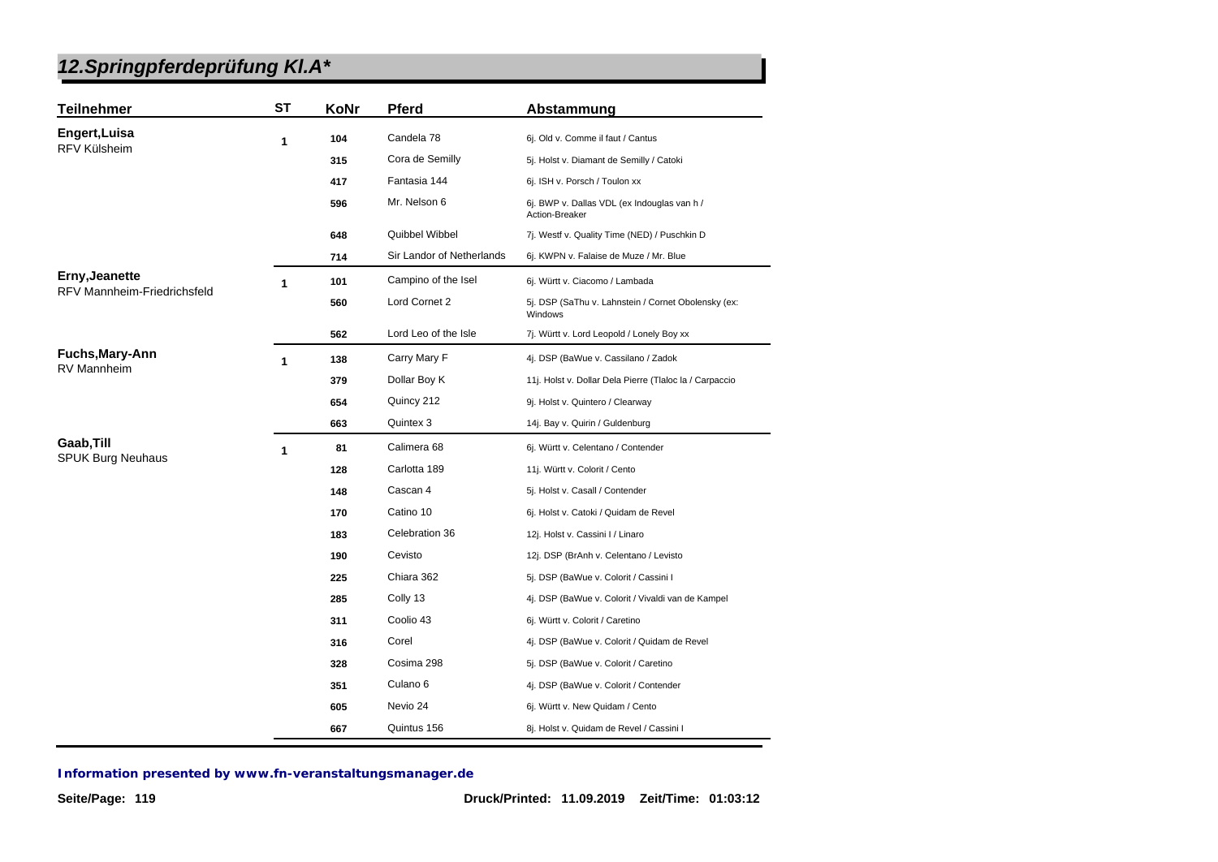## 12.Springpferdeprüfung Kl.A*

| Teilnehmer | ST | KoNr | Pferd | Abstammung |
|---|---|---|---|---|
| **Engert,Luisa** RFV Külsheim | 1 | 104 | Candela 78 | 6j. Old v. Comme il faut / Cantus |
| | | 315 | Cora de Semilly | 5j. Holst v. Diamant de Semilly / Catoki |
| | | 417 | Fantasia 144 | 6j. ISH v. Porsch / Toulon xx |
| | | 596 | Mr. Nelson 6 | 6j. BWP v. Dallas VDL (ex Indouglas van h / Action-Breaker |
| | | 648 | Quibbel Wibbel | 7j. Westf v. Quality Time (NED) / Puschkin D |
| | | 714 | Sir Landor of Netherlands | 6j. KWPN v. Falaise de Muze / Mr. Blue |
| **Erny,Jeanette** RFV Mannheim-Friedrichsfeld | 1 | 101 | Campino of the Isel | 6j. Württ v. Ciacomo / Lambada |
| | | 560 | Lord Cornet 2 | 5j. DSP (SaThu v. Lahnstein / Cornet Obolensky (ex: Windows |
| | | 562 | Lord Leo of the Isle | 7j. Württ v. Lord Leopold / Lonely Boy xx |
| **Fuchs,Mary-Ann** RV Mannheim | 1 | 138 | Carry Mary F | 4j. DSP (BaWue v. Cassilano / Zadok |
| | | 379 | Dollar Boy K | 11j. Holst v. Dollar Dela Pierre (Tlaloc la / Carpaccio |
| | | 654 | Quincy 212 | 9j. Holst v. Quintero / Clearway |
| | | 663 | Quintex 3 | 14j. Bay v. Quirin / Guldenburg |
| **Gaab,Till** SPUK Burg Neuhaus | 1 | 81 | Calimera 68 | 6j. Württ v. Celentano / Contender |
| | | 128 | Carlotta 189 | 11j. Württ v. Colorit / Cento |
| | | 148 | Cascan 4 | 5j. Holst v. Casall / Contender |
| | | 170 | Catino 10 | 6j. Holst v. Catoki / Quidam de Revel |
| | | 183 | Celebration 36 | 12j. Holst v. Cassini I / Linaro |
| | | 190 | Cevisto | 12j. DSP (BrAnh v. Celentano / Levisto |
| | | 225 | Chiara 362 | 5j. DSP (BaWue v. Colorit / Cassini I |
| | | 285 | Colly 13 | 4j. DSP (BaWue v. Colorit / Vivaldi van de Kampel |
| | | 311 | Coolio 43 | 6j. Württ v. Colorit / Caretino |
| | | 316 | Corel | 4j. DSP (BaWue v. Colorit / Quidam de Revel |
| | | 328 | Cosima 298 | 5j. DSP (BaWue v. Colorit / Caretino |
| | | 351 | Culano 6 | 4j. DSP (BaWue v. Colorit / Contender |
| | | 605 | Nevio 24 | 6j. Württ v. New Quidam / Cento |
| | | 667 | Quintus 156 | 8j. Holst v. Quidam de Revel / Cassini I |

**Information presented by www.fn-veranstaltungsmanager.de**

Druck/Printed: 11.09.2019 Zeit/Time: 01:03:12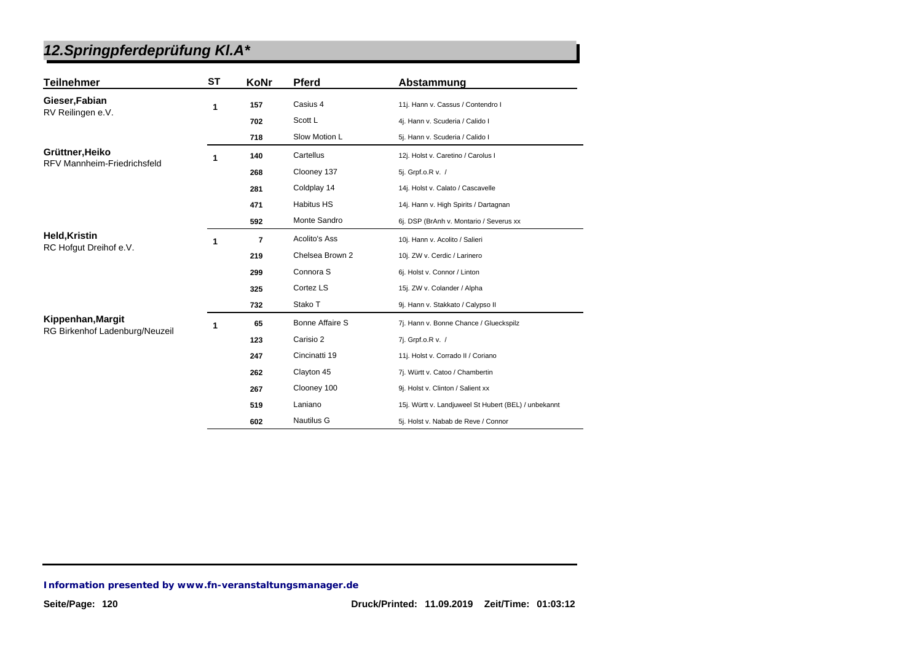## *12.Springpferdeprüfung Kl.A**

| Teilnehmer | ST | KoNr | Pferd | Abstammung |
|---|---|---|---|---|
| **Gieser,Fabian** RV Reilingen e.V. | 1 | 157 | Casius 4 | 11j. Hann v. Cassus / Contendro I |
| | | 702 | Scott L | 4j. Hann v. Scuderia / Calido I |
| | | 718 | Slow Motion L | 5j. Hann v. Scuderia / Calido I |
| **Grüttner,Heiko** RFV Mannheim-Friedrichsfeld | 1 | 140 | Cartellus | 12j. Holst v. Caretino / Carolus I |
| | | 268 | Clooney 137 | 5j. Grpf.o.R v. / |
| | | 281 | Coldplay 14 | 14j. Holst v. Calato / Cascavelle |
| | | 471 | Habitus HS | 14j. Hann v. High Spirits / Dartagnan |
| | | 592 | Monte Sandro | 6j. DSP (BrAnh v. Montario / Severus xx |
| **Held,Kristin** RC Hofgut Dreihof e.V. | 1 | 7 | Acolito's Ass | 10j. Hann v. Acolito / Salieri |
| | | 219 | Chelsea Brown 2 | 10j. ZW v. Cerdic / Larinero |
| | | 299 | Connora S | 6j. Holst v. Connor / Linton |
| | | 325 | Cortez LS | 15j. ZW v. Colander / Alpha |
| | | 732 | Stako T | 9j. Hann v. Stakkato / Calypso II |
| **Kippenhan,Margit** RG Birkenhof Ladenburg/Neuzeil | 1 | 65 | Bonne Affaire S | 7j. Hann v. Bonne Chance / Glueckspilz |
| | | 123 | Carisio 2 | 7j. Grpf.o.R v. / |
| | | 247 | Cincinatti 19 | 11j. Holst v. Corrado II / Coriano |
| | | 262 | Clayton 45 | 7j. Württ v. Catoo / Chambertin |
| | | 267 | Clooney 100 | 9j. Holst v. Clinton / Salient xx |
| | | 519 | Laniano | 15j. Württ v. Landjuweel St Hubert (BEL) / unbekannt |
| | | 602 | Nautilus G | 5j. Holst v. Nabab de Reve / Connor |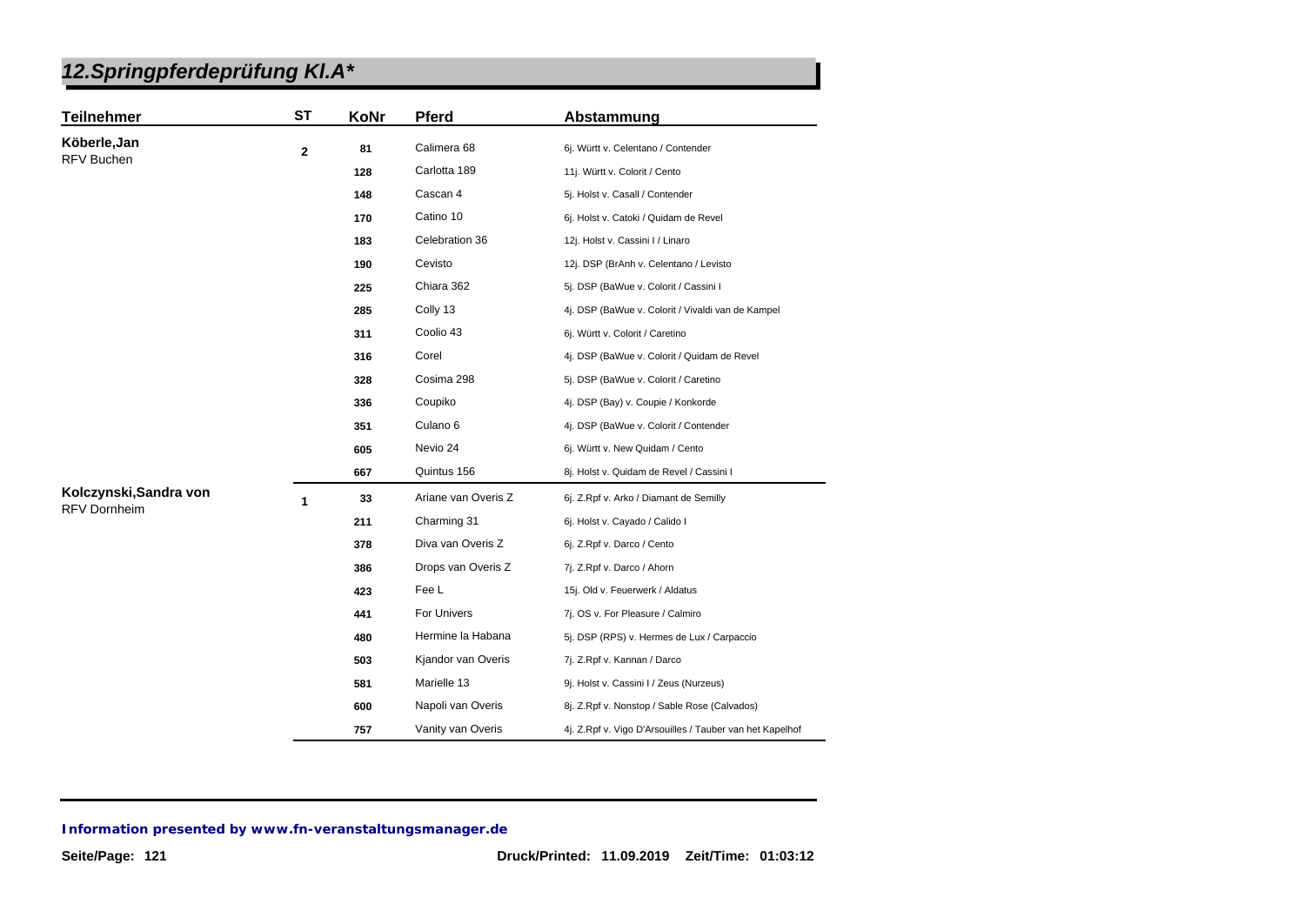# 12.Springpferdeprüfung Kl.A*

| Teilnehmer | ST | KoNr | Pferd | Abstammung |
|---|---|---|---|---|
| **Köberle,Jan** RFV Buchen | 2 | 81 | Calimera 68 | 6j. Württ v. Celentano / Contender |
| | | 128 | Carlotta 189 | 11j. Württ v. Colorit / Cento |
| | | 148 | Cascan 4 | 5j. Holst v. Casall / Contender |
| | | 170 | Catino 10 | 6j. Holst v. Catoki / Quidam de Revel |
| | | 183 | Celebration 36 | 12j. Holst v. Cassini I / Linaro |
| | | 190 | Cevisto | 12j. DSP (BrAnh v. Celentano / Levisto |
| | | 225 | Chiara 362 | 5j. DSP (BaWue v. Colorit / Cassini I |
| | | 285 | Colly 13 | 4j. DSP (BaWue v. Colorit / Vivaldi van de Kampel |
| | | 311 | Coolio 43 | 6j. Württ v. Colorit / Caretino |
| | | 316 | Corel | 4j. DSP (BaWue v. Colorit / Quidam de Revel |
| | | 328 | Cosima 298 | 5j. DSP (BaWue v. Colorit / Caretino |
| | | 336 | Coupiko | 4j. DSP (Bay) v. Coupie / Konkorde |
| | | 351 | Culano 6 | 4j. DSP (BaWue v. Colorit / Contender |
| | | 605 | Nevio 24 | 6j. Württ v. New Quidam / Cento |
| | | 667 | Quintus 156 | 8j. Holst v. Quidam de Revel / Cassini I |
| **Kolczynski,Sandra von** RFV Dornheim | 1 | 33 | Ariane van Overis Z | 6j. Z.Rpf v. Arko / Diamant de Semilly |
| | | 211 | Charming 31 | 6j. Holst v. Cayado / Calido I |
| | | 378 | Diva van Overis Z | 6j. Z.Rpf v. Darco / Cento |
| | | 386 | Drops van Overis Z | 7j. Z.Rpf v. Darco / Ahorn |
| | | 423 | Fee L | 15j. Old v. Feuerwerk / Aldatus |
| | | 441 | For Univers | 7j. OS v. For Pleasure / Calmiro |
| | | 480 | Hermine la Habana | 5j. DSP (RPS) v. Hermes de Lux / Carpaccio |
| | | 503 | Kjandor van Overis | 7j. Z.Rpf v. Kannan / Darco |
| | | 581 | Marielle 13 | 9j. Holst v. Cassini I / Zeus (Nurzeus) |
| | | 600 | Napoli van Overis | 8j. Z.Rpf v. Nonstop / Sable Rose (Calvados) |
| | | 757 | Vanity van Overis | 4j. Z.Rpf v. Vigo D'Arsouilles / Tauber van het Kapelhof |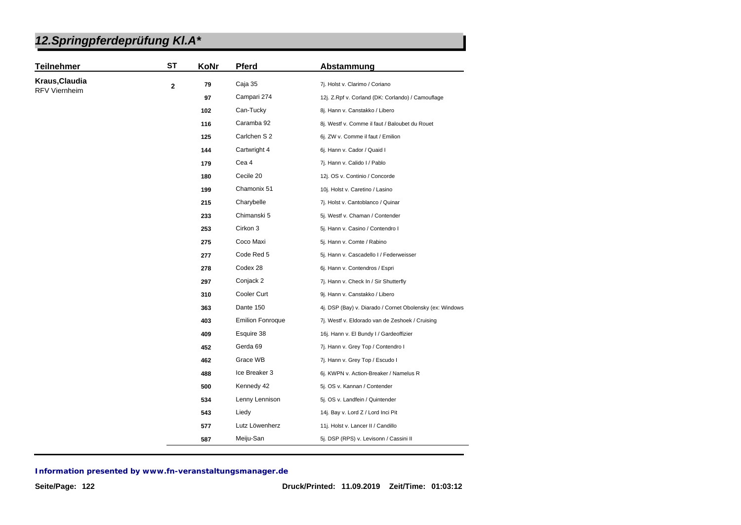# 12.Springpferdeprüfung Kl.A*

| Teilnehmer | ST | KoNr | Pferd | Abstammung |
| --- | --- | --- | --- | --- |
| **Kraus,Claudia** RFV Viernheim | **2** | **79** | Caja 35 | 7j. Holst v. Clarimo / Coriano |
| | | **97** | Campari 274 | 12j. Z.Rpf v. Corland (DK: Corlando) / Camouflage |
| | | **102** | Can-Tucky | 8j. Hann v. Canstakko / Libero |
| | | **116** | Caramba 92 | 8j. Westf v. Comme il faut / Baloubet du Rouet |
| | | **125** | Carlchen S 2 | 6j. ZW v. Comme il faut / Emilion |
| | | **144** | Cartwright 4 | 6j. Hann v. Cador / Quaid I |
| | | **179** | Cea 4 | 7j. Hann v. Calido I / Pablo |
| | | **180** | Cecile 20 | 12j. OS v. Continio / Concorde |
| | | **199** | Chamonix 51 | 10j. Holst v. Caretino / Lasino |
| | | **215** | Charybelle | 7j. Holst v. Cantoblanco / Quinar |
| | | **233** | Chimanski 5 | 5j. Westf v. Chaman / Contender |
| | | **253** | Cirkon 3 | 5j. Hann v. Casino / Contendro I |
| | | **275** | Coco Maxi | 5j. Hann v. Comte / Rabino |
| | | **277** | Code Red 5 | 5j. Hann v. Cascadello I / Federweisser |
| | | **278** | Codex 28 | 6j. Hann v. Contendros / Espri |
| | | **297** | Conjack 2 | 7j. Hann v. Check In / Sir Shutterfly |
| | | **310** | Cooler Curt | 9j. Hann v. Canstakko / Libero |
| | | **363** | Dante 150 | 4j. DSP (Bay) v. Diarado / Cornet Obolensky (ex: Windows |
| | | **403** | Emilion Fonroque | 7j. Westf v. Eldorado van de Zeshoek / Cruising |
| | | **409** | Esquire 38 | 16j. Hann v. El Bundy I / Gardeoffizier |
| | | **452** | Gerda 69 | 7j. Hann v. Grey Top / Contendro I |
| | | **462** | Grace WB | 7j. Hann v. Grey Top / Escudo I |
| | | **488** | Ice Breaker 3 | 6j. KWPN v. Action-Breaker / Namelus R |
| | | **500** | Kennedy 42 | 5j. OS v. Kannan / Contender |
| | | **534** | Lenny Lennison | 5j. OS v. Landfein / Quintender |
| | | **543** | Liedy | 14j. Bay v. Lord Z / Lord Inci Pit |
| | | **577** | Lutz Löwenherz | 11j. Holst v. Lancer II / Candillo |
| | | **587** | Meiju-San | 5j. DSP (RPS) v. Levisonn / Cassini II |

**Information presented by www.fn-veranstaltungsmanager.de**

**Druck/Printed: 11.09.2019 Zeit/Time: 01:03:12**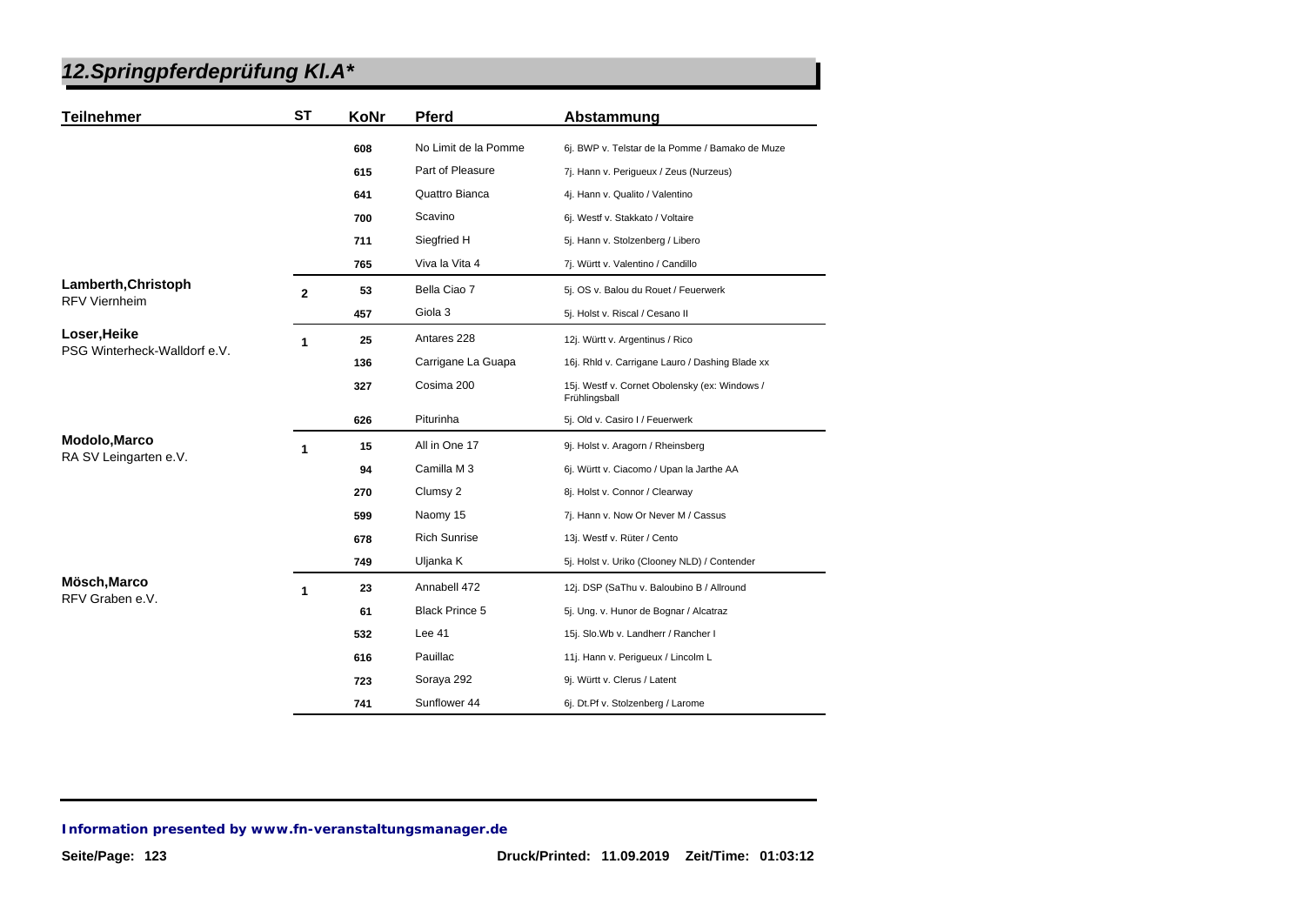## 12.Springpferdeprüfung Kl.A*

| Teilnehmer | ST | KoNr | Pferd | Abstammung |
|---|---|---|---|---|
| | | 608 | No Limit de la Pomme | 6j. BWP v. Telstar de la Pomme / Bamako de Muze |
| | | 615 | Part of Pleasure | 7j. Hann v. Perigueux / Zeus (Nurzeus) |
| | | 641 | Quattro Bianca | 4j. Hann v. Qualito / Valentino |
| | | 700 | Scavino | 6j. Westf v. Stakkato / Voltaire |
| | | 711 | Siegfried H | 5j. Hann v. Stolzenberg / Libero |
| | | 765 | Viva la Vita 4 | 7j. Württ v. Valentino / Candillo |
| **Lamberth,Christoph** RFV Viernheim | 2 | 53 | Bella Ciao 7 | 5j. OS v. Balou du Rouet / Feuerwerk |
| | | 457 | Giola 3 | 5j. Holst v. Riscal / Cesano II |
| **Loser,Heike** PSG Winterheck-Walldorf e.V. | 1 | 25 | Antares 228 | 12j. Württ v. Argentinus / Rico |
| | | 136 | Carrigane La Guapa | 16j. Rhld v. Carrigane Lauro / Dashing Blade xx |
| | | 327 | Cosima 200 | 15j. Westf v. Cornet Obolensky (ex: Windows / Frühlingsball |
| | | 626 | Piturinha | 5j. Old v. Casiro I / Feuerwerk |
| **Modolo,Marco** RA SV Leingarten e.V. | 1 | 15 | All in One 17 | 9j. Holst v. Aragorn / Rheinsberg |
| | | 94 | Camilla M 3 | 6j. Württ v. Ciacomo / Upan la Jarthe AA |
| | | 270 | Clumsy 2 | 8j. Holst v. Connor / Clearway |
| | | 599 | Naomy 15 | 7j. Hann v. Now Or Never M / Cassus |
| | | 678 | Rich Sunrise | 13j. Westf v. Rüter / Cento |
| | | 749 | Uljanka K | 5j. Holst v. Uriko (Clooney NLD) / Contender |
| **Mösch,Marco** RFV Graben e.V. | 1 | 23 | Annabell 472 | 12j. DSP (SaThu v. Baloubino B / Allround |
| | | 61 | Black Prince 5 | 5j. Ung. v. Hunor de Bognar / Alcatraz |
| | | 532 | Lee 41 | 15j. Slo.Wb v. Landherr / Rancher I |
| | | 616 | Pauillac | 11j. Hann v. Perigueux / Lincolm L |
| | | 723 | Soraya 292 | 9j. Württ v. Clerus / Latent |
| | | 741 | Sunflower 44 | 6j. Dt.Pf v. Stolzenberg / Larome |

**Information presented by www.fn-veranstaltungsmanager.de**

Druck/Printed: 11.09.2019 Zeit/Time: 01:03:12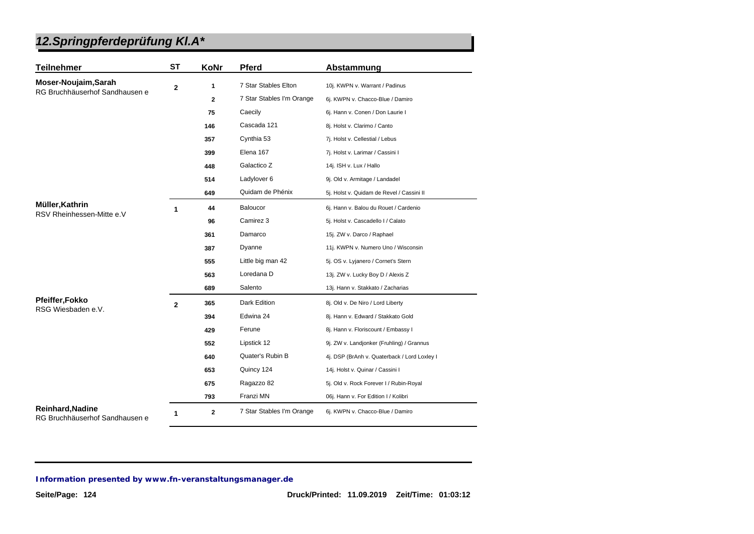# 12.Springpferdeprüfung Kl.A*

| Teilnehmer | ST | KoNr | Pferd | Abstammung |
|---|---|---|---|---|
| **Moser-Noujaim,Sarah** RG Bruchhäuserhof Sandhausen e | 2 | 1 | 7 Star Stables Elton | 10j. KWPN v. Warrant / Padinus |
| | | 2 | 7 Star Stables I'm Orange | 6j. KWPN v. Chacco-Blue / Damiro |
| | | 75 | Caecily | 6j. Hann v. Conen / Don Laurie I |
| | | 146 | Cascada 121 | 8j. Holst v. Clarimo / Canto |
| | | 357 | Cynthia 53 | 7j. Holst v. Cellestial / Lebus |
| | | 399 | Elena 167 | 7j. Holst v. Larimar / Cassini I |
| | | 448 | Galactico Z | 14j. ISH v. Lux / Hallo |
| | | 514 | Ladylover 6 | 9j. Old v. Armitage / Landadel |
| | | 649 | Quidam de Phénix | 5j. Holst v. Quidam de Revel / Cassini II |
| **Müller,Kathrin** RSV Rheinhessen-Mitte e.V | 1 | 44 | Baloucor | 6j. Hann v. Balou du Rouet / Cardenio |
| | | 96 | Camirez 3 | 5j. Holst v. Cascadello I / Calato |
| | | 361 | Damarco | 15j. ZW v. Darco / Raphael |
| | | 387 | Dyanne | 11j. KWPN v. Numero Uno / Wisconsin |
| | | 555 | Little big man 42 | 5j. OS v. Lyjanero / Cornet's Stern |
| | | 563 | Loredana D | 13j. ZW v. Lucky Boy D / Alexis Z |
| | | 689 | Salento | 13j. Hann v. Stakkato / Zacharias |
| **Pfeiffer,Fokko** RSG Wiesbaden e.V. | 2 | 365 | Dark Edition | 8j. Old v. De Niro / Lord Liberty |
| | | 394 | Edwina 24 | 8j. Hann v. Edward / Stakkato Gold |
| | | 429 | Ferune | 8j. Hann v. Floriscount / Embassy I |
| | | 552 | Lipstick 12 | 9j. ZW v. Landjonker (Fruhling) / Grannus |
| | | 640 | Quater's Rubin B | 4j. DSP (BrAnh v. Quaterback / Lord Loxley I |
| | | 653 | Quincy 124 | 14j. Holst v. Quinar / Cassini I |
| | | 675 | Ragazzo 82 | 5j. Old v. Rock Forever I / Rubin-Royal |
| | | 793 | Franzi MN | 06j. Hann v. For Edition I / Kolibri |
| **Reinhard,Nadine** RG Bruchhäuserhof Sandhausen e | 1 | 2 | 7 Star Stables I'm Orange | 6j. KWPN v. Chacco-Blue / Damiro |

***Information presented by www.fn-veranstaltungsmanager.de***

**Druck/Printed: 11.09.2019 Zeit/Time: 01:03:12**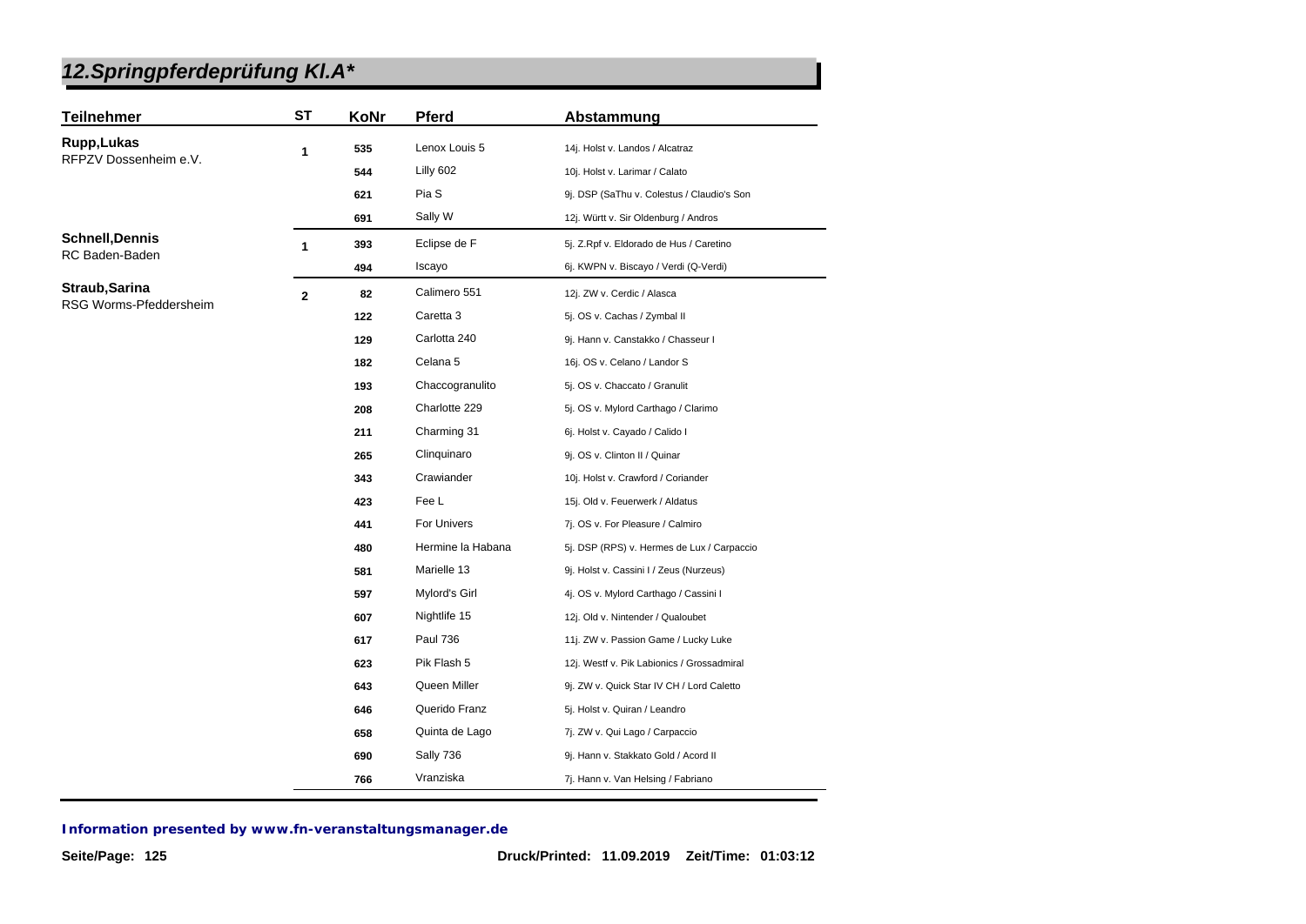## 12.Springpferdeprüfung Kl.A*

| Teilnehmer | ST | KoNr | Pferd | Abstammung |
|---|---|---|---|---|
| **Rupp,Lukas** RFPZV Dossenheim e.V. | 1 | 535 | Lenox Louis 5 | 14j. Holst v. Landos / Alcatraz |
| | | 544 | Lilly 602 | 10j. Holst v. Larimar / Calato |
| | | 621 | Pia S | 9j. DSP (SaThu v. Colestus / Claudio's Son |
| | | 691 | Sally W | 12j. Württ v. Sir Oldenburg / Andros |
| **Schnell,Dennis** RC Baden-Baden | 1 | 393 | Eclipse de F | 5j. Z.Rpf v. Eldorado de Hus / Caretino |
| | | 494 | Iscayo | 6j. KWPN v. Biscayo / Verdi (Q-Verdi) |
| **Straub,Sarina** RSG Worms-Pfeddersheim | 2 | 82 | Calimero 551 | 12j. ZW v. Cerdic / Alasca |
| | | 122 | Caretta 3 | 5j. OS v. Cachas / Zymbal II |
| | | 129 | Carlotta 240 | 9j. Hann v. Canstakko / Chasseur I |
| | | 182 | Celana 5 | 16j. OS v. Celano / Landor S |
| | | 193 | Chaccogranulito | 5j. OS v. Chaccato / Granulit |
| | | 208 | Charlotte 229 | 5j. OS v. Mylord Carthago / Clarimo |
| | | 211 | Charming 31 | 6j. Holst v. Cayado / Calido I |
| | | 265 | Clinquinaro | 9j. OS v. Clinton II / Quinar |
| | | 343 | Crawiander | 10j. Holst v. Crawford / Coriander |
| | | 423 | Fee L | 15j. Old v. Feuerwerk / Aldatus |
| | | 441 | For Univers | 7j. OS v. For Pleasure / Calmiro |
| | | 480 | Hermine la Habana | 5j. DSP (RPS) v. Hermes de Lux / Carpaccio |
| | | 581 | Marielle 13 | 9j. Holst v. Cassini I / Zeus (Nurzeus) |
| | | 597 | Mylord's Girl | 4j. OS v. Mylord Carthago / Cassini I |
| | | 607 | Nightlife 15 | 12j. Old v. Nintender / Qualoubet |
| | | 617 | Paul 736 | 11j. ZW v. Passion Game / Lucky Luke |
| | | 623 | Pik Flash 5 | 12j. Westf v. Pik Labionics / Grossadmiral |
| | | 643 | Queen Miller | 9j. ZW v. Quick Star IV CH / Lord Caletto |
| | | 646 | Querido Franz | 5j. Holst v. Quiran / Leandro |
| | | 658 | Quinta de Lago | 7j. ZW v. Qui Lago / Carpaccio |
| | | 690 | Sally 736 | 9j. Hann v. Stakkato Gold / Acord II |
| | | 766 | Vranziska | 7j. Hann v. Van Helsing / Fabriano |

*Information presented by www.fn-veranstaltungsmanager.de*

**Druck/Printed: 11.09.2019 Zeit/Time: 01:03:12**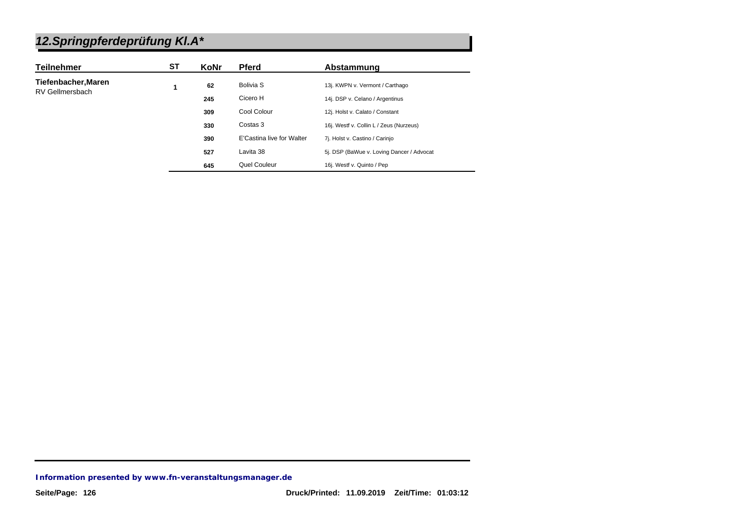## *12.Springpferdeprüfung Kl.A**

| Teilnehmer | ST | KoNr | Pferd | Abstammung |
|---|---|---|---|---|
| **Tiefenbacher,Maren**<br>RV Gellmersbach | 1 | 62 | Bolivia S | 13j. KWPN v. Vermont / Carthago |
| | | 245 | Cicero H | 14j. DSP v. Celano / Argentinus |
| | | 309 | Cool Colour | 12j. Holst v. Calato / Constant |
| | | 330 | Costas 3 | 16j. Westf v. Collin L / Zeus (Nurzeus) |
| | | 390 | E'Castina live for Walter | 7j. Holst v. Castino / Carinjo |
| | | 527 | Lavita 38 | 5j. DSP (BaWue v. Loving Dancer / Advocat |
| | | 645 | Quel Couleur | 16j. Westf v. Quinto / Pep |

*Information presented by www.fn-veranstaltungsmanager.de*

Druck/Printed: 11.09.2019 Zeit/Time: 01:03:12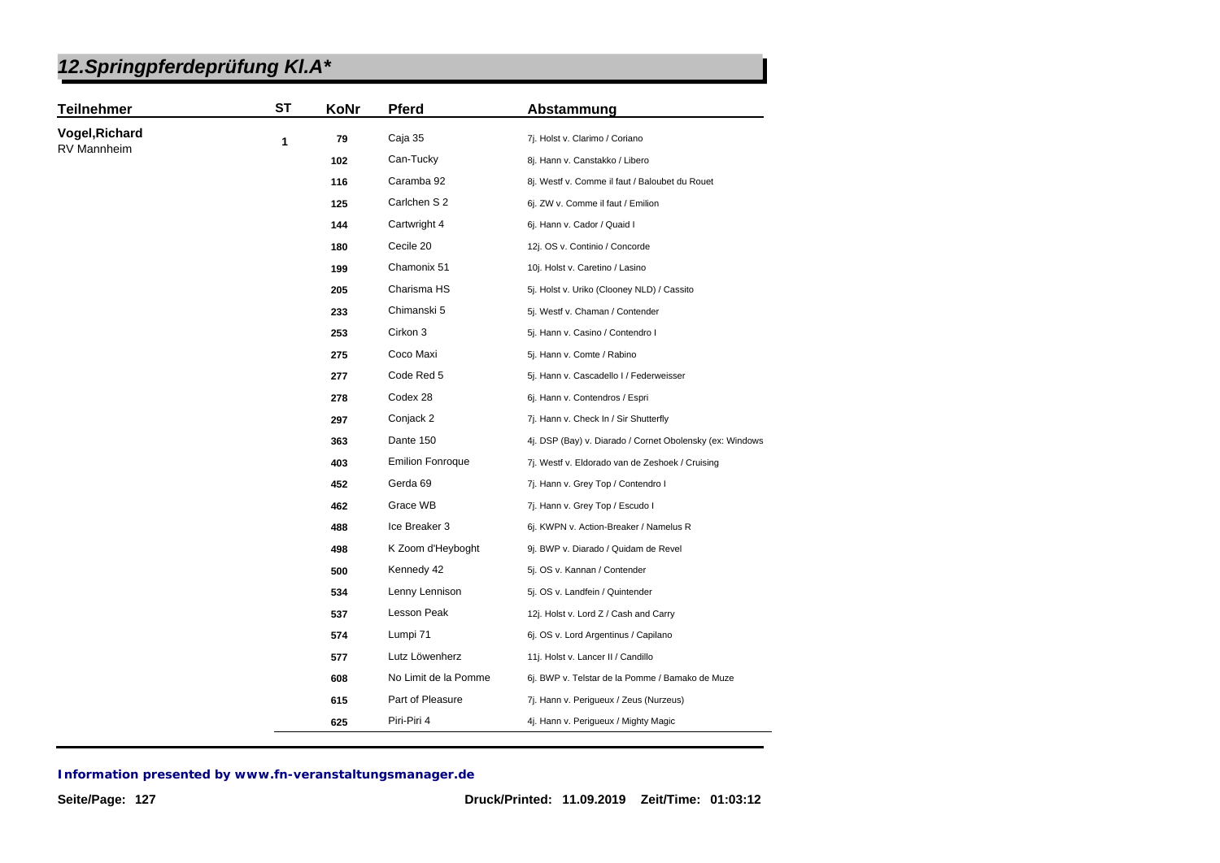# 12.Springpferdeprüfung Kl.A*

| Teilnehmer | ST | KoNr | Pferd | Abstammung |
|---|---|---|---|---|
| **Vogel,Richard** RV Mannheim | 1 | 79 | Caja 35 | 7j. Holst v. Clarimo / Coriano |
| | | 102 | Can-Tucky | 8j. Hann v. Canstakko / Libero |
| | | 116 | Caramba 92 | 8j. Westf v. Comme il faut / Baloubet du Rouet |
| | | 125 | Carlchen S 2 | 6j. ZW v. Comme il faut / Emilion |
| | | 144 | Cartwright 4 | 6j. Hann v. Cador / Quaid I |
| | | 180 | Cecile 20 | 12j. OS v. Continio / Concorde |
| | | 199 | Chamonix 51 | 10j. Holst v. Caretino / Lasino |
| | | 205 | Charisma HS | 5j. Holst v. Uriko (Clooney NLD) / Cassito |
| | | 233 | Chimanski 5 | 5j. Westf v. Chaman / Contender |
| | | 253 | Cirkon 3 | 5j. Hann v. Casino / Contendro I |
| | | 275 | Coco Maxi | 5j. Hann v. Comte / Rabino |
| | | 277 | Code Red 5 | 5j. Hann v. Cascadello I / Federweisser |
| | | 278 | Codex 28 | 6j. Hann v. Contendros / Espri |
| | | 297 | Conjack 2 | 7j. Hann v. Check In / Sir Shutterfly |
| | | 363 | Dante 150 | 4j. DSP (Bay) v. Diarado / Cornet Obolensky (ex: Windows |
| | | 403 | Emilion Fonroque | 7j. Westf v. Eldorado van de Zeshoek / Cruising |
| | | 452 | Gerda 69 | 7j. Hann v. Grey Top / Contendro I |
| | | 462 | Grace WB | 7j. Hann v. Grey Top / Escudo I |
| | | 488 | Ice Breaker 3 | 6j. KWPN v. Action-Breaker / Namelus R |
| | | 498 | K Zoom d'Heyboght | 9j. BWP v. Diarado / Quidam de Revel |
| | | 500 | Kennedy 42 | 5j. OS v. Kannan / Contender |
| | | 534 | Lenny Lennison | 5j. OS v. Landfein / Quintender |
| | | 537 | Lesson Peak | 12j. Holst v. Lord Z / Cash and Carry |
| | | 574 | Lumpi 71 | 6j. OS v. Lord Argentinus / Capilano |
| | | 577 | Lutz Löwenherz | 11j. Holst v. Lancer II / Candillo |
| | | 608 | No Limit de la Pomme | 6j. BWP v. Telstar de la Pomme / Bamako de Muze |
| | | 615 | Part of Pleasure | 7j. Hann v. Perigueux / Zeus (Nurzeus) |
| | | 625 | Piri-Piri 4 | 4j. Hann v. Perigueux / Mighty Magic |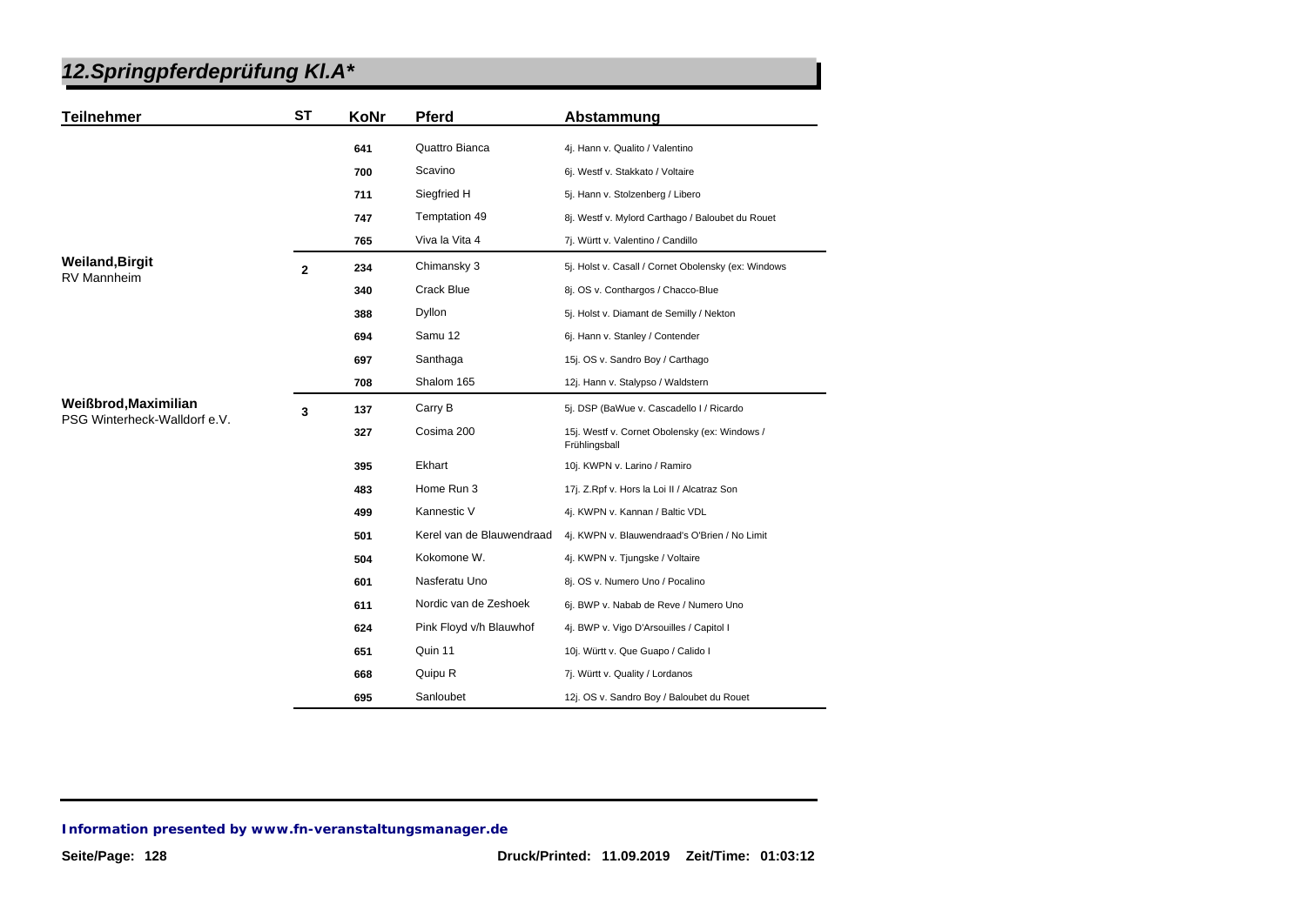## 12.Springpferdeprüfung Kl.A*

| Teilnehmer | ST | KoNr | Pferd | Abstammung |
|---|---|---|---|---|
| | | 641 | Quattro Bianca | 4j. Hann v. Qualito / Valentino |
| | | 700 | Scavino | 6j. Westf v. Stakkato / Voltaire |
| | | 711 | Siegfried H | 5j. Hann v. Stolzenberg / Libero |
| | | 747 | Temptation 49 | 8j. Westf v. Mylord Carthago / Baloubet du Rouet |
| | | 765 | Viva la Vita 4 | 7j. Württ v. Valentino / Candillo |
| **Weiland,Birgit** RV Mannheim | 2 | 234 | Chimansky 3 | 5j. Holst v. Casall / Cornet Obolensky (ex: Windows |
| | | 340 | Crack Blue | 8j. OS v. Conthargos / Chacco-Blue |
| | | 388 | Dyllon | 5j. Holst v. Diamant de Semilly / Nekton |
| | | 694 | Samu 12 | 6j. Hann v. Stanley / Contender |
| | | 697 | Santhaga | 15j. OS v. Sandro Boy / Carthago |
| | | 708 | Shalom 165 | 12j. Hann v. Stalypso / Waldstern |
| **Weißbrod,Maximilian** PSG Winterheck-Walldorf e.V. | 3 | 137 | Carry B | 5j. DSP (BaWue v. Cascadello I / Ricardo |
| | | 327 | Cosima 200 | 15j. Westf v. Cornet Obolensky (ex: Windows / Frühlingsball |
| | | 395 | Ekhart | 10j. KWPN v. Larino / Ramiro |
| | | 483 | Home Run 3 | 17j. Z.Rpf v. Hors la Loi II / Alcatraz Son |
| | | 499 | Kannestic V | 4j. KWPN v. Kannan / Baltic VDL |
| | | 501 | Kerel van de Blauwendraad | 4j. KWPN v. Blauwendraad's O'Brien / No Limit |
| | | 504 | Kokomone W. | 4j. KWPN v. Tjungske / Voltaire |
| | | 601 | Nasferatu Uno | 8j. OS v. Numero Uno / Pocalino |
| | | 611 | Nordic van de Zeshoek | 6j. BWP v. Nabab de Reve / Numero Uno |
| | | 624 | Pink Floyd v/h Blauwhof | 4j. BWP v. Vigo D'Arsouilles / Capitol I |
| | | 651 | Quin 11 | 10j. Württ v. Que Guapo / Calido I |
| | | 668 | Quipu R | 7j. Württ v. Quality / Lordanos |
| | | 695 | Sanloubet | 12j. OS v. Sandro Boy / Baloubet du Rouet |

**Information presented by www.fn-veranstaltungsmanager.de**

Druck/Printed: 11.09.2019 Zeit/Time: 01:03:12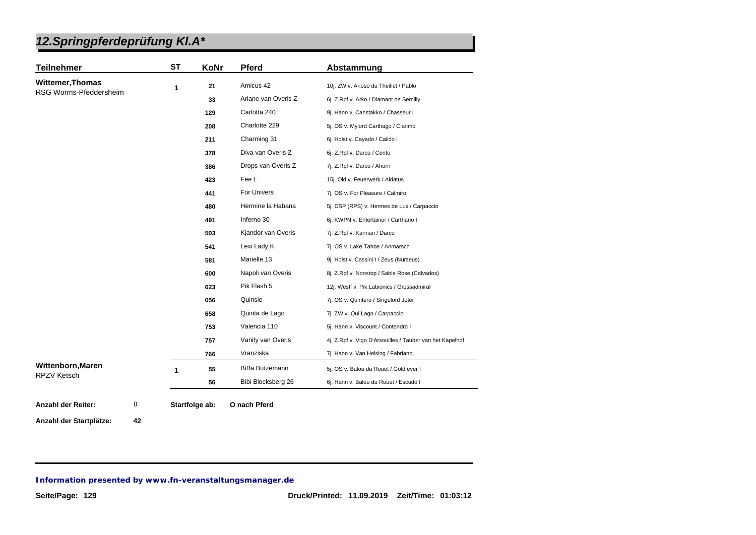## *12.Springpferdeprüfung Kl.A**

| Teilnehmer | ST | KoNr | Pferd | Abstammung |
|---|---|---|---|---|
| **Wittemer,Thomas** RSG Worms-Pfeddersheim | 1 | 21 | Amicus 42 | 10j. ZW v. Arioso du Theillet / Pablo |
| | | 33 | Ariane van Overis Z | 6j. Z.Rpf v. Arko / Diamant de Semilly |
| | | 129 | Carlotta 240 | 9j. Hann v. Canstakko / Chasseur I |
| | | 208 | Charlotte 229 | 5j. OS v. Mylord Carthago / Clarimo |
| | | 211 | Charming 31 | 6j. Holst v. Cayado / Calido I |
| | | 378 | Diva van Overis Z | 6j. Z.Rpf v. Darco / Cento |
| | | 386 | Drops van Overis Z | 7j. Z.Rpf v. Darco / Ahorn |
| | | 423 | Fee L | 15j. Old v. Feuerwerk / Aldatus |
| | | 441 | For Univers | 7j. OS v. For Pleasure / Calmiro |
| | | 480 | Hermine la Habana | 5j. DSP (RPS) v. Hermes de Lux / Carpaccio |
| | | 491 | Inferno 30 | 6j. KWPN v. Entertainer / Carthano I |
| | | 503 | Kjandor van Overis | 7j. Z.Rpf v. Kannan / Darco |
| | | 541 | Lexi Lady K | 7j. OS v. Lake Tahoe / Anmarsch |
| | | 581 | Marielle 13 | 9j. Holst v. Cassini I / Zeus (Nurzeus) |
| | | 600 | Napoli van Overis | 8j. Z.Rpf v. Nonstop / Sable Rose (Calvados) |
| | | 623 | Pik Flash 5 | 12j. Westf v. Pik Labionics / Grossadmiral |
| | | 656 | Quinsie | 7j. OS v. Quintero / Singulord Joter |
| | | 658 | Quinta de Lago | 7j. ZW v. Qui Lago / Carpaccio |
| | | 753 | Valencia 110 | 5j. Hann v. Viscount / Contendro I |
| | | 757 | Vanity van Overis | 4j. Z.Rpf v. Vigo D'Arsouilles / Tauber van het Kapelhof |
| | | 766 | Vranziska | 7j. Hann v. Van Helsing / Fabriano |
| **Wittenborn,Maren** RPZV Ketsch | 1 | 55 | BiBa Butzemann | 5j. OS v. Balou du Rouet / Goldfever I |
| | | 56 | Bibi Blocksberg 26 | 6j. Hann v. Balou du Rouet / Escudo I |

**Anzahl der Reiter:** 0 **Startfolge ab:** **O nach Pferd**

**Anzahl der Startplätze:** **42**

***Information presented by www.fn-veranstaltungsmanager.de***

**Druck/Printed: 11.09.2019 Zeit/Time: 01:03:12**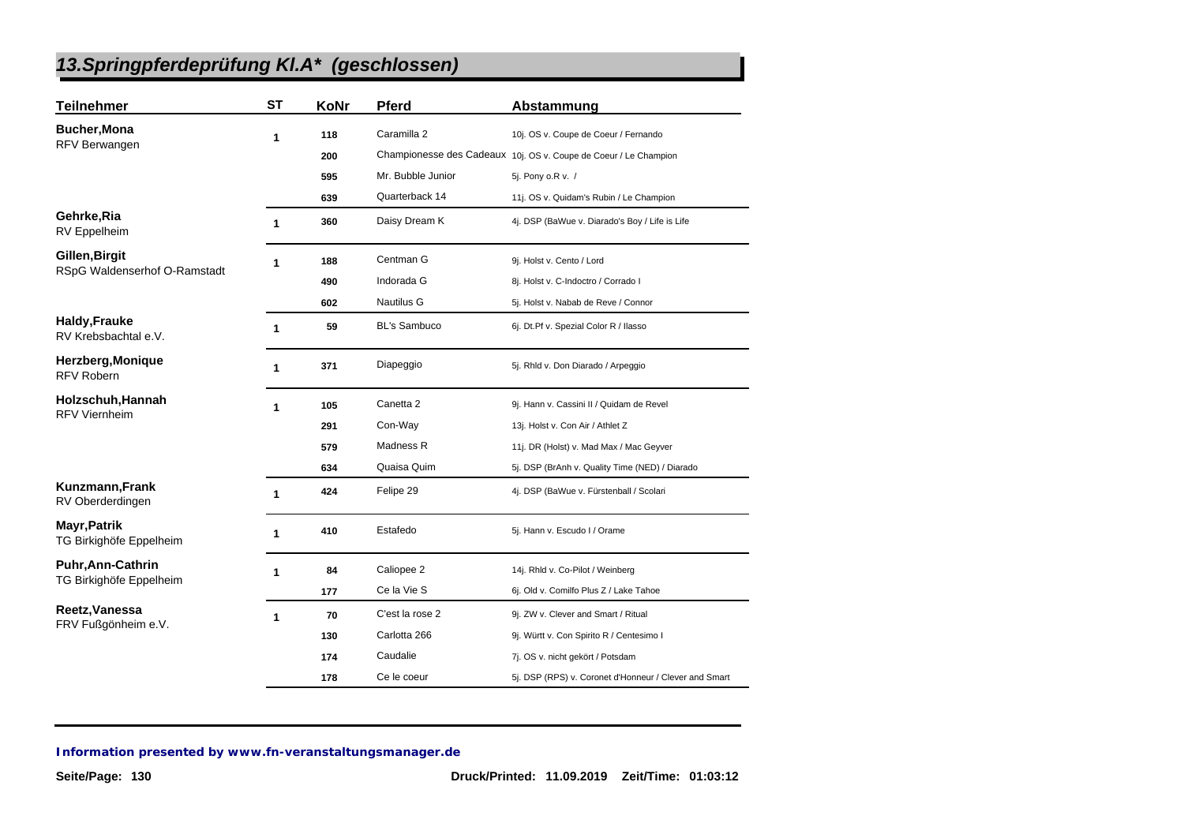## 13.Springpferdeprüfung Kl.A* (geschlossen)

| Teilnehmer | ST | KoNr | Pferd | Abstammung |
|---|---|---|---|---|
| **Bucher,Mona** RFV Berwangen | 1 | 118 | Caramilla 2 | 10j. OS v. Coupe de Coeur / Fernando |
| | | 200 | Championesse des Cadeaux | 10j. OS v. Coupe de Coeur / Le Champion |
| | | 595 | Mr. Bubble Junior | 5j. Pony o.R v. / |
| | | 639 | Quarterback 14 | 11j. OS v. Quidam's Rubin / Le Champion |
| **Gehrke,Ria** RV Eppelheim | 1 | 360 | Daisy Dream K | 4j. DSP (BaWue v. Diarado's Boy / Life is Life |
| **Gillen,Birgit** RSpG Waldenserhof O-Ramstadt | 1 | 188 | Centman G | 9j. Holst v. Cento / Lord |
| | | 490 | Indorada G | 8j. Holst v. C-Indoctro / Corrado I |
| | | 602 | Nautilus G | 5j. Holst v. Nabab de Reve / Connor |
| **Haldy,Frauke** RV Krebsbachtal e.V. | 1 | 59 | BL's Sambuco | 6j. Dt.Pf v. Spezial Color R / Ilasso |
| **Herzberg,Monique** RFV Robern | 1 | 371 | Diapeggio | 5j. Rhld v. Don Diarado / Arpeggio |
| **Holzschuh,Hannah** RFV Viernheim | 1 | 105 | Canetta 2 | 9j. Hann v. Cassini II / Quidam de Revel |
| | | 291 | Con-Way | 13j. Holst v. Con Air / Athlet Z |
| | | 579 | Madness R | 11j. DR (Holst) v. Mad Max / Mac Geyver |
| | | 634 | Quaisa Quim | 5j. DSP (BrAnh v. Quality Time (NED) / Diarado |
| **Kunzmann,Frank** RV Oberderdingen | 1 | 424 | Felipe 29 | 4j. DSP (BaWue v. Fürstenball / Scolari |
| **Mayr,Patrik** TG Birkighöfe Eppelheim | 1 | 410 | Estafedo | 5j. Hann v. Escudo I / Orame |
| **Puhr,Ann-Cathrin** TG Birkighöfe Eppelheim | 1 | 84 | Caliopee 2 | 14j. Rhld v. Co-Pilot / Weinberg |
| | | 177 | Ce la Vie S | 6j. Old v. Comilfo Plus Z / Lake Tahoe |
| **Reetz,Vanessa** FRV Fußgönheim e.V. | 1 | 70 | C'est la rose 2 | 9j. ZW v. Clever and Smart / Ritual |
| | | 130 | Carlotta 266 | 9j. Württ v. Con Spirito R / Centesimo I |
| | | 174 | Caudalie | 7j. OS v. nicht gekört / Potsdam |
| | | 178 | Ce le coeur | 5j. DSP (RPS) v. Coronet d'Honneur / Clever and Smart |

**Information presented by www.fn-veranstaltungsmanager.de**

Druck/Printed: 11.09.2019 Zeit/Time: 01:03:12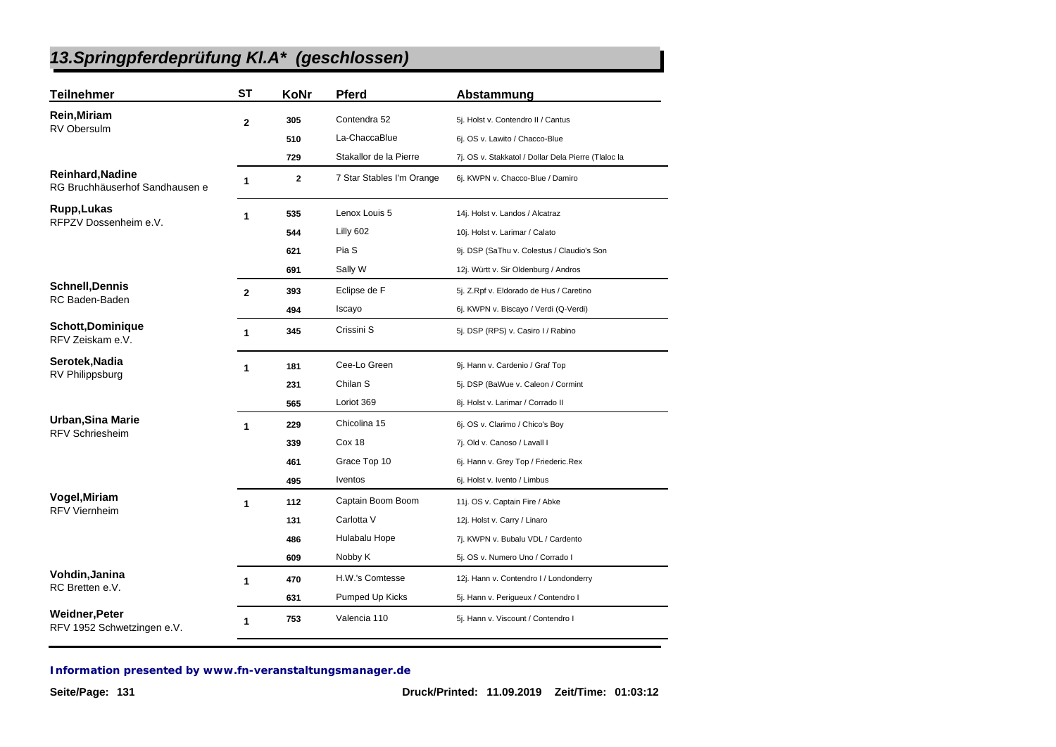# 13.Springpferdeprüfung Kl.A* (geschlossen)

| Teilnehmer | ST | KoNr | Pferd | Abstammung |
|---|---|---|---|---|
| **Rein,Miriam** RV Obersulm | 2 | 305 | Contendra 52 | 5j. Holst v. Contendro II / Cantus |
| | | 510 | La-ChaccaBlue | 6j. OS v. Lawito / Chacco-Blue |
| | | 729 | Stakallor de la Pierre | 7j. OS v. Stakkatol / Dollar Dela Pierre (Tlaloc la |
| **Reinhard,Nadine** RG Bruchhäuserhof Sandhausen e | 1 | 2 | 7 Star Stables I'm Orange | 6j. KWPN v. Chacco-Blue / Damiro |
| **Rupp,Lukas** RFPZV Dossenheim e.V. | 1 | 535 | Lenox Louis 5 | 14j. Holst v. Landos / Alcatraz |
| | | 544 | Lilly 602 | 10j. Holst v. Larimar / Calato |
| | | 621 | Pia S | 9j. DSP (SaThu v. Colestus / Claudio's Son |
| | | 691 | Sally W | 12j. Württ v. Sir Oldenburg / Andros |
| **Schnell,Dennis** RC Baden-Baden | 2 | 393 | Eclipse de F | 5j. Z.Rpf v. Eldorado de Hus / Caretino |
| | | 494 | Iscayo | 6j. KWPN v. Biscayo / Verdi (Q-Verdi) |
| **Schott,Dominique** RFV Zeiskam e.V. | 1 | 345 | Crissini S | 5j. DSP (RPS) v. Casiro I / Rabino |
| **Serotek,Nadia** RV Philippsburg | 1 | 181 | Cee-Lo Green | 9j. Hann v. Cardenio / Graf Top |
| | | 231 | Chilan S | 5j. DSP (BaWue v. Caleon / Cormint |
| | | 565 | Loriot 369 | 8j. Holst v. Larimar / Corrado II |
| **Urban,Sina Marie** RFV Schriesheim | 1 | 229 | Chicolina 15 | 6j. OS v. Clarimo / Chico's Boy |
| | | 339 | Cox 18 | 7j. Old v. Canoso / Lavall I |
| | | 461 | Grace Top 10 | 6j. Hann v. Grey Top / Friederic.Rex |
| | | 495 | Iventos | 6j. Holst v. Ivento / Limbus |
| **Vogel,Miriam** RFV Viernheim | 1 | 112 | Captain Boom Boom | 11j. OS v. Captain Fire / Abke |
| | | 131 | Carlotta V | 12j. Holst v. Carry / Linaro |
| | | 486 | Hulabalu Hope | 7j. KWPN v. Bubalu VDL / Cardento |
| | | 609 | Nobby K | 5j. OS v. Numero Uno / Corrado I |
| **Vohdin,Janina** RC Bretten e.V. | 1 | 470 | H.W.'s Comtesse | 12j. Hann v. Contendro I / Londonderry |
| | | 631 | Pumped Up Kicks | 5j. Hann v. Perigueux / Contendro I |
| **Weidner,Peter** RFV 1952 Schwetzingen e.V. | 1 | 753 | Valencia 110 | 5j. Hann v. Viscount / Contendro I |

*Information presented by www.fn-veranstaltungsmanager.de*

Druck/Printed: 11.09.2019 Zeit/Time: 01:03:12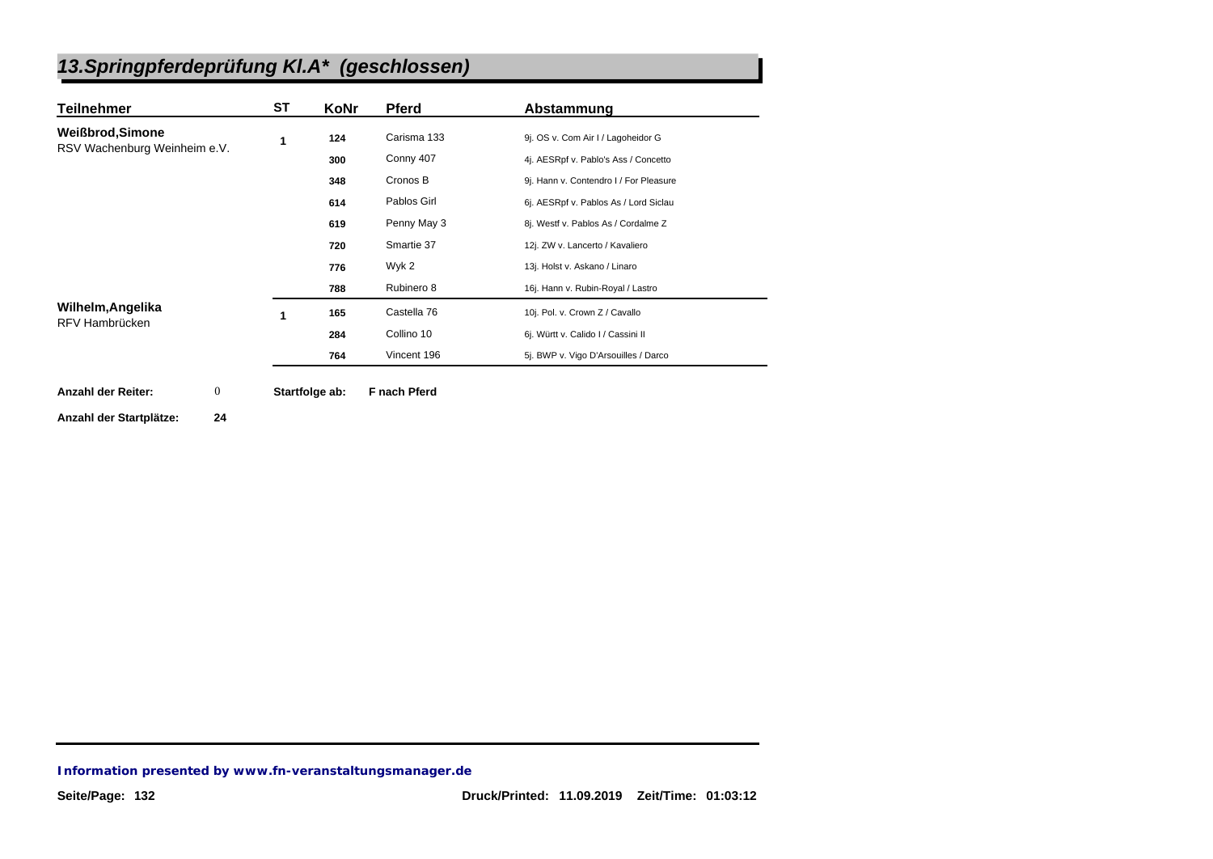# *13.Springpferdeprüfung Kl.A* (geschlossen)*

| Teilnehmer | ST | KoNr | Pferd | Abstammung |
| --- | --- | --- | --- | --- |
| **Weißbrod,Simone** RSV Wachenburg Weinheim e.V. | 1 | 124 | Carisma 133 | 9j. OS v. Com Air I / Lagoheidor G |
| | | 300 | Conny 407 | 4j. AESRpf v. Pablo's Ass / Concetto |
| | | 348 | Cronos B | 9j. Hann v. Contendro I / For Pleasure |
| | | 614 | Pablos Girl | 6j. AESRpf v. Pablos As / Lord Siclau |
| | | 619 | Penny May 3 | 8j. Westf v. Pablos As / Cordalme Z |
| | | 720 | Smartie 37 | 12j. ZW v. Lancerto / Kavaliero |
| | | 776 | Wyk 2 | 13j. Holst v. Askano / Linaro |
| | | 788 | Rubinero 8 | 16j. Hann v. Rubin-Royal / Lastro |
| **Wilhelm,Angelika** RFV Hambrücken | 1 | 165 | Castella 76 | 10j. Pol. v. Crown Z / Cavallo |
| | | 284 | Collino 10 | 6j. Württ v. Calido I / Cassini II |
| | | 764 | Vincent 196 | 5j. BWP v. Vigo D'Arsouilles / Darco |

**Anzahl der Reiter:** 0 **Startfolge ab:** **F nach Pferd**

**Anzahl der Startplätze:** **24**

***Information presented by www.fn-veranstaltungsmanager.de***

**Druck/Printed: 11.09.2019 Zeit/Time: 01:03:12**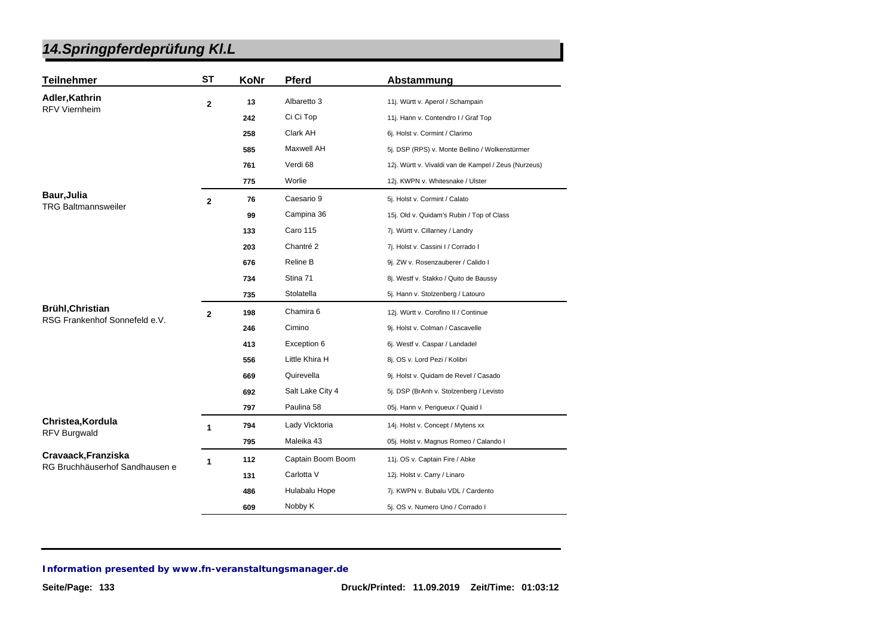# 14.Springpferdeprüfung Kl.L

| Teilnehmer | ST | KoNr | Pferd | Abstammung |
|---|---|---|---|---|
| **Adler,Kathrin** RFV Viernheim | 2 | 13 | Albaretto 3 | 11j. Württ v. Aperol / Schampain |
| | | 242 | Ci Ci Top | 11j. Hann v. Contendro I / Graf Top |
| | | 258 | Clark AH | 6j. Holst v. Cormint / Clarimo |
| | | 585 | Maxwell AH | 5j. DSP (RPS) v. Monte Bellino / Wolkenstürmer |
| | | 761 | Verdi 68 | 12j. Württ v. Vivaldi van de Kampel / Zeus (Nurzeus) |
| | | 775 | Worlie | 12j. KWPN v. Whitesnake / Ulster |
| **Baur,Julia** TRG Baltmannsweiler | 2 | 76 | Caesario 9 | 5j. Holst v. Cormint / Calato |
| | | 99 | Campina 36 | 15j. Old v. Quidam's Rubin / Top of Class |
| | | 133 | Caro 115 | 7j. Württ v. Cillarney / Landry |
| | | 203 | Chantré 2 | 7j. Holst v. Cassini I / Corrado I |
| | | 676 | Reline B | 9j. ZW v. Rosenzauberer / Calido I |
| | | 734 | Stina 71 | 8j. Westf v. Stakko / Quito de Baussy |
| | | 735 | Stolatella | 5j. Hann v. Stolzenberg / Latouro |
| **Brühl,Christian** RSG Frankenhof Sonnefeld e.V. | 2 | 198 | Chamira 6 | 12j. Württ v. Corofino II / Continue |
| | | 246 | Cimino | 9j. Holst v. Colman / Cascavelle |
| | | 413 | Exception 6 | 6j. Westf v. Caspar / Landadel |
| | | 556 | Little Khira H | 8j. OS v. Lord Pezi / Kolibri |
| | | 669 | Quirevella | 9j. Holst v. Quidam de Revel / Casado |
| | | 692 | Salt Lake City 4 | 5j. DSP (BrAnh v. Stolzenberg / Levisto |
| | | 797 | Paulina 58 | 05j. Hann v. Perigueux / Quaid I |
| **Christea,Kordula** RFV Burgwald | 1 | 794 | Lady Vicktoria | 14j. Holst v. Concept / Mytens xx |
| | | 795 | Maleika 43 | 05j. Holst v. Magnus Romeo / Calando I |
| **Cravaack,Franziska** RG Bruchhäuserhof Sandhausen e | 1 | 112 | Captain Boom Boom | 11j. OS v. Captain Fire / Abke |
| | | 131 | Carlotta V | 12j. Holst v. Carry / Linaro |
| | | 486 | Hulabalu Hope | 7j. KWPN v. Bubalu VDL / Cardento |
| | | 609 | Nobby K | 5j. OS v. Numero Uno / Corrado I |

**Information presented by www.fn-veranstaltungsmanager.de**

Druck/Printed: 11.09.2019 Zeit/Time: 01:03:12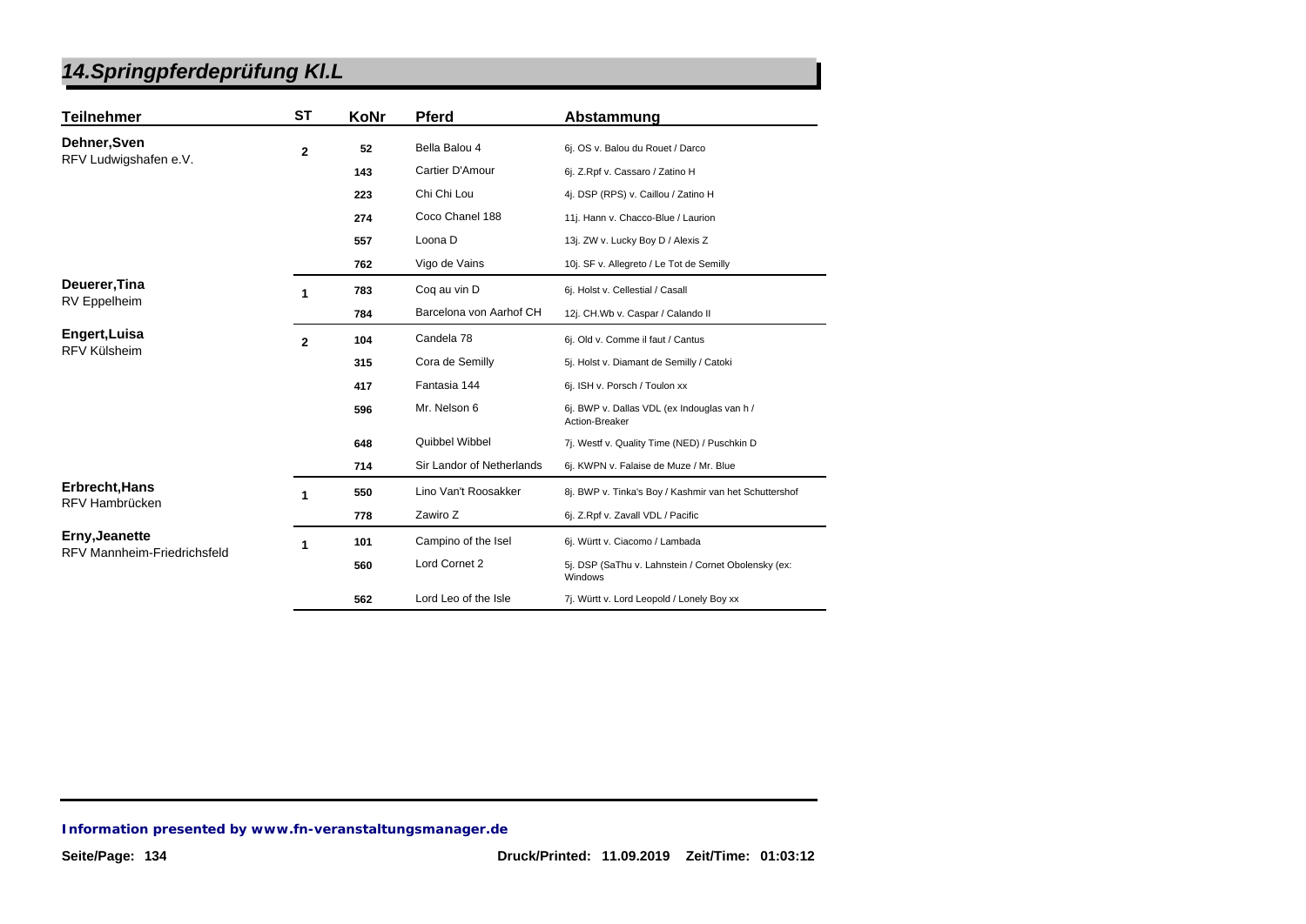# 14.Springpferdeprüfung Kl.L

| Teilnehmer | ST | KoNr | Pferd | Abstammung |
|---|---|---|---|---|
| **Dehner,Sven** RFV Ludwigshafen e.V. | 2 | 52 | Bella Balou 4 | 6j. OS v. Balou du Rouet / Darco |
| | | 143 | Cartier D'Amour | 6j. Z.Rpf v. Cassaro / Zatino H |
| | | 223 | Chi Chi Lou | 4j. DSP (RPS) v. Caillou / Zatino H |
| | | 274 | Coco Chanel 188 | 11j. Hann v. Chacco-Blue / Laurion |
| | | 557 | Loona D | 13j. ZW v. Lucky Boy D / Alexis Z |
| | | 762 | Vigo de Vains | 10j. SF v. Allegreto / Le Tot de Semilly |
| **Deuerer,Tina** RV Eppelheim | 1 | 783 | Coq au vin D | 6j. Holst v. Cellestial / Casall |
| | | 784 | Barcelona von Aarhof CH | 12j. CH.Wb v. Caspar / Calando II |
| **Engert,Luisa** RFV Külsheim | 2 | 104 | Candela 78 | 6j. Old v. Comme il faut / Cantus |
| | | 315 | Cora de Semilly | 5j. Holst v. Diamant de Semilly / Catoki |
| | | 417 | Fantasia 144 | 6j. ISH v. Porsch / Toulon xx |
| | | 596 | Mr. Nelson 6 | 6j. BWP v. Dallas VDL (ex Indouglas van h / Action-Breaker |
| | | 648 | Quibbel Wibbel | 7j. Westf v. Quality Time (NED) / Puschkin D |
| | | 714 | Sir Landor of Netherlands | 6j. KWPN v. Falaise de Muze / Mr. Blue |
| **Erbrecht,Hans** RFV Hambrücken | 1 | 550 | Lino Van't Roosakker | 8j. BWP v. Tinka's Boy / Kashmir van het Schuttershof |
| | | 778 | Zawiro Z | 6j. Z.Rpf v. Zavall VDL / Pacific |
| **Erny,Jeanette** RFV Mannheim-Friedrichsfeld | 1 | 101 | Campino of the Isel | 6j. Württ v. Ciacomo / Lambada |
| | | 560 | Lord Cornet 2 | 5j. DSP (SaThu v. Lahnstein / Cornet Obolensky (ex: Windows |
| | | 562 | Lord Leo of the Isle | 7j. Württ v. Lord Leopold / Lonely Boy xx |

**Information presented by www.fn-veranstaltungsmanager.de**

Druck/Printed: 11.09.2019 Zeit/Time: 01:03:12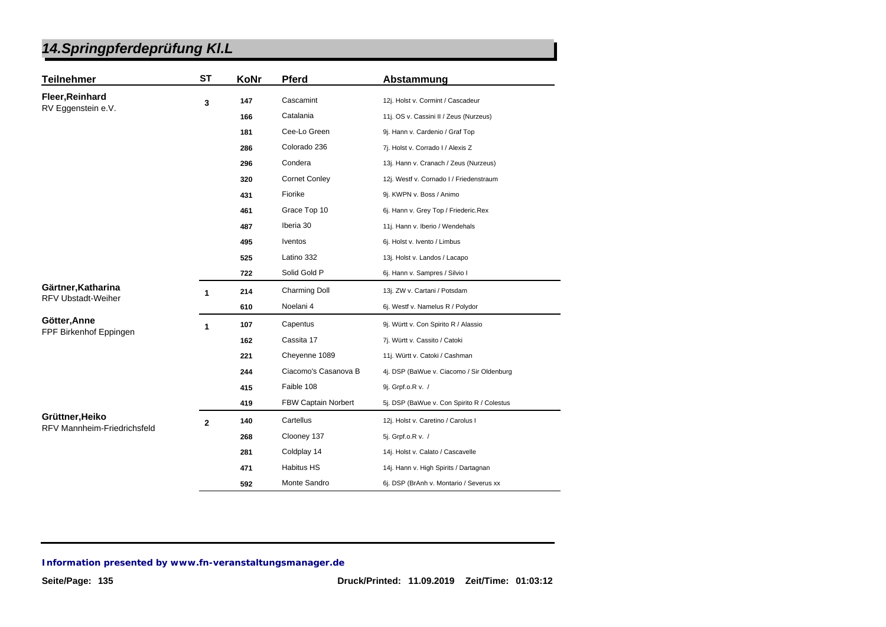# 14.Springpferdeprüfung Kl.L

| Teilnehmer | ST | KoNr | Pferd | Abstammung |
|---|---|---|---|---|
| **Fleer,Reinhard**<br>RV Eggenstein e.V. | 3 | 147 | Cascamint | 12j. Holst v. Cormint / Cascadeur |
| | | 166 | Catalania | 11j. OS v. Cassini II / Zeus (Nurzeus) |
| | | 181 | Cee-Lo Green | 9j. Hann v. Cardenio / Graf Top |
| | | 286 | Colorado 236 | 7j. Holst v. Corrado I / Alexis Z |
| | | 296 | Condera | 13j. Hann v. Cranach / Zeus (Nurzeus) |
| | | 320 | Cornet Conley | 12j. Westf v. Cornado I / Friedenstraum |
| | | 431 | Fiorike | 9j. KWPN v. Boss / Animo |
| | | 461 | Grace Top 10 | 6j. Hann v. Grey Top / Friederic.Rex |
| | | 487 | Iberia 30 | 11j. Hann v. Iberio / Wendehals |
| | | 495 | Iventos | 6j. Holst v. Ivento / Limbus |
| | | 525 | Latino 332 | 13j. Holst v. Landos / Lacapo |
| | | 722 | Solid Gold P | 6j. Hann v. Sampres / Silvio I |
| **Gärtner,Katharina**<br>RFV Ubstadt-Weiher | 1 | 214 | Charming Doll | 13j. ZW v. Cartani / Potsdam |
| | | 610 | Noelani 4 | 6j. Westf v. Namelus R / Polydor |
| **Götter,Anne**<br>FPF Birkenhof Eppingen | 1 | 107 | Capentus | 9j. Württ v. Con Spirito R / Alassio |
| | | 162 | Cassita 17 | 7j. Württ v. Cassito / Catoki |
| | | 221 | Cheyenne 1089 | 11j. Württ v. Catoki / Cashman |
| | | 244 | Ciacomo's Casanova B | 4j. DSP (BaWue v. Ciacomo / Sir Oldenburg |
| | | 415 | Faible 108 | 9j. Grpf.o.R v. / |
| | | 419 | FBW Captain Norbert | 5j. DSP (BaWue v. Con Spirito R / Colestus |
| **Grüttner,Heiko**<br>RFV Mannheim-Friedrichsfeld | 2 | 140 | Cartellus | 12j. Holst v. Caretino / Carolus I |
| | | 268 | Clooney 137 | 5j. Grpf.o.R v. / |
| | | 281 | Coldplay 14 | 14j. Holst v. Calato / Cascavelle |
| | | 471 | Habitus HS | 14j. Hann v. High Spirits / Dartagnan |
| | | 592 | Monte Sandro | 6j. DSP (BrAnh v. Montario / Severus xx |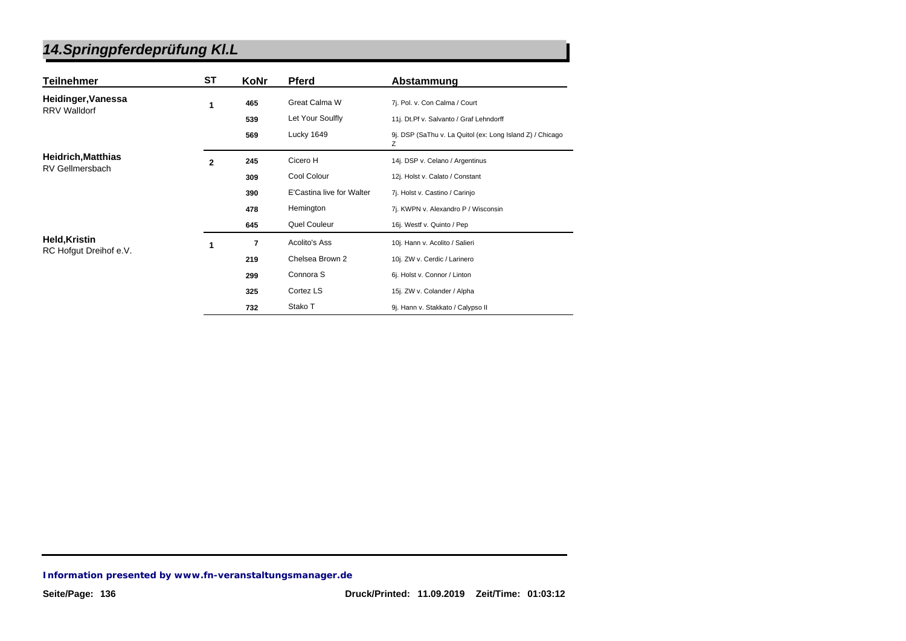# 14.Springpferdeprüfung Kl.L

| Teilnehmer | ST | KoNr | Pferd | Abstammung |
|---|---|---|---|---|
| **Heidinger,Vanessa** RRV Walldorf | 1 | 465 | Great Calma W | 7j. Pol. v. Con Calma / Court |
| | | 539 | Let Your Soulfly | 11j. Dt.Pf v. Salvanto / Graf Lehndorff |
| | | 569 | Lucky 1649 | 9j. DSP (SaThu v. La Quitol (ex: Long Island Z) / Chicago Z |
| **Heidrich,Matthias** RV Gellmersbach | 2 | 245 | Cicero H | 14j. DSP v. Celano / Argentinus |
| | | 309 | Cool Colour | 12j. Holst v. Calato / Constant |
| | | 390 | E'Castina live for Walter | 7j. Holst v. Castino / Carinjo |
| | | 478 | Hemington | 7j. KWPN v. Alexandro P / Wisconsin |
| | | 645 | Quel Couleur | 16j. Westf v. Quinto / Pep |
| **Held,Kristin** RC Hofgut Dreihof e.V. | 1 | 7 | Acolito's Ass | 10j. Hann v. Acolito / Salieri |
| | | 219 | Chelsea Brown 2 | 10j. ZW v. Cerdic / Larinero |
| | | 299 | Connora S | 6j. Holst v. Connor / Linton |
| | | 325 | Cortez LS | 15j. ZW v. Colander / Alpha |
| | | 732 | Stako T | 9j. Hann v. Stakkato / Calypso II |

**Information presented by www.fn-veranstaltungsmanager.de**

Druck/Printed: 11.09.2019 Zeit/Time: 01:03:12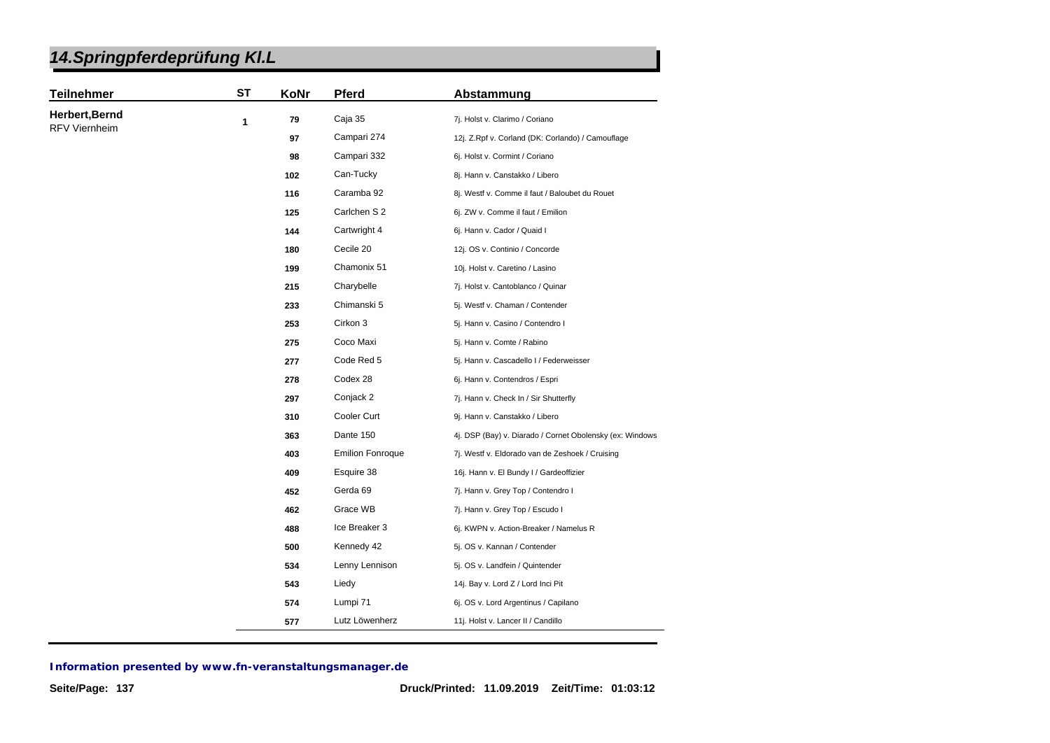# 14.Springpferdeprüfung Kl.L

| Teilnehmer | ST | KoNr | Pferd | Abstammung |
|---|---|---|---|---|
| **Herbert,Bernd** RFV Viernheim | 1 | 79 | Caja 35 | 7j. Holst v. Clarimo / Coriano |
| | | 97 | Campari 274 | 12j. Z.Rpf v. Corland (DK: Corlando) / Camouflage |
| | | 98 | Campari 332 | 6j. Holst v. Cormint / Coriano |
| | | 102 | Can-Tucky | 8j. Hann v. Canstakko / Libero |
| | | 116 | Caramba 92 | 8j. Westf v. Comme il faut / Baloubet du Rouet |
| | | 125 | Carlchen S 2 | 6j. ZW v. Comme il faut / Emilion |
| | | 144 | Cartwright 4 | 6j. Hann v. Cador / Quaid I |
| | | 180 | Cecile 20 | 12j. OS v. Continio / Concorde |
| | | 199 | Chamonix 51 | 10j. Holst v. Caretino / Lasino |
| | | 215 | Charybelle | 7j. Holst v. Cantoblanco / Quinar |
| | | 233 | Chimanski 5 | 5j. Westf v. Chaman / Contender |
| | | 253 | Cirkon 3 | 5j. Hann v. Casino / Contendro I |
| | | 275 | Coco Maxi | 5j. Hann v. Comte / Rabino |
| | | 277 | Code Red 5 | 5j. Hann v. Cascadello I / Federweisser |
| | | 278 | Codex 28 | 6j. Hann v. Contendros / Espri |
| | | 297 | Conjack 2 | 7j. Hann v. Check In / Sir Shutterfly |
| | | 310 | Cooler Curt | 9j. Hann v. Canstakko / Libero |
| | | 363 | Dante 150 | 4j. DSP (Bay) v. Diarado / Cornet Obolensky (ex: Windows |
| | | 403 | Emilion Fonroque | 7j. Westf v. Eldorado van de Zeshoek / Cruising |
| | | 409 | Esquire 38 | 16j. Hann v. El Bundy I / Gardeoffizier |
| | | 452 | Gerda 69 | 7j. Hann v. Grey Top / Contendro I |
| | | 462 | Grace WB | 7j. Hann v. Grey Top / Escudo I |
| | | 488 | Ice Breaker 3 | 6j. KWPN v. Action-Breaker / Namelus R |
| | | 500 | Kennedy 42 | 5j. OS v. Kannan / Contender |
| | | 534 | Lenny Lennison | 5j. OS v. Landfein / Quintender |
| | | 543 | Liedy | 14j. Bay v. Lord Z / Lord Inci Pit |
| | | 574 | Lumpi 71 | 6j. OS v. Lord Argentinus / Capilano |
| | | 577 | Lutz Löwenherz | 11j. Holst v. Lancer II / Candillo |

**Information presented by www.fn-veranstaltungsmanager.de**

Druck/Printed: 11.09.2019 Zeit/Time: 01:03:12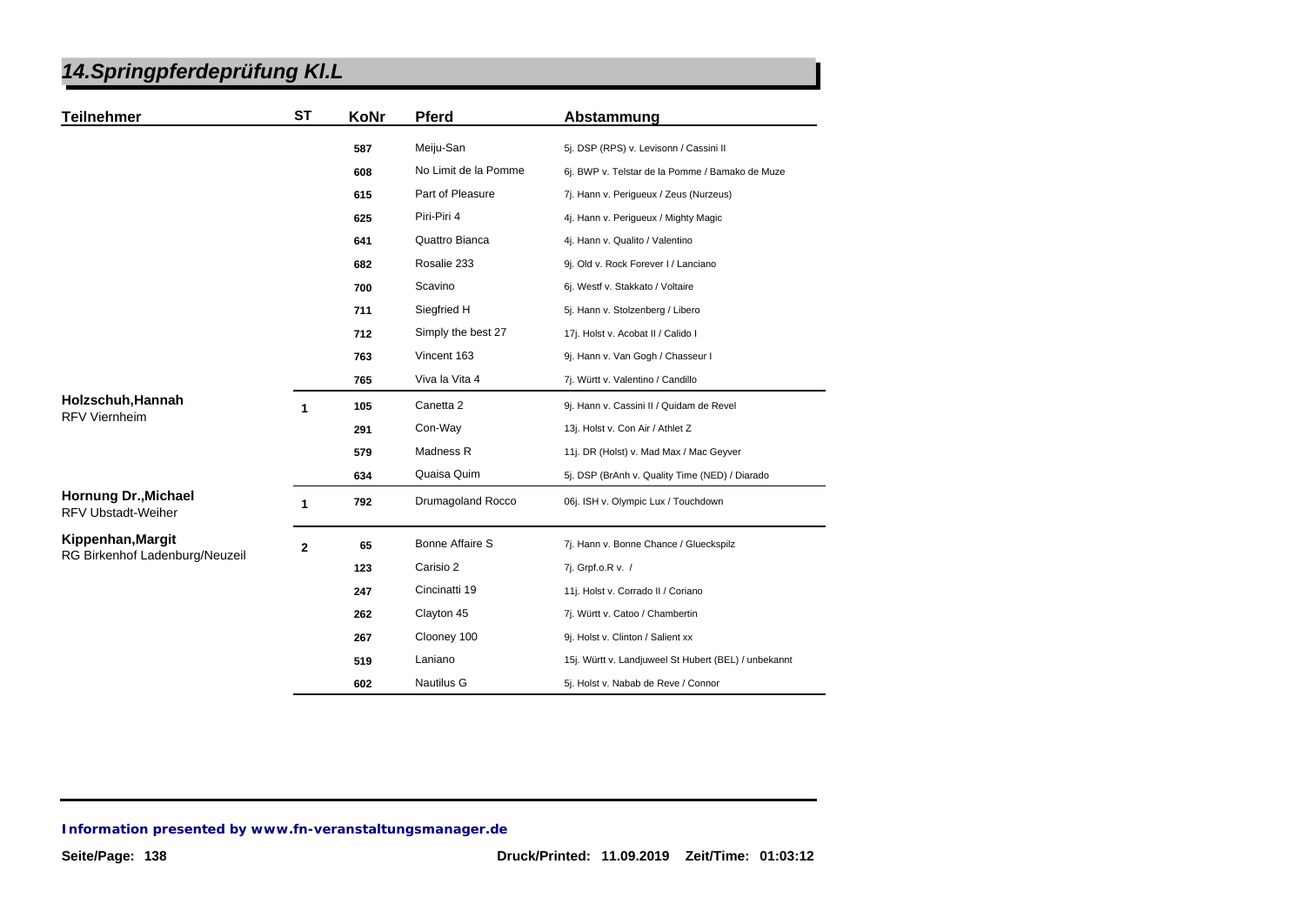# 14.Springpferdeprüfung Kl.L

| Teilnehmer | ST | KoNr | Pferd | Abstammung |
|---|---|---|---|---|
| | | 587 | Meiju-San | 5j. DSP (RPS) v. Levisonn / Cassini II |
| | | 608 | No Limit de la Pomme | 6j. BWP v. Telstar de la Pomme / Bamako de Muze |
| | | 615 | Part of Pleasure | 7j. Hann v. Perigueux / Zeus (Nurzeus) |
| | | 625 | Piri-Piri 4 | 4j. Hann v. Perigueux / Mighty Magic |
| | | 641 | Quattro Bianca | 4j. Hann v. Qualito / Valentino |
| | | 682 | Rosalie 233 | 9j. Old v. Rock Forever I / Lanciano |
| | | 700 | Scavino | 6j. Westf v. Stakkato / Voltaire |
| | | 711 | Siegfried H | 5j. Hann v. Stolzenberg / Libero |
| | | 712 | Simply the best 27 | 17j. Holst v. Acobat II / Calido I |
| | | 763 | Vincent 163 | 9j. Hann v. Van Gogh / Chasseur I |
| | | 765 | Viva la Vita 4 | 7j. Württ v. Valentino / Candillo |
| **Holzschuh,Hannah** RFV Viernheim | 1 | 105 | Canetta 2 | 9j. Hann v. Cassini II / Quidam de Revel |
| | | 291 | Con-Way | 13j. Holst v. Con Air / Athlet Z |
| | | 579 | Madness R | 11j. DR (Holst) v. Mad Max / Mac Geyver |
| | | 634 | Quaisa Quim | 5j. DSP (BrAnh v. Quality Time (NED) / Diarado |
| **Hornung Dr.,Michael** RFV Ubstadt-Weiher | 1 | 792 | Drumagoland Rocco | 06j. ISH v. Olympic Lux / Touchdown |
| **Kippenhan,Margit** RG Birkenhof Ladenburg/Neuzeil | 2 | 65 | Bonne Affaire S | 7j. Hann v. Bonne Chance / Glueckspilz |
| | | 123 | Carisio 2 | 7j. Grpf.o.R v. / |
| | | 247 | Cincinatti 19 | 11j. Holst v. Corrado II / Coriano |
| | | 262 | Clayton 45 | 7j. Württ v. Catoo / Chambertin |
| | | 267 | Clooney 100 | 9j. Holst v. Clinton / Salient xx |
| | | 519 | Laniano | 15j. Württ v. Landjuweel St Hubert (BEL) / unbekannt |
| | | 602 | Nautilus G | 5j. Holst v. Nabab de Reve / Connor |

**Information presented by www.fn-veranstaltungsmanager.de**

**Druck/Printed: 11.09.2019 Zeit/Time: 01:03:12**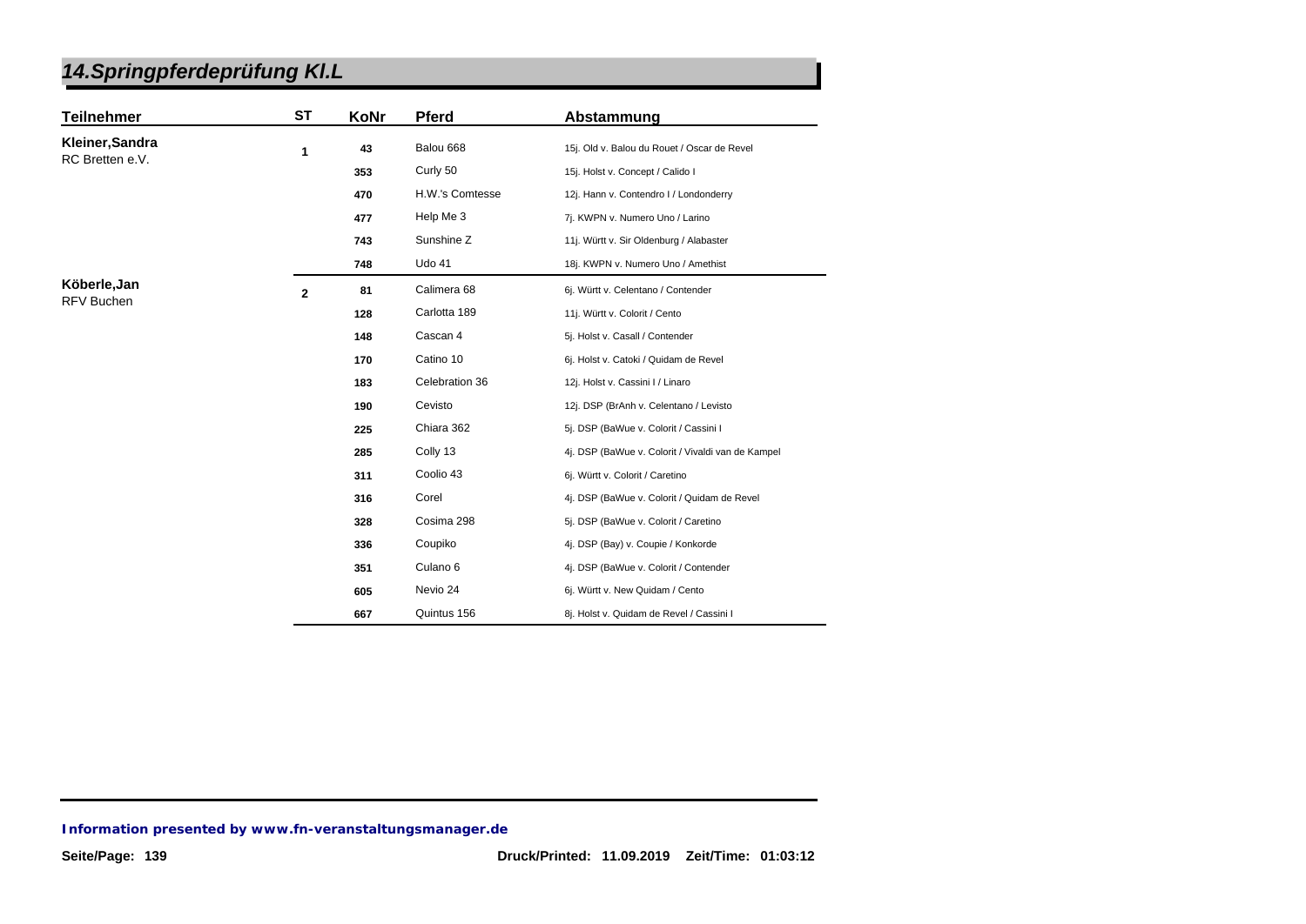## 14.Springpferdeprüfung Kl.L

| Teilnehmer | ST | KoNr | Pferd | Abstammung |
|---|---|---|---|---|
| **Kleiner,Sandra** RC Bretten e.V. | 1 | 43 | Balou 668 | 15j. Old v. Balou du Rouet / Oscar de Revel |
| | | 353 | Curly 50 | 15j. Holst v. Concept / Calido I |
| | | 470 | H.W.'s Comtesse | 12j. Hann v. Contendro I / Londonderry |
| | | 477 | Help Me 3 | 7j. KWPN v. Numero Uno / Larino |
| | | 743 | Sunshine Z | 11j. Württ v. Sir Oldenburg / Alabaster |
| | | 748 | Udo 41 | 18j. KWPN v. Numero Uno / Amethist |
| **Köberle,Jan** RFV Buchen | 2 | 81 | Calimera 68 | 6j. Württ v. Celentano / Contender |
| | | 128 | Carlotta 189 | 11j. Württ v. Colorit / Cento |
| | | 148 | Cascan 4 | 5j. Holst v. Casall / Contender |
| | | 170 | Catino 10 | 6j. Holst v. Catoki / Quidam de Revel |
| | | 183 | Celebration 36 | 12j. Holst v. Cassini I / Linaro |
| | | 190 | Cevisto | 12j. DSP (BrAnh v. Celentano / Levisto |
| | | 225 | Chiara 362 | 5j. DSP (BaWue v. Colorit / Cassini I |
| | | 285 | Colly 13 | 4j. DSP (BaWue v. Colorit / Vivaldi van de Kampel |
| | | 311 | Coolio 43 | 6j. Württ v. Colorit / Caretino |
| | | 316 | Corel | 4j. DSP (BaWue v. Colorit / Quidam de Revel |
| | | 328 | Cosima 298 | 5j. DSP (BaWue v. Colorit / Caretino |
| | | 336 | Coupiko | 4j. DSP (Bay) v. Coupie / Konkorde |
| | | 351 | Culano 6 | 4j. DSP (BaWue v. Colorit / Contender |
| | | 605 | Nevio 24 | 6j. Württ v. New Quidam / Cento |
| | | 667 | Quintus 156 | 8j. Holst v. Quidam de Revel / Cassini I |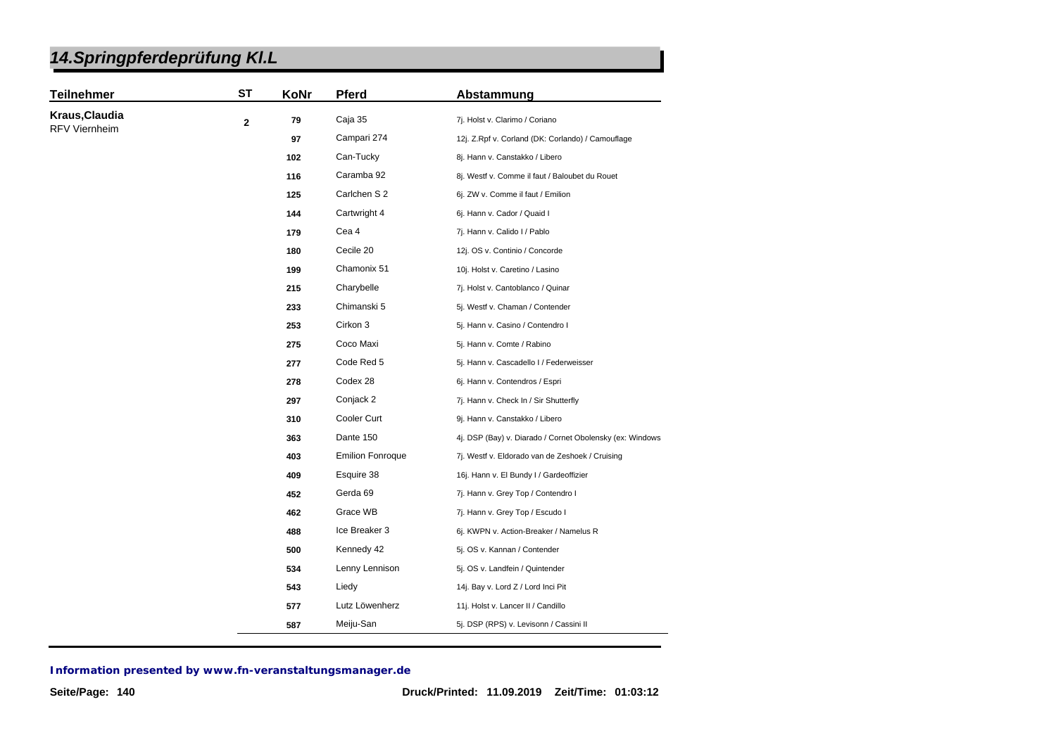# 14.Springpferdeprüfung Kl.L

| Teilnehmer | ST | KoNr | Pferd | Abstammung |
|---|---|---|---|---|
| **Kraus,Claudia** RFV Viernheim | **2** | **79** | Caja 35 | 7j. Holst v. Clarimo / Coriano |
| | | **97** | Campari 274 | 12j. Z.Rpf v. Corland (DK: Corlando) / Camouflage |
| | | **102** | Can-Tucky | 8j. Hann v. Canstakko / Libero |
| | | **116** | Caramba 92 | 8j. Westf v. Comme il faut / Baloubet du Rouet |
| | | **125** | Carlchen S 2 | 6j. ZW v. Comme il faut / Emilion |
| | | **144** | Cartwright 4 | 6j. Hann v. Cador / Quaid I |
| | | **179** | Cea 4 | 7j. Hann v. Calido I / Pablo |
| | | **180** | Cecile 20 | 12j. OS v. Continio / Concorde |
| | | **199** | Chamonix 51 | 10j. Holst v. Caretino / Lasino |
| | | **215** | Charybelle | 7j. Holst v. Cantoblanco / Quinar |
| | | **233** | Chimanski 5 | 5j. Westf v. Chaman / Contender |
| | | **253** | Cirkon 3 | 5j. Hann v. Casino / Contendro I |
| | | **275** | Coco Maxi | 5j. Hann v. Comte / Rabino |
| | | **277** | Code Red 5 | 5j. Hann v. Cascadello I / Federweisser |
| | | **278** | Codex 28 | 6j. Hann v. Contendros / Espri |
| | | **297** | Conjack 2 | 7j. Hann v. Check In / Sir Shutterfly |
| | | **310** | Cooler Curt | 9j. Hann v. Canstakko / Libero |
| | | **363** | Dante 150 | 4j. DSP (Bay) v. Diarado / Cornet Obolensky (ex: Windows |
| | | **403** | Emilion Fonroque | 7j. Westf v. Eldorado van de Zeshoek / Cruising |
| | | **409** | Esquire 38 | 16j. Hann v. El Bundy I / Gardeoffizier |
| | | **452** | Gerda 69 | 7j. Hann v. Grey Top / Contendro I |
| | | **462** | Grace WB | 7j. Hann v. Grey Top / Escudo I |
| | | **488** | Ice Breaker 3 | 6j. KWPN v. Action-Breaker / Namelus R |
| | | **500** | Kennedy 42 | 5j. OS v. Kannan / Contender |
| | | **534** | Lenny Lennison | 5j. OS v. Landfein / Quintender |
| | | **543** | Liedy | 14j. Bay v. Lord Z / Lord Inci Pit |
| | | **577** | Lutz Löwenherz | 11j. Holst v. Lancer II / Candillo |
| | | **587** | Meiju-San | 5j. DSP (RPS) v. Levisonn / Cassini II |

**Information presented by www.fn-veranstaltungsmanager.de**

**Druck/Printed: 11.09.2019 Zeit/Time: 01:03:12**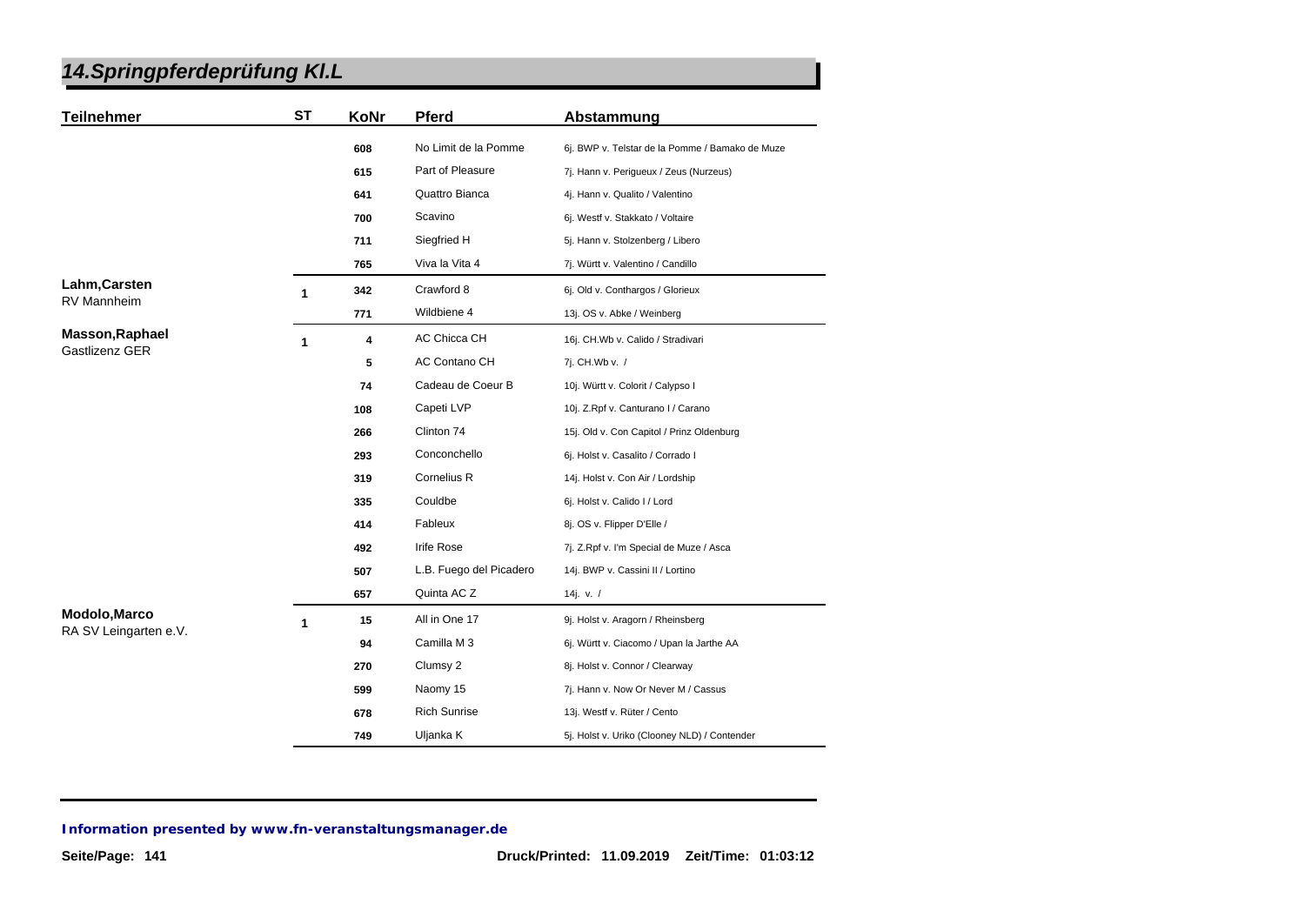# 14.Springpferdeprüfung Kl.L

| Teilnehmer | ST | KoNr | Pferd | Abstammung |
|---|---|---|---|---|
| | | 608 | No Limit de la Pomme | 6j. BWP v. Telstar de la Pomme / Bamako de Muze |
| | | 615 | Part of Pleasure | 7j. Hann v. Perigueux / Zeus (Nurzeus) |
| | | 641 | Quattro Bianca | 4j. Hann v. Qualito / Valentino |
| | | 700 | Scavino | 6j. Westf v. Stakkato / Voltaire |
| | | 711 | Siegfried H | 5j. Hann v. Stolzenberg / Libero |
| | | 765 | Viva la Vita 4 | 7j. Württ v. Valentino / Candillo |
| **Lahm,Carsten** RV Mannheim | 1 | 342 | Crawford 8 | 6j. Old v. Conthargos / Glorieux |
| | | 771 | Wildbiene 4 | 13j. OS v. Abke / Weinberg |
| **Masson,Raphael** Gastlizenz GER | 1 | 4 | AC Chicca CH | 16j. CH.Wb v. Calido / Stradivari |
| | | 5 | AC Contano CH | 7j. CH.Wb v. / |
| | | 74 | Cadeau de Coeur B | 10j. Württ v. Colorit / Calypso I |
| | | 108 | Capeti LVP | 10j. Z.Rpf v. Canturano I / Carano |
| | | 266 | Clinton 74 | 15j. Old v. Con Capitol / Prinz Oldenburg |
| | | 293 | Conconchello | 6j. Holst v. Casalito / Corrado I |
| | | 319 | Cornelius R | 14j. Holst v. Con Air / Lordship |
| | | 335 | Couldbe | 6j. Holst v. Calido I / Lord |
| | | 414 | Fableux | 8j. OS v. Flipper D'Elle / |
| | | 492 | Irife Rose | 7j. Z.Rpf v. I'm Special de Muze / Asca |
| | | 507 | L.B. Fuego del Picadero | 14j. BWP v. Cassini II / Lortino |
| | | 657 | Quinta AC Z | 14j. v. / |
| **Modolo,Marco** RA SV Leingarten e.V. | 1 | 15 | All in One 17 | 9j. Holst v. Aragorn / Rheinsberg |
| | | 94 | Camilla M 3 | 6j. Württ v. Ciacomo / Upan la Jarthe AA |
| | | 270 | Clumsy 2 | 8j. Holst v. Connor / Clearway |
| | | 599 | Naomy 15 | 7j. Hann v. Now Or Never M / Cassus |
| | | 678 | Rich Sunrise | 13j. Westf v. Rüter / Cento |
| | | 749 | Uljanka K | 5j. Holst v. Uriko (Clooney NLD) / Contender |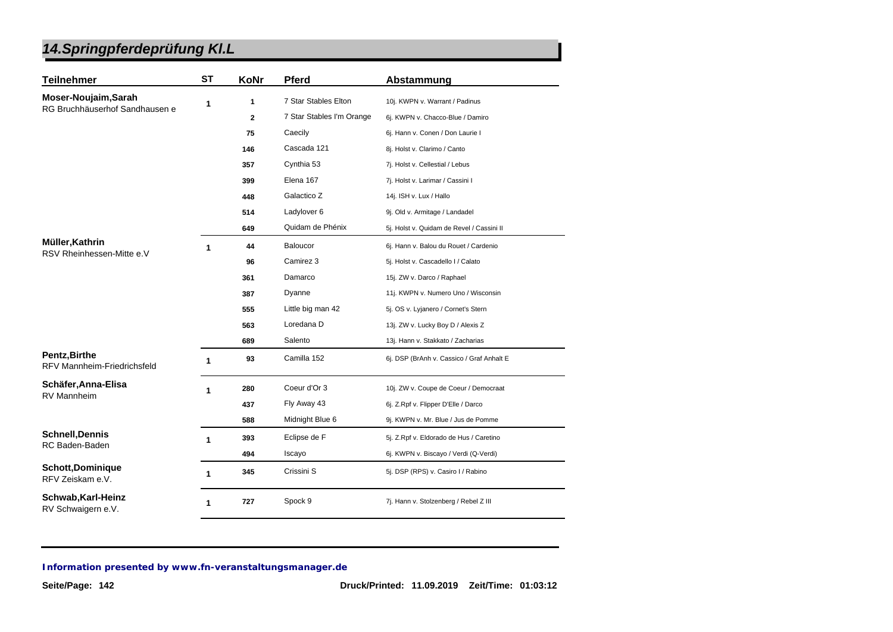# 14.Springpferdeprüfung Kl.L

| Teilnehmer | ST | KoNr | Pferd | Abstammung |
|---|---|---|---|---|
| **Moser-Noujaim,Sarah**<br>RG Bruchhäuserhof Sandhausen e | 1 | 1 | 7 Star Stables Elton | 10j. KWPN v. Warrant / Padinus |
| | | 2 | 7 Star Stables I'm Orange | 6j. KWPN v. Chacco-Blue / Damiro |
| | | 75 | Caecily | 6j. Hann v. Conen / Don Laurie I |
| | | 146 | Cascada 121 | 8j. Holst v. Clarimo / Canto |
| | | 357 | Cynthia 53 | 7j. Holst v. Cellestial / Lebus |
| | | 399 | Elena 167 | 7j. Holst v. Larimar / Cassini I |
| | | 448 | Galactico Z | 14j. ISH v. Lux / Hallo |
| | | 514 | Ladylover 6 | 9j. Old v. Armitage / Landadel |
| | | 649 | Quidam de Phénix | 5j. Holst v. Quidam de Revel / Cassini II |
| **Müller,Kathrin**<br>RSV Rheinhessen-Mitte e.V | 1 | 44 | Baloucor | 6j. Hann v. Balou du Rouet / Cardenio |
| | | 96 | Camirez 3 | 5j. Holst v. Cascadello I / Calato |
| | | 361 | Damarco | 15j. ZW v. Darco / Raphael |
| | | 387 | Dyanne | 11j. KWPN v. Numero Uno / Wisconsin |
| | | 555 | Little big man 42 | 5j. OS v. Lyjanero / Cornet's Stern |
| | | 563 | Loredana D | 13j. ZW v. Lucky Boy D / Alexis Z |
| | | 689 | Salento | 13j. Hann v. Stakkato / Zacharias |
| **Pentz,Birthe**<br>RFV Mannheim-Friedrichsfeld | 1 | 93 | Camilla 152 | 6j. DSP (BrAnh v. Cassico / Graf Anhalt E |
| **Schäfer,Anna-Elisa**<br>RV Mannheim | 1 | 280 | Coeur d'Or 3 | 10j. ZW v. Coupe de Coeur / Democraat |
| | | 437 | Fly Away 43 | 6j. Z.Rpf v. Flipper D'Elle / Darco |
| | | 588 | Midnight Blue 6 | 9j. KWPN v. Mr. Blue / Jus de Pomme |
| **Schnell,Dennis**<br>RC Baden-Baden | 1 | 393 | Eclipse de F | 5j. Z.Rpf v. Eldorado de Hus / Caretino |
| | | 494 | Iscayo | 6j. KWPN v. Biscayo / Verdi (Q-Verdi) |
| **Schott,Dominique**<br>RFV Zeiskam e.V. | 1 | 345 | Crissini S | 5j. DSP (RPS) v. Casiro I / Rabino |
| **Schwab,Karl-Heinz**<br>RV Schwaigern e.V. | 1 | 727 | Spock 9 | 7j. Hann v. Stolzenberg / Rebel Z III |

***Information presented by www.fn-veranstaltungsmanager.de***

**Druck/Printed: 11.09.2019 Zeit/Time: 01:03:12**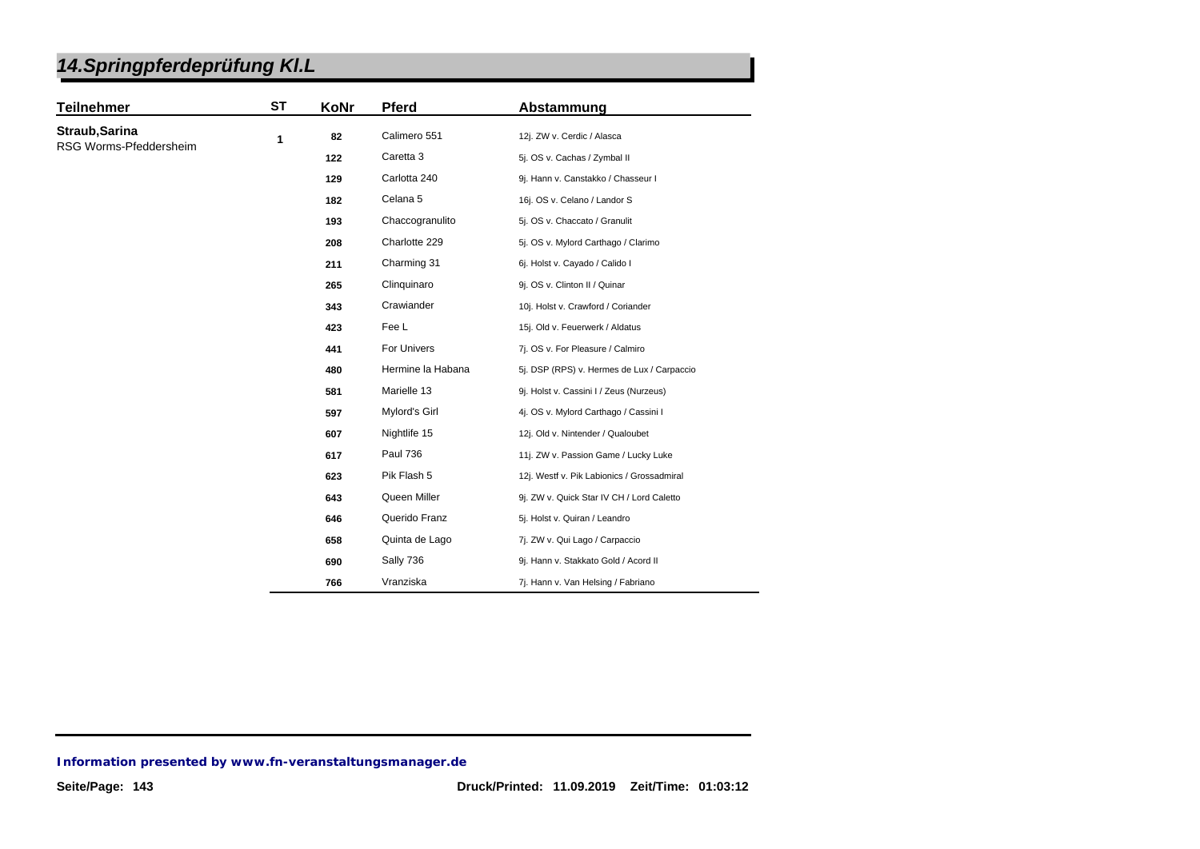# 14.Springpferdeprüfung Kl.L

| Teilnehmer | ST | KoNr | Pferd | Abstammung |
| --- | --- | --- | --- | --- |
| **Straub,Sarina** RSG Worms-Pfeddersheim | 1 | 82 | Calimero 551 | 12j. ZW v. Cerdic / Alasca |
| | | 122 | Caretta 3 | 5j. OS v. Cachas / Zymbal II |
| | | 129 | Carlotta 240 | 9j. Hann v. Canstakko / Chasseur I |
| | | 182 | Celana 5 | 16j. OS v. Celano / Landor S |
| | | 193 | Chaccogranulito | 5j. OS v. Chaccato / Granulit |
| | | 208 | Charlotte 229 | 5j. OS v. Mylord Carthago / Clarimo |
| | | 211 | Charming 31 | 6j. Holst v. Cayado / Calido I |
| | | 265 | Clinquinaro | 9j. OS v. Clinton II / Quinar |
| | | 343 | Crawiander | 10j. Holst v. Crawford / Coriander |
| | | 423 | Fee L | 15j. Old v. Feuerwerk / Aldatus |
| | | 441 | For Univers | 7j. OS v. For Pleasure / Calmiro |
| | | 480 | Hermine la Habana | 5j. DSP (RPS) v. Hermes de Lux / Carpaccio |
| | | 581 | Marielle 13 | 9j. Holst v. Cassini I / Zeus (Nurzeus) |
| | | 597 | Mylord's Girl | 4j. OS v. Mylord Carthago / Cassini I |
| | | 607 | Nightlife 15 | 12j. Old v. Nintender / Qualoubet |
| | | 617 | Paul 736 | 11j. ZW v. Passion Game / Lucky Luke |
| | | 623 | Pik Flash 5 | 12j. Westf v. Pik Labionics / Grossadmiral |
| | | 643 | Queen Miller | 9j. ZW v. Quick Star IV CH / Lord Caletto |
| | | 646 | Querido Franz | 5j. Holst v. Quiran / Leandro |
| | | 658 | Quinta de Lago | 7j. ZW v. Qui Lago / Carpaccio |
| | | 690 | Sally 736 | 9j. Hann v. Stakkato Gold / Acord II |
| | | 766 | Vranziska | 7j. Hann v. Van Helsing / Fabriano |

**Information presented by www.fn-veranstaltungsmanager.de**

**Druck/Printed: 11.09.2019 Zeit/Time: 01:03:12**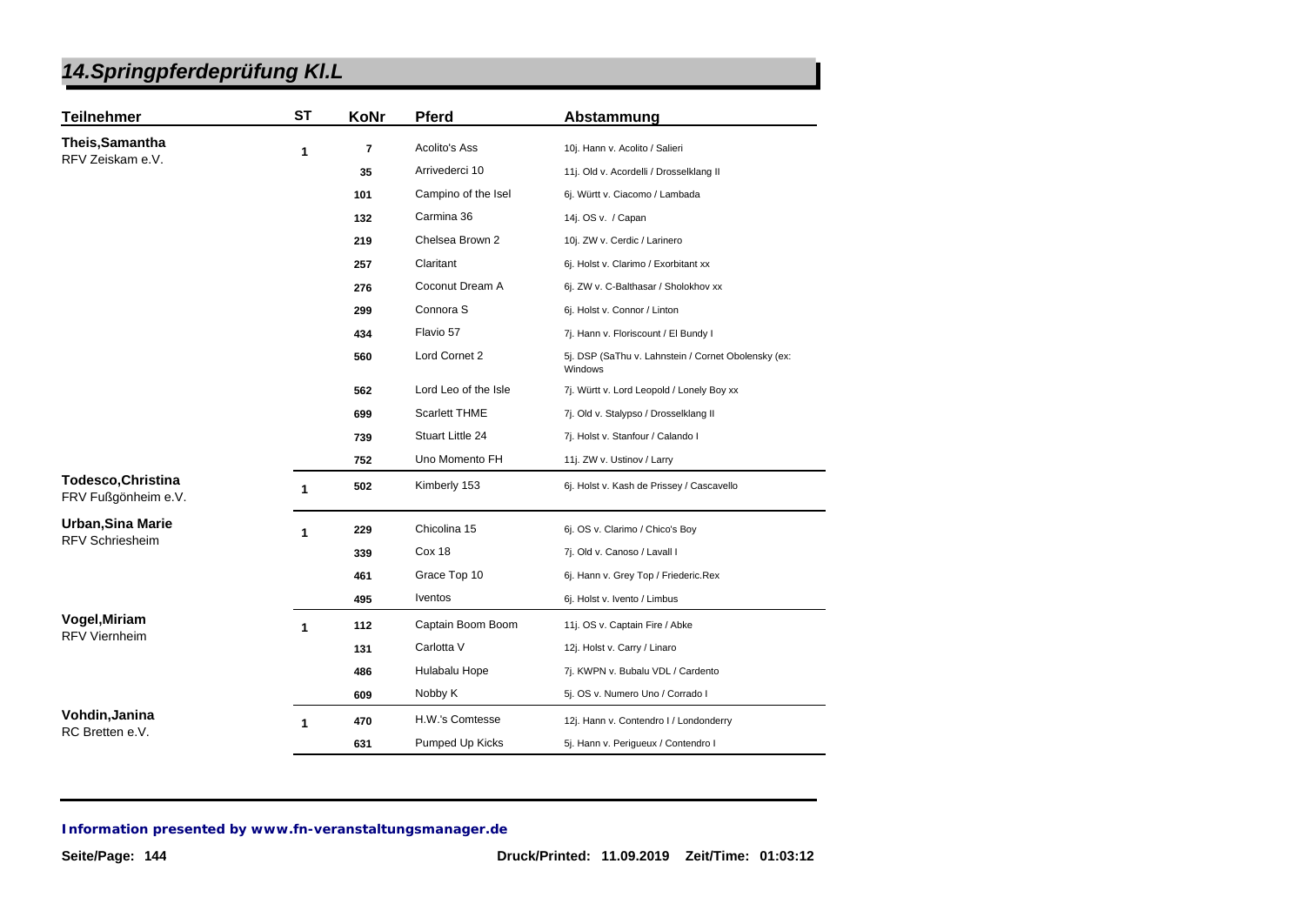# 14.Springpferdeprüfung Kl.L

| Teilnehmer | ST | KoNr | Pferd | Abstammung |
|---|---|---|---|---|
| **Theis,Samantha** RFV Zeiskam e.V. | 1 | 7 | Acolito's Ass | 10j. Hann v. Acolito / Salieri |
| | | 35 | Arrivederci 10 | 11j. Old v. Acordelli / Drosselklang II |
| | | 101 | Campino of the Isel | 6j. Württ v. Ciacomo / Lambada |
| | | 132 | Carmina 36 | 14j. OS v. / Capan |
| | | 219 | Chelsea Brown 2 | 10j. ZW v. Cerdic / Larinero |
| | | 257 | Claritant | 6j. Holst v. Clarimo / Exorbitant xx |
| | | 276 | Coconut Dream A | 6j. ZW v. C-Balthasar / Sholokhov xx |
| | | 299 | Connora S | 6j. Holst v. Connor / Linton |
| | | 434 | Flavio 57 | 7j. Hann v. Floriscount / El Bundy I |
| | | 560 | Lord Cornet 2 | 5j. DSP (SaThu v. Lahnstein / Cornet Obolensky (ex: Windows |
| | | 562 | Lord Leo of the Isle | 7j. Württ v. Lord Leopold / Lonely Boy xx |
| | | 699 | Scarlett THME | 7j. Old v. Stalypso / Drosselklang II |
| | | 739 | Stuart Little 24 | 7j. Holst v. Stanfour / Calando I |
| | | 752 | Uno Momento FH | 11j. ZW v. Ustinov / Larry |
| **Todesco,Christina** FRV Fußgönheim e.V. | 1 | 502 | Kimberly 153 | 6j. Holst v. Kash de Prissey / Cascavello |
| **Urban,Sina Marie** RFV Schriesheim | 1 | 229 | Chicolina 15 | 6j. OS v. Clarimo / Chico's Boy |
| | | 339 | Cox 18 | 7j. Old v. Canoso / Lavall I |
| | | 461 | Grace Top 10 | 6j. Hann v. Grey Top / Friederic.Rex |
| | | 495 | Iventos | 6j. Holst v. Ivento / Limbus |
| **Vogel,Miriam** RFV Viernheim | 1 | 112 | Captain Boom Boom | 11j. OS v. Captain Fire / Abke |
| | | 131 | Carlotta V | 12j. Holst v. Carry / Linaro |
| | | 486 | Hulabalu Hope | 7j. KWPN v. Bubalu VDL / Cardento |
| | | 609 | Nobby K | 5j. OS v. Numero Uno / Corrado I |
| **Vohdin,Janina** RC Bretten e.V. | 1 | 470 | H.W.'s Comtesse | 12j. Hann v. Contendro I / Londonderry |
| | | 631 | Pumped Up Kicks | 5j. Hann v. Perigueux / Contendro I |

**Information presented by www.fn-veranstaltungsmanager.de**

Druck/Printed: 11.09.2019 Zeit/Time: 01:03:12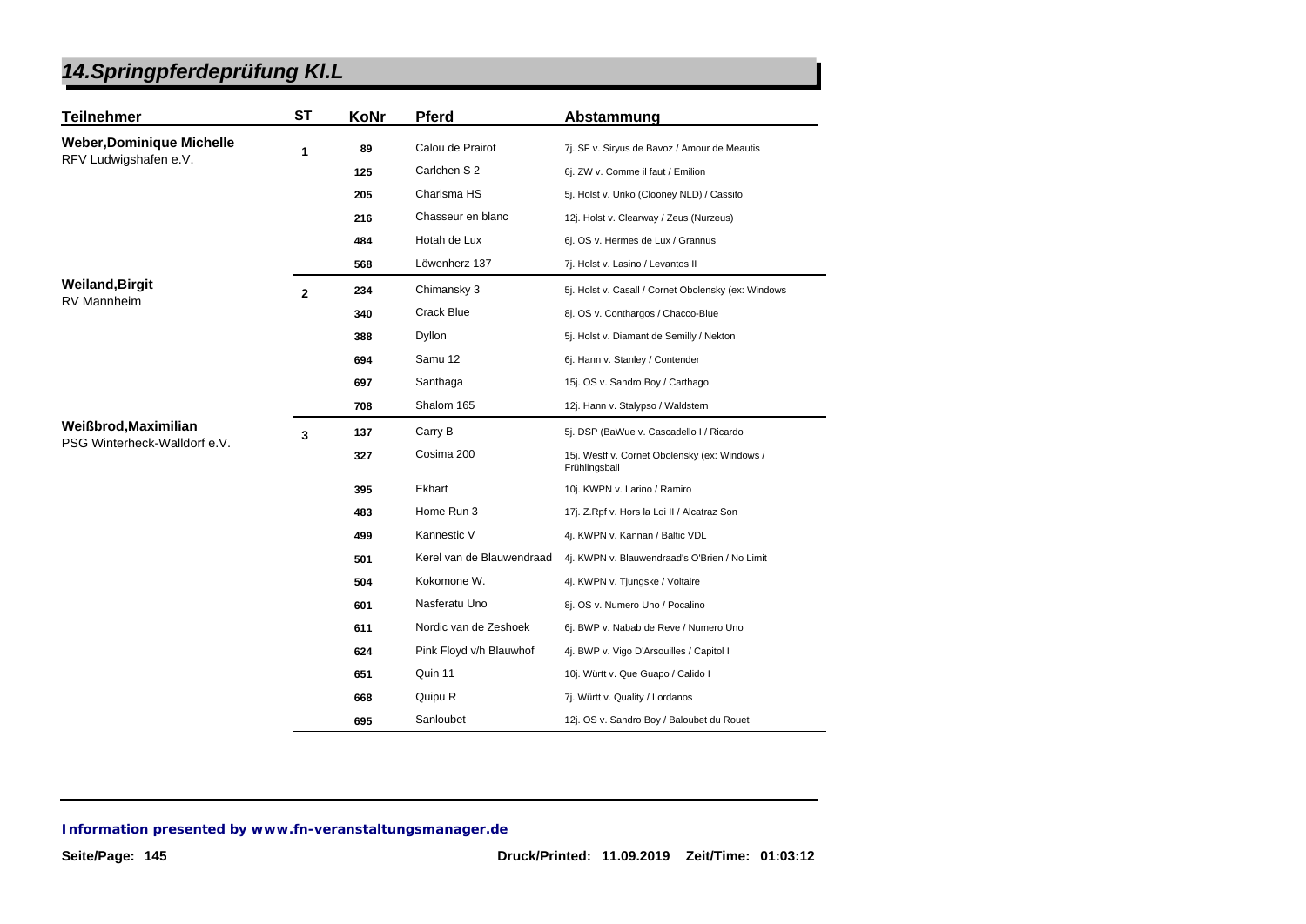# 14.Springpferdeprüfung Kl.L

| Teilnehmer | ST | KoNr | Pferd | Abstammung |
|---|---|---|---|---|
| **Weber,Dominique Michelle** RFV Ludwigshafen e.V. | 1 | 89 | Calou de Prairot | 7j. SF v. Siryus de Bavoz / Amour de Meautis |
| | | 125 | Carlchen S 2 | 6j. ZW v. Comme il faut / Emilion |
| | | 205 | Charisma HS | 5j. Holst v. Uriko (Clooney NLD) / Cassito |
| | | 216 | Chasseur en blanc | 12j. Holst v. Clearway / Zeus (Nurzeus) |
| | | 484 | Hotah de Lux | 6j. OS v. Hermes de Lux / Grannus |
| | | 568 | Löwenherz 137 | 7j. Holst v. Lasino / Levantos II |
| **Weiland,Birgit** RV Mannheim | 2 | 234 | Chimansky 3 | 5j. Holst v. Casall / Cornet Obolensky (ex: Windows |
| | | 340 | Crack Blue | 8j. OS v. Conthargos / Chacco-Blue |
| | | 388 | Dyllon | 5j. Holst v. Diamant de Semilly / Nekton |
| | | 694 | Samu 12 | 6j. Hann v. Stanley / Contender |
| | | 697 | Santhaga | 15j. OS v. Sandro Boy / Carthago |
| | | 708 | Shalom 165 | 12j. Hann v. Stalypso / Waldstern |
| **Weißbrod,Maximilian** PSG Winterheck-Walldorf e.V. | 3 | 137 | Carry B | 5j. DSP (BaWue v. Cascadello I / Ricardo |
| | | 327 | Cosima 200 | 15j. Westf v. Cornet Obolensky (ex: Windows / Frühlingsball |
| | | 395 | Ekhart | 10j. KWPN v. Larino / Ramiro |
| | | 483 | Home Run 3 | 17j. Z.Rpf v. Hors la Loi II / Alcatraz Son |
| | | 499 | Kannestic V | 4j. KWPN v. Kannan / Baltic VDL |
| | | 501 | Kerel van de Blauwendraad | 4j. KWPN v. Blauwendraad's O'Brien / No Limit |
| | | 504 | Kokomone W. | 4j. KWPN v. Tjungske / Voltaire |
| | | 601 | Nasferatu Uno | 8j. OS v. Numero Uno / Pocalino |
| | | 611 | Nordic van de Zeshoek | 6j. BWP v. Nabab de Reve / Numero Uno |
| | | 624 | Pink Floyd v/h Blauwhof | 4j. BWP v. Vigo D'Arsouilles / Capitol I |
| | | 651 | Quin 11 | 10j. Württ v. Que Guapo / Calido I |
| | | 668 | Quipu R | 7j. Württ v. Quality / Lordanos |
| | | 695 | Sanloubet | 12j. OS v. Sandro Boy / Baloubet du Rouet |

*Information presented by www.fn-veranstaltungsmanager.de*

Druck/Printed: 11.09.2019 Zeit/Time: 01:03:12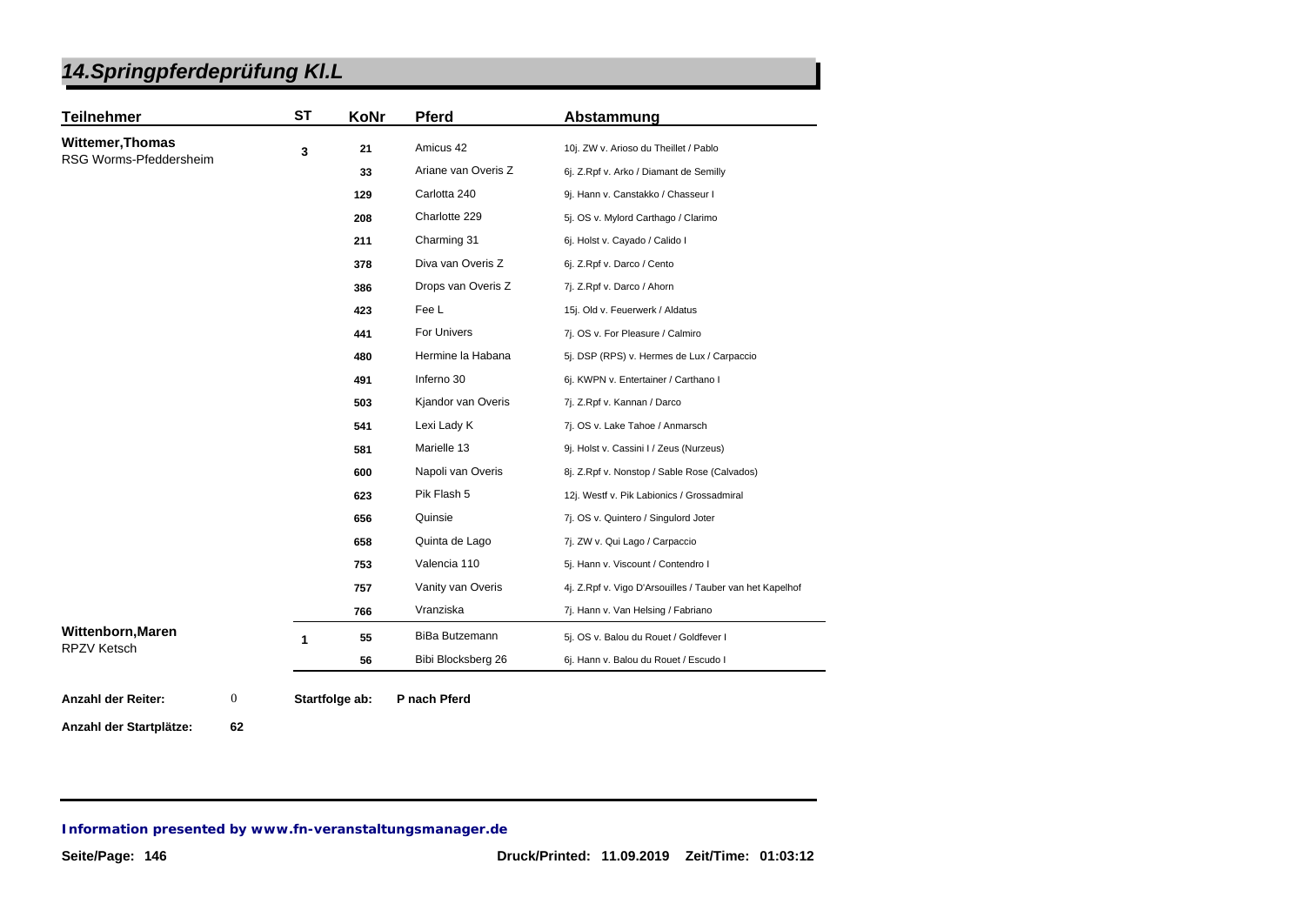# 14.Springpferdeprüfung Kl.L

| Teilnehmer | ST | KoNr | Pferd | Abstammung |
|---|---|---|---|---|
| **Wittemer,Thomas** RSG Worms-Pfeddersheim | 3 | 21 | Amicus 42 | 10j. ZW v. Arioso du Theillet / Pablo |
| | | 33 | Ariane van Overis Z | 6j. Z.Rpf v. Arko / Diamant de Semilly |
| | | 129 | Carlotta 240 | 9j. Hann v. Canstakko / Chasseur I |
| | | 208 | Charlotte 229 | 5j. OS v. Mylord Carthago / Clarimo |
| | | 211 | Charming 31 | 6j. Holst v. Cayado / Calido I |
| | | 378 | Diva van Overis Z | 6j. Z.Rpf v. Darco / Cento |
| | | 386 | Drops van Overis Z | 7j. Z.Rpf v. Darco / Ahorn |
| | | 423 | Fee L | 15j. Old v. Feuerwerk / Aldatus |
| | | 441 | For Univers | 7j. OS v. For Pleasure / Calmiro |
| | | 480 | Hermine la Habana | 5j. DSP (RPS) v. Hermes de Lux / Carpaccio |
| | | 491 | Inferno 30 | 6j. KWPN v. Entertainer / Carthano I |
| | | 503 | Kjandor van Overis | 7j. Z.Rpf v. Kannan / Darco |
| | | 541 | Lexi Lady K | 7j. OS v. Lake Tahoe / Anmarsch |
| | | 581 | Marielle 13 | 9j. Holst v. Cassini I / Zeus (Nurzeus) |
| | | 600 | Napoli van Overis | 8j. Z.Rpf v. Nonstop / Sable Rose (Calvados) |
| | | 623 | Pik Flash 5 | 12j. Westf v. Pik Labionics / Grossadmiral |
| | | 656 | Quinsie | 7j. OS v. Quintero / Singulord Joter |
| | | 658 | Quinta de Lago | 7j. ZW v. Qui Lago / Carpaccio |
| | | 753 | Valencia 110 | 5j. Hann v. Viscount / Contendro I |
| | | 757 | Vanity van Overis | 4j. Z.Rpf v. Vigo D'Arsouilles / Tauber van het Kapelhof |
| | | 766 | Vranziska | 7j. Hann v. Van Helsing / Fabriano |
| **Wittenborn,Maren** RPZV Ketsch | 1 | 55 | BiBa Butzemann | 5j. OS v. Balou du Rouet / Goldfever I |
| | | 56 | Bibi Blocksberg 26 | 6j. Hann v. Balou du Rouet / Escudo I |

**Anzahl der Reiter:** 0 **Startfolge ab:** **P nach Pferd**

**Anzahl der Startplätze:** **62**

***Information presented by www.fn-veranstaltungsmanager.de***

**Druck/Printed: 11.09.2019 Zeit/Time: 01:03:12**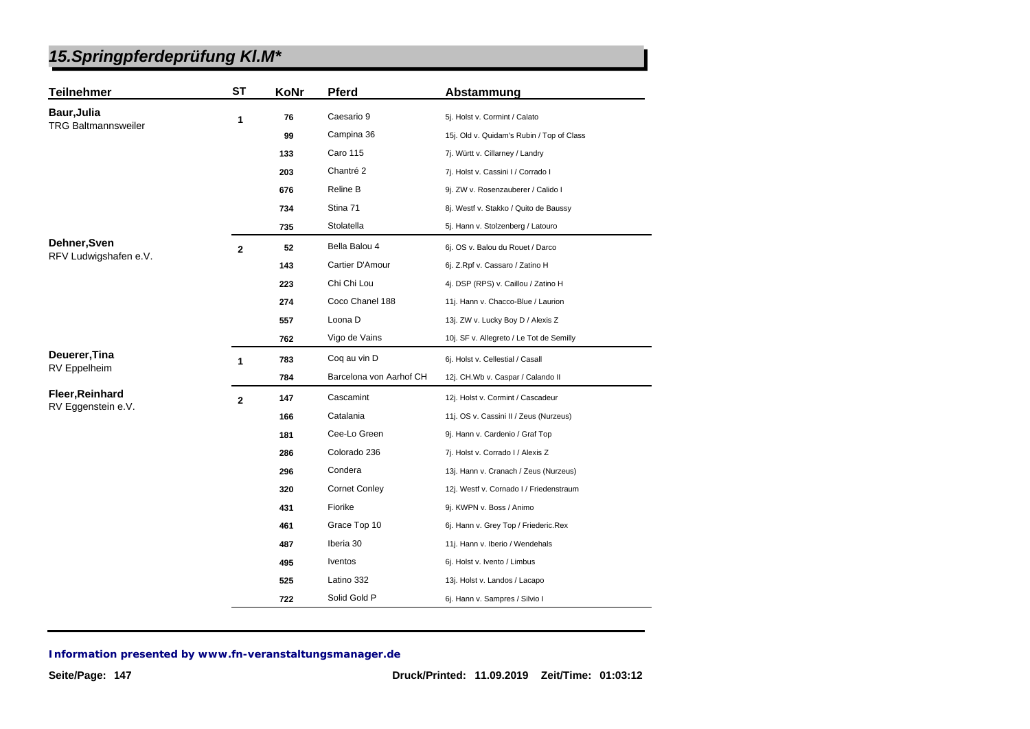# 15.Springpferdeprüfung Kl.M*

| Teilnehmer | ST | KoNr | Pferd | Abstammung |
|---|---|---|---|---|
| **Baur,Julia** TRG Baltmannsweiler | 1 | 76 | Caesario 9 | 5j. Holst v. Cormint / Calato |
| | | 99 | Campina 36 | 15j. Old v. Quidam's Rubin / Top of Class |
| | | 133 | Caro 115 | 7j. Württ v. Cillarney / Landry |
| | | 203 | Chantré 2 | 7j. Holst v. Cassini I / Corrado I |
| | | 676 | Reline B | 9j. ZW v. Rosenzauberer / Calido I |
| | | 734 | Stina 71 | 8j. Westf v. Stakko / Quito de Baussy |
| | | 735 | Stolatella | 5j. Hann v. Stolzenberg / Latouro |
| **Dehner,Sven** RFV Ludwigshafen e.V. | 2 | 52 | Bella Balou 4 | 6j. OS v. Balou du Rouet / Darco |
| | | 143 | Cartier D'Amour | 6j. Z.Rpf v. Cassaro / Zatino H |
| | | 223 | Chi Chi Lou | 4j. DSP (RPS) v. Caillou / Zatino H |
| | | 274 | Coco Chanel 188 | 11j. Hann v. Chacco-Blue / Laurion |
| | | 557 | Loona D | 13j. ZW v. Lucky Boy D / Alexis Z |
| | | 762 | Vigo de Vains | 10j. SF v. Allegreto / Le Tot de Semilly |
| **Deuerer,Tina** RV Eppelheim | 1 | 783 | Coq au vin D | 6j. Holst v. Cellestial / Casall |
| | | 784 | Barcelona von Aarhof CH | 12j. CH.Wb v. Caspar / Calando II |
| **Fleer,Reinhard** RV Eggenstein e.V. | 2 | 147 | Cascamint | 12j. Holst v. Cormint / Cascadeur |
| | | 166 | Catalania | 11j. OS v. Cassini II / Zeus (Nurzeus) |
| | | 181 | Cee-Lo Green | 9j. Hann v. Cardenio / Graf Top |
| | | 286 | Colorado 236 | 7j. Holst v. Corrado I / Alexis Z |
| | | 296 | Condera | 13j. Hann v. Cranach / Zeus (Nurzeus) |
| | | 320 | Cornet Conley | 12j. Westf v. Cornado I / Friedenstraum |
| | | 431 | Fiorike | 9j. KWPN v. Boss / Animo |
| | | 461 | Grace Top 10 | 6j. Hann v. Grey Top / Friederic.Rex |
| | | 487 | Iberia 30 | 11j. Hann v. Iberio / Wendehals |
| | | 495 | Iventos | 6j. Holst v. Ivento / Limbus |
| | | 525 | Latino 332 | 13j. Holst v. Landos / Lacapo |
| | | 722 | Solid Gold P | 6j. Hann v. Sampres / Silvio I |

**Information presented by www.fn-veranstaltungsmanager.de**

**Druck/Printed: 11.09.2019 Zeit/Time: 01:03:12**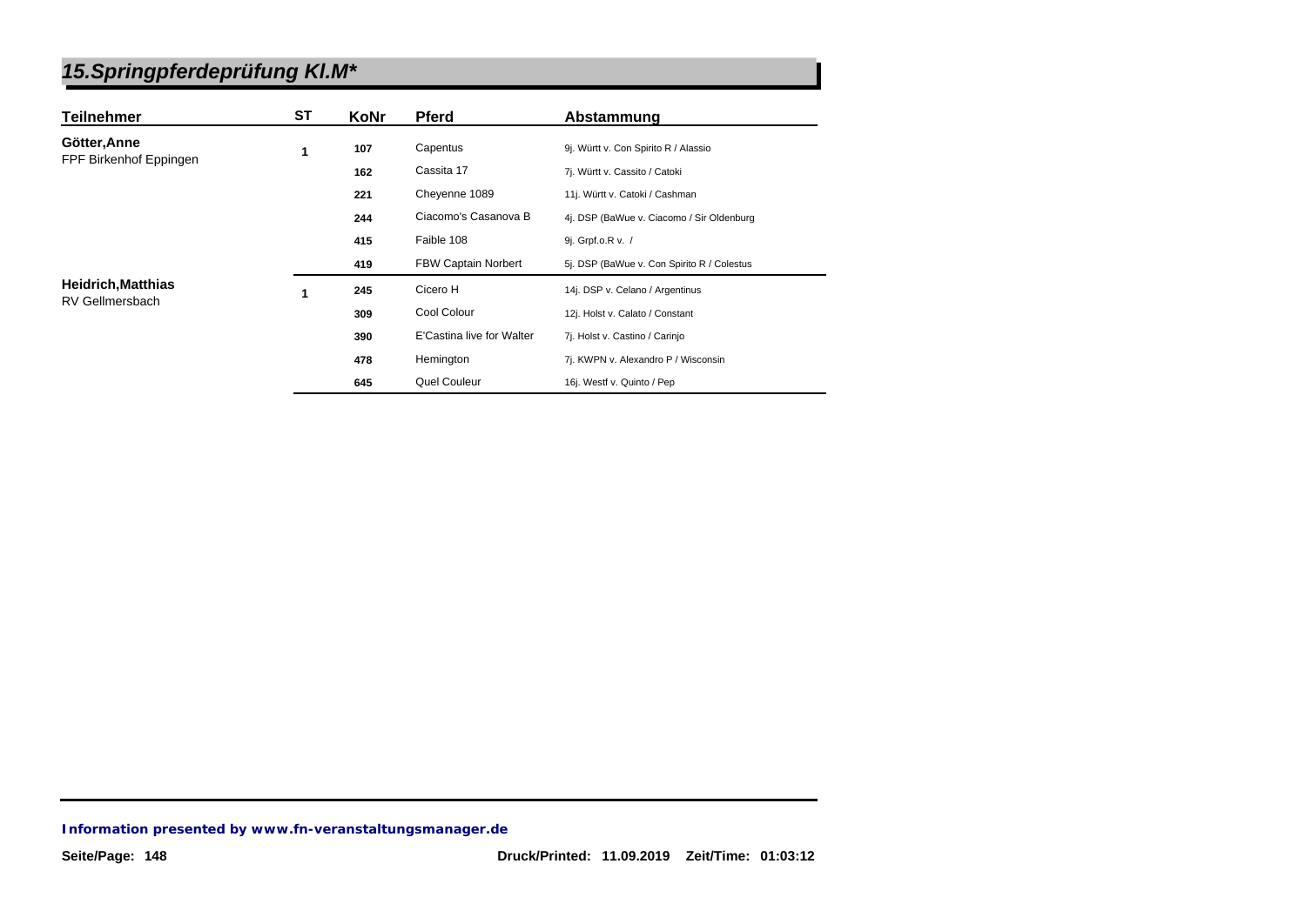# 15.Springpferdeprüfung Kl.M*

| Teilnehmer | ST | KoNr | Pferd | Abstammung |
|---|---|---|---|---|
| **Götter,Anne** FPF Birkenhof Eppingen | 1 | 107 | Capentus | 9j. Württ v. Con Spirito R / Alassio |
| | | 162 | Cassita 17 | 7j. Württ v. Cassito / Catoki |
| | | 221 | Cheyenne 1089 | 11j. Württ v. Catoki / Cashman |
| | | 244 | Ciacomo's Casanova B | 4j. DSP (BaWue v. Ciacomo / Sir Oldenburg |
| | | 415 | Faible 108 | 9j. Grpf.o.R v. / |
| | | 419 | FBW Captain Norbert | 5j. DSP (BaWue v. Con Spirito R / Colestus |
| **Heidrich,Matthias** RV Gellmersbach | 1 | 245 | Cicero H | 14j. DSP v. Celano / Argentinus |
| | | 309 | Cool Colour | 12j. Holst v. Calato / Constant |
| | | 390 | E'Castina live for Walter | 7j. Holst v. Castino / Carinjo |
| | | 478 | Hemington | 7j. KWPN v. Alexandro P / Wisconsin |
| | | 645 | Quel Couleur | 16j. Westf v. Quinto / Pep |

*Information presented by www.fn-veranstaltungsmanager.de*

Druck/Printed: 11.09.2019 Zeit/Time: 01:03:12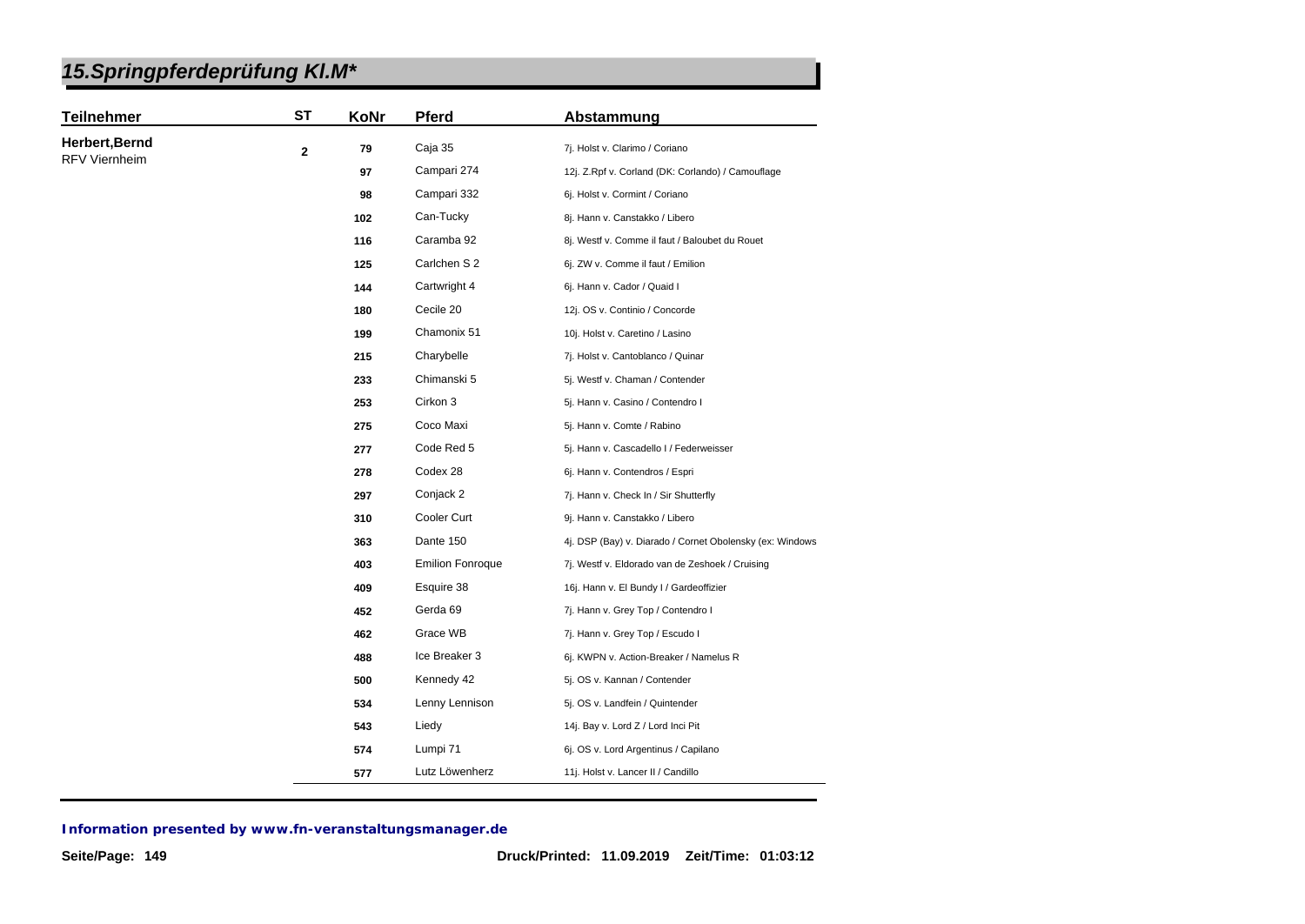# 15.Springpferdeprüfung Kl.M*

| Teilnehmer | ST | KoNr | Pferd | Abstammung |
|---|---|---|---|---|
| **Herbert,Bernd** RFV Viernheim | 2 | 79 | Caja 35 | 7j. Holst v. Clarimo / Coriano |
| | | 97 | Campari 274 | 12j. Z.Rpf v. Corland (DK: Corlando) / Camouflage |
| | | 98 | Campari 332 | 6j. Holst v. Cormint / Coriano |
| | | 102 | Can-Tucky | 8j. Hann v. Canstakko / Libero |
| | | 116 | Caramba 92 | 8j. Westf v. Comme il faut / Baloubet du Rouet |
| | | 125 | Carlchen S 2 | 6j. ZW v. Comme il faut / Emilion |
| | | 144 | Cartwright 4 | 6j. Hann v. Cador / Quaid I |
| | | 180 | Cecile 20 | 12j. OS v. Continio / Concorde |
| | | 199 | Chamonix 51 | 10j. Holst v. Caretino / Lasino |
| | | 215 | Charybelle | 7j. Holst v. Cantoblanco / Quinar |
| | | 233 | Chimanski 5 | 5j. Westf v. Chaman / Contender |
| | | 253 | Cirkon 3 | 5j. Hann v. Casino / Contendro I |
| | | 275 | Coco Maxi | 5j. Hann v. Comte / Rabino |
| | | 277 | Code Red 5 | 5j. Hann v. Cascadello I / Federweisser |
| | | 278 | Codex 28 | 6j. Hann v. Contendros / Espri |
| | | 297 | Conjack 2 | 7j. Hann v. Check In / Sir Shutterfly |
| | | 310 | Cooler Curt | 9j. Hann v. Canstakko / Libero |
| | | 363 | Dante 150 | 4j. DSP (Bay) v. Diarado / Cornet Obolensky (ex: Windows |
| | | 403 | Emilion Fonroque | 7j. Westf v. Eldorado van de Zeshoek / Cruising |
| | | 409 | Esquire 38 | 16j. Hann v. El Bundy I / Gardeoffizier |
| | | 452 | Gerda 69 | 7j. Hann v. Grey Top / Contendro I |
| | | 462 | Grace WB | 7j. Hann v. Grey Top / Escudo I |
| | | 488 | Ice Breaker 3 | 6j. KWPN v. Action-Breaker / Namelus R |
| | | 500 | Kennedy 42 | 5j. OS v. Kannan / Contender |
| | | 534 | Lenny Lennison | 5j. OS v. Landfein / Quintender |
| | | 543 | Liedy | 14j. Bay v. Lord Z / Lord Inci Pit |
| | | 574 | Lumpi 71 | 6j. OS v. Lord Argentinus / Capilano |
| | | 577 | Lutz Löwenherz | 11j. Holst v. Lancer II / Candillo |

**Information presented by www.fn-veranstaltungsmanager.de**

**Druck/Printed: 11.09.2019 Zeit/Time: 01:03:12**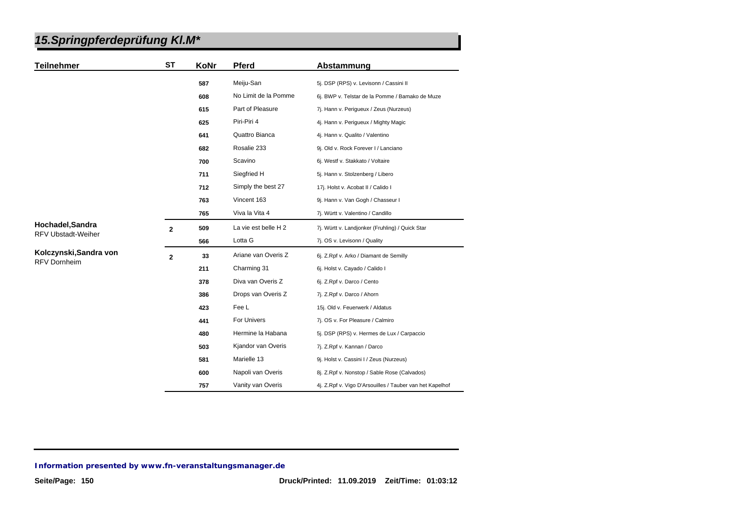# 15.Springpferdeprüfung Kl.M*

| Teilnehmer | ST | KoNr | Pferd | Abstammung |
|---|---|---|---|---|
| | | 587 | Meiju-San | 5j. DSP (RPS) v. Levisonn / Cassini II |
| | | 608 | No Limit de la Pomme | 6j. BWP v. Telstar de la Pomme / Bamako de Muze |
| | | 615 | Part of Pleasure | 7j. Hann v. Perigueux / Zeus (Nurzeus) |
| | | 625 | Piri-Piri 4 | 4j. Hann v. Perigueux / Mighty Magic |
| | | 641 | Quattro Bianca | 4j. Hann v. Qualito / Valentino |
| | | 682 | Rosalie 233 | 9j. Old v. Rock Forever I / Lanciano |
| | | 700 | Scavino | 6j. Westf v. Stakkato / Voltaire |
| | | 711 | Siegfried H | 5j. Hann v. Stolzenberg / Libero |
| | | 712 | Simply the best 27 | 17j. Holst v. Acobat II / Calido I |
| | | 763 | Vincent 163 | 9j. Hann v. Van Gogh / Chasseur I |
| | | 765 | Viva la Vita 4 | 7j. Württ v. Valentino / Candillo |
| **Hochadel,Sandra** RFV Ubstadt-Weiher | 2 | 509 | La vie est belle H 2 | 7j. Württ v. Landjonker (Fruhling) / Quick Star |
| | | 566 | Lotta G | 7j. OS v. Levisonn / Quality |
| **Kolczynski,Sandra von** RFV Dornheim | 2 | 33 | Ariane van Overis Z | 6j. Z.Rpf v. Arko / Diamant de Semilly |
| | | 211 | Charming 31 | 6j. Holst v. Cayado / Calido I |
| | | 378 | Diva van Overis Z | 6j. Z.Rpf v. Darco / Cento |
| | | 386 | Drops van Overis Z | 7j. Z.Rpf v. Darco / Ahorn |
| | | 423 | Fee L | 15j. Old v. Feuerwerk / Aldatus |
| | | 441 | For Univers | 7j. OS v. For Pleasure / Calmiro |
| | | 480 | Hermine la Habana | 5j. DSP (RPS) v. Hermes de Lux / Carpaccio |
| | | 503 | Kjandor van Overis | 7j. Z.Rpf v. Kannan / Darco |
| | | 581 | Marielle 13 | 9j. Holst v. Cassini I / Zeus (Nurzeus) |
| | | 600 | Napoli van Overis | 8j. Z.Rpf v. Nonstop / Sable Rose (Calvados) |
| | | 757 | Vanity van Overis | 4j. Z.Rpf v. Vigo D'Arsouilles / Tauber van het Kapelhof |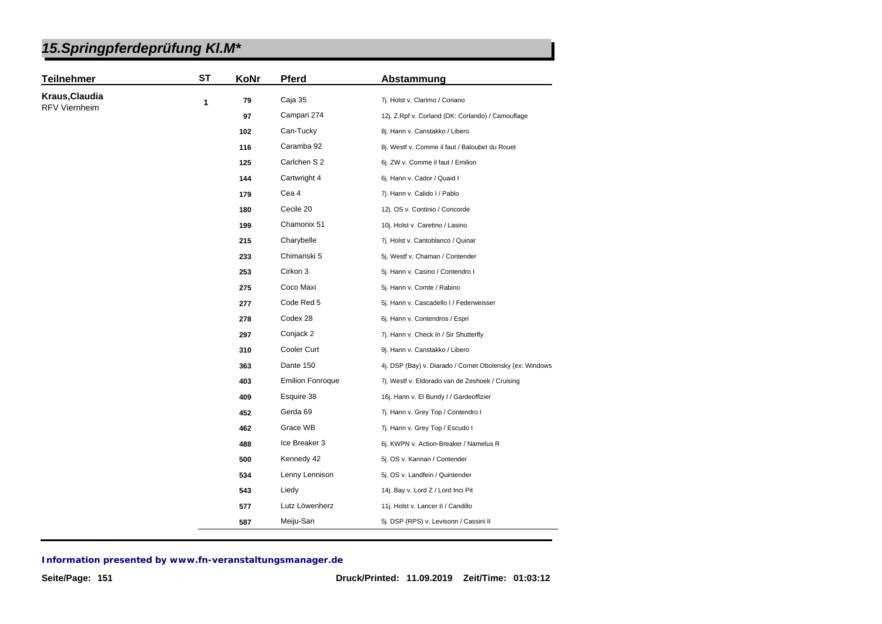# 15.Springpferdeprüfung Kl.M*

| Teilnehmer | ST | KoNr | Pferd | Abstammung |
|---|---|---|---|---|
| **Kraus,Claudia** RFV Viernheim | 1 | 79 | Caja 35 | 7j. Holst v. Clarimo / Coriano |
| | | 97 | Campari 274 | 12j. Z.Rpf v. Corland (DK: Corlando) / Camouflage |
| | | 102 | Can-Tucky | 8j. Hann v. Canstakko / Libero |
| | | 116 | Caramba 92 | 8j. Westf v. Comme il faut / Baloubet du Rouet |
| | | 125 | Carlchen S 2 | 6j. ZW v. Comme il faut / Emilion |
| | | 144 | Cartwright 4 | 6j. Hann v. Cador / Quaid I |
| | | 179 | Cea 4 | 7j. Hann v. Calido I / Pablo |
| | | 180 | Cecile 20 | 12j. OS v. Continio / Concorde |
| | | 199 | Chamonix 51 | 10j. Holst v. Caretino / Lasino |
| | | 215 | Charybelle | 7j. Holst v. Cantoblanco / Quinar |
| | | 233 | Chimanski 5 | 5j. Westf v. Chaman / Contender |
| | | 253 | Cirkon 3 | 5j. Hann v. Casino / Contendro I |
| | | 275 | Coco Maxi | 5j. Hann v. Comte / Rabino |
| | | 277 | Code Red 5 | 5j. Hann v. Cascadello I / Federweisser |
| | | 278 | Codex 28 | 6j. Hann v. Contendros / Espri |
| | | 297 | Conjack 2 | 7j. Hann v. Check In / Sir Shutterfly |
| | | 310 | Cooler Curt | 9j. Hann v. Canstakko / Libero |
| | | 363 | Dante 150 | 4j. DSP (Bay) v. Diarado / Cornet Obolensky (ex: Windows |
| | | 403 | Emilion Fonroque | 7j. Westf v. Eldorado van de Zeshoek / Cruising |
| | | 409 | Esquire 38 | 16j. Hann v. El Bundy I / Gardeoffizier |
| | | 452 | Gerda 69 | 7j. Hann v. Grey Top / Contendro I |
| | | 462 | Grace WB | 7j. Hann v. Grey Top / Escudo I |
| | | 488 | Ice Breaker 3 | 6j. KWPN v. Action-Breaker / Namelus R |
| | | 500 | Kennedy 42 | 5j. OS v. Kannan / Contender |
| | | 534 | Lenny Lennison | 5j. OS v. Landfein / Quintender |
| | | 543 | Liedy | 14j. Bay v. Lord Z / Lord Inci Pit |
| | | 577 | Lutz Löwenherz | 11j. Holst v. Lancer II / Candillo |
| | | 587 | Meiju-San | 5j. DSP (RPS) v. Levisonn / Cassini II |

**Information presented by www.fn-veranstaltungsmanager.de**

Druck/Printed: 11.09.2019 Zeit/Time: 01:03:12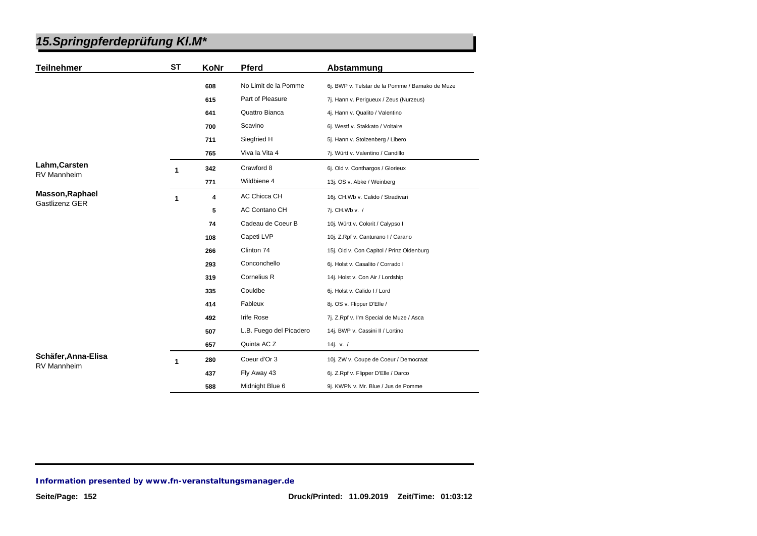## 15.Springpferdeprüfung Kl.M*

| Teilnehmer | ST | KoNr | Pferd | Abstammung |
|---|---|---|---|---|
| | | 608 | No Limit de la Pomme | 6j. BWP v. Telstar de la Pomme / Bamako de Muze |
| | | 615 | Part of Pleasure | 7j. Hann v. Perigueux / Zeus (Nurzeus) |
| | | 641 | Quattro Bianca | 4j. Hann v. Qualito / Valentino |
| | | 700 | Scavino | 6j. Westf v. Stakkato / Voltaire |
| | | 711 | Siegfried H | 5j. Hann v. Stolzenberg / Libero |
| | | 765 | Viva la Vita 4 | 7j. Württ v. Valentino / Candillo |
| **Lahm,Carsten** RV Mannheim | 1 | 342 | Crawford 8 | 6j. Old v. Conthargos / Glorieux |
| | | 771 | Wildbiene 4 | 13j. OS v. Abke / Weinberg |
| **Masson,Raphael** Gastlizenz GER | 1 | 4 | AC Chicca CH | 16j. CH.Wb v. Calido / Stradivari |
| | | 5 | AC Contano CH | 7j. CH.Wb v. / |
| | | 74 | Cadeau de Coeur B | 10j. Württ v. Colorit / Calypso I |
| | | 108 | Capeti LVP | 10j. Z.Rpf v. Canturano I / Carano |
| | | 266 | Clinton 74 | 15j. Old v. Con Capitol / Prinz Oldenburg |
| | | 293 | Conconchello | 6j. Holst v. Casalito / Corrado I |
| | | 319 | Cornelius R | 14j. Holst v. Con Air / Lordship |
| | | 335 | Couldbe | 6j. Holst v. Calido I / Lord |
| | | 414 | Fableux | 8j. OS v. Flipper D'Elle / |
| | | 492 | Irife Rose | 7j. Z.Rpf v. I'm Special de Muze / Asca |
| | | 507 | L.B. Fuego del Picadero | 14j. BWP v. Cassini II / Lortino |
| | | 657 | Quinta AC Z | 14j. v. / |
| **Schäfer,Anna-Elisa** RV Mannheim | 1 | 280 | Coeur d'Or 3 | 10j. ZW v. Coupe de Coeur / Democraat |
| | | 437 | Fly Away 43 | 6j. Z.Rpf v. Flipper D'Elle / Darco |
| | | 588 | Midnight Blue 6 | 9j. KWPN v. Mr. Blue / Jus de Pomme |

**Information presented by www.fn-veranstaltungsmanager.de**

Druck/Printed: 11.09.2019 Zeit/Time: 01:03:12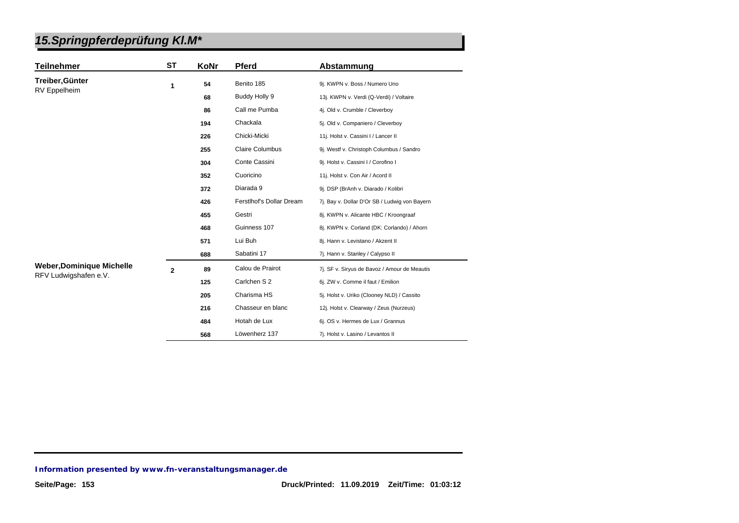# *15.Springpferdeprüfung Kl.M**

| Teilnehmer | ST | KoNr | Pferd | Abstammung |
|---|---|---|---|---|
| **Treiber,Günter**<br>RV Eppelheim | 1 | 54 | Benito 185 | 9j. KWPN v. Boss / Numero Uno |
| | | 68 | Buddy Holly 9 | 13j. KWPN v. Verdi (Q-Verdi) / Voltaire |
| | | 86 | Call me Pumba | 4j. Old v. Crumble / Cleverboy |
| | | 194 | Chackala | 5j. Old v. Companiero / Cleverboy |
| | | 226 | Chicki-Micki | 11j. Holst v. Cassini I / Lancer II |
| | | 255 | Claire Columbus | 9j. Westf v. Christoph Columbus / Sandro |
| | | 304 | Conte Cassini | 9j. Holst v. Cassini I / Corofino I |
| | | 352 | Cuoricino | 11j. Holst v. Con Air / Acord II |
| | | 372 | Diarada 9 | 9j. DSP (BrAnh v. Diarado / Kolibri |
| | | 426 | Ferstlhof's Dollar Dream | 7j. Bay v. Dollar D'Or SB / Ludwig von Bayern |
| | | 455 | Gestri | 8j. KWPN v. Alicante HBC / Kroongraaf |
| | | 468 | Guinness 107 | 8j. KWPN v. Corland (DK: Corlando) / Ahorn |
| | | 571 | Lui Buh | 8j. Hann v. Levistano / Akzent II |
| | | 688 | Sabatini 17 | 7j. Hann v. Stanley / Calypso II |
| **Weber,Dominique Michelle**<br>RFV Ludwigshafen e.V. | 2 | 89 | Calou de Prairot | 7j. SF v. Siryus de Bavoz / Amour de Meautis |
| | | 125 | Carlchen S 2 | 6j. ZW v. Comme il faut / Emilion |
| | | 205 | Charisma HS | 5j. Holst v. Uriko (Clooney NLD) / Cassito |
| | | 216 | Chasseur en blanc | 12j. Holst v. Clearway / Zeus (Nurzeus) |
| | | 484 | Hotah de Lux | 6j. OS v. Hermes de Lux / Grannus |
| | | 568 | Löwenherz 137 | 7j. Holst v. Lasino / Levantos II |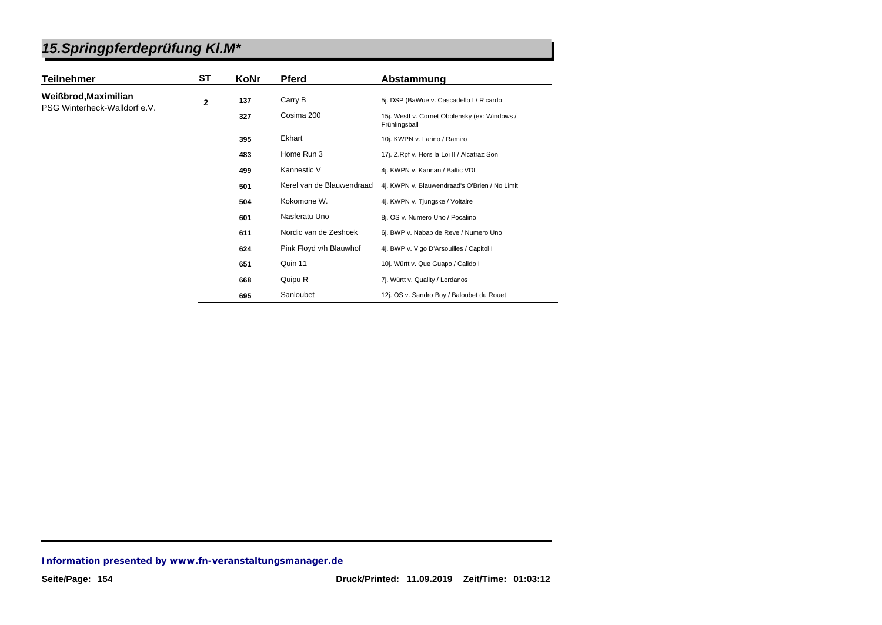# 15.Springpferdeprüfung Kl.M*

| Teilnehmer | ST | KoNr | Pferd | Abstammung |
|---|---|---|---|---|
| **Weißbrod,Maximilian**<br>PSG Winterheck-Walldorf e.V. | **2** | **137** | Carry B | 5j. DSP (BaWue v. Cascadello I / Ricardo |
| | | **327** | Cosima 200 | 15j. Westf v. Cornet Obolensky (ex: Windows / Frühlingsball |
| | | **395** | Ekhart | 10j. KWPN v. Larino / Ramiro |
| | | **483** | Home Run 3 | 17j. Z.Rpf v. Hors la Loi II / Alcatraz Son |
| | | **499** | Kannestic V | 4j. KWPN v. Kannan / Baltic VDL |
| | | **501** | Kerel van de Blauwendraad | 4j. KWPN v. Blauwendraad's O'Brien / No Limit |
| | | **504** | Kokomone W. | 4j. KWPN v. Tjungske / Voltaire |
| | | **601** | Nasferatu Uno | 8j. OS v. Numero Uno / Pocalino |
| | | **611** | Nordic van de Zeshoek | 6j. BWP v. Nabab de Reve / Numero Uno |
| | | **624** | Pink Floyd v/h Blauwhof | 4j. BWP v. Vigo D'Arsouilles / Capitol I |
| | | **651** | Quin 11 | 10j. Württ v. Que Guapo / Calido I |
| | | **668** | Quipu R | 7j. Württ v. Quality / Lordanos |
| | | **695** | Sanloubet | 12j. OS v. Sandro Boy / Baloubet du Rouet |

**Information presented by www.fn-veranstaltungsmanager.de**

**Druck/Printed: 11.09.2019 Zeit/Time: 01:03:12**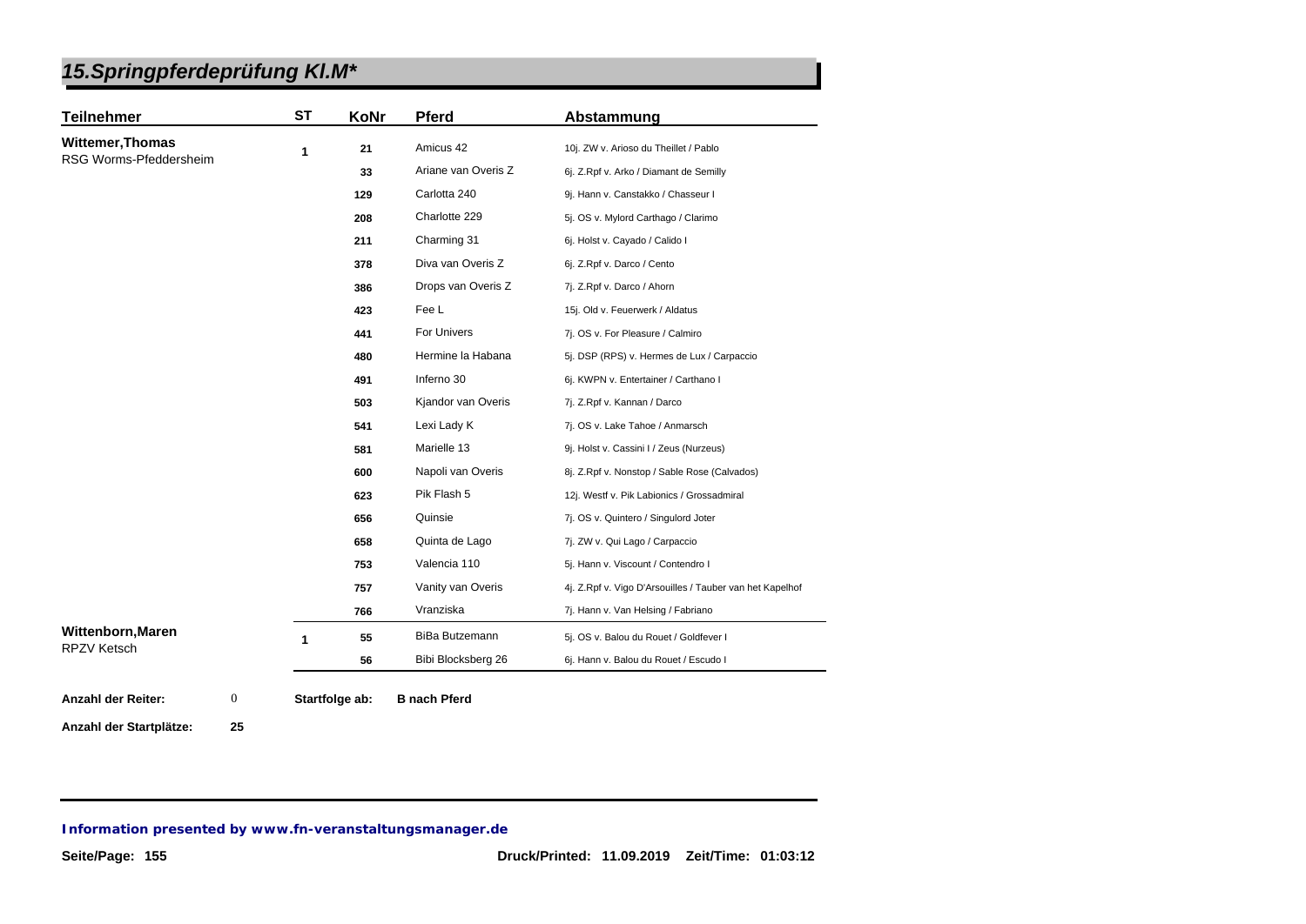# 15.Springpferdeprüfung Kl.M*

| Teilnehmer | ST | KoNr | Pferd | Abstammung |
|---|---|---|---|---|
| **Wittemer,Thomas** RSG Worms-Pfeddersheim | 1 | 21 | Amicus 42 | 10j. ZW v. Arioso du Theillet / Pablo |
| | | 33 | Ariane van Overis Z | 6j. Z.Rpf v. Arko / Diamant de Semilly |
| | | 129 | Carlotta 240 | 9j. Hann v. Canstakko / Chasseur I |
| | | 208 | Charlotte 229 | 5j. OS v. Mylord Carthago / Clarimo |
| | | 211 | Charming 31 | 6j. Holst v. Cayado / Calido I |
| | | 378 | Diva van Overis Z | 6j. Z.Rpf v. Darco / Cento |
| | | 386 | Drops van Overis Z | 7j. Z.Rpf v. Darco / Ahorn |
| | | 423 | Fee L | 15j. Old v. Feuerwerk / Aldatus |
| | | 441 | For Univers | 7j. OS v. For Pleasure / Calmiro |
| | | 480 | Hermine la Habana | 5j. DSP (RPS) v. Hermes de Lux / Carpaccio |
| | | 491 | Inferno 30 | 6j. KWPN v. Entertainer / Carthano I |
| | | 503 | Kjandor van Overis | 7j. Z.Rpf v. Kannan / Darco |
| | | 541 | Lexi Lady K | 7j. OS v. Lake Tahoe / Anmarsch |
| | | 581 | Marielle 13 | 9j. Holst v. Cassini I / Zeus (Nurzeus) |
| | | 600 | Napoli van Overis | 8j. Z.Rpf v. Nonstop / Sable Rose (Calvados) |
| | | 623 | Pik Flash 5 | 12j. Westf v. Pik Labionics / Grossadmiral |
| | | 656 | Quinsie | 7j. OS v. Quintero / Singulord Joter |
| | | 658 | Quinta de Lago | 7j. ZW v. Qui Lago / Carpaccio |
| | | 753 | Valencia 110 | 5j. Hann v. Viscount / Contendro I |
| | | 757 | Vanity van Overis | 4j. Z.Rpf v. Vigo D'Arsouilles / Tauber van het Kapelhof |
| | | 766 | Vranziska | 7j. Hann v. Van Helsing / Fabriano |
| **Wittenborn,Maren** RPZV Ketsch | 1 | 55 | BiBa Butzemann | 5j. OS v. Balou du Rouet / Goldfever I |
| | | 56 | Bibi Blocksberg 26 | 6j. Hann v. Balou du Rouet / Escudo I |

**Anzahl der Reiter:** 0 **Startfolge ab:** **B nach Pferd**

**Anzahl der Startplätze:** **25**

***Information presented by www.fn-veranstaltungsmanager.de***

**Druck/Printed: 11.09.2019 Zeit/Time: 01:03:12**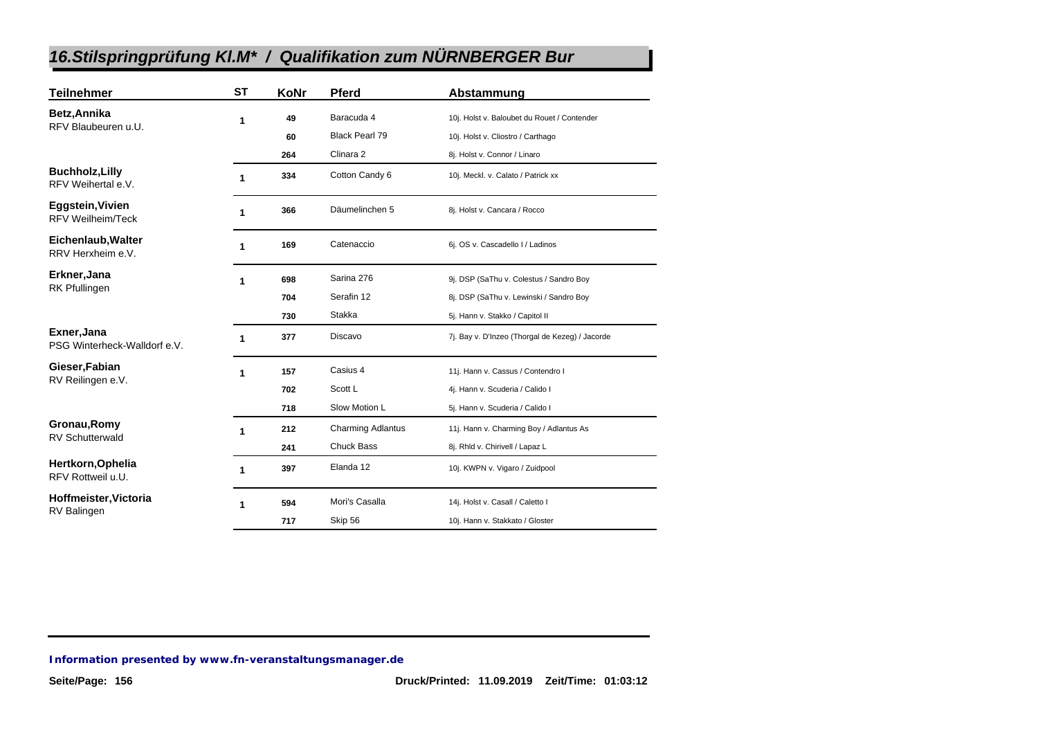## *16.Stilspringprüfung Kl.M* / Qualifikation zum NÜRNBERGER Bur*

| Teilnehmer | ST | KoNr | Pferd | Abstammung |
|---|---|---|---|---|
| **Betz,Annika** RFV Blaubeuren u.U. | 1 | 49 | Baracuda 4 | 10j. Holst v. Baloubet du Rouet / Contender |
| | | 60 | Black Pearl 79 | 10j. Holst v. Cliostro / Carthago |
| | | 264 | Clinara 2 | 8j. Holst v. Connor / Linaro |
| **Buchholz,Lilly** RFV Weihertal e.V. | 1 | 334 | Cotton Candy 6 | 10j. Meckl. v. Calato / Patrick xx |
| **Eggstein,Vivien** RFV Weilheim/Teck | 1 | 366 | Däumelinchen 5 | 8j. Holst v. Cancara / Rocco |
| **Eichenlaub,Walter** RRV Herxheim e.V. | 1 | 169 | Catenaccio | 6j. OS v. Cascadello I / Ladinos |
| **Erkner,Jana** RK Pfullingen | 1 | 698 | Sarina 276 | 9j. DSP (SaThu v. Colestus / Sandro Boy |
| | | 704 | Serafin 12 | 8j. DSP (SaThu v. Lewinski / Sandro Boy |
| | | 730 | Stakka | 5j. Hann v. Stakko / Capitol II |
| **Exner,Jana** PSG Winterheck-Walldorf e.V. | 1 | 377 | Discavo | 7j. Bay v. D'Inzeo (Thorgal de Kezeg) / Jacorde |
| **Gieser,Fabian** RV Reilingen e.V. | 1 | 157 | Casius 4 | 11j. Hann v. Cassus / Contendro I |
| | | 702 | Scott L | 4j. Hann v. Scuderia / Calido I |
| | | 718 | Slow Motion L | 5j. Hann v. Scuderia / Calido I |
| **Gronau,Romy** RV Schutterwald | 1 | 212 | Charming Adlantus | 11j. Hann v. Charming Boy / Adlantus As |
| | | 241 | Chuck Bass | 8j. Rhld v. Chirivell / Lapaz L |
| **Hertkorn,Ophelia** RFV Rottweil u.U. | 1 | 397 | Elanda 12 | 10j. KWPN v. Vigaro / Zuidpool |
| **Hoffmeister,Victoria** RV Balingen | 1 | 594 | Mori's Casalla | 14j. Holst v. Casall / Caletto I |
| | | 717 | Skip 56 | 10j. Hann v. Stakkato / Gloster |

***Information presented by www.fn-veranstaltungsmanager.de***

**Druck/Printed: 11.09.2019 Zeit/Time: 01:03:12**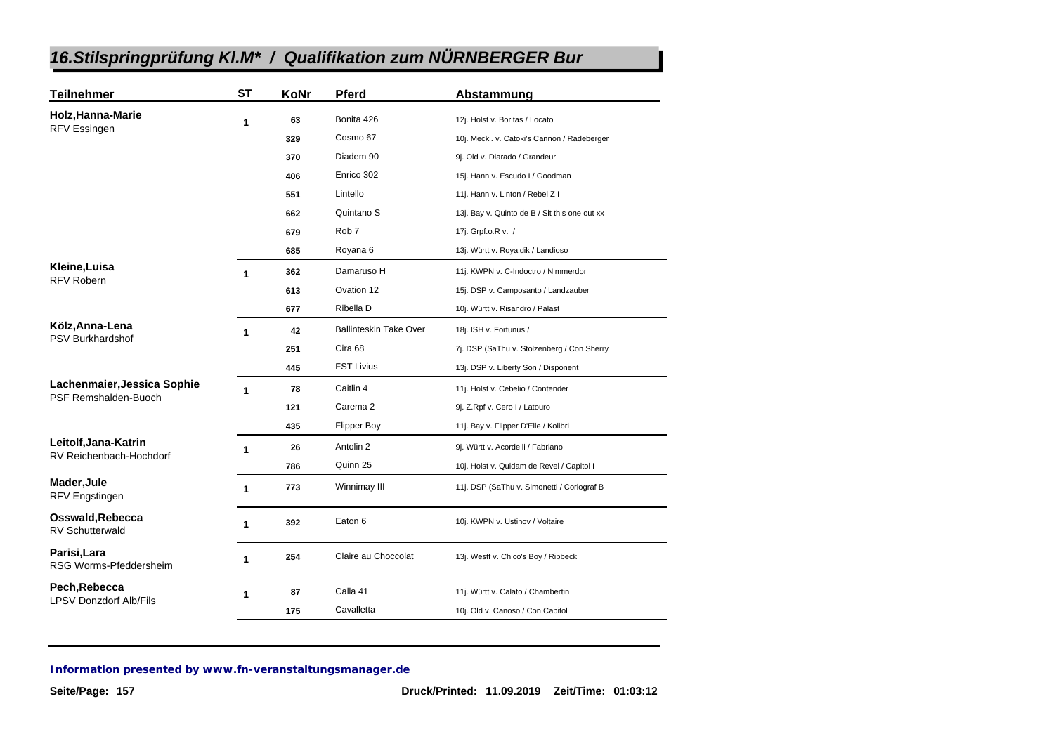## *16.Stilspringprüfung Kl.M\* / Qualifikation zum NÜRNBERGER Bur*

| Teilnehmer | ST | KoNr | Pferd | Abstammung |
|---|---|---|---|---|
| **Holz,Hanna-Marie** RFV Essingen | 1 | 63 | Bonita 426 | 12j. Holst v. Boritas / Locato |
| | | 329 | Cosmo 67 | 10j. Meckl. v. Catoki's Cannon / Radeberger |
| | | 370 | Diadem 90 | 9j. Old v. Diarado / Grandeur |
| | | 406 | Enrico 302 | 15j. Hann v. Escudo I / Goodman |
| | | 551 | Lintello | 11j. Hann v. Linton / Rebel Z I |
| | | 662 | Quintano S | 13j. Bay v. Quinto de B / Sit this one out xx |
| | | 679 | Rob 7 | 17j. Grpf.o.R v. / |
| | | 685 | Royana 6 | 13j. Württ v. Royaldik / Landioso |
| **Kleine,Luisa** RFV Robern | 1 | 362 | Damaruso H | 11j. KWPN v. C-Indoctro / Nimmerdor |
| | | 613 | Ovation 12 | 15j. DSP v. Camposanto / Landzauber |
| | | 677 | Ribella D | 10j. Württ v. Risandro / Palast |
| **Kölz,Anna-Lena** PSV Burkhardshof | 1 | 42 | Ballinteskin Take Over | 18j. ISH v. Fortunus / |
| | | 251 | Cira 68 | 7j. DSP (SaThu v. Stolzenberg / Con Sherry |
| | | 445 | FST Livius | 13j. DSP v. Liberty Son / Disponent |
| **Lachenmaier,Jessica Sophie** PSF Remshalden-Buoch | 1 | 78 | Caitlin 4 | 11j. Holst v. Cebelio / Contender |
| | | 121 | Carema 2 | 9j. Z.Rpf v. Cero I / Latouro |
| | | 435 | Flipper Boy | 11j. Bay v. Flipper D'Elle / Kolibri |
| **Leitolf,Jana-Katrin** RV Reichenbach-Hochdorf | 1 | 26 | Antolin 2 | 9j. Württ v. Acordelli / Fabriano |
| | | 786 | Quinn 25 | 10j. Holst v. Quidam de Revel / Capitol I |
| **Mader,Jule** RFV Engstingen | 1 | 773 | Winnimay III | 11j. DSP (SaThu v. Simonetti / Coriograf B |
| **Osswald,Rebecca** RV Schutterwald | 1 | 392 | Eaton 6 | 10j. KWPN v. Ustinov / Voltaire |
| **Parisi,Lara** RSG Worms-Pfeddersheim | 1 | 254 | Claire au Choccolat | 13j. Westf v. Chico's Boy / Ribbeck |
| **Pech,Rebecca** LPSV Donzdorf Alb/Fils | 1 | 87 | Calla 41 | 11j. Württ v. Calato / Chambertin |
| | | 175 | Cavalletta | 10j. Old v. Canoso / Con Capitol |

*Information presented by www.fn-veranstaltungsmanager.de*

**Druck/Printed: 11.09.2019 Zeit/Time: 01:03:12**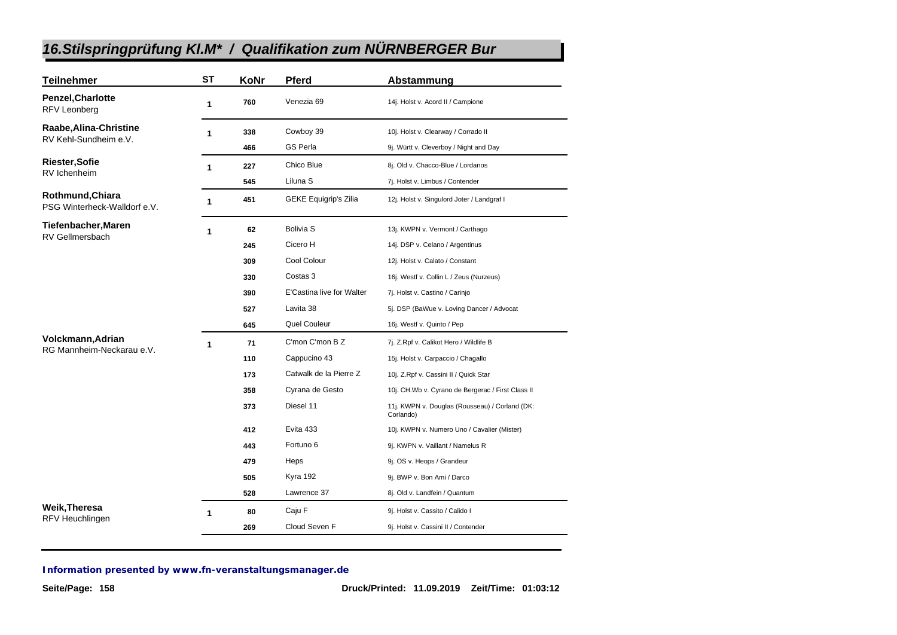## *16.Stilspringprüfung Kl.M* / Qualifikation zum NÜRNBERGER Bur*

| Teilnehmer | ST | KoNr | Pferd | Abstammung |
|---|---|---|---|---|
| **Penzel,Charlotte** RFV Leonberg | 1 | 760 | Venezia 69 | 14j. Holst v. Acord II / Campione |
| **Raabe,Alina-Christine** RV Kehl-Sundheim e.V. | 1 | 338 | Cowboy 39 | 10j. Holst v. Clearway / Corrado II |
| | | 466 | GS Perla | 9j. Württ v. Cleverboy / Night and Day |
| **Riester,Sofie** RV Ichenheim | 1 | 227 | Chico Blue | 8j. Old v. Chacco-Blue / Lordanos |
| | | 545 | Liluna S | 7j. Holst v. Limbus / Contender |
| **Rothmund,Chiara** PSG Winterheck-Walldorf e.V. | 1 | 451 | GEKE Equigrip's Zilia | 12j. Holst v. Singulord Joter / Landgraf I |
| **Tiefenbacher,Maren** RV Gellmersbach | 1 | 62 | Bolivia S | 13j. KWPN v. Vermont / Carthago |
| | | 245 | Cicero H | 14j. DSP v. Celano / Argentinus |
| | | 309 | Cool Colour | 12j. Holst v. Calato / Constant |
| | | 330 | Costas 3 | 16j. Westf v. Collin L / Zeus (Nurzeus) |
| | | 390 | E'Castina live for Walter | 7j. Holst v. Castino / Carinjo |
| | | 527 | Lavita 38 | 5j. DSP (BaWue v. Loving Dancer / Advocat |
| | | 645 | Quel Couleur | 16j. Westf v. Quinto / Pep |
| **Volckmann,Adrian** RG Mannheim-Neckarau e.V. | 1 | 71 | C'mon C'mon B Z | 7j. Z.Rpf v. Calikot Hero / Wildlife B |
| | | 110 | Cappucino 43 | 15j. Holst v. Carpaccio / Chagallo |
| | | 173 | Catwalk de la Pierre Z | 10j. Z.Rpf v. Cassini II / Quick Star |
| | | 358 | Cyrana de Gesto | 10j. CH.Wb v. Cyrano de Bergerac / First Class II |
| | | 373 | Diesel 11 | 11j. KWPN v. Douglas (Rousseau) / Corland (DK: Corlando) |
| | | 412 | Evita 433 | 10j. KWPN v. Numero Uno / Cavalier (Mister) |
| | | 443 | Fortuno 6 | 9j. KWPN v. Vaillant / Namelus R |
| | | 479 | Heps | 9j. OS v. Heops / Grandeur |
| | | 505 | Kyra 192 | 9j. BWP v. Bon Ami / Darco |
| | | 528 | Lawrence 37 | 8j. Old v. Landfein / Quantum |
| **Weik,Theresa** RFV Heuchlingen | 1 | 80 | Caju F | 9j. Holst v. Cassito / Calido I |
| | | 269 | Cloud Seven F | 9j. Holst v. Cassini II / Contender |

*Information presented by www.fn-veranstaltungsmanager.de*

**Druck/Printed: 11.09.2019 Zeit/Time: 01:03:12**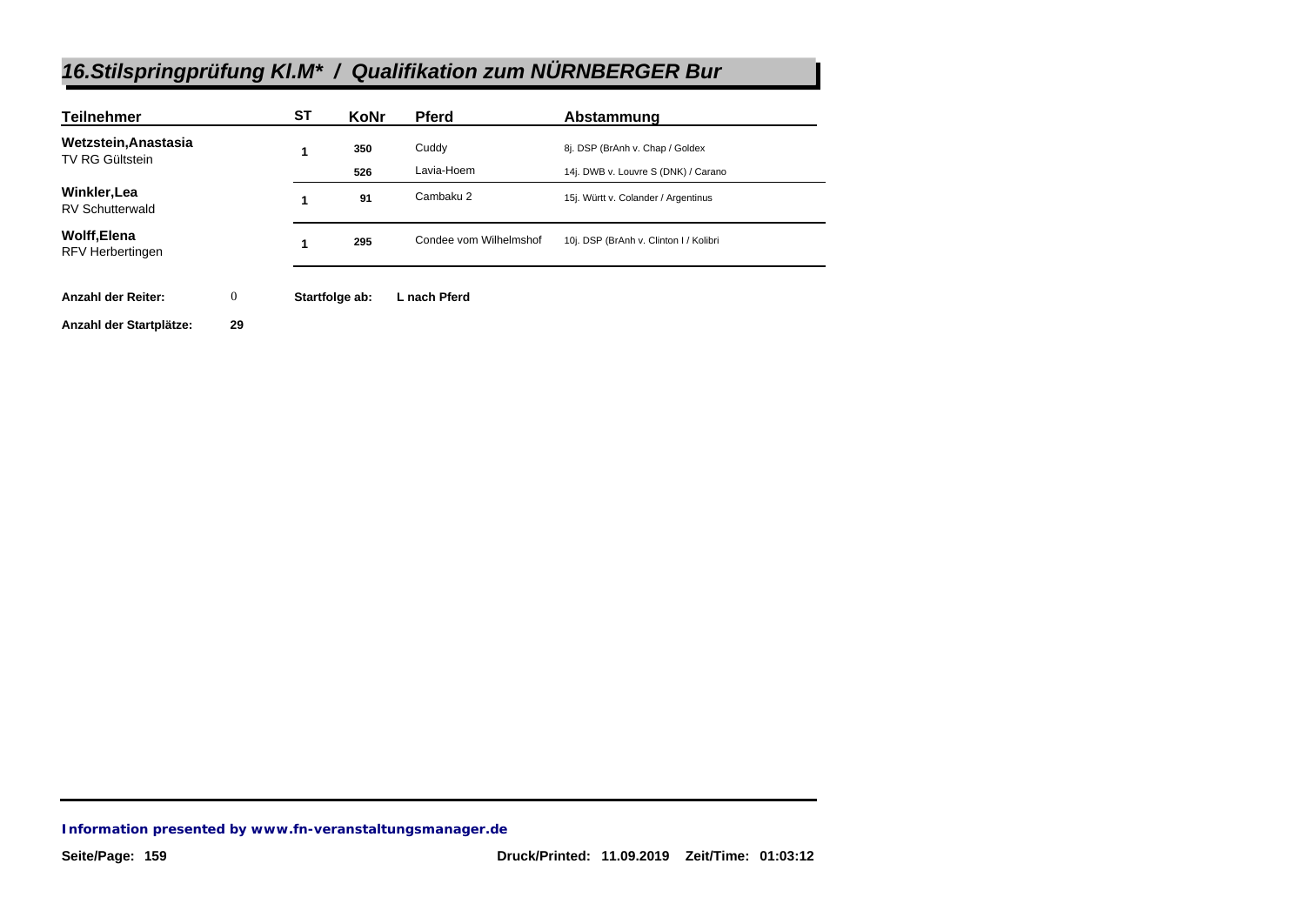# *16.Stilspringprüfung Kl.M* / Qualifikation zum NÜRNBERGER Bur*

| Teilnehmer | ST | KoNr | Pferd | Abstammung |
|---|---|---|---|---|
| **Wetzstein,Anastasia** TV RG Gültstein | 1 | 350 | Cuddy | 8j. DSP (BrAnh v. Chap / Goldex |
| | | 526 | Lavia-Hoem | 14j. DWB v. Louvre S (DNK) / Carano |
| **Winkler,Lea** RV Schutterwald | 1 | 91 | Cambaku 2 | 15j. Württ v. Colander / Argentinus |
| **Wolff,Elena** RFV Herbertingen | 1 | 295 | Condee vom Wilhelmshof | 10j. DSP (BrAnh v. Clinton I / Kolibri |

**Anzahl der Reiter:** 0 **Startfolge ab:** **L nach Pferd**

**Anzahl der Startplätze:** **29**

***Information presented by www.fn-veranstaltungsmanager.de***

**Druck/Printed: 11.09.2019 Zeit/Time: 01:03:12**